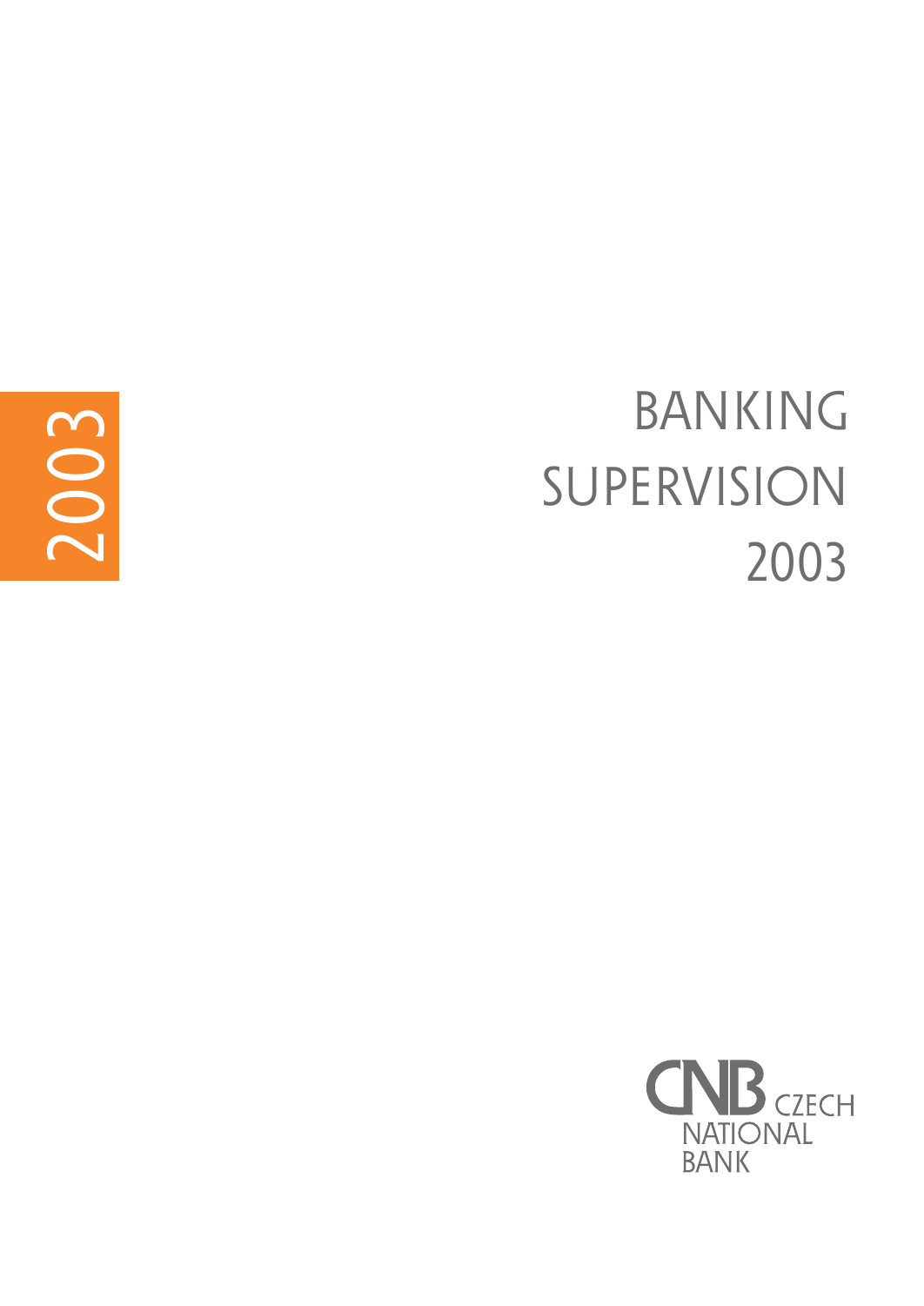2003

# BANKING SUPERVISION 2003

CNB CZECH NATIONAL BANK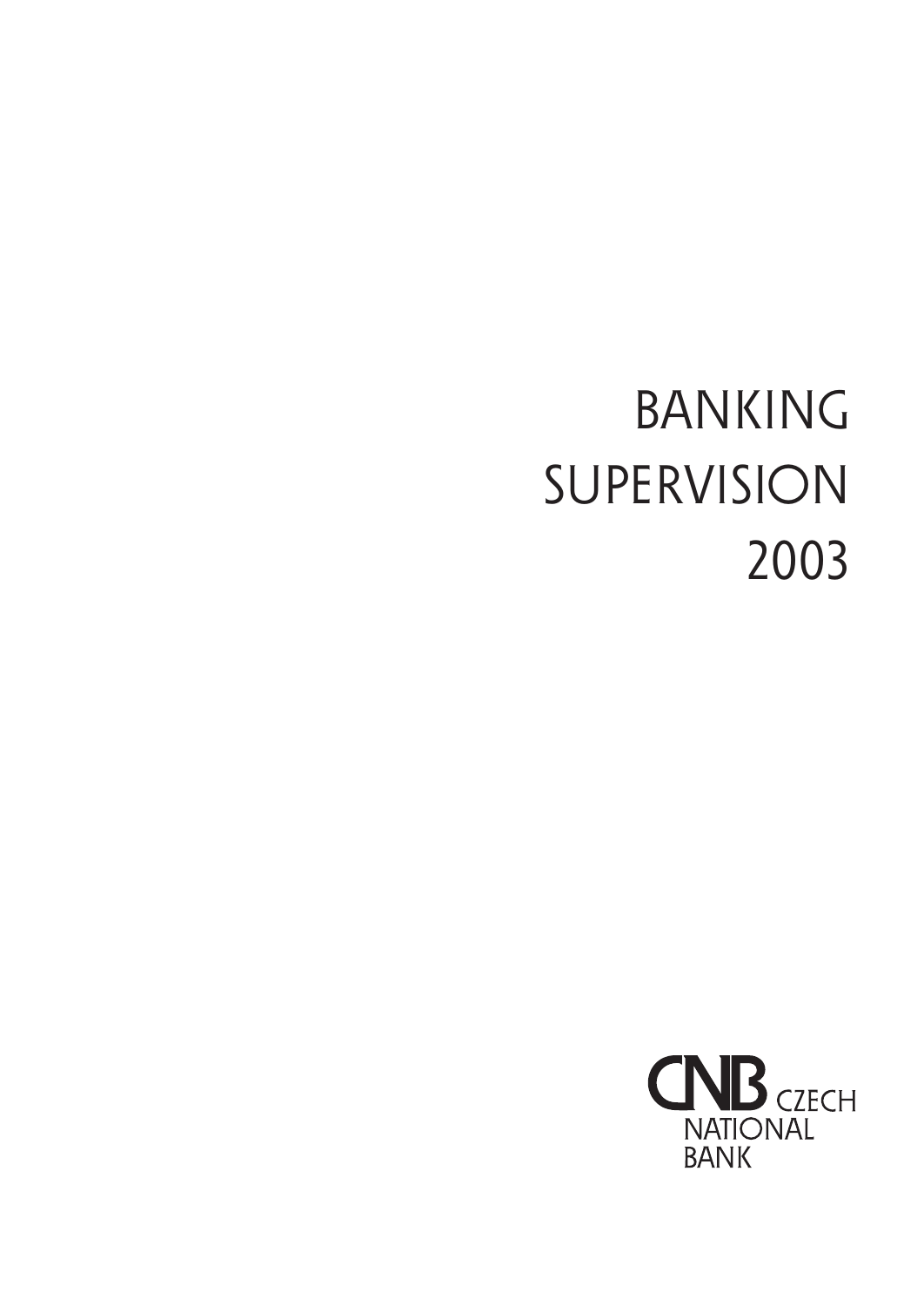# BANKING SUPERVISION 2003

CNB CZECH NATIONAL BANK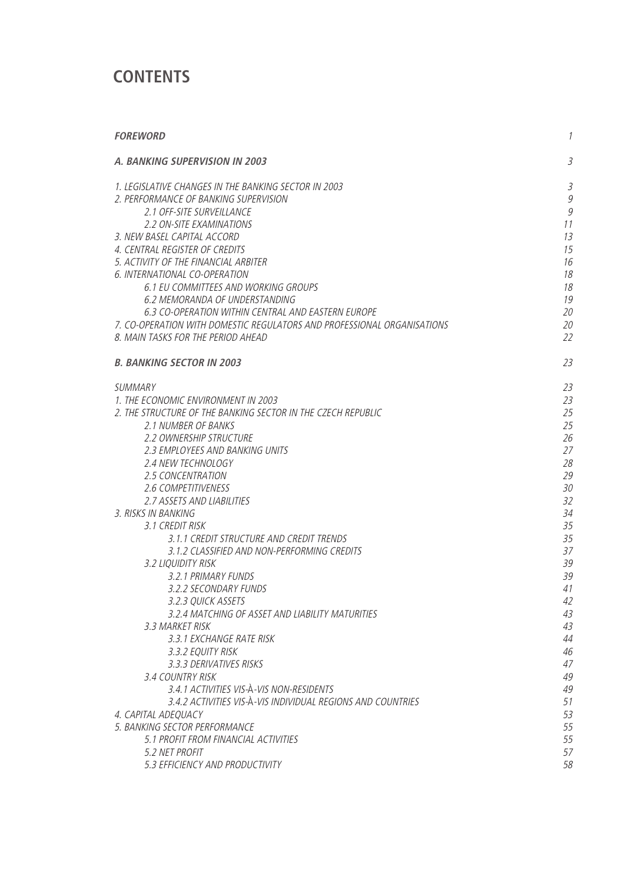# CONTENTS

| | |
|---|---|
| ***FOREWORD*** | *1* |
| ***A. BANKING SUPERVISION IN 2003*** | *3* |
| *1. LEGISLATIVE CHANGES IN THE BANKING SECTOR IN 2003* | *3* |
| *2. PERFORMANCE OF BANKING SUPERVISION* | *9* |
| *2.1 OFF-SITE SURVEILLANCE* | *9* |
| *2.2 ON-SITE EXAMINATIONS* | *11* |
| *3. NEW BASEL CAPITAL ACCORD* | *13* |
| *4. CENTRAL REGISTER OF CREDITS* | *15* |
| *5. ACTIVITY OF THE FINANCIAL ARBITER* | *16* |
| *6. INTERNATIONAL CO-OPERATION* | *18* |
| *6.1 EU COMMITTEES AND WORKING GROUPS* | *18* |
| *6.2 MEMORANDA OF UNDERSTANDING* | *19* |
| *6.3 CO-OPERATION WITHIN CENTRAL AND EASTERN EUROPE* | *20* |
| *7. CO-OPERATION WITH DOMESTIC REGULATORS AND PROFESSIONAL ORGANISATIONS* | *20* |
| *8. MAIN TASKS FOR THE PERIOD AHEAD* | *22* |
| ***B. BANKING SECTOR IN 2003*** | *23* |
| *SUMMARY* | *23* |
| *1. THE ECONOMIC ENVIRONMENT IN 2003* | *23* |
| *2. THE STRUCTURE OF THE BANKING SECTOR IN THE CZECH REPUBLIC* | *25* |
| *2.1 NUMBER OF BANKS* | *25* |
| *2.2 OWNERSHIP STRUCTURE* | *26* |
| *2.3 EMPLOYEES AND BANKING UNITS* | *27* |
| *2.4 NEW TECHNOLOGY* | *28* |
| *2.5 CONCENTRATION* | *29* |
| *2.6 COMPETITIVENESS* | *30* |
| *2.7 ASSETS AND LIABILITIES* | *32* |
| *3. RISKS IN BANKING* | *34* |
| *3.1 CREDIT RISK* | *35* |
| *3.1.1 CREDIT STRUCTURE AND CREDIT TRENDS* | *35* |
| *3.1.2 CLASSIFIED AND NON-PERFORMING CREDITS* | *37* |
| *3.2 LIQUIDITY RISK* | *39* |
| *3.2.1 PRIMARY FUNDS* | *39* |
| *3.2.2 SECONDARY FUNDS* | *41* |
| *3.2.3 QUICK ASSETS* | *42* |
| *3.2.4 MATCHING OF ASSET AND LIABILITY MATURITIES* | *43* |
| *3.3 MARKET RISK* | *43* |
| *3.3.1 EXCHANGE RATE RISK* | *44* |
| *3.3.2 EQUITY RISK* | *46* |
| *3.3.3 DERIVATIVES RISKS* | *47* |
| *3.4 COUNTRY RISK* | *49* |
| *3.4.1 ACTIVITIES VIS-À-VIS NON-RESIDENTS* | *49* |
| *3.4.2 ACTIVITIES VIS-À-VIS INDIVIDUAL REGIONS AND COUNTRIES* | *51* |
| *4. CAPITAL ADEQUACY* | *53* |
| *5. BANKING SECTOR PERFORMANCE* | *55* |
| *5.1 PROFIT FROM FINANCIAL ACTIVITIES* | *55* |
| *5.2 NET PROFIT* | *57* |
| *5.3 EFFICIENCY AND PRODUCTIVITY* | *58* |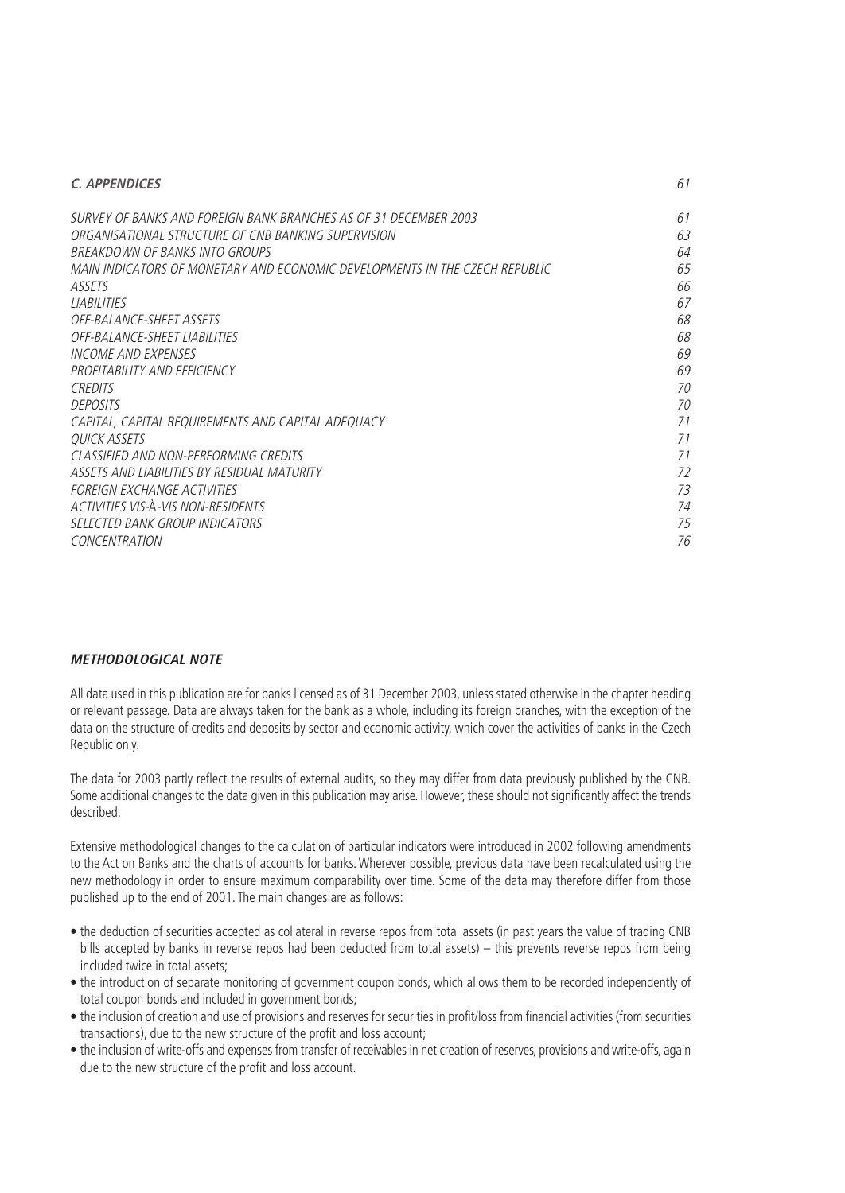| ***C. APPENDICES*** | *61* |
|---|---|
| *SURVEY OF BANKS AND FOREIGN BANK BRANCHES AS OF 31 DECEMBER 2003* | *61* |
| *ORGANISATIONAL STRUCTURE OF CNB BANKING SUPERVISION* | *63* |
| *BREAKDOWN OF BANKS INTO GROUPS* | *64* |
| *MAIN INDICATORS OF MONETARY AND ECONOMIC DEVELOPMENTS IN THE CZECH REPUBLIC* | *65* |
| *ASSETS* | *66* |
| *LIABILITIES* | *67* |
| *OFF-BALANCE-SHEET ASSETS* | *68* |
| *OFF-BALANCE-SHEET LIABILITIES* | *68* |
| *INCOME AND EXPENSES* | *69* |
| *PROFITABILITY AND EFFICIENCY* | *69* |
| *CREDITS* | *70* |
| *DEPOSITS* | *70* |
| *CAPITAL, CAPITAL REQUIREMENTS AND CAPITAL ADEQUACY* | *71* |
| *QUICK ASSETS* | *71* |
| *CLASSIFIED AND NON-PERFORMING CREDITS* | *71* |
| *ASSETS AND LIABILITIES BY RESIDUAL MATURITY* | *72* |
| *FOREIGN EXCHANGE ACTIVITIES* | *73* |
| *ACTIVITIES VIS-À-VIS NON-RESIDENTS* | *74* |
| *SELECTED BANK GROUP INDICATORS* | *75* |
| *CONCENTRATION* | *76* |

### ***METHODOLOGICAL NOTE***

All data used in this publication are for banks licensed as of 31 December 2003, unless stated otherwise in the chapter heading or relevant passage. Data are always taken for the bank as a whole, including its foreign branches, with the exception of the data on the structure of credits and deposits by sector and economic activity, which cover the activities of banks in the Czech Republic only.

The data for 2003 partly reflect the results of external audits, so they may differ from data previously published by the CNB. Some additional changes to the data given in this publication may arise. However, these should not significantly affect the trends described.

Extensive methodological changes to the calculation of particular indicators were introduced in 2002 following amendments to the Act on Banks and the charts of accounts for banks. Wherever possible, previous data have been recalculated using the new methodology in order to ensure maximum comparability over time. Some of the data may therefore differ from those published up to the end of 2001. The main changes are as follows:

- the deduction of securities accepted as collateral in reverse repos from total assets (in past years the value of trading CNB bills accepted by banks in reverse repos had been deducted from total assets) – this prevents reverse repos from being included twice in total assets;
- the introduction of separate monitoring of government coupon bonds, which allows them to be recorded independently of total coupon bonds and included in government bonds;
- the inclusion of creation and use of provisions and reserves for securities in profit/loss from financial activities (from securities transactions), due to the new structure of the profit and loss account;
- the inclusion of write-offs and expenses from transfer of receivables in net creation of reserves, provisions and write-offs, again due to the new structure of the profit and loss account.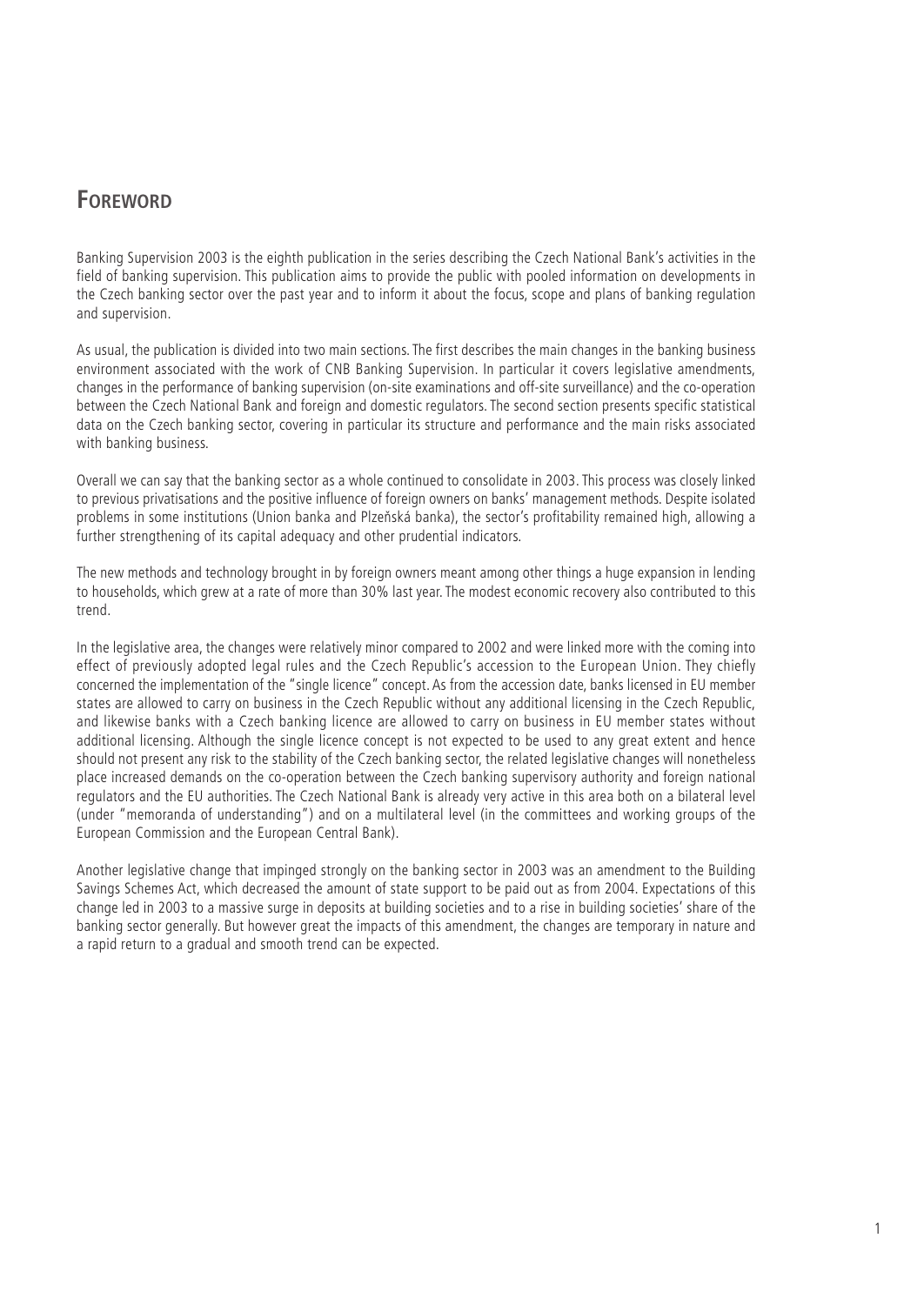# Foreword

Banking Supervision 2003 is the eighth publication in the series describing the Czech National Bank's activities in the field of banking supervision. This publication aims to provide the public with pooled information on developments in the Czech banking sector over the past year and to inform it about the focus, scope and plans of banking regulation and supervision.

As usual, the publication is divided into two main sections. The first describes the main changes in the banking business environment associated with the work of CNB Banking Supervision. In particular it covers legislative amendments, changes in the performance of banking supervision (on-site examinations and off-site surveillance) and the co-operation between the Czech National Bank and foreign and domestic regulators. The second section presents specific statistical data on the Czech banking sector, covering in particular its structure and performance and the main risks associated with banking business.

Overall we can say that the banking sector as a whole continued to consolidate in 2003. This process was closely linked to previous privatisations and the positive influence of foreign owners on banks' management methods. Despite isolated problems in some institutions (Union banka and Plzeňská banka), the sector's profitability remained high, allowing a further strengthening of its capital adequacy and other prudential indicators.

The new methods and technology brought in by foreign owners meant among other things a huge expansion in lending to households, which grew at a rate of more than 30% last year. The modest economic recovery also contributed to this trend.

In the legislative area, the changes were relatively minor compared to 2002 and were linked more with the coming into effect of previously adopted legal rules and the Czech Republic's accession to the European Union. They chiefly concerned the implementation of the "single licence" concept. As from the accession date, banks licensed in EU member states are allowed to carry on business in the Czech Republic without any additional licensing in the Czech Republic, and likewise banks with a Czech banking licence are allowed to carry on business in EU member states without additional licensing. Although the single licence concept is not expected to be used to any great extent and hence should not present any risk to the stability of the Czech banking sector, the related legislative changes will nonetheless place increased demands on the co-operation between the Czech banking supervisory authority and foreign national regulators and the EU authorities. The Czech National Bank is already very active in this area both on a bilateral level (under "memoranda of understanding") and on a multilateral level (in the committees and working groups of the European Commission and the European Central Bank).

Another legislative change that impinged strongly on the banking sector in 2003 was an amendment to the Building Savings Schemes Act, which decreased the amount of state support to be paid out as from 2004. Expectations of this change led in 2003 to a massive surge in deposits at building societies and to a rise in building societies' share of the banking sector generally. But however great the impacts of this amendment, the changes are temporary in nature and a rapid return to a gradual and smooth trend can be expected.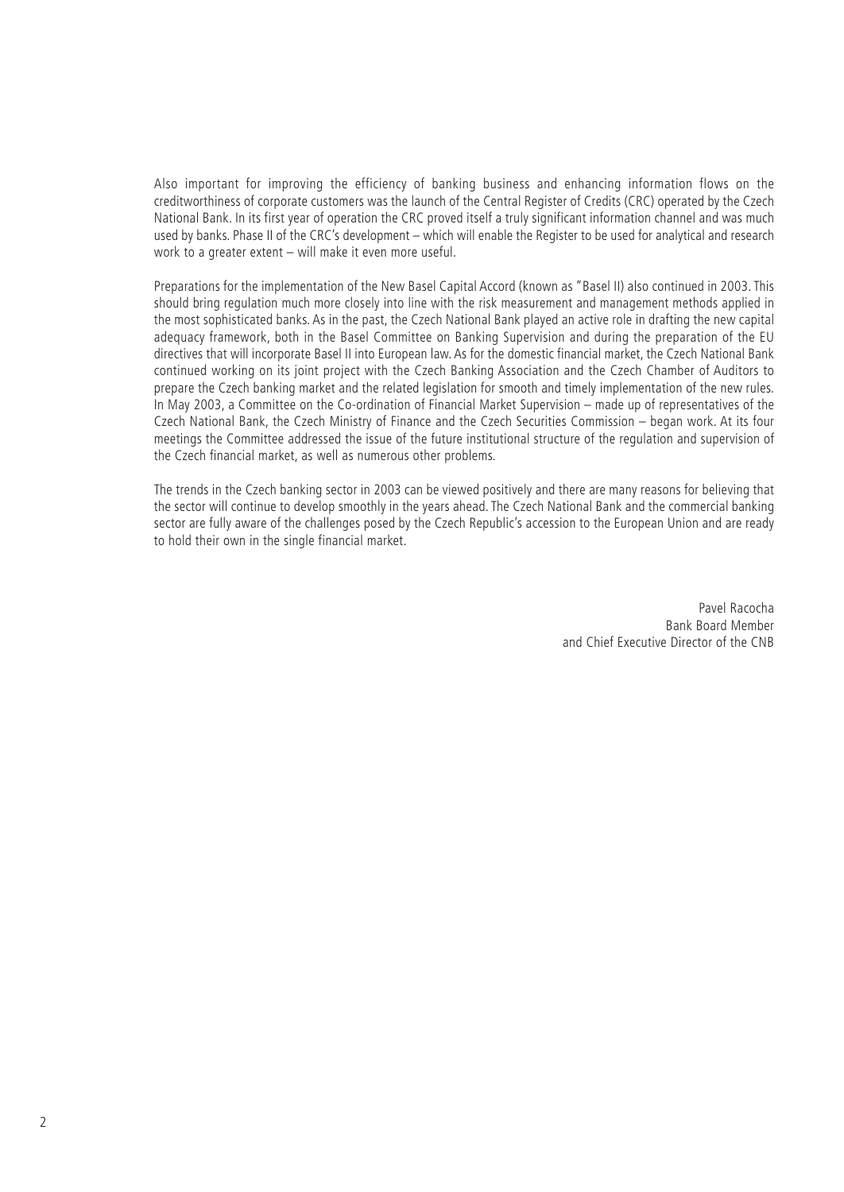Also important for improving the efficiency of banking business and enhancing information flows on the creditworthiness of corporate customers was the launch of the Central Register of Credits (CRC) operated by the Czech National Bank. In its first year of operation the CRC proved itself a truly significant information channel and was much used by banks. Phase II of the CRC's development – which will enable the Register to be used for analytical and research work to a greater extent – will make it even more useful.

Preparations for the implementation of the New Basel Capital Accord (known as "Basel II) also continued in 2003. This should bring regulation much more closely into line with the risk measurement and management methods applied in the most sophisticated banks. As in the past, the Czech National Bank played an active role in drafting the new capital adequacy framework, both in the Basel Committee on Banking Supervision and during the preparation of the EU directives that will incorporate Basel II into European law. As for the domestic financial market, the Czech National Bank continued working on its joint project with the Czech Banking Association and the Czech Chamber of Auditors to prepare the Czech banking market and the related legislation for smooth and timely implementation of the new rules. In May 2003, a Committee on the Co-ordination of Financial Market Supervision – made up of representatives of the Czech National Bank, the Czech Ministry of Finance and the Czech Securities Commission – began work. At its four meetings the Committee addressed the issue of the future institutional structure of the regulation and supervision of the Czech financial market, as well as numerous other problems.

The trends in the Czech banking sector in 2003 can be viewed positively and there are many reasons for believing that the sector will continue to develop smoothly in the years ahead. The Czech National Bank and the commercial banking sector are fully aware of the challenges posed by the Czech Republic's accession to the European Union and are ready to hold their own in the single financial market.

Pavel Racocha
Bank Board Member
and Chief Executive Director of the CNB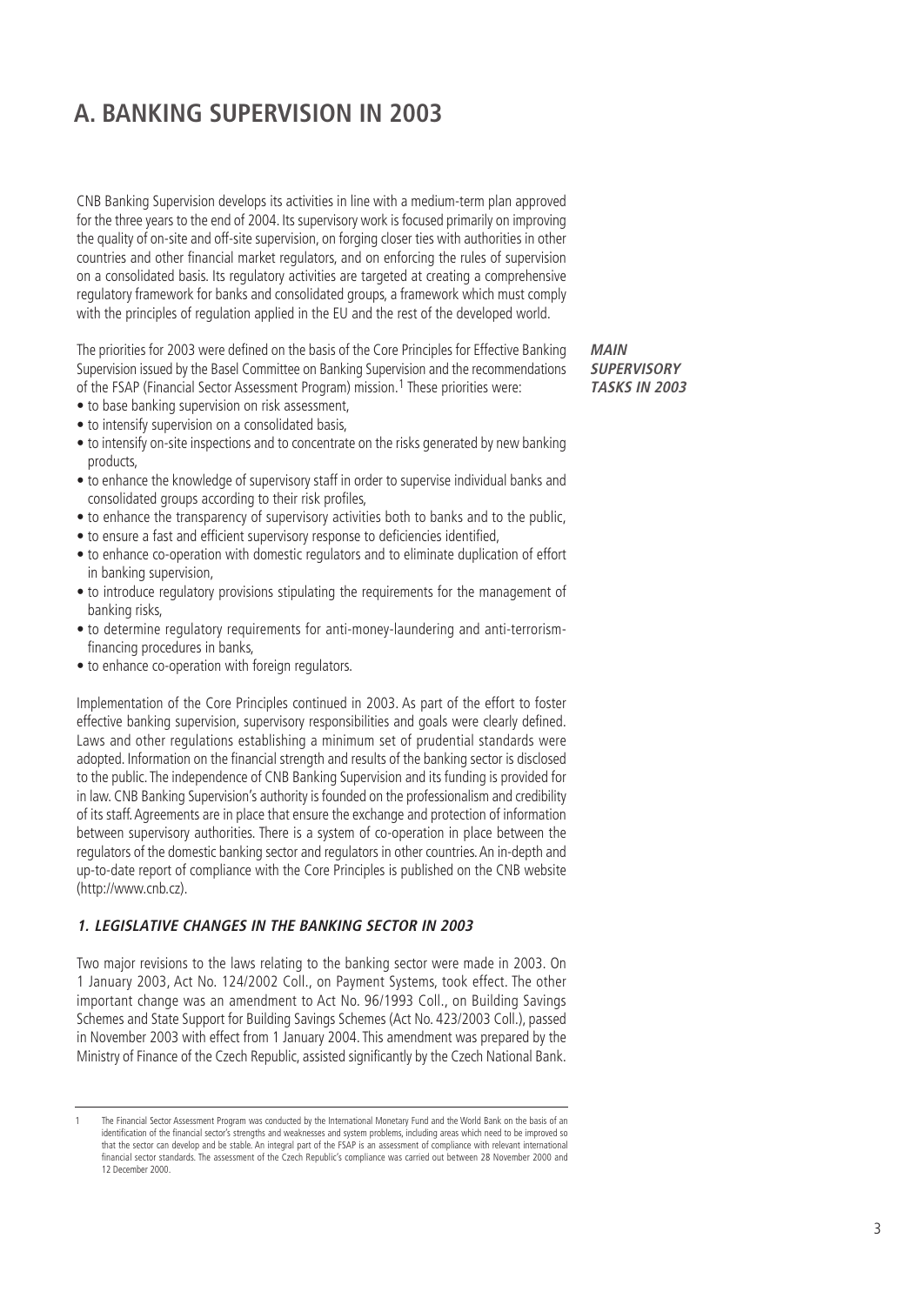# A. BANKING SUPERVISION IN 2003

CNB Banking Supervision develops its activities in line with a medium-term plan approved for the three years to the end of 2004. Its supervisory work is focused primarily on improving the quality of on-site and off-site supervision, on forging closer ties with authorities in other countries and other financial market regulators, and on enforcing the rules of supervision on a consolidated basis. Its regulatory activities are targeted at creating a comprehensive regulatory framework for banks and consolidated groups, a framework which must comply with the principles of regulation applied in the EU and the rest of the developed world.

***MAIN SUPERVISORY TASKS IN 2003***

The priorities for 2003 were defined on the basis of the Core Principles for Effective Banking Supervision issued by the Basel Committee on Banking Supervision and the recommendations of the FSAP (Financial Sector Assessment Program) mission.[1] These priorities were:

- to base banking supervision on risk assessment,
- to intensify supervision on a consolidated basis,
- to intensify on-site inspections and to concentrate on the risks generated by new banking products,
- to enhance the knowledge of supervisory staff in order to supervise individual banks and consolidated groups according to their risk profiles,
- to enhance the transparency of supervisory activities both to banks and to the public,
- to ensure a fast and efficient supervisory response to deficiencies identified,
- to enhance co-operation with domestic regulators and to eliminate duplication of effort in banking supervision,
- to introduce regulatory provisions stipulating the requirements for the management of banking risks,
- to determine regulatory requirements for anti-money-laundering and anti-terrorism-financing procedures in banks,
- to enhance co-operation with foreign regulators.

Implementation of the Core Principles continued in 2003. As part of the effort to foster effective banking supervision, supervisory responsibilities and goals were clearly defined. Laws and other regulations establishing a minimum set of prudential standards were adopted. Information on the financial strength and results of the banking sector is disclosed to the public. The independence of CNB Banking Supervision and its funding is provided for in law. CNB Banking Supervision's authority is founded on the professionalism and credibility of its staff. Agreements are in place that ensure the exchange and protection of information between supervisory authorities. There is a system of co-operation in place between the regulators of the domestic banking sector and regulators in other countries. An in-depth and up-to-date report of compliance with the Core Principles is published on the CNB website (http://www.cnb.cz).

### *1. LEGISLATIVE CHANGES IN THE BANKING SECTOR IN 2003*

Two major revisions to the laws relating to the banking sector were made in 2003. On 1 January 2003, Act No. 124/2002 Coll., on Payment Systems, took effect. The other important change was an amendment to Act No. 96/1993 Coll., on Building Savings Schemes and State Support for Building Savings Schemes (Act No. 423/2003 Coll.), passed in November 2003 with effect from 1 January 2004. This amendment was prepared by the Ministry of Finance of the Czech Republic, assisted significantly by the Czech National Bank.

---

[1] The Financial Sector Assessment Program was conducted by the International Monetary Fund and the World Bank on the basis of an identification of the financial sector's strengths and weaknesses and system problems, including areas which need to be improved so that the sector can develop and be stable. An integral part of the FSAP is an assessment of compliance with relevant international financial sector standards. The assessment of the Czech Republic's compliance was carried out between 28 November 2000 and 12 December 2000.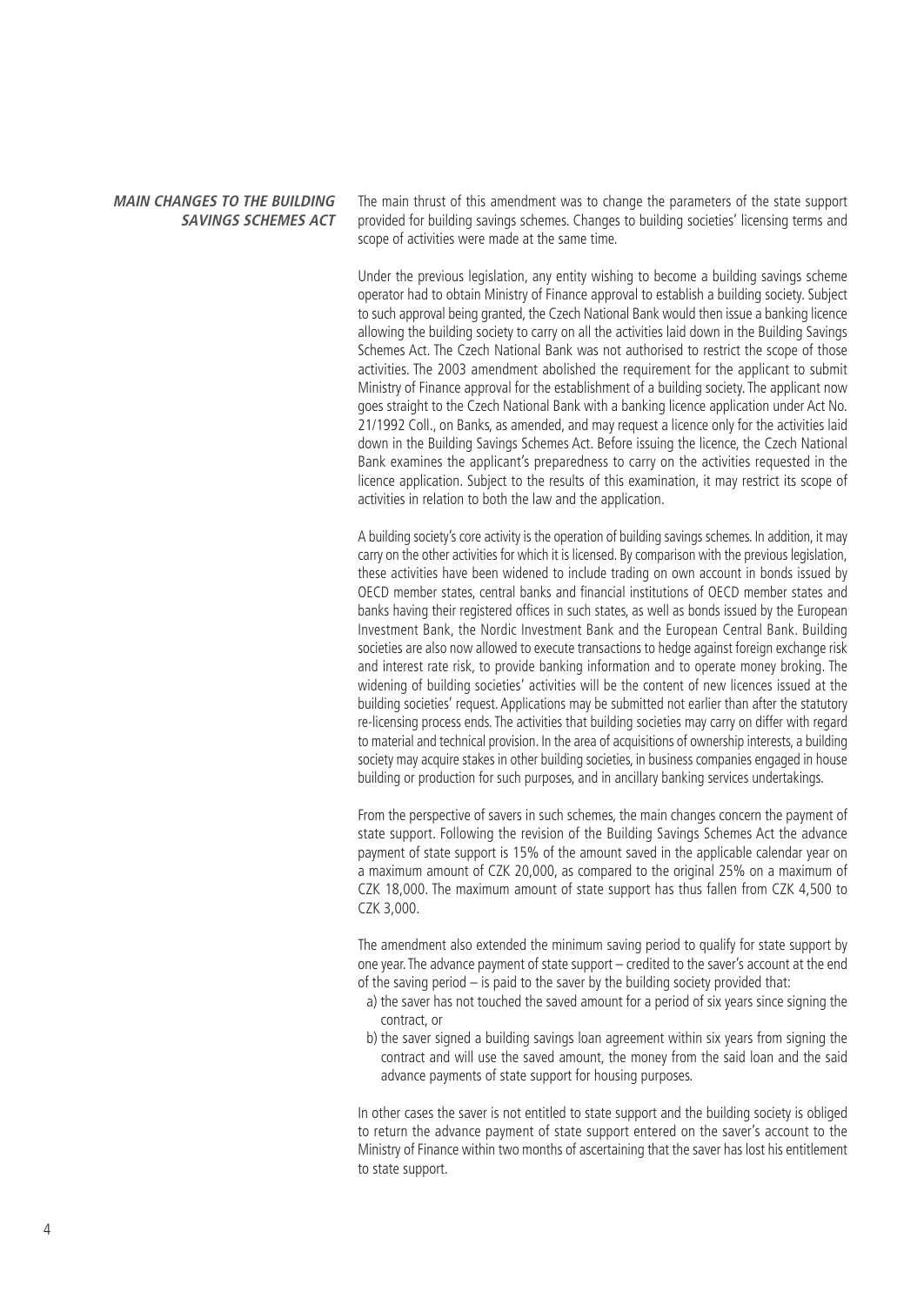## MAIN CHANGES TO THE BUILDING SAVINGS SCHEMES ACT

The main thrust of this amendment was to change the parameters of the state support provided for building savings schemes. Changes to building societies' licensing terms and scope of activities were made at the same time.

Under the previous legislation, any entity wishing to become a building savings scheme operator had to obtain Ministry of Finance approval to establish a building society. Subject to such approval being granted, the Czech National Bank would then issue a banking licence allowing the building society to carry on all the activities laid down in the Building Savings Schemes Act. The Czech National Bank was not authorised to restrict the scope of those activities. The 2003 amendment abolished the requirement for the applicant to submit Ministry of Finance approval for the establishment of a building society. The applicant now goes straight to the Czech National Bank with a banking licence application under Act No. 21/1992 Coll., on Banks, as amended, and may request a licence only for the activities laid down in the Building Savings Schemes Act. Before issuing the licence, the Czech National Bank examines the applicant's preparedness to carry on the activities requested in the licence application. Subject to the results of this examination, it may restrict its scope of activities in relation to both the law and the application.

A building society's core activity is the operation of building savings schemes. In addition, it may carry on the other activities for which it is licensed. By comparison with the previous legislation, these activities have been widened to include trading on own account in bonds issued by OECD member states, central banks and financial institutions of OECD member states and banks having their registered offices in such states, as well as bonds issued by the European Investment Bank, the Nordic Investment Bank and the European Central Bank. Building societies are also now allowed to execute transactions to hedge against foreign exchange risk and interest rate risk, to provide banking information and to operate money broking. The widening of building societies' activities will be the content of new licences issued at the building societies' request. Applications may be submitted not earlier than after the statutory re-licensing process ends. The activities that building societies may carry on differ with regard to material and technical provision. In the area of acquisitions of ownership interests, a building society may acquire stakes in other building societies, in business companies engaged in house building or production for such purposes, and in ancillary banking services undertakings.

From the perspective of savers in such schemes, the main changes concern the payment of state support. Following the revision of the Building Savings Schemes Act the advance payment of state support is 15% of the amount saved in the applicable calendar year on a maximum amount of CZK 20,000, as compared to the original 25% on a maximum of CZK 18,000. The maximum amount of state support has thus fallen from CZK 4,500 to CZK 3,000.

The amendment also extended the minimum saving period to qualify for state support by one year. The advance payment of state support – credited to the saver's account at the end of the saving period – is paid to the saver by the building society provided that:

a) the saver has not touched the saved amount for a period of six years since signing the contract, or
b) the saver signed a building savings loan agreement within six years from signing the contract and will use the saved amount, the money from the said loan and the said advance payments of state support for housing purposes.

In other cases the saver is not entitled to state support and the building society is obliged to return the advance payment of state support entered on the saver's account to the Ministry of Finance within two months of ascertaining that the saver has lost his entitlement to state support.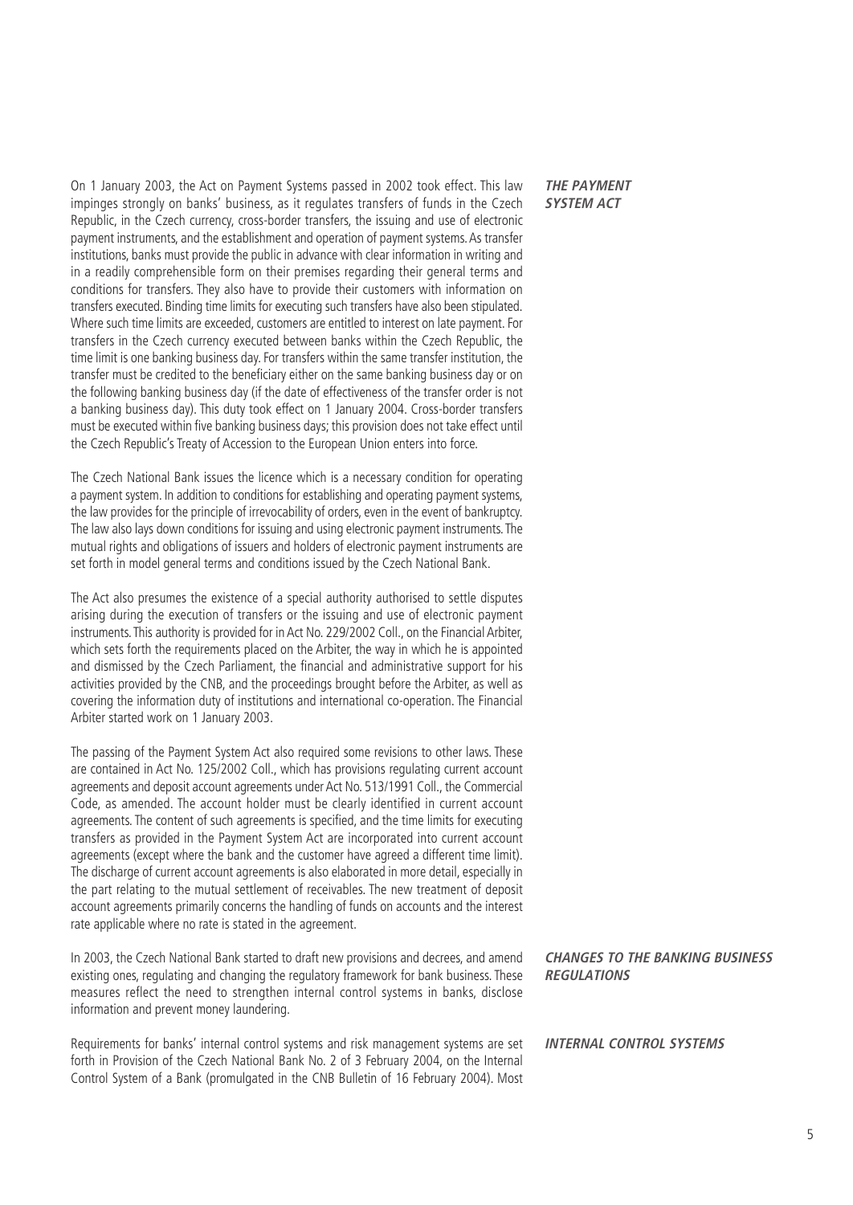## THE PAYMENT SYSTEM ACT

On 1 January 2003, the Act on Payment Systems passed in 2002 took effect. This law impinges strongly on banks' business, as it regulates transfers of funds in the Czech Republic, in the Czech currency, cross-border transfers, the issuing and use of electronic payment instruments, and the establishment and operation of payment systems. As transfer institutions, banks must provide the public in advance with clear information in writing and in a readily comprehensible form on their premises regarding their general terms and conditions for transfers. They also have to provide their customers with information on transfers executed. Binding time limits for executing such transfers have also been stipulated. Where such time limits are exceeded, customers are entitled to interest on late payment. For transfers in the Czech currency executed between banks within the Czech Republic, the time limit is one banking business day. For transfers within the same transfer institution, the transfer must be credited to the beneficiary either on the same banking business day or on the following banking business day (if the date of effectiveness of the transfer order is not a banking business day). This duty took effect on 1 January 2004. Cross-border transfers must be executed within five banking business days; this provision does not take effect until the Czech Republic's Treaty of Accession to the European Union enters into force.

The Czech National Bank issues the licence which is a necessary condition for operating a payment system. In addition to conditions for establishing and operating payment systems, the law provides for the principle of irrevocability of orders, even in the event of bankruptcy. The law also lays down conditions for issuing and using electronic payment instruments. The mutual rights and obligations of issuers and holders of electronic payment instruments are set forth in model general terms and conditions issued by the Czech National Bank.

The Act also presumes the existence of a special authority authorised to settle disputes arising during the execution of transfers or the issuing and use of electronic payment instruments. This authority is provided for in Act No. 229/2002 Coll., on the Financial Arbiter, which sets forth the requirements placed on the Arbiter, the way in which he is appointed and dismissed by the Czech Parliament, the financial and administrative support for his activities provided by the CNB, and the proceedings brought before the Arbiter, as well as covering the information duty of institutions and international co-operation. The Financial Arbiter started work on 1 January 2003.

The passing of the Payment System Act also required some revisions to other laws. These are contained in Act No. 125/2002 Coll., which has provisions regulating current account agreements and deposit account agreements under Act No. 513/1991 Coll., the Commercial Code, as amended. The account holder must be clearly identified in current account agreements. The content of such agreements is specified, and the time limits for executing transfers as provided in the Payment System Act are incorporated into current account agreements (except where the bank and the customer have agreed a different time limit). The discharge of current account agreements is also elaborated in more detail, especially in the part relating to the mutual settlement of receivables. The new treatment of deposit account agreements primarily concerns the handling of funds on accounts and the interest rate applicable where no rate is stated in the agreement.

## CHANGES TO THE BANKING BUSINESS REGULATIONS

In 2003, the Czech National Bank started to draft new provisions and decrees, and amend existing ones, regulating and changing the regulatory framework for bank business. These measures reflect the need to strengthen internal control systems in banks, disclose information and prevent money laundering.

## INTERNAL CONTROL SYSTEMS

Requirements for banks' internal control systems and risk management systems are set forth in Provision of the Czech National Bank No. 2 of 3 February 2004, on the Internal Control System of a Bank (promulgated in the CNB Bulletin of 16 February 2004). Most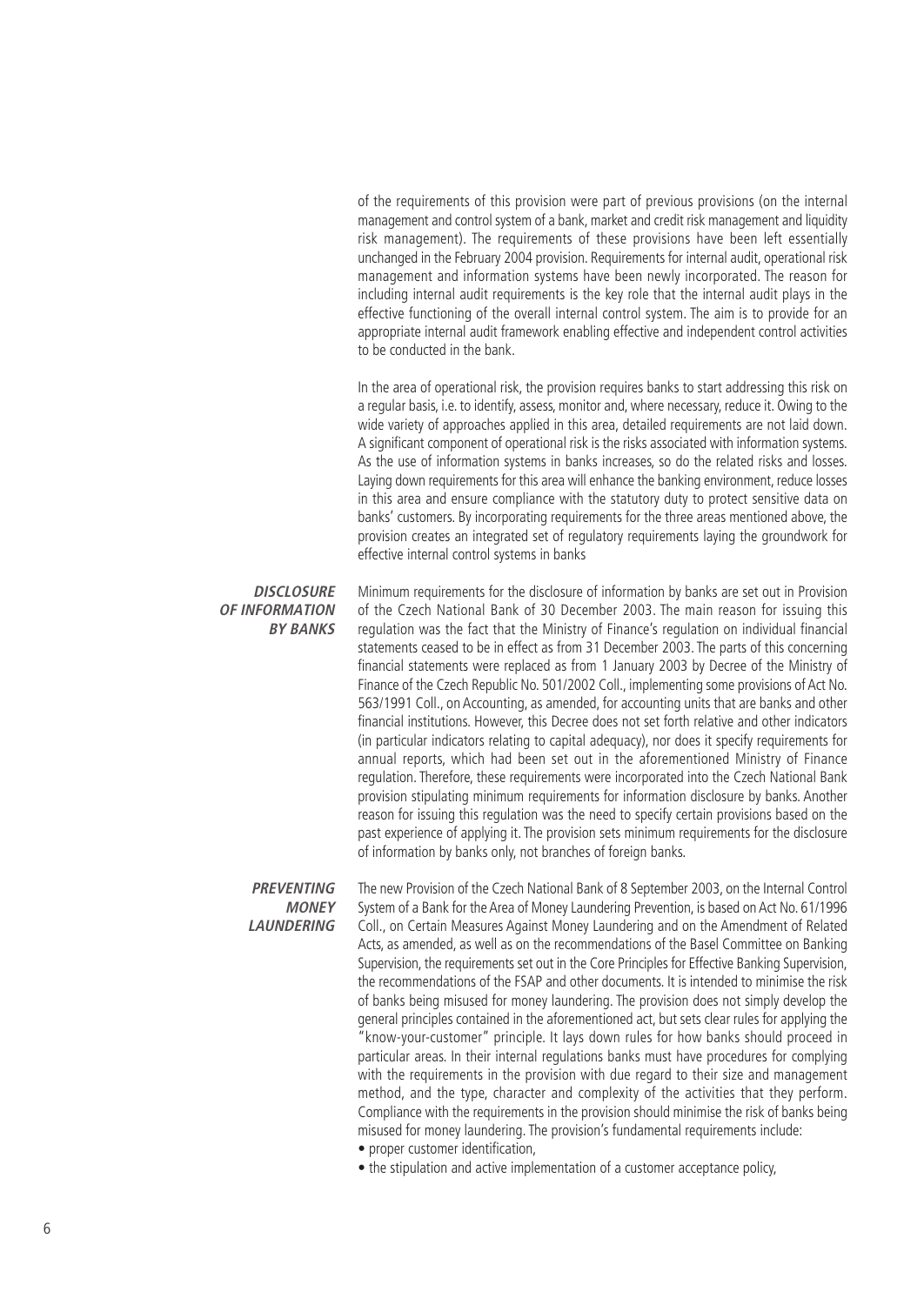of the requirements of this provision were part of previous provisions (on the internal management and control system of a bank, market and credit risk management and liquidity risk management). The requirements of these provisions have been left essentially unchanged in the February 2004 provision. Requirements for internal audit, operational risk management and information systems have been newly incorporated. The reason for including internal audit requirements is the key role that the internal audit plays in the effective functioning of the overall internal control system. The aim is to provide for an appropriate internal audit framework enabling effective and independent control activities to be conducted in the bank.

In the area of operational risk, the provision requires banks to start addressing this risk on a regular basis, i.e. to identify, assess, monitor and, where necessary, reduce it. Owing to the wide variety of approaches applied in this area, detailed requirements are not laid down. A significant component of operational risk is the risks associated with information systems. As the use of information systems in banks increases, so do the related risks and losses. Laying down requirements for this area will enhance the banking environment, reduce losses in this area and ensure compliance with the statutory duty to protect sensitive data on banks' customers. By incorporating requirements for the three areas mentioned above, the provision creates an integrated set of regulatory requirements laying the groundwork for effective internal control systems in banks

### *DISCLOSURE OF INFORMATION BY BANKS*

Minimum requirements for the disclosure of information by banks are set out in Provision of the Czech National Bank of 30 December 2003. The main reason for issuing this regulation was the fact that the Ministry of Finance's regulation on individual financial statements ceased to be in effect as from 31 December 2003. The parts of this concerning financial statements were replaced as from 1 January 2003 by Decree of the Ministry of Finance of the Czech Republic No. 501/2002 Coll., implementing some provisions of Act No. 563/1991 Coll., on Accounting, as amended, for accounting units that are banks and other financial institutions. However, this Decree does not set forth relative and other indicators (in particular indicators relating to capital adequacy), nor does it specify requirements for annual reports, which had been set out in the aforementioned Ministry of Finance regulation. Therefore, these requirements were incorporated into the Czech National Bank provision stipulating minimum requirements for information disclosure by banks. Another reason for issuing this regulation was the need to specify certain provisions based on the past experience of applying it. The provision sets minimum requirements for the disclosure of information by banks only, not branches of foreign banks.

### *PREVENTING MONEY LAUNDERING*

The new Provision of the Czech National Bank of 8 September 2003, on the Internal Control System of a Bank for the Area of Money Laundering Prevention, is based on Act No. 61/1996 Coll., on Certain Measures Against Money Laundering and on the Amendment of Related Acts, as amended, as well as on the recommendations of the Basel Committee on Banking Supervision, the requirements set out in the Core Principles for Effective Banking Supervision, the recommendations of the FSAP and other documents. It is intended to minimise the risk of banks being misused for money laundering. The provision does not simply develop the general principles contained in the aforementioned act, but sets clear rules for applying the "know-your-customer" principle. It lays down rules for how banks should proceed in particular areas. In their internal regulations banks must have procedures for complying with the requirements in the provision with due regard to their size and management method, and the type, character and complexity of the activities that they perform. Compliance with the requirements in the provision should minimise the risk of banks being misused for money laundering. The provision's fundamental requirements include:

- proper customer identification,
- the stipulation and active implementation of a customer acceptance policy,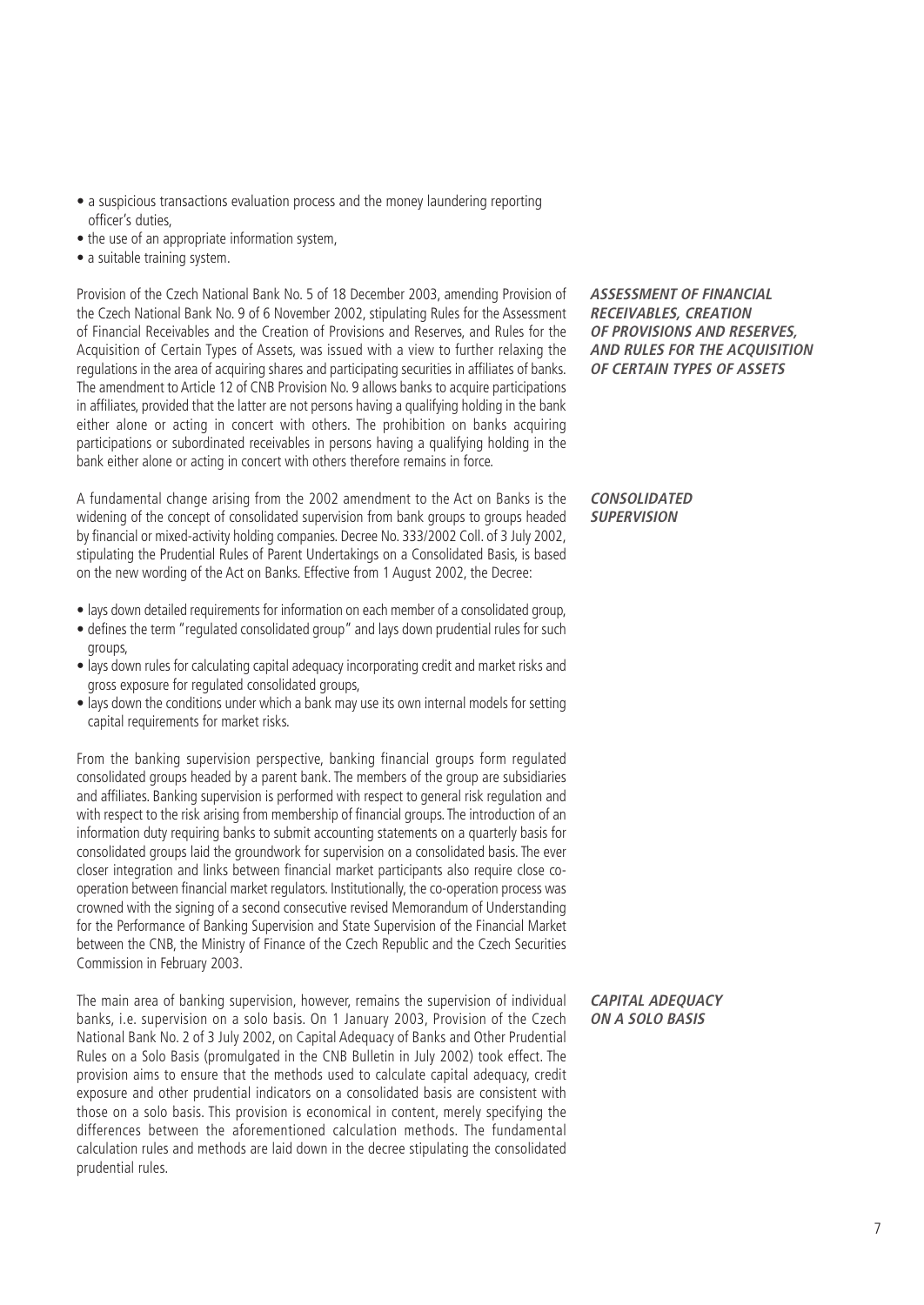- a suspicious transactions evaluation process and the money laundering reporting officer's duties,
- the use of an appropriate information system,
- a suitable training system.

### *ASSESSMENT OF FINANCIAL RECEIVABLES, CREATION OF PROVISIONS AND RESERVES, AND RULES FOR THE ACQUISITION OF CERTAIN TYPES OF ASSETS*

Provision of the Czech National Bank No. 5 of 18 December 2003, amending Provision of the Czech National Bank No. 9 of 6 November 2002, stipulating Rules for the Assessment of Financial Receivables and the Creation of Provisions and Reserves, and Rules for the Acquisition of Certain Types of Assets, was issued with a view to further relaxing the regulations in the area of acquiring shares and participating securities in affiliates of banks. The amendment to Article 12 of CNB Provision No. 9 allows banks to acquire participations in affiliates, provided that the latter are not persons having a qualifying holding in the bank either alone or acting in concert with others. The prohibition on banks acquiring participations or subordinated receivables in persons having a qualifying holding in the bank either alone or acting in concert with others therefore remains in force.

### *CONSOLIDATED SUPERVISION*

A fundamental change arising from the 2002 amendment to the Act on Banks is the widening of the concept of consolidated supervision from bank groups to groups headed by financial or mixed-activity holding companies. Decree No. 333/2002 Coll. of 3 July 2002, stipulating the Prudential Rules of Parent Undertakings on a Consolidated Basis, is based on the new wording of the Act on Banks. Effective from 1 August 2002, the Decree:

- lays down detailed requirements for information on each member of a consolidated group,
- defines the term "regulated consolidated group" and lays down prudential rules for such groups,
- lays down rules for calculating capital adequacy incorporating credit and market risks and gross exposure for regulated consolidated groups,
- lays down the conditions under which a bank may use its own internal models for setting capital requirements for market risks.

From the banking supervision perspective, banking financial groups form regulated consolidated groups headed by a parent bank. The members of the group are subsidiaries and affiliates. Banking supervision is performed with respect to general risk regulation and with respect to the risk arising from membership of financial groups. The introduction of an information duty requiring banks to submit accounting statements on a quarterly basis for consolidated groups laid the groundwork for supervision on a consolidated basis. The ever closer integration and links between financial market participants also require close co-operation between financial market regulators. Institutionally, the co-operation process was crowned with the signing of a second consecutive revised Memorandum of Understanding for the Performance of Banking Supervision and State Supervision of the Financial Market between the CNB, the Ministry of Finance of the Czech Republic and the Czech Securities Commission in February 2003.

### *CAPITAL ADEQUACY ON A SOLO BASIS*

The main area of banking supervision, however, remains the supervision of individual banks, i.e. supervision on a solo basis. On 1 January 2003, Provision of the Czech National Bank No. 2 of 3 July 2002, on Capital Adequacy of Banks and Other Prudential Rules on a Solo Basis (promulgated in the CNB Bulletin in July 2002) took effect. The provision aims to ensure that the methods used to calculate capital adequacy, credit exposure and other prudential indicators on a consolidated basis are consistent with those on a solo basis. This provision is economical in content, merely specifying the differences between the aforementioned calculation methods. The fundamental calculation rules and methods are laid down in the decree stipulating the consolidated prudential rules.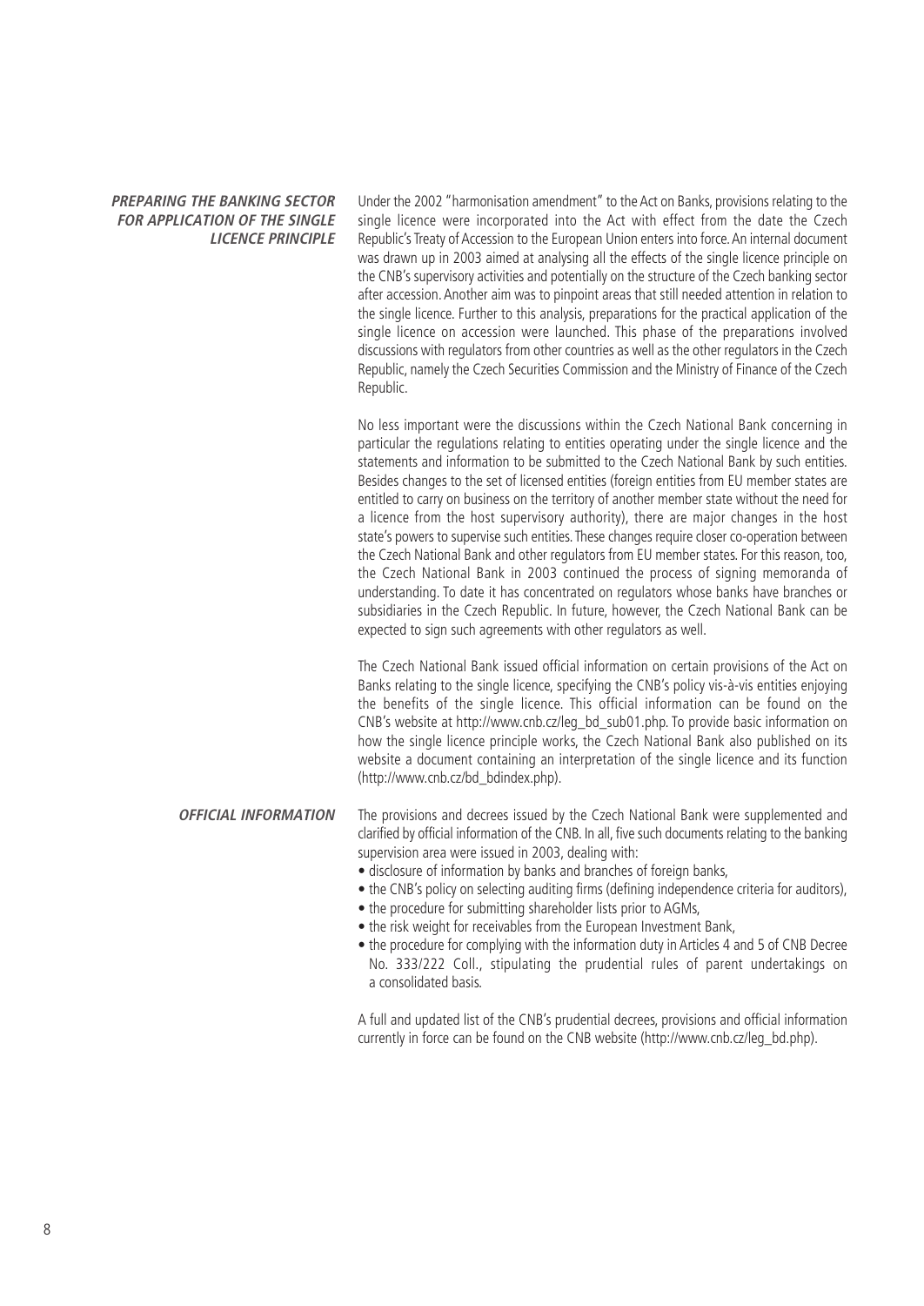### PREPARING THE BANKING SECTOR FOR APPLICATION OF THE SINGLE LICENCE PRINCIPLE

Under the 2002 "harmonisation amendment" to the Act on Banks, provisions relating to the single licence were incorporated into the Act with effect from the date the Czech Republic's Treaty of Accession to the European Union enters into force. An internal document was drawn up in 2003 aimed at analysing all the effects of the single licence principle on the CNB's supervisory activities and potentially on the structure of the Czech banking sector after accession. Another aim was to pinpoint areas that still needed attention in relation to the single licence. Further to this analysis, preparations for the practical application of the single licence on accession were launched. This phase of the preparations involved discussions with regulators from other countries as well as the other regulators in the Czech Republic, namely the Czech Securities Commission and the Ministry of Finance of the Czech Republic.

No less important were the discussions within the Czech National Bank concerning in particular the regulations relating to entities operating under the single licence and the statements and information to be submitted to the Czech National Bank by such entities. Besides changes to the set of licensed entities (foreign entities from EU member states are entitled to carry on business on the territory of another member state without the need for a licence from the host supervisory authority), there are major changes in the host state's powers to supervise such entities. These changes require closer co-operation between the Czech National Bank and other regulators from EU member states. For this reason, too, the Czech National Bank in 2003 continued the process of signing memoranda of understanding. To date it has concentrated on regulators whose banks have branches or subsidiaries in the Czech Republic. In future, however, the Czech National Bank can be expected to sign such agreements with other regulators as well.

The Czech National Bank issued official information on certain provisions of the Act on Banks relating to the single licence, specifying the CNB's policy vis-à-vis entities enjoying the benefits of the single licence. This official information can be found on the CNB's website at http://www.cnb.cz/leg_bd_sub01.php. To provide basic information on how the single licence principle works, the Czech National Bank also published on its website a document containing an interpretation of the single licence and its function (http://www.cnb.cz/bd_bdindex.php).

### OFFICIAL INFORMATION

The provisions and decrees issued by the Czech National Bank were supplemented and clarified by official information of the CNB. In all, five such documents relating to the banking supervision area were issued in 2003, dealing with:

- disclosure of information by banks and branches of foreign banks,
- the CNB's policy on selecting auditing firms (defining independence criteria for auditors),
- the procedure for submitting shareholder lists prior to AGMs,
- the risk weight for receivables from the European Investment Bank,
- the procedure for complying with the information duty in Articles 4 and 5 of CNB Decree No. 333/222 Coll., stipulating the prudential rules of parent undertakings on a consolidated basis.

A full and updated list of the CNB's prudential decrees, provisions and official information currently in force can be found on the CNB website (http://www.cnb.cz/leg_bd.php).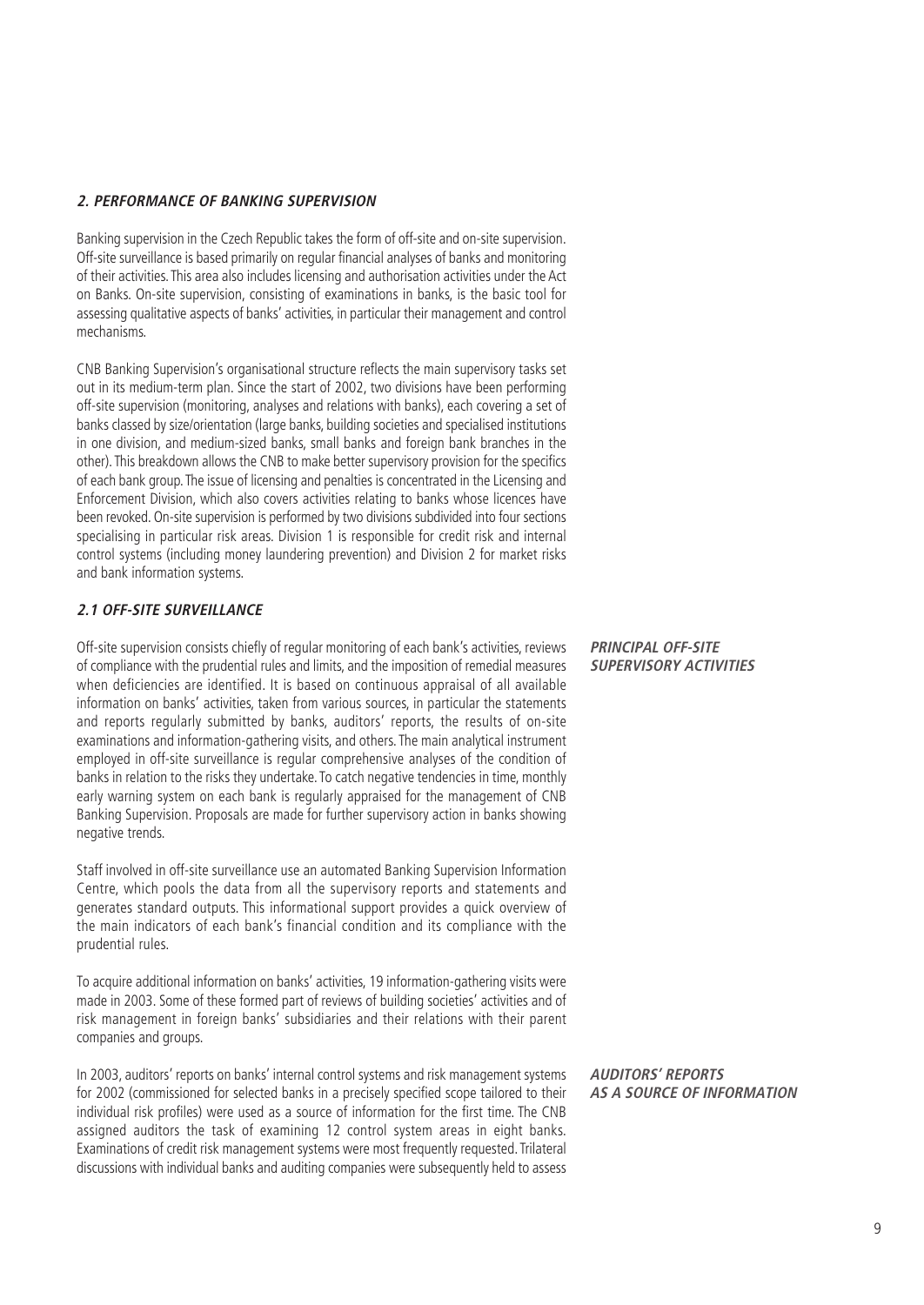## *2. PERFORMANCE OF BANKING SUPERVISION*

Banking supervision in the Czech Republic takes the form of off-site and on-site supervision. Off-site surveillance is based primarily on regular financial analyses of banks and monitoring of their activities. This area also includes licensing and authorisation activities under the Act on Banks. On-site supervision, consisting of examinations in banks, is the basic tool for assessing qualitative aspects of banks' activities, in particular their management and control mechanisms.

CNB Banking Supervision's organisational structure reflects the main supervisory tasks set out in its medium-term plan. Since the start of 2002, two divisions have been performing off-site supervision (monitoring, analyses and relations with banks), each covering a set of banks classed by size/orientation (large banks, building societies and specialised institutions in one division, and medium-sized banks, small banks and foreign bank branches in the other). This breakdown allows the CNB to make better supervisory provision for the specifics of each bank group. The issue of licensing and penalties is concentrated in the Licensing and Enforcement Division, which also covers activities relating to banks whose licences have been revoked. On-site supervision is performed by two divisions subdivided into four sections specialising in particular risk areas. Division 1 is responsible for credit risk and internal control systems (including money laundering prevention) and Division 2 for market risks and bank information systems.

### *2.1 OFF-SITE SURVEILLANCE*

***PRINCIPAL OFF-SITE SUPERVISORY ACTIVITIES***

Off-site supervision consists chiefly of regular monitoring of each bank's activities, reviews of compliance with the prudential rules and limits, and the imposition of remedial measures when deficiencies are identified. It is based on continuous appraisal of all available information on banks' activities, taken from various sources, in particular the statements and reports regularly submitted by banks, auditors' reports, the results of on-site examinations and information-gathering visits, and others. The main analytical instrument employed in off-site surveillance is regular comprehensive analyses of the condition of banks in relation to the risks they undertake. To catch negative tendencies in time, monthly early warning system on each bank is regularly appraised for the management of CNB Banking Supervision. Proposals are made for further supervisory action in banks showing negative trends.

Staff involved in off-site surveillance use an automated Banking Supervision Information Centre, which pools the data from all the supervisory reports and statements and generates standard outputs. This informational support provides a quick overview of the main indicators of each bank's financial condition and its compliance with the prudential rules.

To acquire additional information on banks' activities, 19 information-gathering visits were made in 2003. Some of these formed part of reviews of building societies' activities and of risk management in foreign banks' subsidiaries and their relations with their parent companies and groups.

***AUDITORS' REPORTS AS A SOURCE OF INFORMATION***

In 2003, auditors' reports on banks' internal control systems and risk management systems for 2002 (commissioned for selected banks in a precisely specified scope tailored to their individual risk profiles) were used as a source of information for the first time. The CNB assigned auditors the task of examining 12 control system areas in eight banks. Examinations of credit risk management systems were most frequently requested. Trilateral discussions with individual banks and auditing companies were subsequently held to assess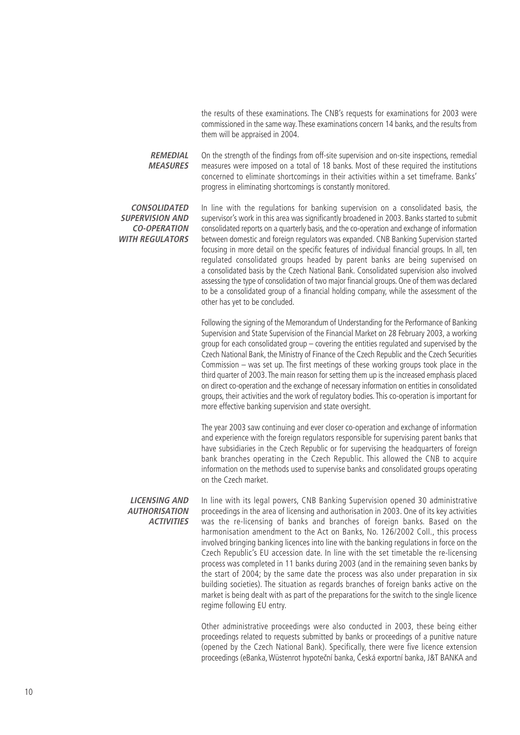the results of these examinations. The CNB's requests for examinations for 2003 were commissioned in the same way. These examinations concern 14 banks, and the results from them will be appraised in 2004.

***REMEDIAL MEASURES***

On the strength of the findings from off-site supervision and on-site inspections, remedial measures were imposed on a total of 18 banks. Most of these required the institutions concerned to eliminate shortcomings in their activities within a set timeframe. Banks' progress in eliminating shortcomings is constantly monitored.

***CONSOLIDATED SUPERVISION AND CO-OPERATION WITH REGULATORS***

In line with the regulations for banking supervision on a consolidated basis, the supervisor's work in this area was significantly broadened in 2003. Banks started to submit consolidated reports on a quarterly basis, and the co-operation and exchange of information between domestic and foreign regulators was expanded. CNB Banking Supervision started focusing in more detail on the specific features of individual financial groups. In all, ten regulated consolidated groups headed by parent banks are being supervised on a consolidated basis by the Czech National Bank. Consolidated supervision also involved assessing the type of consolidation of two major financial groups. One of them was declared to be a consolidated group of a financial holding company, while the assessment of the other has yet to be concluded.

Following the signing of the Memorandum of Understanding for the Performance of Banking Supervision and State Supervision of the Financial Market on 28 February 2003, a working group for each consolidated group – covering the entities regulated and supervised by the Czech National Bank, the Ministry of Finance of the Czech Republic and the Czech Securities Commission – was set up. The first meetings of these working groups took place in the third quarter of 2003. The main reason for setting them up is the increased emphasis placed on direct co-operation and the exchange of necessary information on entities in consolidated groups, their activities and the work of regulatory bodies. This co-operation is important for more effective banking supervision and state oversight.

The year 2003 saw continuing and ever closer co-operation and exchange of information and experience with the foreign regulators responsible for supervising parent banks that have subsidiaries in the Czech Republic or for supervising the headquarters of foreign bank branches operating in the Czech Republic. This allowed the CNB to acquire information on the methods used to supervise banks and consolidated groups operating on the Czech market.

***LICENSING AND AUTHORISATION ACTIVITIES***

In line with its legal powers, CNB Banking Supervision opened 30 administrative proceedings in the area of licensing and authorisation in 2003. One of its key activities was the re-licensing of banks and branches of foreign banks. Based on the harmonisation amendment to the Act on Banks, No. 126/2002 Coll., this process involved bringing banking licences into line with the banking regulations in force on the Czech Republic's EU accession date. In line with the set timetable the re-licensing process was completed in 11 banks during 2003 (and in the remaining seven banks by the start of 2004; by the same date the process was also under preparation in six building societies). The situation as regards branches of foreign banks active on the market is being dealt with as part of the preparations for the switch to the single licence regime following EU entry.

Other administrative proceedings were also conducted in 2003, these being either proceedings related to requests submitted by banks or proceedings of a punitive nature (opened by the Czech National Bank). Specifically, there were five licence extension proceedings (eBanka, Wüstenrot hypoteční banka, Česká exportní banka, J&T BANKA and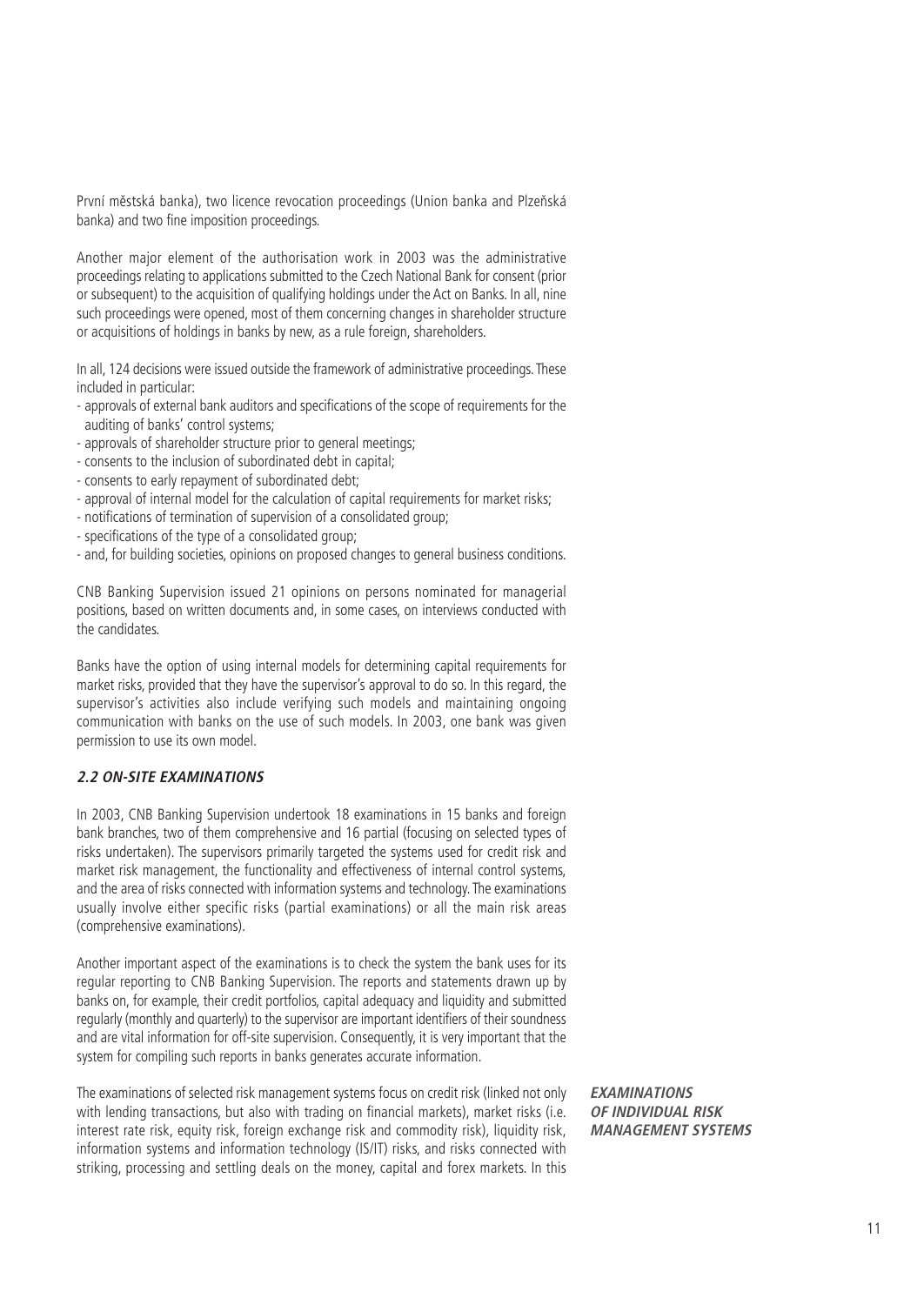První městská banka), two licence revocation proceedings (Union banka and Plzeňská banka) and two fine imposition proceedings.

Another major element of the authorisation work in 2003 was the administrative proceedings relating to applications submitted to the Czech National Bank for consent (prior or subsequent) to the acquisition of qualifying holdings under the Act on Banks. In all, nine such proceedings were opened, most of them concerning changes in shareholder structure or acquisitions of holdings in banks by new, as a rule foreign, shareholders.

In all, 124 decisions were issued outside the framework of administrative proceedings. These included in particular:

- approvals of external bank auditors and specifications of the scope of requirements for the auditing of banks' control systems;
- approvals of shareholder structure prior to general meetings;
- consents to the inclusion of subordinated debt in capital;
- consents to early repayment of subordinated debt;
- approval of internal model for the calculation of capital requirements for market risks;
- notifications of termination of supervision of a consolidated group;
- specifications of the type of a consolidated group;
- and, for building societies, opinions on proposed changes to general business conditions.

CNB Banking Supervision issued 21 opinions on persons nominated for managerial positions, based on written documents and, in some cases, on interviews conducted with the candidates.

Banks have the option of using internal models for determining capital requirements for market risks, provided that they have the supervisor's approval to do so. In this regard, the supervisor's activities also include verifying such models and maintaining ongoing communication with banks on the use of such models. In 2003, one bank was given permission to use its own model.

### *2.2 ON-SITE EXAMINATIONS*

In 2003, CNB Banking Supervision undertook 18 examinations in 15 banks and foreign bank branches, two of them comprehensive and 16 partial (focusing on selected types of risks undertaken). The supervisors primarily targeted the systems used for credit risk and market risk management, the functionality and effectiveness of internal control systems, and the area of risks connected with information systems and technology. The examinations usually involve either specific risks (partial examinations) or all the main risk areas (comprehensive examinations).

Another important aspect of the examinations is to check the system the bank uses for its regular reporting to CNB Banking Supervision. The reports and statements drawn up by banks on, for example, their credit portfolios, capital adequacy and liquidity and submitted regularly (monthly and quarterly) to the supervisor are important identifiers of their soundness and are vital information for off-site supervision. Consequently, it is very important that the system for compiling such reports in banks generates accurate information.

***EXAMINATIONS OF INDIVIDUAL RISK MANAGEMENT SYSTEMS***

The examinations of selected risk management systems focus on credit risk (linked not only with lending transactions, but also with trading on financial markets), market risks (i.e. interest rate risk, equity risk, foreign exchange risk and commodity risk), liquidity risk, information systems and information technology (IS/IT) risks, and risks connected with striking, processing and settling deals on the money, capital and forex markets. In this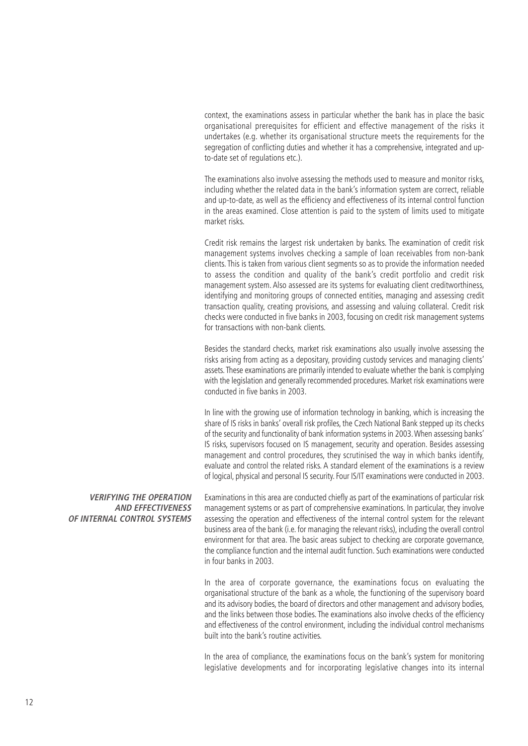context, the examinations assess in particular whether the bank has in place the basic organisational prerequisites for efficient and effective management of the risks it undertakes (e.g. whether its organisational structure meets the requirements for the segregation of conflicting duties and whether it has a comprehensive, integrated and up-to-date set of regulations etc.).

The examinations also involve assessing the methods used to measure and monitor risks, including whether the related data in the bank's information system are correct, reliable and up-to-date, as well as the efficiency and effectiveness of its internal control function in the areas examined. Close attention is paid to the system of limits used to mitigate market risks.

Credit risk remains the largest risk undertaken by banks. The examination of credit risk management systems involves checking a sample of loan receivables from non-bank clients. This is taken from various client segments so as to provide the information needed to assess the condition and quality of the bank's credit portfolio and credit risk management system. Also assessed are its systems for evaluating client creditworthiness, identifying and monitoring groups of connected entities, managing and assessing credit transaction quality, creating provisions, and assessing and valuing collateral. Credit risk checks were conducted in five banks in 2003, focusing on credit risk management systems for transactions with non-bank clients.

Besides the standard checks, market risk examinations also usually involve assessing the risks arising from acting as a depositary, providing custody services and managing clients' assets. These examinations are primarily intended to evaluate whether the bank is complying with the legislation and generally recommended procedures. Market risk examinations were conducted in five banks in 2003.

In line with the growing use of information technology in banking, which is increasing the share of IS risks in banks' overall risk profiles, the Czech National Bank stepped up its checks of the security and functionality of bank information systems in 2003. When assessing banks' IS risks, supervisors focused on IS management, security and operation. Besides assessing management and control procedures, they scrutinised the way in which banks identify, evaluate and control the related risks. A standard element of the examinations is a review of logical, physical and personal IS security. Four IS/IT examinations were conducted in 2003.

### *VERIFYING THE OPERATION AND EFFECTIVENESS OF INTERNAL CONTROL SYSTEMS*

Examinations in this area are conducted chiefly as part of the examinations of particular risk management systems or as part of comprehensive examinations. In particular, they involve assessing the operation and effectiveness of the internal control system for the relevant business area of the bank (i.e. for managing the relevant risks), including the overall control environment for that area. The basic areas subject to checking are corporate governance, the compliance function and the internal audit function. Such examinations were conducted in four banks in 2003.

In the area of corporate governance, the examinations focus on evaluating the organisational structure of the bank as a whole, the functioning of the supervisory board and its advisory bodies, the board of directors and other management and advisory bodies, and the links between those bodies. The examinations also involve checks of the efficiency and effectiveness of the control environment, including the individual control mechanisms built into the bank's routine activities.

In the area of compliance, the examinations focus on the bank's system for monitoring legislative developments and for incorporating legislative changes into its internal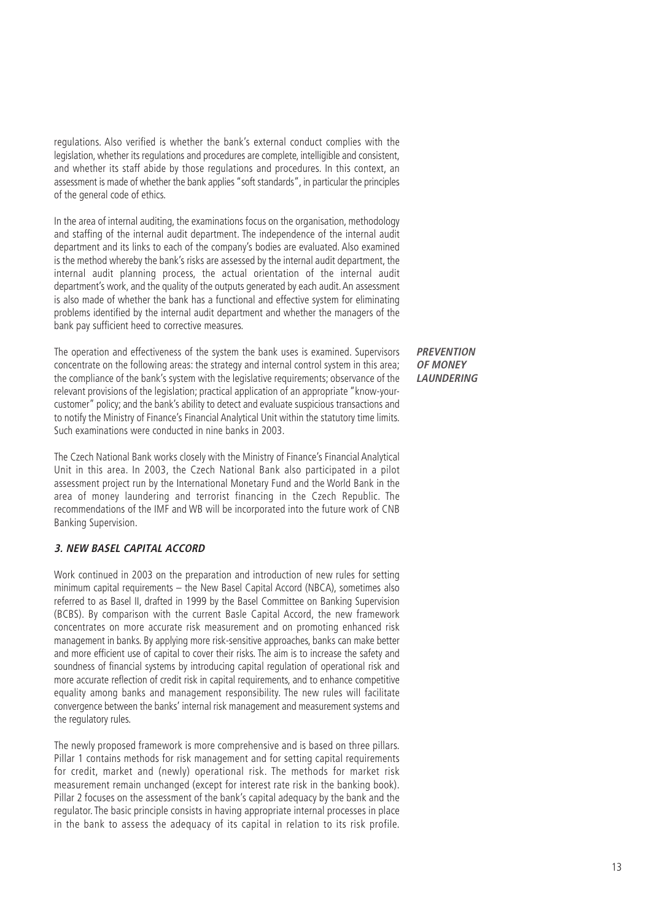regulations. Also verified is whether the bank's external conduct complies with the legislation, whether its regulations and procedures are complete, intelligible and consistent, and whether its staff abide by those regulations and procedures. In this context, an assessment is made of whether the bank applies "soft standards", in particular the principles of the general code of ethics.

In the area of internal auditing, the examinations focus on the organisation, methodology and staffing of the internal audit department. The independence of the internal audit department and its links to each of the company's bodies are evaluated. Also examined is the method whereby the bank's risks are assessed by the internal audit department, the internal audit planning process, the actual orientation of the internal audit department's work, and the quality of the outputs generated by each audit. An assessment is also made of whether the bank has a functional and effective system for eliminating problems identified by the internal audit department and whether the managers of the bank pay sufficient heed to corrective measures.

***PREVENTION OF MONEY LAUNDERING***

The operation and effectiveness of the system the bank uses is examined. Supervisors concentrate on the following areas: the strategy and internal control system in this area; the compliance of the bank's system with the legislative requirements; observance of the relevant provisions of the legislation; practical application of an appropriate "know-your-customer" policy; and the bank's ability to detect and evaluate suspicious transactions and to notify the Ministry of Finance's Financial Analytical Unit within the statutory time limits. Such examinations were conducted in nine banks in 2003.

The Czech National Bank works closely with the Ministry of Finance's Financial Analytical Unit in this area. In 2003, the Czech National Bank also participated in a pilot assessment project run by the International Monetary Fund and the World Bank in the area of money laundering and terrorist financing in the Czech Republic. The recommendations of the IMF and WB will be incorporated into the future work of CNB Banking Supervision.

### *3. NEW BASEL CAPITAL ACCORD*

Work continued in 2003 on the preparation and introduction of new rules for setting minimum capital requirements – the New Basel Capital Accord (NBCA), sometimes also referred to as Basel II, drafted in 1999 by the Basel Committee on Banking Supervision (BCBS). By comparison with the current Basle Capital Accord, the new framework concentrates on more accurate risk measurement and on promoting enhanced risk management in banks. By applying more risk-sensitive approaches, banks can make better and more efficient use of capital to cover their risks. The aim is to increase the safety and soundness of financial systems by introducing capital regulation of operational risk and more accurate reflection of credit risk in capital requirements, and to enhance competitive equality among banks and management responsibility. The new rules will facilitate convergence between the banks' internal risk management and measurement systems and the regulatory rules.

The newly proposed framework is more comprehensive and is based on three pillars. Pillar 1 contains methods for risk management and for setting capital requirements for credit, market and (newly) operational risk. The methods for market risk measurement remain unchanged (except for interest rate risk in the banking book). Pillar 2 focuses on the assessment of the bank's capital adequacy by the bank and the regulator. The basic principle consists in having appropriate internal processes in place in the bank to assess the adequacy of its capital in relation to its risk profile.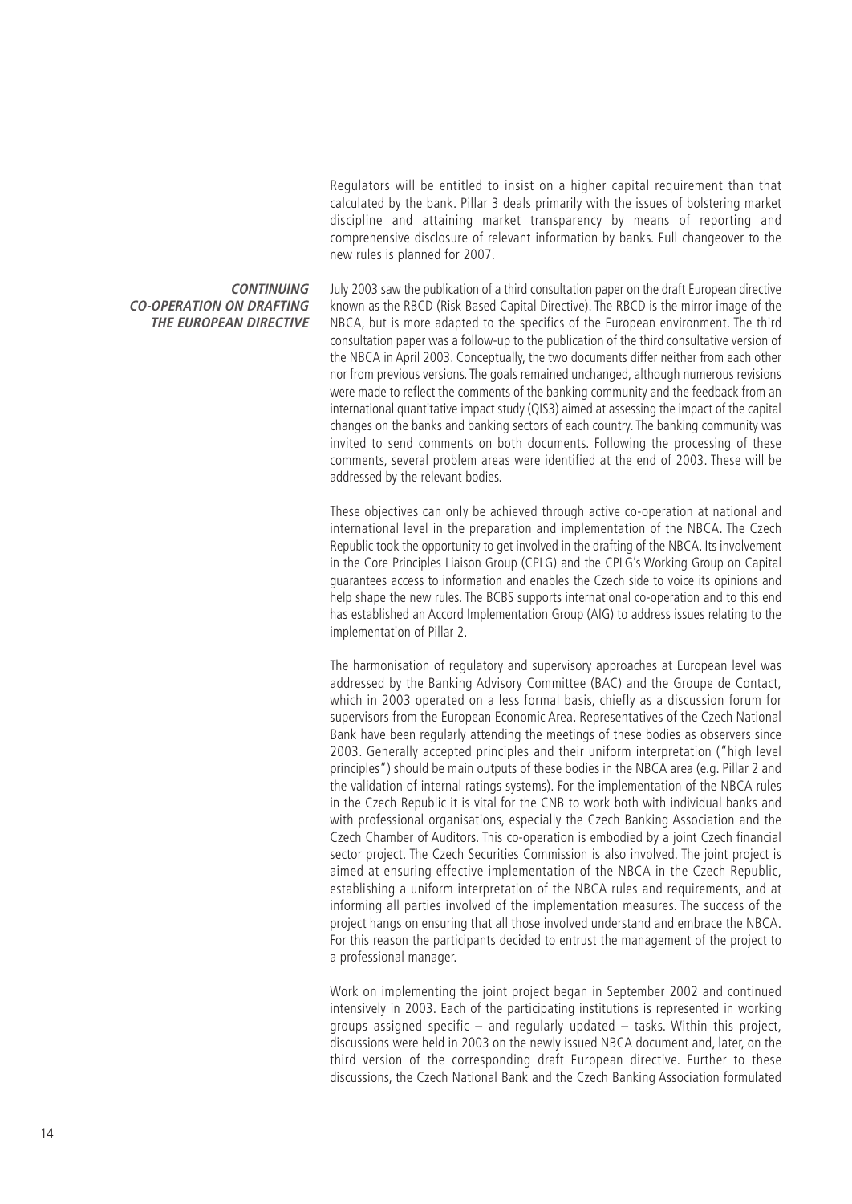Regulators will be entitled to insist on a higher capital requirement than that calculated by the bank. Pillar 3 deals primarily with the issues of bolstering market discipline and attaining market transparency by means of reporting and comprehensive disclosure of relevant information by banks. Full changeover to the new rules is planned for 2007.

### CONTINUING CO-OPERATION ON DRAFTING THE EUROPEAN DIRECTIVE

July 2003 saw the publication of a third consultation paper on the draft European directive known as the RBCD (Risk Based Capital Directive). The RBCD is the mirror image of the NBCA, but is more adapted to the specifics of the European environment. The third consultation paper was a follow-up to the publication of the third consultative version of the NBCA in April 2003. Conceptually, the two documents differ neither from each other nor from previous versions. The goals remained unchanged, although numerous revisions were made to reflect the comments of the banking community and the feedback from an international quantitative impact study (QIS3) aimed at assessing the impact of the capital changes on the banks and banking sectors of each country. The banking community was invited to send comments on both documents. Following the processing of these comments, several problem areas were identified at the end of 2003. These will be addressed by the relevant bodies.

These objectives can only be achieved through active co-operation at national and international level in the preparation and implementation of the NBCA. The Czech Republic took the opportunity to get involved in the drafting of the NBCA. Its involvement in the Core Principles Liaison Group (CPLG) and the CPLG's Working Group on Capital guarantees access to information and enables the Czech side to voice its opinions and help shape the new rules. The BCBS supports international co-operation and to this end has established an Accord Implementation Group (AIG) to address issues relating to the implementation of Pillar 2.

The harmonisation of regulatory and supervisory approaches at European level was addressed by the Banking Advisory Committee (BAC) and the Groupe de Contact, which in 2003 operated on a less formal basis, chiefly as a discussion forum for supervisors from the European Economic Area. Representatives of the Czech National Bank have been regularly attending the meetings of these bodies as observers since 2003. Generally accepted principles and their uniform interpretation ("high level principles") should be main outputs of these bodies in the NBCA area (e.g. Pillar 2 and the validation of internal ratings systems). For the implementation of the NBCA rules in the Czech Republic it is vital for the CNB to work both with individual banks and with professional organisations, especially the Czech Banking Association and the Czech Chamber of Auditors. This co-operation is embodied by a joint Czech financial sector project. The Czech Securities Commission is also involved. The joint project is aimed at ensuring effective implementation of the NBCA in the Czech Republic, establishing a uniform interpretation of the NBCA rules and requirements, and at informing all parties involved of the implementation measures. The success of the project hangs on ensuring that all those involved understand and embrace the NBCA. For this reason the participants decided to entrust the management of the project to a professional manager.

Work on implementing the joint project began in September 2002 and continued intensively in 2003. Each of the participating institutions is represented in working groups assigned specific – and regularly updated – tasks. Within this project, discussions were held in 2003 on the newly issued NBCA document and, later, on the third version of the corresponding draft European directive. Further to these discussions, the Czech National Bank and the Czech Banking Association formulated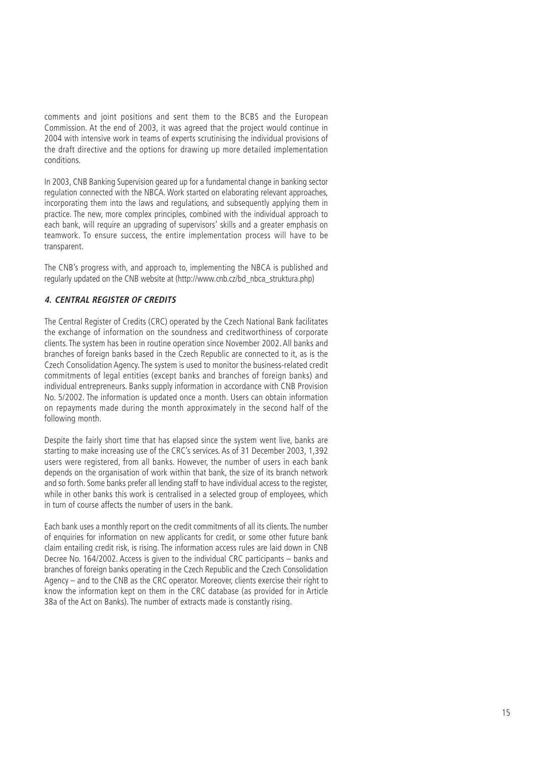comments and joint positions and sent them to the BCBS and the European Commission. At the end of 2003, it was agreed that the project would continue in 2004 with intensive work in teams of experts scrutinising the individual provisions of the draft directive and the options for drawing up more detailed implementation conditions.

In 2003, CNB Banking Supervision geared up for a fundamental change in banking sector regulation connected with the NBCA. Work started on elaborating relevant approaches, incorporating them into the laws and regulations, and subsequently applying them in practice. The new, more complex principles, combined with the individual approach to each bank, will require an upgrading of supervisors' skills and a greater emphasis on teamwork. To ensure success, the entire implementation process will have to be transparent.

The CNB's progress with, and approach to, implementing the NBCA is published and regularly updated on the CNB website at (http://www.cnb.cz/bd_nbca_struktura.php)

### *4. CENTRAL REGISTER OF CREDITS*

The Central Register of Credits (CRC) operated by the Czech National Bank facilitates the exchange of information on the soundness and creditworthiness of corporate clients. The system has been in routine operation since November 2002. All banks and branches of foreign banks based in the Czech Republic are connected to it, as is the Czech Consolidation Agency. The system is used to monitor the business-related credit commitments of legal entities (except banks and branches of foreign banks) and individual entrepreneurs. Banks supply information in accordance with CNB Provision No. 5/2002. The information is updated once a month. Users can obtain information on repayments made during the month approximately in the second half of the following month.

Despite the fairly short time that has elapsed since the system went live, banks are starting to make increasing use of the CRC's services. As of 31 December 2003, 1,392 users were registered, from all banks. However, the number of users in each bank depends on the organisation of work within that bank, the size of its branch network and so forth. Some banks prefer all lending staff to have individual access to the register, while in other banks this work is centralised in a selected group of employees, which in turn of course affects the number of users in the bank.

Each bank uses a monthly report on the credit commitments of all its clients. The number of enquiries for information on new applicants for credit, or some other future bank claim entailing credit risk, is rising. The information access rules are laid down in CNB Decree No. 164/2002. Access is given to the individual CRC participants – banks and branches of foreign banks operating in the Czech Republic and the Czech Consolidation Agency – and to the CNB as the CRC operator. Moreover, clients exercise their right to know the information kept on them in the CRC database (as provided for in Article 38a of the Act on Banks). The number of extracts made is constantly rising.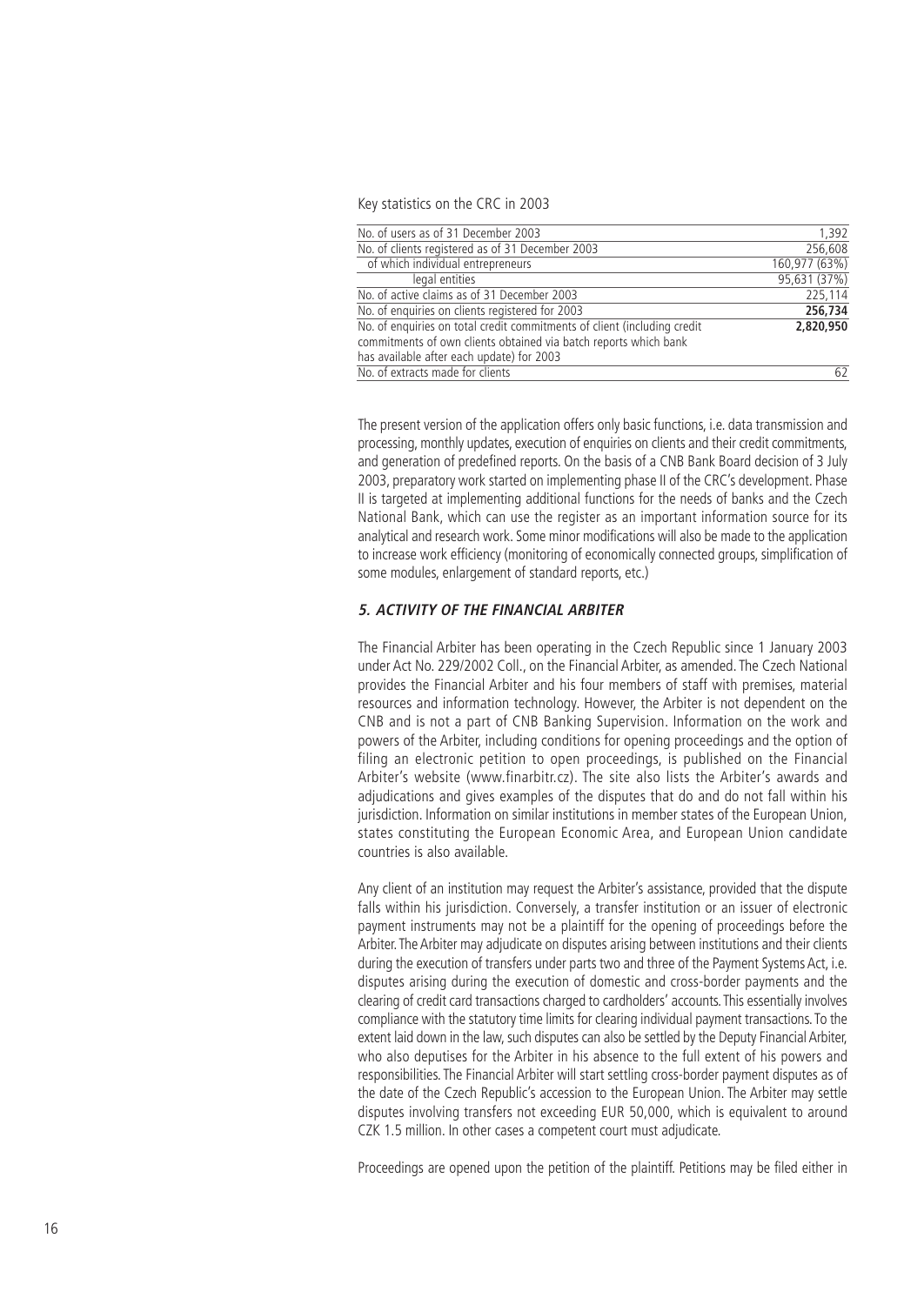Key statistics on the CRC in 2003

| | |
|---|---|
| No. of users as of 31 December 2003 | 1,392 |
| No. of clients registered as of 31 December 2003 | 256,608 |
| of which individual entrepreneurs | 160,977 (63%) |
| legal entities | 95,631 (37%) |
| No. of active claims as of 31 December 2003 | 225,114 |
| No. of enquiries on clients registered for 2003 | **256,734** |
| No. of enquiries on total credit commitments of client (including credit commitments of own clients obtained via batch reports which bank has available after each update) for 2003 | **2,820,950** |
| No. of extracts made for clients | 62 |

The present version of the application offers only basic functions, i.e. data transmission and processing, monthly updates, execution of enquiries on clients and their credit commitments, and generation of predefined reports. On the basis of a CNB Bank Board decision of 3 July 2003, preparatory work started on implementing phase II of the CRC's development. Phase II is targeted at implementing additional functions for the needs of banks and the Czech National Bank, which can use the register as an important information source for its analytical and research work. Some minor modifications will also be made to the application to increase work efficiency (monitoring of economically connected groups, simplification of some modules, enlargement of standard reports, etc.)

## *5. ACTIVITY OF THE FINANCIAL ARBITER*

The Financial Arbiter has been operating in the Czech Republic since 1 January 2003 under Act No. 229/2002 Coll., on the Financial Arbiter, as amended. The Czech National provides the Financial Arbiter and his four members of staff with premises, material resources and information technology. However, the Arbiter is not dependent on the CNB and is not a part of CNB Banking Supervision. Information on the work and powers of the Arbiter, including conditions for opening proceedings and the option of filing an electronic petition to open proceedings, is published on the Financial Arbiter's website (www.finarbitr.cz). The site also lists the Arbiter's awards and adjudications and gives examples of the disputes that do and do not fall within his jurisdiction. Information on similar institutions in member states of the European Union, states constituting the European Economic Area, and European Union candidate countries is also available.

Any client of an institution may request the Arbiter's assistance, provided that the dispute falls within his jurisdiction. Conversely, a transfer institution or an issuer of electronic payment instruments may not be a plaintiff for the opening of proceedings before the Arbiter. The Arbiter may adjudicate on disputes arising between institutions and their clients during the execution of transfers under parts two and three of the Payment Systems Act, i.e. disputes arising during the execution of domestic and cross-border payments and the clearing of credit card transactions charged to cardholders' accounts. This essentially involves compliance with the statutory time limits for clearing individual payment transactions. To the extent laid down in the law, such disputes can also be settled by the Deputy Financial Arbiter, who also deputises for the Arbiter in his absence to the full extent of his powers and responsibilities. The Financial Arbiter will start settling cross-border payment disputes as of the date of the Czech Republic's accession to the European Union. The Arbiter may settle disputes involving transfers not exceeding EUR 50,000, which is equivalent to around CZK 1.5 million. In other cases a competent court must adjudicate.

Proceedings are opened upon the petition of the plaintiff. Petitions may be filed either in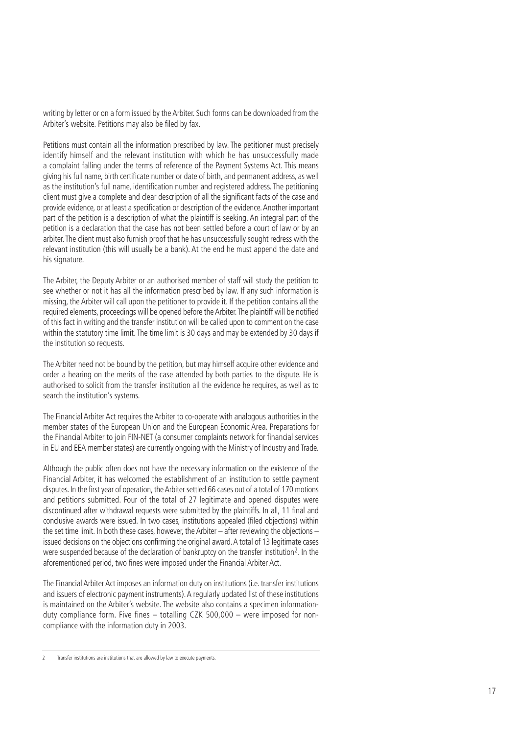writing by letter or on a form issued by the Arbiter. Such forms can be downloaded from the Arbiter's website. Petitions may also be filed by fax.

Petitions must contain all the information prescribed by law. The petitioner must precisely identify himself and the relevant institution with which he has unsuccessfully made a complaint falling under the terms of reference of the Payment Systems Act. This means giving his full name, birth certificate number or date of birth, and permanent address, as well as the institution's full name, identification number and registered address. The petitioning client must give a complete and clear description of all the significant facts of the case and provide evidence, or at least a specification or description of the evidence. Another important part of the petition is a description of what the plaintiff is seeking. An integral part of the petition is a declaration that the case has not been settled before a court of law or by an arbiter. The client must also furnish proof that he has unsuccessfully sought redress with the relevant institution (this will usually be a bank). At the end he must append the date and his signature.

The Arbiter, the Deputy Arbiter or an authorised member of staff will study the petition to see whether or not it has all the information prescribed by law. If any such information is missing, the Arbiter will call upon the petitioner to provide it. If the petition contains all the required elements, proceedings will be opened before the Arbiter. The plaintiff will be notified of this fact in writing and the transfer institution will be called upon to comment on the case within the statutory time limit. The time limit is 30 days and may be extended by 30 days if the institution so requests.

The Arbiter need not be bound by the petition, but may himself acquire other evidence and order a hearing on the merits of the case attended by both parties to the dispute. He is authorised to solicit from the transfer institution all the evidence he requires, as well as to search the institution's systems.

The Financial Arbiter Act requires the Arbiter to co-operate with analogous authorities in the member states of the European Union and the European Economic Area. Preparations for the Financial Arbiter to join FIN-NET (a consumer complaints network for financial services in EU and EEA member states) are currently ongoing with the Ministry of Industry and Trade.

Although the public often does not have the necessary information on the existence of the Financial Arbiter, it has welcomed the establishment of an institution to settle payment disputes. In the first year of operation, the Arbiter settled 66 cases out of a total of 170 motions and petitions submitted. Four of the total of 27 legitimate and opened disputes were discontinued after withdrawal requests were submitted by the plaintiffs. In all, 11 final and conclusive awards were issued. In two cases, institutions appealed (filed objections) within the set time limit. In both these cases, however, the Arbiter – after reviewing the objections – issued decisions on the objections confirming the original award. A total of 13 legitimate cases were suspended because of the declaration of bankruptcy on the transfer institution[2]. In the aforementioned period, two fines were imposed under the Financial Arbiter Act.

The Financial Arbiter Act imposes an information duty on institutions (i.e. transfer institutions and issuers of electronic payment instruments). A regularly updated list of these institutions is maintained on the Arbiter's website. The website also contains a specimen information-duty compliance form. Five fines – totalling CZK 500,000 – were imposed for non-compliance with the information duty in 2003.

---

2 Transfer institutions are institutions that are allowed by law to execute payments.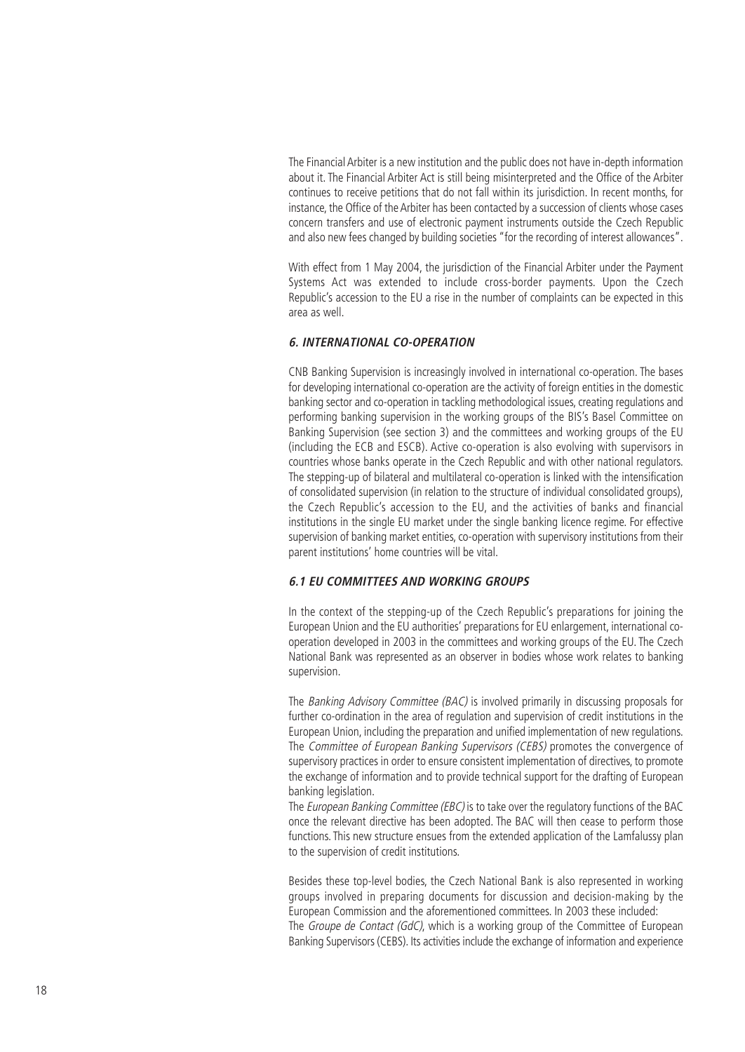The Financial Arbiter is a new institution and the public does not have in-depth information about it. The Financial Arbiter Act is still being misinterpreted and the Office of the Arbiter continues to receive petitions that do not fall within its jurisdiction. In recent months, for instance, the Office of the Arbiter has been contacted by a succession of clients whose cases concern transfers and use of electronic payment instruments outside the Czech Republic and also new fees changed by building societies "for the recording of interest allowances".

With effect from 1 May 2004, the jurisdiction of the Financial Arbiter under the Payment Systems Act was extended to include cross-border payments. Upon the Czech Republic's accession to the EU a rise in the number of complaints can be expected in this area as well.

## *6. INTERNATIONAL CO-OPERATION*

CNB Banking Supervision is increasingly involved in international co-operation. The bases for developing international co-operation are the activity of foreign entities in the domestic banking sector and co-operation in tackling methodological issues, creating regulations and performing banking supervision in the working groups of the BIS's Basel Committee on Banking Supervision (see section 3) and the committees and working groups of the EU (including the ECB and ESCB). Active co-operation is also evolving with supervisors in countries whose banks operate in the Czech Republic and with other national regulators. The stepping-up of bilateral and multilateral co-operation is linked with the intensification of consolidated supervision (in relation to the structure of individual consolidated groups), the Czech Republic's accession to the EU, and the activities of banks and financial institutions in the single EU market under the single banking licence regime. For effective supervision of banking market entities, co-operation with supervisory institutions from their parent institutions' home countries will be vital.

### *6.1 EU COMMITTEES AND WORKING GROUPS*

In the context of the stepping-up of the Czech Republic's preparations for joining the European Union and the EU authorities' preparations for EU enlargement, international co-operation developed in 2003 in the committees and working groups of the EU. The Czech National Bank was represented as an observer in bodies whose work relates to banking supervision.

The *Banking Advisory Committee (BAC)* is involved primarily in discussing proposals for further co-ordination in the area of regulation and supervision of credit institutions in the European Union, including the preparation and unified implementation of new regulations. The *Committee of European Banking Supervisors (CEBS)* promotes the convergence of supervisory practices in order to ensure consistent implementation of directives, to promote the exchange of information and to provide technical support for the drafting of European banking legislation.

The *European Banking Committee (EBC)* is to take over the regulatory functions of the BAC once the relevant directive has been adopted. The BAC will then cease to perform those functions. This new structure ensues from the extended application of the Lamfalussy plan to the supervision of credit institutions.

Besides these top-level bodies, the Czech National Bank is also represented in working groups involved in preparing documents for discussion and decision-making by the European Commission and the aforementioned committees. In 2003 these included:

The *Groupe de Contact (GdC)*, which is a working group of the Committee of European Banking Supervisors (CEBS). Its activities include the exchange of information and experience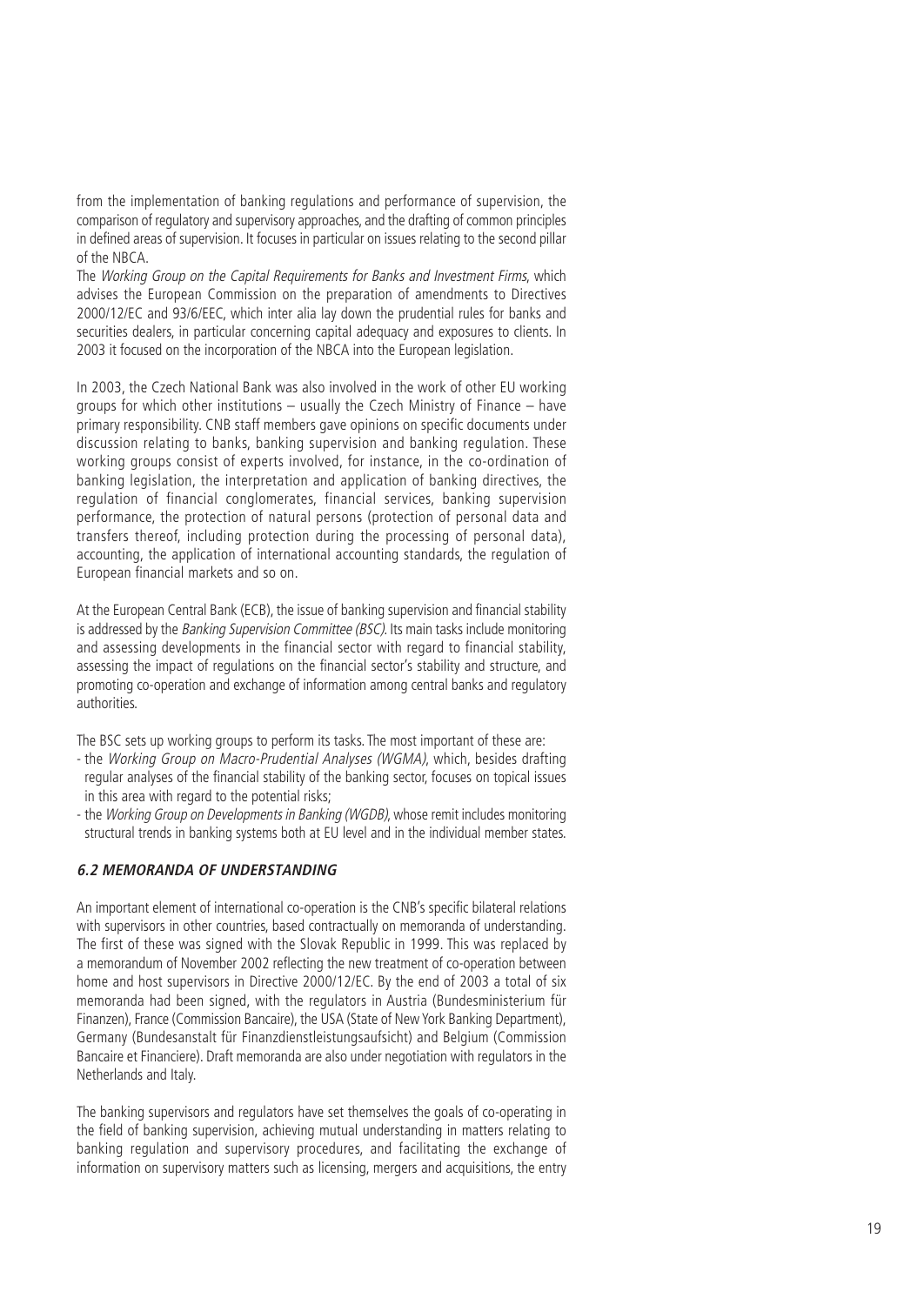from the implementation of banking regulations and performance of supervision, the comparison of regulatory and supervisory approaches, and the drafting of common principles in defined areas of supervision. It focuses in particular on issues relating to the second pillar of the NBCA.

The *Working Group on the Capital Requirements for Banks and Investment Firms*, which advises the European Commission on the preparation of amendments to Directives 2000/12/EC and 93/6/EEC, which inter alia lay down the prudential rules for banks and securities dealers, in particular concerning capital adequacy and exposures to clients. In 2003 it focused on the incorporation of the NBCA into the European legislation.

In 2003, the Czech National Bank was also involved in the work of other EU working groups for which other institutions – usually the Czech Ministry of Finance – have primary responsibility. CNB staff members gave opinions on specific documents under discussion relating to banks, banking supervision and banking regulation. These working groups consist of experts involved, for instance, in the co-ordination of banking legislation, the interpretation and application of banking directives, the regulation of financial conglomerates, financial services, banking supervision performance, the protection of natural persons (protection of personal data and transfers thereof, including protection during the processing of personal data), accounting, the application of international accounting standards, the regulation of European financial markets and so on.

At the European Central Bank (ECB), the issue of banking supervision and financial stability is addressed by the *Banking Supervision Committee (BSC)*. Its main tasks include monitoring and assessing developments in the financial sector with regard to financial stability, assessing the impact of regulations on the financial sector's stability and structure, and promoting co-operation and exchange of information among central banks and regulatory authorities.

The BSC sets up working groups to perform its tasks. The most important of these are:

- the *Working Group on Macro-Prudential Analyses (WGMA)*, which, besides drafting regular analyses of the financial stability of the banking sector, focuses on topical issues in this area with regard to the potential risks;
- the *Working Group on Developments in Banking (WGDB)*, whose remit includes monitoring structural trends in banking systems both at EU level and in the individual member states.

### *6.2 MEMORANDA OF UNDERSTANDING*

An important element of international co-operation is the CNB's specific bilateral relations with supervisors in other countries, based contractually on memoranda of understanding. The first of these was signed with the Slovak Republic in 1999. This was replaced by a memorandum of November 2002 reflecting the new treatment of co-operation between home and host supervisors in Directive 2000/12/EC. By the end of 2003 a total of six memoranda had been signed, with the regulators in Austria (Bundesministerium für Finanzen), France (Commission Bancaire), the USA (State of New York Banking Department), Germany (Bundesanstalt für Finanzdienstleistungsaufsicht) and Belgium (Commission Bancaire et Financiere). Draft memoranda are also under negotiation with regulators in the Netherlands and Italy.

The banking supervisors and regulators have set themselves the goals of co-operating in the field of banking supervision, achieving mutual understanding in matters relating to banking regulation and supervisory procedures, and facilitating the exchange of information on supervisory matters such as licensing, mergers and acquisitions, the entry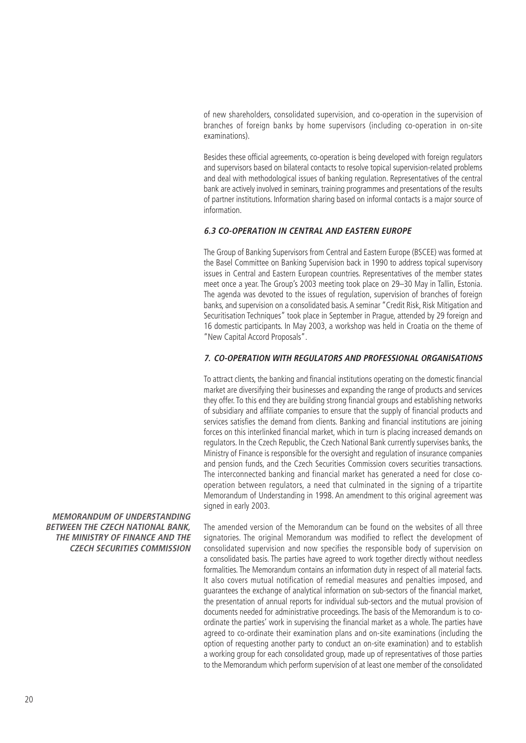of new shareholders, consolidated supervision, and co-operation in the supervision of branches of foreign banks by home supervisors (including co-operation in on-site examinations).

Besides these official agreements, co-operation is being developed with foreign regulators and supervisors based on bilateral contacts to resolve topical supervision-related problems and deal with methodological issues of banking regulation. Representatives of the central bank are actively involved in seminars, training programmes and presentations of the results of partner institutions. Information sharing based on informal contacts is a major source of information.

### *6.3 CO-OPERATION IN CENTRAL AND EASTERN EUROPE*

The Group of Banking Supervisors from Central and Eastern Europe (BSCEE) was formed at the Basel Committee on Banking Supervision back in 1990 to address topical supervisory issues in Central and Eastern European countries. Representatives of the member states meet once a year. The Group's 2003 meeting took place on 29–30 May in Tallin, Estonia. The agenda was devoted to the issues of regulation, supervision of branches of foreign banks, and supervision on a consolidated basis. A seminar "Credit Risk, Risk Mitigation and Securitisation Techniques" took place in September in Prague, attended by 29 foreign and 16 domestic participants. In May 2003, a workshop was held in Croatia on the theme of "New Capital Accord Proposals".

## *7. CO-OPERATION WITH REGULATORS AND PROFESSIONAL ORGANISATIONS*

To attract clients, the banking and financial institutions operating on the domestic financial market are diversifying their businesses and expanding the range of products and services they offer. To this end they are building strong financial groups and establishing networks of subsidiary and affiliate companies to ensure that the supply of financial products and services satisfies the demand from clients. Banking and financial institutions are joining forces on this interlinked financial market, which in turn is placing increased demands on regulators. In the Czech Republic, the Czech National Bank currently supervises banks, the Ministry of Finance is responsible for the oversight and regulation of insurance companies and pension funds, and the Czech Securities Commission covers securities transactions. The interconnected banking and financial market has generated a need for close co-operation between regulators, a need that culminated in the signing of a tripartite Memorandum of Understanding in 1998. An amendment to this original agreement was signed in early 2003.

***MEMORANDUM OF UNDERSTANDING BETWEEN THE CZECH NATIONAL BANK, THE MINISTRY OF FINANCE AND THE CZECH SECURITIES COMMISSION***

The amended version of the Memorandum can be found on the websites of all three signatories. The original Memorandum was modified to reflect the development of consolidated supervision and now specifies the responsible body of supervision on a consolidated basis. The parties have agreed to work together directly without needless formalities. The Memorandum contains an information duty in respect of all material facts. It also covers mutual notification of remedial measures and penalties imposed, and guarantees the exchange of analytical information on sub-sectors of the financial market, the presentation of annual reports for individual sub-sectors and the mutual provision of documents needed for administrative proceedings. The basis of the Memorandum is to co-ordinate the parties' work in supervising the financial market as a whole. The parties have agreed to co-ordinate their examination plans and on-site examinations (including the option of requesting another party to conduct an on-site examination) and to establish a working group for each consolidated group, made up of representatives of those parties to the Memorandum which perform supervision of at least one member of the consolidated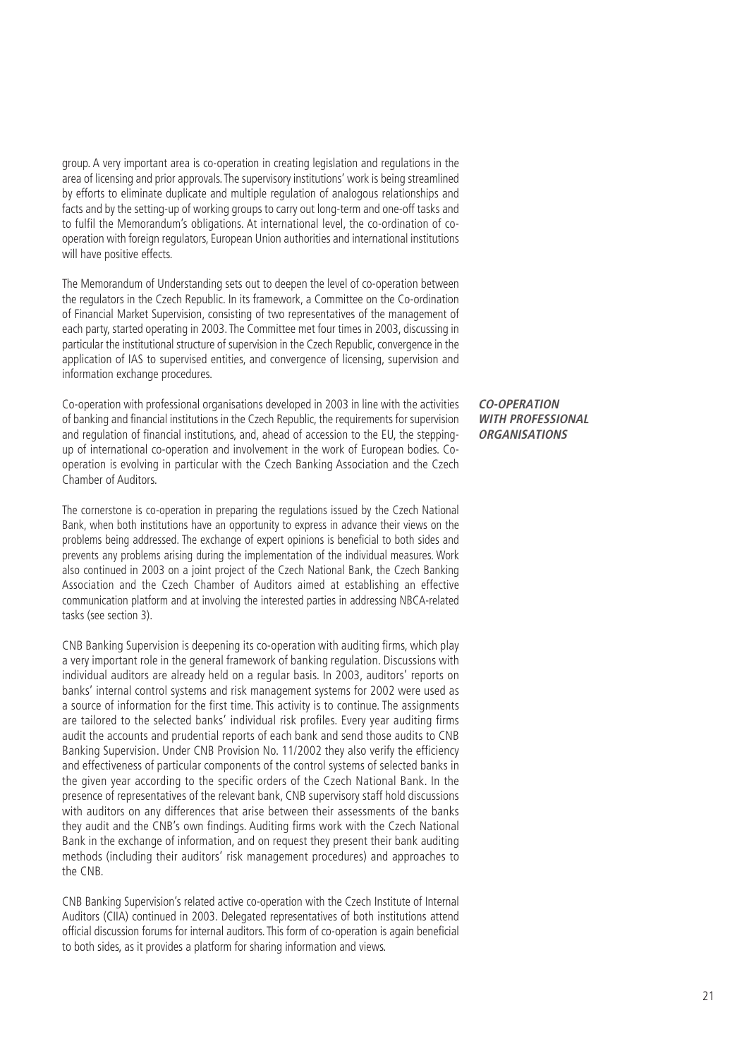group. A very important area is co-operation in creating legislation and regulations in the area of licensing and prior approvals. The supervisory institutions' work is being streamlined by efforts to eliminate duplicate and multiple regulation of analogous relationships and facts and by the setting-up of working groups to carry out long-term and one-off tasks and to fulfil the Memorandum's obligations. At international level, the co-ordination of co-operation with foreign regulators, European Union authorities and international institutions will have positive effects.

The Memorandum of Understanding sets out to deepen the level of co-operation between the regulators in the Czech Republic. In its framework, a Committee on the Co-ordination of Financial Market Supervision, consisting of two representatives of the management of each party, started operating in 2003. The Committee met four times in 2003, discussing in particular the institutional structure of supervision in the Czech Republic, convergence in the application of IAS to supervised entities, and convergence of licensing, supervision and information exchange procedures.

### *CO-OPERATION WITH PROFESSIONAL ORGANISATIONS*

Co-operation with professional organisations developed in 2003 in line with the activities of banking and financial institutions in the Czech Republic, the requirements for supervision and regulation of financial institutions, and, ahead of accession to the EU, the stepping-up of international co-operation and involvement in the work of European bodies. Co-operation is evolving in particular with the Czech Banking Association and the Czech Chamber of Auditors.

The cornerstone is co-operation in preparing the regulations issued by the Czech National Bank, when both institutions have an opportunity to express in advance their views on the problems being addressed. The exchange of expert opinions is beneficial to both sides and prevents any problems arising during the implementation of the individual measures. Work also continued in 2003 on a joint project of the Czech National Bank, the Czech Banking Association and the Czech Chamber of Auditors aimed at establishing an effective communication platform and at involving the interested parties in addressing NBCA-related tasks (see section 3).

CNB Banking Supervision is deepening its co-operation with auditing firms, which play a very important role in the general framework of banking regulation. Discussions with individual auditors are already held on a regular basis. In 2003, auditors' reports on banks' internal control systems and risk management systems for 2002 were used as a source of information for the first time. This activity is to continue. The assignments are tailored to the selected banks' individual risk profiles. Every year auditing firms audit the accounts and prudential reports of each bank and send those audits to CNB Banking Supervision. Under CNB Provision No. 11/2002 they also verify the efficiency and effectiveness of particular components of the control systems of selected banks in the given year according to the specific orders of the Czech National Bank. In the presence of representatives of the relevant bank, CNB supervisory staff hold discussions with auditors on any differences that arise between their assessments of the banks they audit and the CNB's own findings. Auditing firms work with the Czech National Bank in the exchange of information, and on request they present their bank auditing methods (including their auditors' risk management procedures) and approaches to the CNB.

CNB Banking Supervision's related active co-operation with the Czech Institute of Internal Auditors (CIIA) continued in 2003. Delegated representatives of both institutions attend official discussion forums for internal auditors. This form of co-operation is again beneficial to both sides, as it provides a platform for sharing information and views.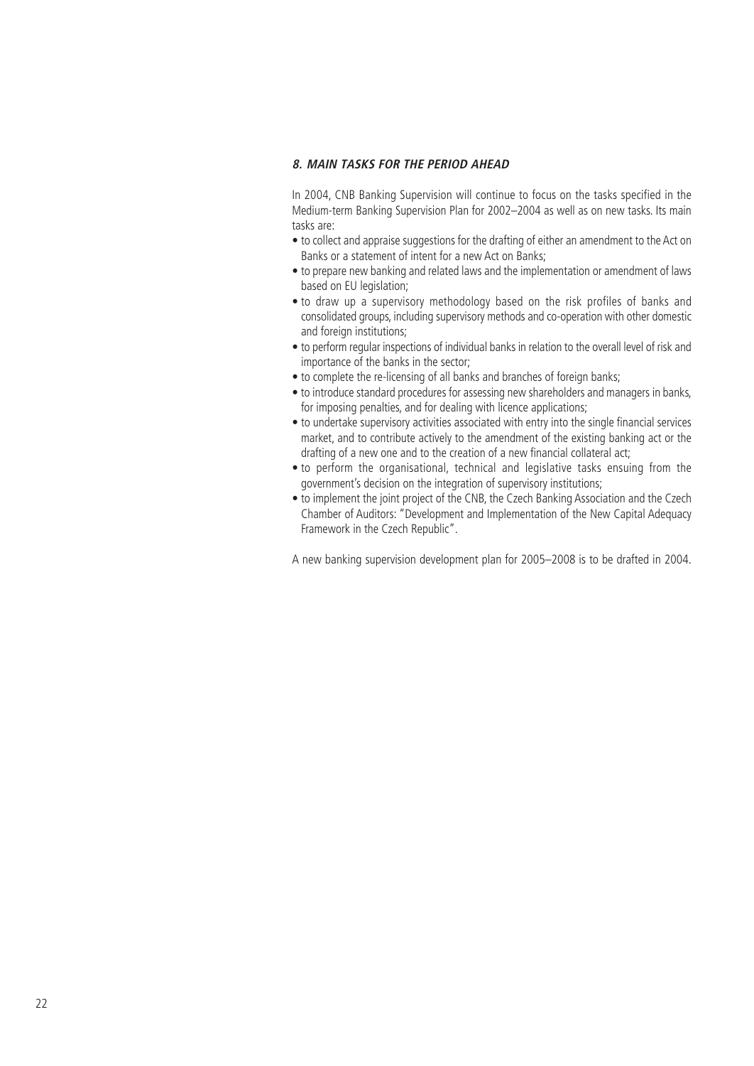### *8. MAIN TASKS FOR THE PERIOD AHEAD*

In 2004, CNB Banking Supervision will continue to focus on the tasks specified in the Medium-term Banking Supervision Plan for 2002–2004 as well as on new tasks. Its main tasks are:

- to collect and appraise suggestions for the drafting of either an amendment to the Act on Banks or a statement of intent for a new Act on Banks;
- to prepare new banking and related laws and the implementation or amendment of laws based on EU legislation;
- to draw up a supervisory methodology based on the risk profiles of banks and consolidated groups, including supervisory methods and co-operation with other domestic and foreign institutions;
- to perform regular inspections of individual banks in relation to the overall level of risk and importance of the banks in the sector;
- to complete the re-licensing of all banks and branches of foreign banks;
- to introduce standard procedures for assessing new shareholders and managers in banks, for imposing penalties, and for dealing with licence applications;
- to undertake supervisory activities associated with entry into the single financial services market, and to contribute actively to the amendment of the existing banking act or the drafting of a new one and to the creation of a new financial collateral act;
- to perform the organisational, technical and legislative tasks ensuing from the government's decision on the integration of supervisory institutions;
- to implement the joint project of the CNB, the Czech Banking Association and the Czech Chamber of Auditors: "Development and Implementation of the New Capital Adequacy Framework in the Czech Republic".

A new banking supervision development plan for 2005–2008 is to be drafted in 2004.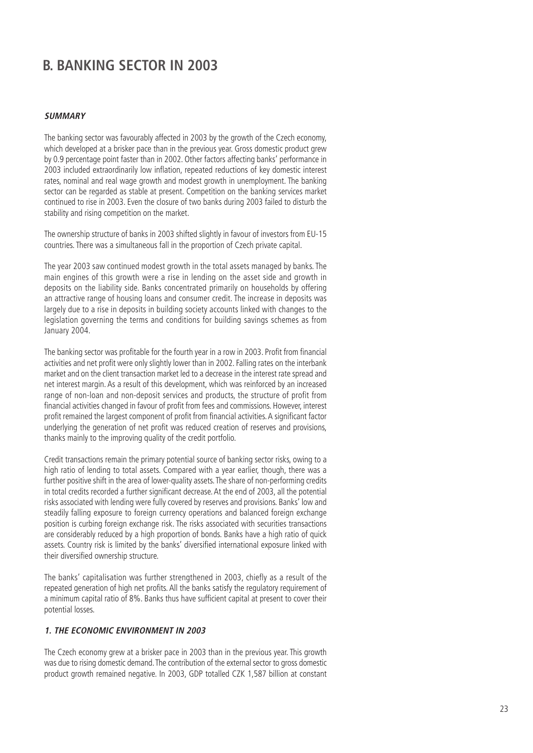# B. BANKING SECTOR IN 2003

### *SUMMARY*

The banking sector was favourably affected in 2003 by the growth of the Czech economy, which developed at a brisker pace than in the previous year. Gross domestic product grew by 0.9 percentage point faster than in 2002. Other factors affecting banks' performance in 2003 included extraordinarily low inflation, repeated reductions of key domestic interest rates, nominal and real wage growth and modest growth in unemployment. The banking sector can be regarded as stable at present. Competition on the banking services market continued to rise in 2003. Even the closure of two banks during 2003 failed to disturb the stability and rising competition on the market.

The ownership structure of banks in 2003 shifted slightly in favour of investors from EU-15 countries. There was a simultaneous fall in the proportion of Czech private capital.

The year 2003 saw continued modest growth in the total assets managed by banks. The main engines of this growth were a rise in lending on the asset side and growth in deposits on the liability side. Banks concentrated primarily on households by offering an attractive range of housing loans and consumer credit. The increase in deposits was largely due to a rise in deposits in building society accounts linked with changes to the legislation governing the terms and conditions for building savings schemes as from January 2004.

The banking sector was profitable for the fourth year in a row in 2003. Profit from financial activities and net profit were only slightly lower than in 2002. Falling rates on the interbank market and on the client transaction market led to a decrease in the interest rate spread and net interest margin. As a result of this development, which was reinforced by an increased range of non-loan and non-deposit services and products, the structure of profit from financial activities changed in favour of profit from fees and commissions. However, interest profit remained the largest component of profit from financial activities. A significant factor underlying the generation of net profit was reduced creation of reserves and provisions, thanks mainly to the improving quality of the credit portfolio.

Credit transactions remain the primary potential source of banking sector risks, owing to a high ratio of lending to total assets. Compared with a year earlier, though, there was a further positive shift in the area of lower-quality assets. The share of non-performing credits in total credits recorded a further significant decrease. At the end of 2003, all the potential risks associated with lending were fully covered by reserves and provisions. Banks' low and steadily falling exposure to foreign currency operations and balanced foreign exchange position is curbing foreign exchange risk. The risks associated with securities transactions are considerably reduced by a high proportion of bonds. Banks have a high ratio of quick assets. Country risk is limited by the banks' diversified international exposure linked with their diversified ownership structure.

The banks' capitalisation was further strengthened in 2003, chiefly as a result of the repeated generation of high net profits. All the banks satisfy the regulatory requirement of a minimum capital ratio of 8%. Banks thus have sufficient capital at present to cover their potential losses.

### *1. THE ECONOMIC ENVIRONMENT IN 2003*

The Czech economy grew at a brisker pace in 2003 than in the previous year. This growth was due to rising domestic demand. The contribution of the external sector to gross domestic product growth remained negative. In 2003, GDP totalled CZK 1,587 billion at constant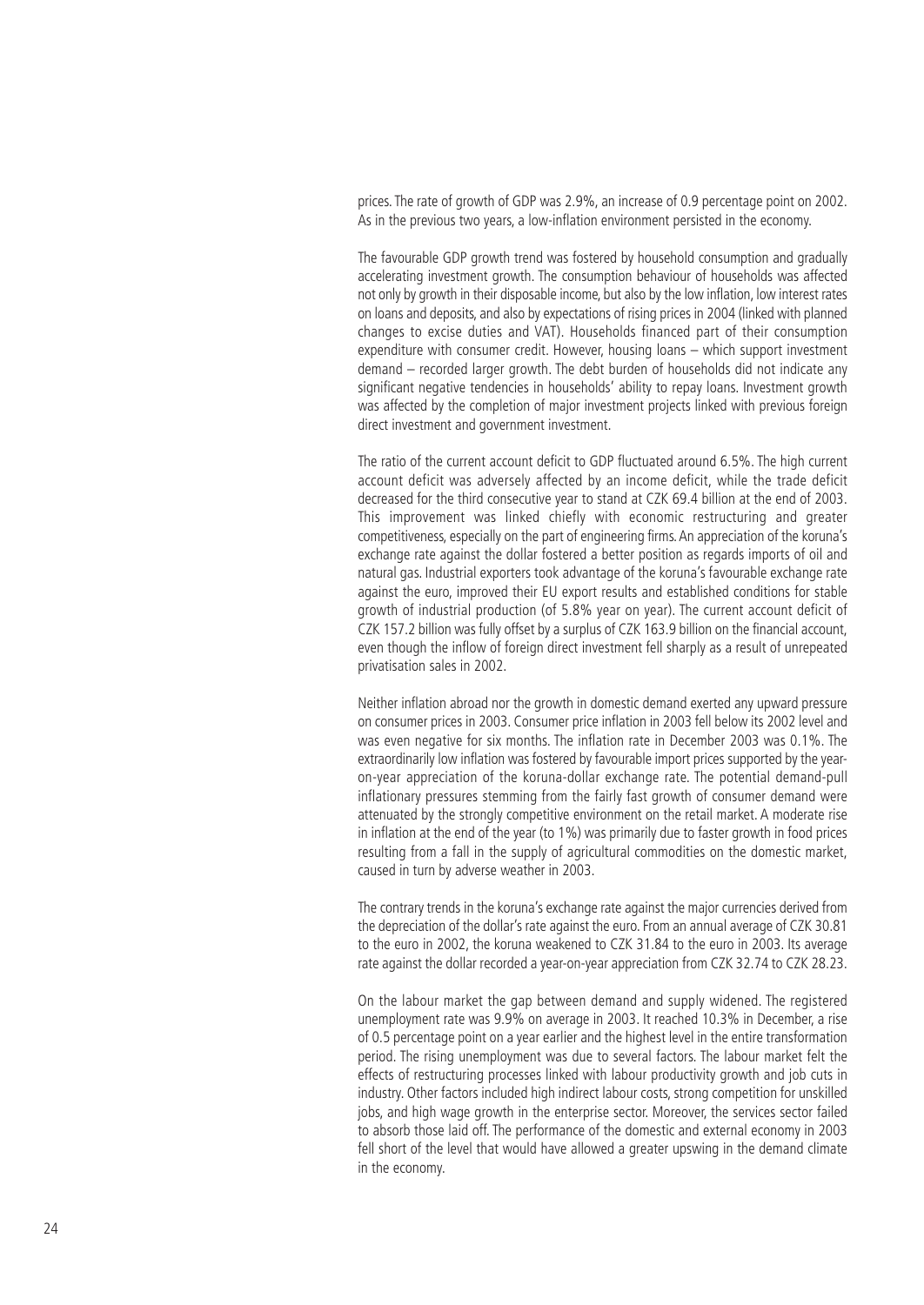prices. The rate of growth of GDP was 2.9%, an increase of 0.9 percentage point on 2002. As in the previous two years, a low-inflation environment persisted in the economy.

The favourable GDP growth trend was fostered by household consumption and gradually accelerating investment growth. The consumption behaviour of households was affected not only by growth in their disposable income, but also by the low inflation, low interest rates on loans and deposits, and also by expectations of rising prices in 2004 (linked with planned changes to excise duties and VAT). Households financed part of their consumption expenditure with consumer credit. However, housing loans – which support investment demand – recorded larger growth. The debt burden of households did not indicate any significant negative tendencies in households' ability to repay loans. Investment growth was affected by the completion of major investment projects linked with previous foreign direct investment and government investment.

The ratio of the current account deficit to GDP fluctuated around 6.5%. The high current account deficit was adversely affected by an income deficit, while the trade deficit decreased for the third consecutive year to stand at CZK 69.4 billion at the end of 2003. This improvement was linked chiefly with economic restructuring and greater competitiveness, especially on the part of engineering firms. An appreciation of the koruna's exchange rate against the dollar fostered a better position as regards imports of oil and natural gas. Industrial exporters took advantage of the koruna's favourable exchange rate against the euro, improved their EU export results and established conditions for stable growth of industrial production (of 5.8% year on year). The current account deficit of CZK 157.2 billion was fully offset by a surplus of CZK 163.9 billion on the financial account, even though the inflow of foreign direct investment fell sharply as a result of unrepeated privatisation sales in 2002.

Neither inflation abroad nor the growth in domestic demand exerted any upward pressure on consumer prices in 2003. Consumer price inflation in 2003 fell below its 2002 level and was even negative for six months. The inflation rate in December 2003 was 0.1%. The extraordinarily low inflation was fostered by favourable import prices supported by the year-on-year appreciation of the koruna-dollar exchange rate. The potential demand-pull inflationary pressures stemming from the fairly fast growth of consumer demand were attenuated by the strongly competitive environment on the retail market. A moderate rise in inflation at the end of the year (to 1%) was primarily due to faster growth in food prices resulting from a fall in the supply of agricultural commodities on the domestic market, caused in turn by adverse weather in 2003.

The contrary trends in the koruna's exchange rate against the major currencies derived from the depreciation of the dollar's rate against the euro. From an annual average of CZK 30.81 to the euro in 2002, the koruna weakened to CZK 31.84 to the euro in 2003. Its average rate against the dollar recorded a year-on-year appreciation from CZK 32.74 to CZK 28.23.

On the labour market the gap between demand and supply widened. The registered unemployment rate was 9.9% on average in 2003. It reached 10.3% in December, a rise of 0.5 percentage point on a year earlier and the highest level in the entire transformation period. The rising unemployment was due to several factors. The labour market felt the effects of restructuring processes linked with labour productivity growth and job cuts in industry. Other factors included high indirect labour costs, strong competition for unskilled jobs, and high wage growth in the enterprise sector. Moreover, the services sector failed to absorb those laid off. The performance of the domestic and external economy in 2003 fell short of the level that would have allowed a greater upswing in the demand climate in the economy.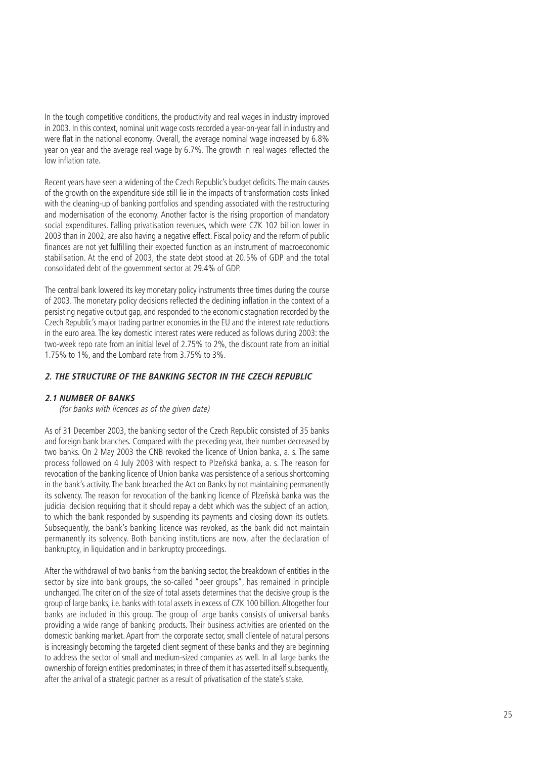In the tough competitive conditions, the productivity and real wages in industry improved in 2003. In this context, nominal unit wage costs recorded a year-on-year fall in industry and were flat in the national economy. Overall, the average nominal wage increased by 6.8% year on year and the average real wage by 6.7%. The growth in real wages reflected the low inflation rate.

Recent years have seen a widening of the Czech Republic's budget deficits. The main causes of the growth on the expenditure side still lie in the impacts of transformation costs linked with the cleaning-up of banking portfolios and spending associated with the restructuring and modernisation of the economy. Another factor is the rising proportion of mandatory social expenditures. Falling privatisation revenues, which were CZK 102 billion lower in 2003 than in 2002, are also having a negative effect. Fiscal policy and the reform of public finances are not yet fulfilling their expected function as an instrument of macroeconomic stabilisation. At the end of 2003, the state debt stood at 20.5% of GDP and the total consolidated debt of the government sector at 29.4% of GDP.

The central bank lowered its key monetary policy instruments three times during the course of 2003. The monetary policy decisions reflected the declining inflation in the context of a persisting negative output gap, and responded to the economic stagnation recorded by the Czech Republic's major trading partner economies in the EU and the interest rate reductions in the euro area. The key domestic interest rates were reduced as follows during 2003: the two-week repo rate from an initial level of 2.75% to 2%, the discount rate from an initial 1.75% to 1%, and the Lombard rate from 3.75% to 3%.

## *2. THE STRUCTURE OF THE BANKING SECTOR IN THE CZECH REPUBLIC*

### *2.1 NUMBER OF BANKS*

*(for banks with licences as of the given date)*

As of 31 December 2003, the banking sector of the Czech Republic consisted of 35 banks and foreign bank branches. Compared with the preceding year, their number decreased by two banks. On 2 May 2003 the CNB revoked the licence of Union banka, a. s. The same process followed on 4 July 2003 with respect to Plzeňská banka, a. s. The reason for revocation of the banking licence of Union banka was persistence of a serious shortcoming in the bank's activity. The bank breached the Act on Banks by not maintaining permanently its solvency. The reason for revocation of the banking licence of Plzeňská banka was the judicial decision requiring that it should repay a debt which was the subject of an action, to which the bank responded by suspending its payments and closing down its outlets. Subsequently, the bank's banking licence was revoked, as the bank did not maintain permanently its solvency. Both banking institutions are now, after the declaration of bankruptcy, in liquidation and in bankruptcy proceedings.

After the withdrawal of two banks from the banking sector, the breakdown of entities in the sector by size into bank groups, the so-called "peer groups", has remained in principle unchanged. The criterion of the size of total assets determines that the decisive group is the group of large banks, i.e. banks with total assets in excess of CZK 100 billion. Altogether four banks are included in this group. The group of large banks consists of universal banks providing a wide range of banking products. Their business activities are oriented on the domestic banking market. Apart from the corporate sector, small clientele of natural persons is increasingly becoming the targeted client segment of these banks and they are beginning to address the sector of small and medium-sized companies as well. In all large banks the ownership of foreign entities predominates; in three of them it has asserted itself subsequently, after the arrival of a strategic partner as a result of privatisation of the state's stake.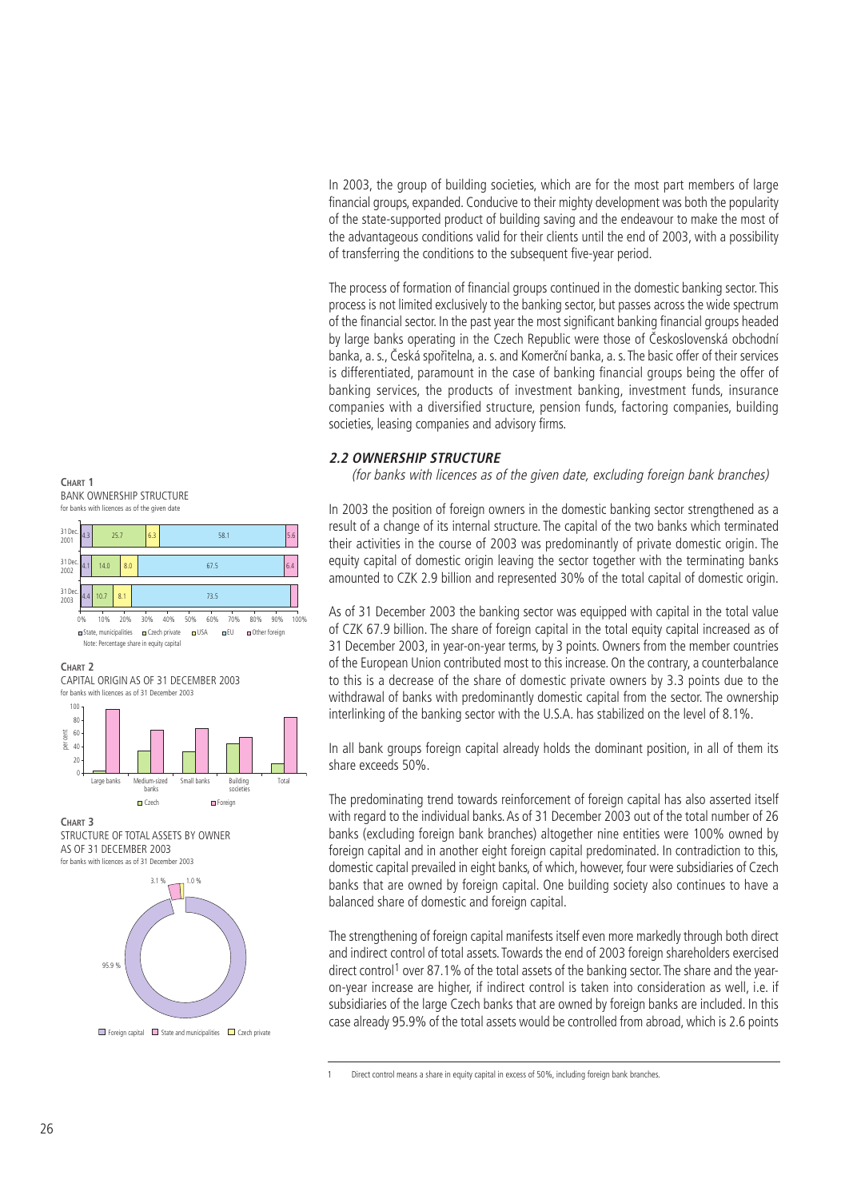In 2003, the group of building societies, which are for the most part members of large financial groups, expanded. Conducive to their mighty development was both the popularity of the state-supported product of building saving and the endeavour to make the most of the advantageous conditions valid for their clients until the end of 2003, with a possibility of transferring the conditions to the subsequent five-year period.

The process of formation of financial groups continued in the domestic banking sector. This process is not limited exclusively to the banking sector, but passes across the wide spectrum of the financial sector. In the past year the most significant banking financial groups headed by large banks operating in the Czech Republic were those of Československá obchodní banka, a. s., Česká spořitelna, a. s. and Komerční banka, a. s. The basic offer of their services is differentiated, paramount in the case of banking financial groups being the offer of banking services, the products of investment banking, investment funds, insurance companies with a diversified structure, pension funds, factoring companies, building societies, leasing companies and advisory firms.

**CHART 1**
BANK OWNERSHIP STRUCTURE
for banks with licences as of the given date

| | State, municipalities | Czech private | USA | EU | Other foreign |
|---|---|---|---|---|---|
| 31 Dec. 2001 | 4.3 | 25.7 | 6.3 | 58.1 | 5.6 |
| 31 Dec. 2002 | 4.1 | 14.0 | 8.0 | 67.5 | 6.4 |
| 31 Dec. 2003 | 4.4 | 10.7 | 8.1 | 73.5 | |

Note: Percentage share in equity capital

**CHART 2**
CAPITAL ORIGIN AS OF 31 DECEMBER 2003
for banks with licences as of 31 December 2003

**CHART 3**
STRUCTURE OF TOTAL ASSETS BY OWNER AS OF 31 DECEMBER 2003
for banks with licences as of 31 December 2003

Foreign capital 95.9 %; State and municipalities 3.1 %; Czech private 1.0 %

### *2.2 OWNERSHIP STRUCTURE*

*(for banks with licences as of the given date, excluding foreign bank branches)*

In 2003 the position of foreign owners in the domestic banking sector strengthened as a result of a change of its internal structure. The capital of the two banks which terminated their activities in the course of 2003 was predominantly of private domestic origin. The equity capital of domestic origin leaving the sector together with the terminating banks amounted to CZK 2.9 billion and represented 30% of the total capital of domestic origin.

As of 31 December 2003 the banking sector was equipped with capital in the total value of CZK 67.9 billion. The share of foreign capital in the total equity capital increased as of 31 December 2003, in year-on-year terms, by 3 points. Owners from the member countries of the European Union contributed most to this increase. On the contrary, a counterbalance to this is a decrease of the share of domestic private owners by 3.3 points due to the withdrawal of banks with predominantly domestic capital from the sector. The ownership interlinking of the banking sector with the U.S.A. has stabilized on the level of 8.1%.

In all bank groups foreign capital already holds the dominant position, in all of them its share exceeds 50%.

The predominating trend towards reinforcement of foreign capital has also asserted itself with regard to the individual banks. As of 31 December 2003 out of the total number of 26 banks (excluding foreign bank branches) altogether nine entities were 100% owned by foreign capital and in another eight foreign capital predominated. In contradiction to this, domestic capital prevailed in eight banks, of which, however, four were subsidiaries of Czech banks that are owned by foreign capital. One building society also continues to have a balanced share of domestic and foreign capital.

The strengthening of foreign capital manifests itself even more markedly through both direct and indirect control of total assets. Towards the end of 2003 foreign shareholders exercised direct control[1] over 87.1% of the total assets of the banking sector. The share and the year-on-year increase are higher, if indirect control is taken into consideration as well, i.e. if subsidiaries of the large Czech banks that are owned by foreign banks are included. In this case already 95.9% of the total assets would be controlled from abroad, which is 2.6 points

[1] Direct control means a share in equity capital in excess of 50%, including foreign bank branches.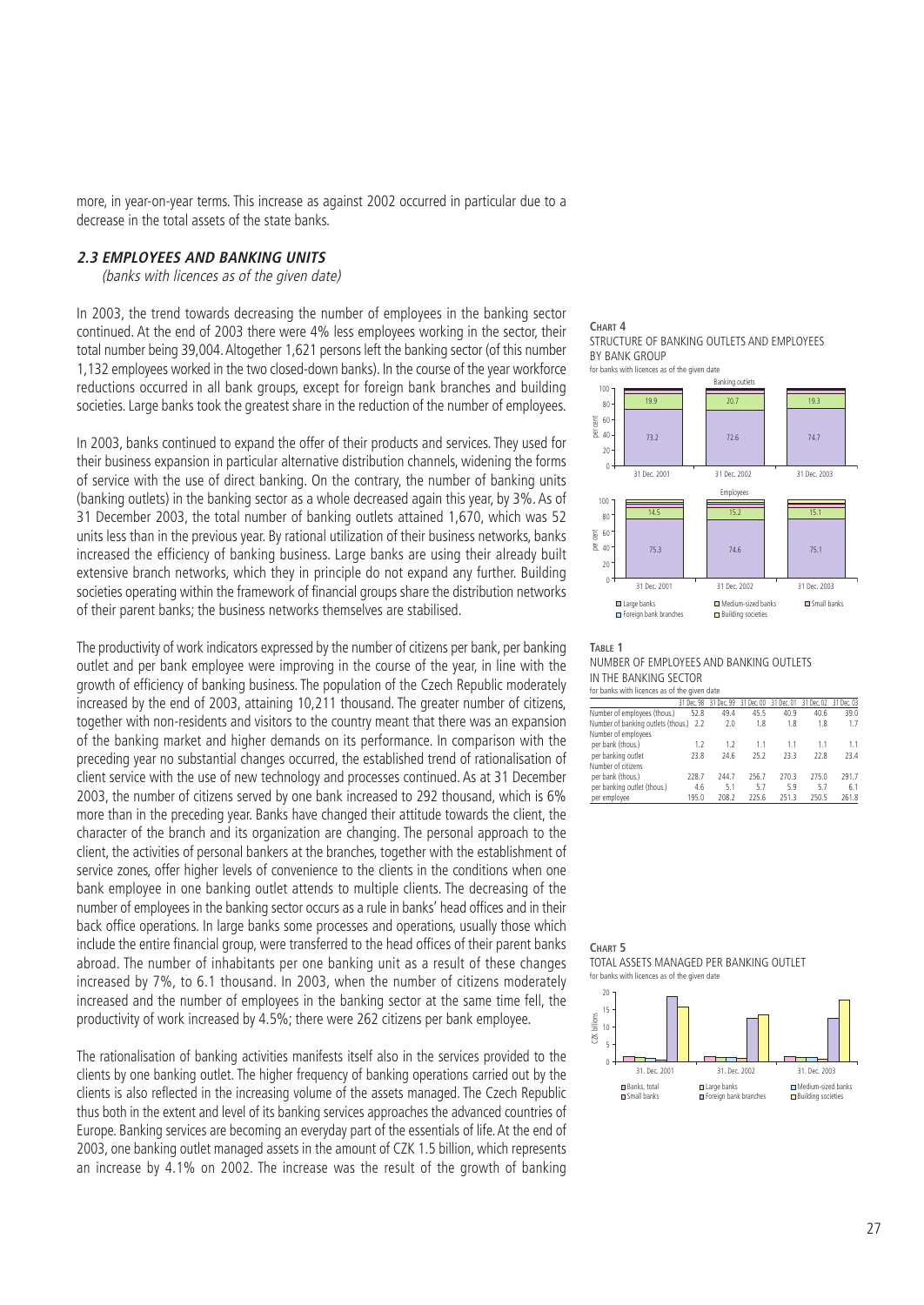more, in year-on-year terms. This increase as against 2002 occurred in particular due to a decrease in the total assets of the state banks.

### *2.3 EMPLOYEES AND BANKING UNITS*

*(banks with licences as of the given date)*

In 2003, the trend towards decreasing the number of employees in the banking sector continued. At the end of 2003 there were 4% less employees working in the sector, their total number being 39,004. Altogether 1,621 persons left the banking sector (of this number 1,132 employees worked in the two closed-down banks). In the course of the year workforce reductions occurred in all bank groups, except for foreign bank branches and building societies. Large banks took the greatest share in the reduction of the number of employees.

In 2003, banks continued to expand the offer of their products and services. They used for their business expansion in particular alternative distribution channels, widening the forms of service with the use of direct banking. On the contrary, the number of banking units (banking outlets) in the banking sector as a whole decreased again this year, by 3%. As of 31 December 2003, the total number of banking outlets attained 1,670, which was 52 units less than in the previous year. By rational utilization of their business networks, banks increased the efficiency of banking business. Large banks are using their already built extensive branch networks, which they in principle do not expand any further. Building societies operating within the framework of financial groups share the distribution networks of their parent banks; the business networks themselves are stabilised.

The productivity of work indicators expressed by the number of citizens per bank, per banking outlet and per bank employee were improving in the course of the year, in line with the growth of efficiency of banking business. The population of the Czech Republic moderately increased by the end of 2003, attaining 10,211 thousand. The greater number of citizens, together with non-residents and visitors to the country meant that there was an expansion of the banking market and higher demands on its performance. In comparison with the preceding year no substantial changes occurred, the established trend of rationalisation of client service with the use of new technology and processes continued. As at 31 December 2003, the number of citizens served by one bank increased to 292 thousand, which is 6% more than in the preceding year. Banks have changed their attitude towards the client, the character of the branch and its organization are changing. The personal approach to the client, the activities of personal bankers at the branches, together with the establishment of service zones, offer higher levels of convenience to the clients in the conditions when one bank employee in one banking outlet attends to multiple clients. The decreasing of the number of employees in the banking sector occurs as a rule in banks' head offices and in their back office operations. In large banks some processes and operations, usually those which include the entire financial group, were transferred to the head offices of their parent banks abroad. The number of inhabitants per one banking unit as a result of these changes increased by 7%, to 6.1 thousand. In 2003, when the number of citizens moderately increased and the number of employees in the banking sector at the same time fell, the productivity of work increased by 4.5%; there were 262 citizens per bank employee.

The rationalisation of banking activities manifests itself also in the services provided to the clients by one banking outlet. The higher frequency of banking operations carried out by the clients is also reflected in the increasing volume of the assets managed. The Czech Republic thus both in the extent and level of its banking services approaches the advanced countries of Europe. Banking services are becoming an everyday part of the essentials of life. At the end of 2003, one banking outlet managed assets in the amount of CZK 1.5 billion, which represents an increase by 4.1% on 2002. The increase was the result of the growth of banking

**CHART 4**
STRUCTURE OF BANKING OUTLETS AND EMPLOYEES BY BANK GROUP
for banks with licences as of the given date

**TABLE 1**
NUMBER OF EMPLOYEES AND BANKING OUTLETS IN THE BANKING SECTOR
for banks with licences as of the given date

| | 31 Dec. 98 | 31 Dec. 99 | 31 Dec. 00 | 31 Dec. 01 | 31 Dec. 02 | 31 Dec. 03 |
|---|---|---|---|---|---|---|
| Number of employees (thous.) | 52.8 | 49.4 | 45.5 | 40.9 | 40.6 | 39.0 |
| Number of banking outlets (thous.) | 2.2 | 2.0 | 1.8 | 1.8 | 1.8 | 1.7 |
| Number of employees | | | | | | |
| per bank (thous.) | 1.2 | 1.2 | 1.1 | 1.1 | 1.1 | 1.1 |
| per banking outlet | 23.8 | 24.6 | 25.2 | 23.3 | 22.8 | 23.4 |
| Number of citizens | | | | | | |
| per bank (thous.) | 228.7 | 244.7 | 256.7 | 270.3 | 275.0 | 291.7 |
| per banking outlet (thous.) | 4.6 | 5.1 | 5.7 | 5.9 | 5.7 | 6.1 |
| per employee | 195.0 | 208.2 | 225.6 | 251.3 | 250.5 | 261.8 |

**CHART 5**
TOTAL ASSETS MANAGED PER BANKING OUTLET
for banks with licences as of the given date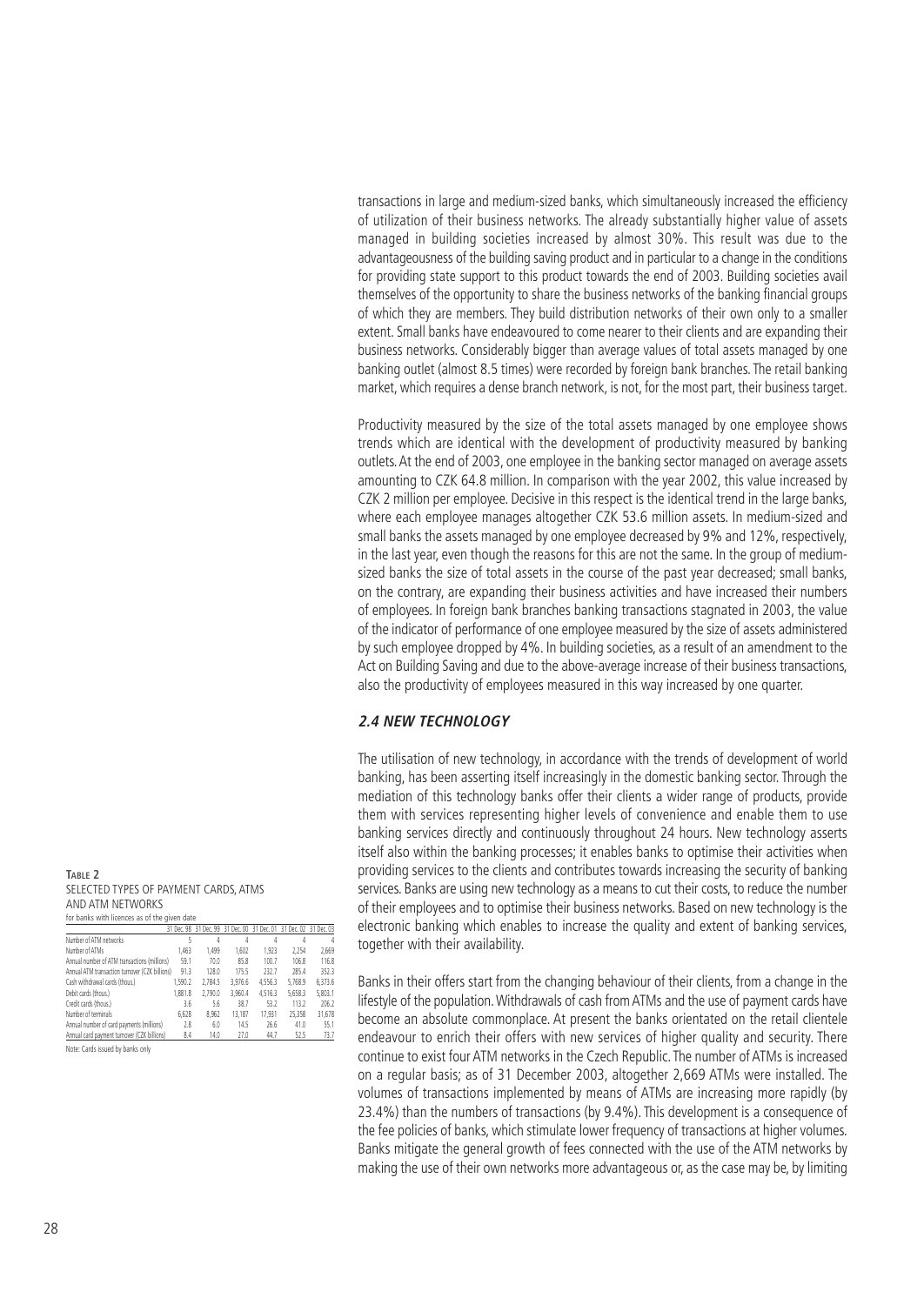transactions in large and medium-sized banks, which simultaneously increased the efficiency of utilization of their business networks. The already substantially higher value of assets managed in building societies increased by almost 30%. This result was due to the advantageousness of the building saving product and in particular to a change in the conditions for providing state support to this product towards the end of 2003. Building societies avail themselves of the opportunity to share the business networks of the banking financial groups of which they are members. They build distribution networks of their own only to a smaller extent. Small banks have endeavoured to come nearer to their clients and are expanding their business networks. Considerably bigger than average values of total assets managed by one banking outlet (almost 8.5 times) were recorded by foreign bank branches. The retail banking market, which requires a dense branch network, is not, for the most part, their business target.

Productivity measured by the size of the total assets managed by one employee shows trends which are identical with the development of productivity measured by banking outlets. At the end of 2003, one employee in the banking sector managed on average assets amounting to CZK 64.8 million. In comparison with the year 2002, this value increased by CZK 2 million per employee. Decisive in this respect is the identical trend in the large banks, where each employee manages altogether CZK 53.6 million assets. In medium-sized and small banks the assets managed by one employee decreased by 9% and 12%, respectively, in the last year, even though the reasons for this are not the same. In the group of medium-sized banks the size of total assets in the course of the past year decreased; small banks, on the contrary, are expanding their business activities and have increased their numbers of employees. In foreign bank branches banking transactions stagnated in 2003, the value of the indicator of performance of one employee measured by the size of assets administered by such employee dropped by 4%. In building societies, as a result of an amendment to the Act on Building Saving and due to the above-average increase of their business transactions, also the productivity of employees measured in this way increased by one quarter.

### 2.4 NEW TECHNOLOGY

The utilisation of new technology, in accordance with the trends of development of world banking, has been asserting itself increasingly in the domestic banking sector. Through the mediation of this technology banks offer their clients a wider range of products, provide them with services representing higher levels of convenience and enable them to use banking services directly and continuously throughout 24 hours. New technology asserts itself also within the banking processes; it enables banks to optimise their activities when providing services to the clients and contributes towards increasing the security of banking services. Banks are using new technology as a means to cut their costs, to reduce the number of their employees and to optimise their business networks. Based on new technology is the electronic banking which enables to increase the quality and extent of banking services, together with their availability.

**TABLE 2**
SELECTED TYPES OF PAYMENT CARDS, ATMS AND ATM NETWORKS
for banks with licences as of the given date

| | 31 Dec. 98 | 31 Dec. 99 | 31 Dec. 00 | 31 Dec. 01 | 31 Dec. 02 | 31 Dec. 03 |
|---|---|---|---|---|---|---|
| Number of ATM networks | 5 | 4 | 4 | 4 | 4 | 4 |
| Number of ATMs | 1,463 | 1,499 | 1,602 | 1,923 | 2,254 | 2,669 |
| Annual number of ATM transactions (millions) | 59.1 | 70.0 | 85.8 | 100.7 | 106.8 | 116.8 |
| Annual ATM transaction turnover (CZK billions) | 91.3 | 128.0 | 175.5 | 232.7 | 285.4 | 352.3 |
| Cash withdrawal cards (thous.) | 1,590.2 | 2,784.5 | 3,976.6 | 4,556.3 | 5,768.9 | 6,373.6 |
| Debit cards (thous.) | 1,881.8 | 2,790.0 | 3,960.4 | 4,516.3 | 5,658.3 | 5,803.1 |
| Credit cards (thous.) | 3.6 | 5.6 | 38.7 | 53.2 | 113.2 | 206.2 |
| Number of terminals | 6,628 | 8,962 | 13,187 | 17,931 | 25,358 | 31,678 |
| Annual number of card payments (millions) | 2.8 | 6.0 | 14.5 | 26.6 | 41.0 | 55.1 |
| Annual card payment turnover (CZK billions) | 8.4 | 14.0 | 27.0 | 44.7 | 52.5 | 73.7 |

Note: Cards issued by banks only

Banks in their offers start from the changing behaviour of their clients, from a change in the lifestyle of the population. Withdrawals of cash from ATMs and the use of payment cards have become an absolute commonplace. At present the banks orientated on the retail clientele endeavour to enrich their offers with new services of higher quality and security. There continue to exist four ATM networks in the Czech Republic. The number of ATMs is increased on a regular basis; as of 31 December 2003, altogether 2,669 ATMs were installed. The volumes of transactions implemented by means of ATMs are increasing more rapidly (by 23.4%) than the numbers of transactions (by 9.4%). This development is a consequence of the fee policies of banks, which stimulate lower frequency of transactions at higher volumes. Banks mitigate the general growth of fees connected with the use of the ATM networks by making the use of their own networks more advantageous or, as the case may be, by limiting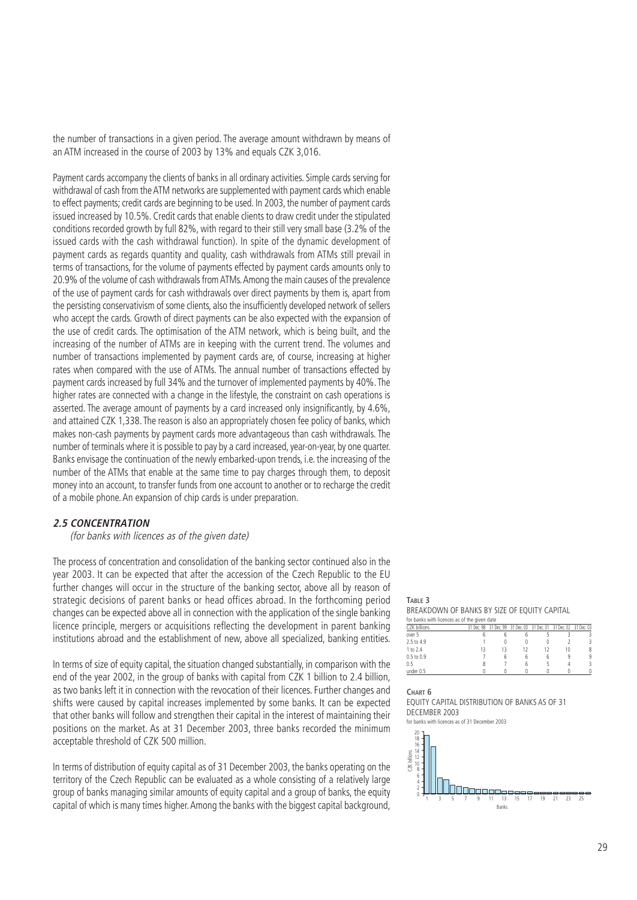the number of transactions in a given period. The average amount withdrawn by means of an ATM increased in the course of 2003 by 13% and equals CZK 3,016.

Payment cards accompany the clients of banks in all ordinary activities. Simple cards serving for withdrawal of cash from the ATM networks are supplemented with payment cards which enable to effect payments; credit cards are beginning to be used. In 2003, the number of payment cards issued increased by 10.5%. Credit cards that enable clients to draw credit under the stipulated conditions recorded growth by full 82%, with regard to their still very small base (3.2% of the issued cards with the cash withdrawal function). In spite of the dynamic development of payment cards as regards quantity and quality, cash withdrawals from ATMs still prevail in terms of transactions, for the volume of payments effected by payment cards amounts only to 20.9% of the volume of cash withdrawals from ATMs. Among the main causes of the prevalence of the use of payment cards for cash withdrawals over direct payments by them is, apart from the persisting conservativism of some clients, also the insufficiently developed network of sellers who accept the cards. Growth of direct payments can be also expected with the expansion of the use of credit cards. The optimisation of the ATM network, which is being built, and the increasing of the number of ATMs are in keeping with the current trend. The volumes and number of transactions implemented by payment cards are, of course, increasing at higher rates when compared with the use of ATMs. The annual number of transactions effected by payment cards increased by full 34% and the turnover of implemented payments by 40%. The higher rates are connected with a change in the lifestyle, the constraint on cash operations is asserted. The average amount of payments by a card increased only insignificantly, by 4.6%, and attained CZK 1,338. The reason is also an appropriately chosen fee policy of banks, which makes non-cash payments by payment cards more advantageous than cash withdrawals. The number of terminals where it is possible to pay by a card increased, year-on-year, by one quarter. Banks envisage the continuation of the newly embarked-upon trends, i.e. the increasing of the number of the ATMs that enable at the same time to pay charges through them, to deposit money into an account, to transfer funds from one account to another or to recharge the credit of a mobile phone. An expansion of chip cards is under preparation.

### *2.5 CONCENTRATION*

*(for banks with licences as of the given date)*

The process of concentration and consolidation of the banking sector continued also in the year 2003. It can be expected that after the accession of the Czech Republic to the EU further changes will occur in the structure of the banking sector, above all by reason of strategic decisions of parent banks or head offices abroad. In the forthcoming period changes can be expected above all in connection with the application of the single banking licence principle, mergers or acquisitions reflecting the development in parent banking institutions abroad and the establishment of new, above all specialized, banking entities.

In terms of size of equity capital, the situation changed substantially, in comparison with the end of the year 2002, in the group of banks with capital from CZK 1 billion to 2.4 billion, as two banks left it in connection with the revocation of their licences. Further changes and shifts were caused by capital increases implemented by some banks. It can be expected that other banks will follow and strengthen their capital in the interest of maintaining their positions on the market. As at 31 December 2003, three banks recorded the minimum acceptable threshold of CZK 500 million.

In terms of distribution of equity capital as of 31 December 2003, the banks operating on the territory of the Czech Republic can be evaluated as a whole consisting of a relatively large group of banks managing similar amounts of equity capital and a group of banks, the equity capital of which is many times higher. Among the banks with the biggest capital background,

**TABLE 3**

BREAKDOWN OF BANKS BY SIZE OF EQUITY CAPITAL

for banks with licences as of the given date

| CZK billions | 31 Dec. 98 | 31 Dec. 99 | 31 Dec. 00 | 31 Dec. 01 | 31 Dec. 02 | 31 Dec. 03 |
|---|---|---|---|---|---|---|
| over 5 | 6 | 6 | 6 | 5 | 3 | 3 |
| 2.5 to 4.9 | 1 | 0 | 0 | 0 | 2 | 3 |
| 1 to 2.4 | 13 | 13 | 12 | 12 | 10 | 8 |
| 0.5 to 0.9 | 7 | 6 | 6 | 6 | 9 | 9 |
| 0.5 | 8 | 7 | 6 | 5 | 4 | 3 |
| under 0.5 | 0 | 0 | 0 | 0 | 0 | 0 |

**CHART 6**

EQUITY CAPITAL DISTRIBUTION OF BANKS AS OF 31 DECEMBER 2003

for banks with licences as of 31 December 2003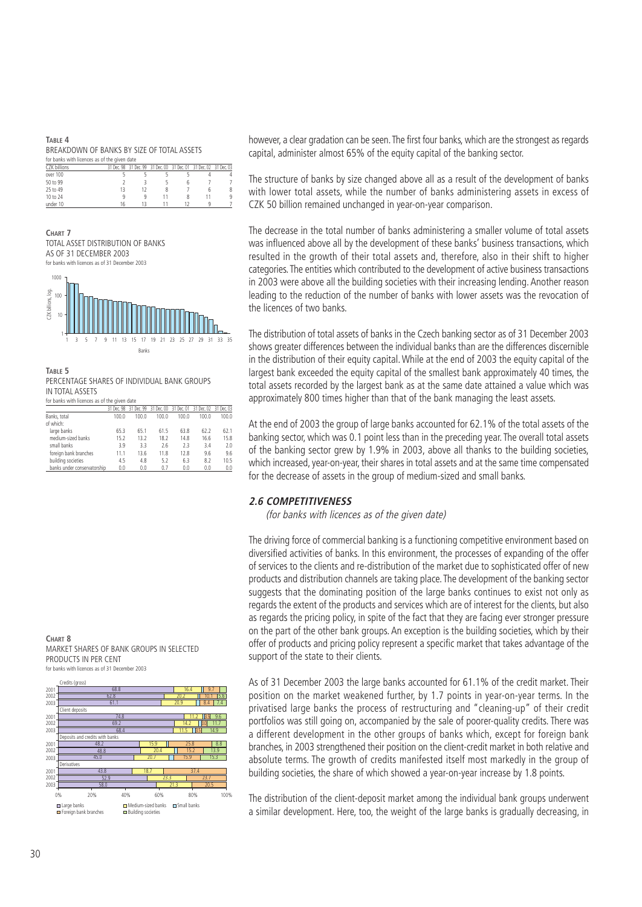**Table 4**
BREAKDOWN OF BANKS BY SIZE OF TOTAL ASSETS
for banks with licences as of the given date

| CZK billions | 31 Dec. 98 | 31 Dec. 99 | 31 Dec. 00 | 31 Dec. 01 | 31 Dec. 02 | 31 Dec. 03 |
|---|---|---|---|---|---|---|
| over 100 | 5 | 5 | 5 | 5 | 4 | 4 |
| 50 to 99 | 2 | 3 | 5 | 6 | 7 | 7 |
| 25 to 49 | 13 | 12 | 8 | 7 | 6 | 8 |
| 10 to 24 | 9 | 9 | 11 | 8 | 11 | 9 |
| under 10 | 16 | 13 | 11 | 12 | 9 | 7 |

**Chart 7**
TOTAL ASSET DISTRIBUTION OF BANKS AS OF 31 DECEMBER 2003
for banks with licences as of 31 December 2003

**Table 5**
PERCENTAGE SHARES OF INDIVIDUAL BANK GROUPS IN TOTAL ASSETS
for banks with licences as of the given date

| | 31 Dec. 98 | 31 Dec. 99 | 31 Dec. 00 | 31 Dec. 01 | 31 Dec. 02 | 31 Dec. 03 |
|---|---|---|---|---|---|---|
| Banks, total | 100.0 | 100.0 | 100.0 | 100.0 | 100.0 | 100.0 |
| of which: | | | | | | |
| large banks | 65.3 | 65.1 | 61.5 | 63.8 | 62.2 | 62.1 |
| medium-sized banks | 15.2 | 13.2 | 18.2 | 14.8 | 16.6 | 15.8 |
| small banks | 3.9 | 3.3 | 2.6 | 2.3 | 3.4 | 2.0 |
| foreign bank branches | 11.1 | 13.6 | 11.8 | 12.8 | 9.6 | 9.6 |
| building societies | 4.5 | 4.8 | 5.2 | 6.3 | 8.2 | 10.5 |
| banks under conservatorship | 0.0 | 0.0 | 0.7 | 0.0 | 0.0 | 0.0 |

**Chart 8**
MARKET SHARES OF BANK GROUPS IN SELECTED PRODUCTS IN PER CENT
for banks with licences as of 31 December 2003

however, a clear gradation can be seen. The first four banks, which are the strongest as regards capital, administer almost 65% of the equity capital of the banking sector.

The structure of banks by size changed above all as a result of the development of banks with lower total assets, while the number of banks administering assets in excess of CZK 50 billion remained unchanged in year-on-year comparison.

The decrease in the total number of banks administering a smaller volume of total assets was influenced above all by the development of these banks' business transactions, which resulted in the growth of their total assets and, therefore, also in their shift to higher categories. The entities which contributed to the development of active business transactions in 2003 were above all the building societies with their increasing lending. Another reason leading to the reduction of the number of banks with lower assets was the revocation of the licences of two banks.

The distribution of total assets of banks in the Czech banking sector as of 31 December 2003 shows greater differences between the individual banks than are the differences discernible in the distribution of their equity capital. While at the end of 2003 the equity capital of the largest bank exceeded the equity capital of the smallest bank approximately 40 times, the total assets recorded by the largest bank as at the same date attained a value which was approximately 800 times higher than that of the bank managing the least assets.

At the end of 2003 the group of large banks accounted for 62.1% of the total assets of the banking sector, which was 0.1 point less than in the preceding year. The overall total assets of the banking sector grew by 1.9% in 2003, above all thanks to the building societies, which increased, year-on-year, their shares in total assets and at the same time compensated for the decrease of assets in the group of medium-sized and small banks.

### *2.6 COMPETITIVENESS*

*(for banks with licences as of the given date)*

The driving force of commercial banking is a functioning competitive environment based on diversified activities of banks. In this environment, the processes of expanding of the offer of services to the clients and re-distribution of the market due to sophisticated offer of new products and distribution channels are taking place. The development of the banking sector suggests that the dominating position of the large banks continues to exist not only as regards the extent of the products and services which are of interest for the clients, but also as regards the pricing policy, in spite of the fact that they are facing ever stronger pressure on the part of the other bank groups. An exception is the building societies, which by their offer of products and pricing policy represent a specific market that takes advantage of the support of the state to their clients.

As of 31 December 2003 the large banks accounted for 61.1% of the credit market. Their position on the market weakened further, by 1.7 points in year-on-year terms. In the privatised large banks the process of restructuring and "cleaning-up" of their credit portfolios was still going on, accompanied by the sale of poorer-quality credits. There was a different development in the other groups of banks which, except for foreign bank branches, in 2003 strengthened their position on the client-credit market in both relative and absolute terms. The growth of credits manifested itself most markedly in the group of building societies, the share of which showed a year-on-year increase by 1.8 points.

The distribution of the client-deposit market among the individual bank groups underwent a similar development. Here, too, the weight of the large banks is gradually decreasing, in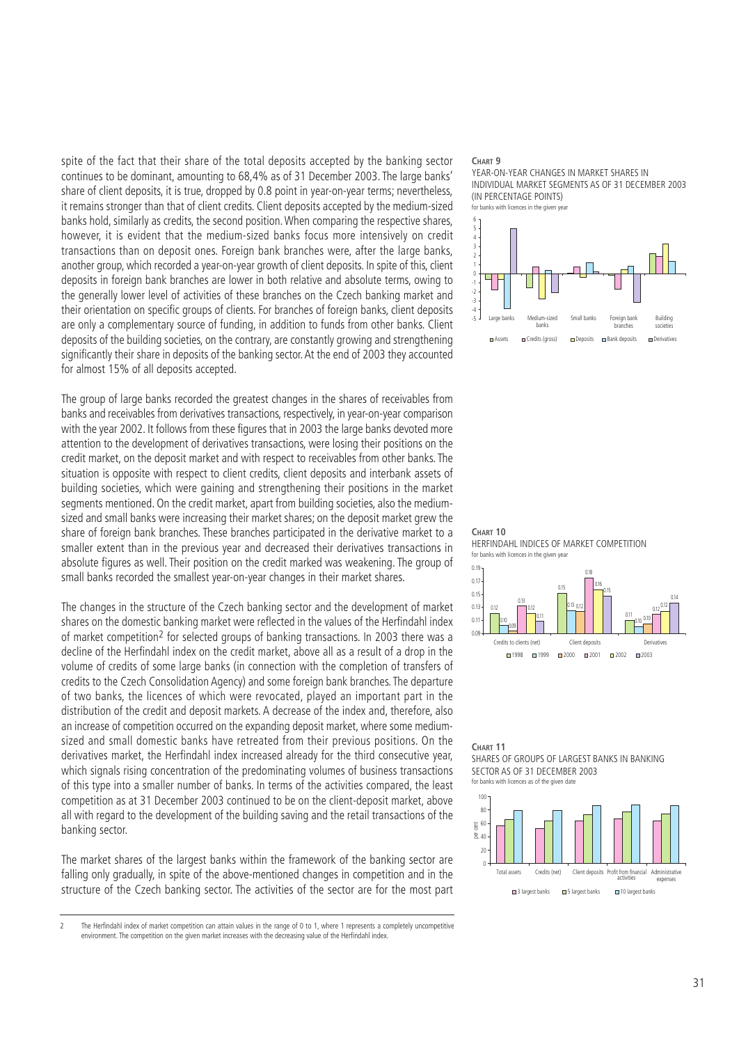spite of the fact that their share of the total deposits accepted by the banking sector continues to be dominant, amounting to 68,4% as of 31 December 2003. The large banks' share of client deposits, it is true, dropped by 0.8 point in year-on-year terms; nevertheless, it remains stronger than that of client credits. Client deposits accepted by the medium-sized banks hold, similarly as credits, the second position. When comparing the respective shares, however, it is evident that the medium-sized banks focus more intensively on credit transactions than on deposit ones. Foreign bank branches were, after the large banks, another group, which recorded a year-on-year growth of client deposits. In spite of this, client deposits in foreign bank branches are lower in both relative and absolute terms, owing to the generally lower level of activities of these branches on the Czech banking market and their orientation on specific groups of clients. For branches of foreign banks, client deposits are only a complementary source of funding, in addition to funds from other banks. Client deposits of the building societies, on the contrary, are constantly growing and strengthening significantly their share in deposits of the banking sector. At the end of 2003 they accounted for almost 15% of all deposits accepted.

The group of large banks recorded the greatest changes in the shares of receivables from banks and receivables from derivatives transactions, respectively, in year-on-year comparison with the year 2002. It follows from these figures that in 2003 the large banks devoted more attention to the development of derivatives transactions, were losing their positions on the credit market, on the deposit market and with respect to receivables from other banks. The situation is opposite with respect to client credits, client deposits and interbank assets of building societies, which were gaining and strengthening their positions in the market segments mentioned. On the credit market, apart from building societies, also the medium-sized and small banks were increasing their market shares; on the deposit market grew the share of foreign bank branches. These branches participated in the derivative market to a smaller extent than in the previous year and decreased their derivatives transactions in absolute figures as well. Their position on the credit marked was weakening. The group of small banks recorded the smallest year-on-year changes in their market shares.

The changes in the structure of the Czech banking sector and the development of market shares on the domestic banking market were reflected in the values of the Herfindahl index of market competition[2] for selected groups of banking transactions. In 2003 there was a decline of the Herfindahl index on the credit market, above all as a result of a drop in the volume of credits of some large banks (in connection with the completion of transfers of credits to the Czech Consolidation Agency) and some foreign bank branches. The departure of two banks, the licences of which were revocated, played an important part in the distribution of the credit and deposit markets. A decrease of the index and, therefore, also an increase of competition occurred on the expanding deposit market, where some medium-sized and small domestic banks have retreated from their previous positions. On the derivatives market, the Herfindahl index increased already for the third consecutive year, which signals rising concentration of the predominating volumes of business transactions of this type into a smaller number of banks. In terms of the activities compared, the least competition as at 31 December 2003 continued to be on the client-deposit market, above all with regard to the development of the building saving and the retail transactions of the banking sector.

The market shares of the largest banks within the framework of the banking sector are falling only gradually, in spite of the above-mentioned changes in competition and in the structure of the Czech banking sector. The activities of the sector are for the most part

**CHART 9**
YEAR-ON-YEAR CHANGES IN MARKET SHARES IN INDIVIDUAL MARKET SEGMENTS AS OF 31 DECEMBER 2003 (IN PERCENTAGE POINTS)
for banks with licences in the given year

**CHART 10**
HERFINDAHL INDICES OF MARKET COMPETITION
for banks with licences in the given year

| | 1998 | 1999 | 2000 | 2001 | 2002 | 2003 |
|---|---|---|---|---|---|---|
| Credits to clients (net) | 0.12 | 0.10 | 0.09 | 0.13 | 0.12 | 0.11 |
| Client deposits | 0.15 | 0.13 | 0.12 | 0.18 | 0.16 | 0.15 |
| Derivatives | 0.11 | 0.10 | 0.10 | 0.12 | 0.12 | 0.14 |

**CHART 11**
SHARES OF GROUPS OF LARGEST BANKS IN BANKING SECTOR AS OF 31 DECEMBER 2003
for banks with licences as of the given date

2 The Herfindahl index of market competition can attain values in the range of 0 to 1, where 1 represents a completely uncompetitive environment. The competition on the given market increases with the decreasing value of the Herfindahl index.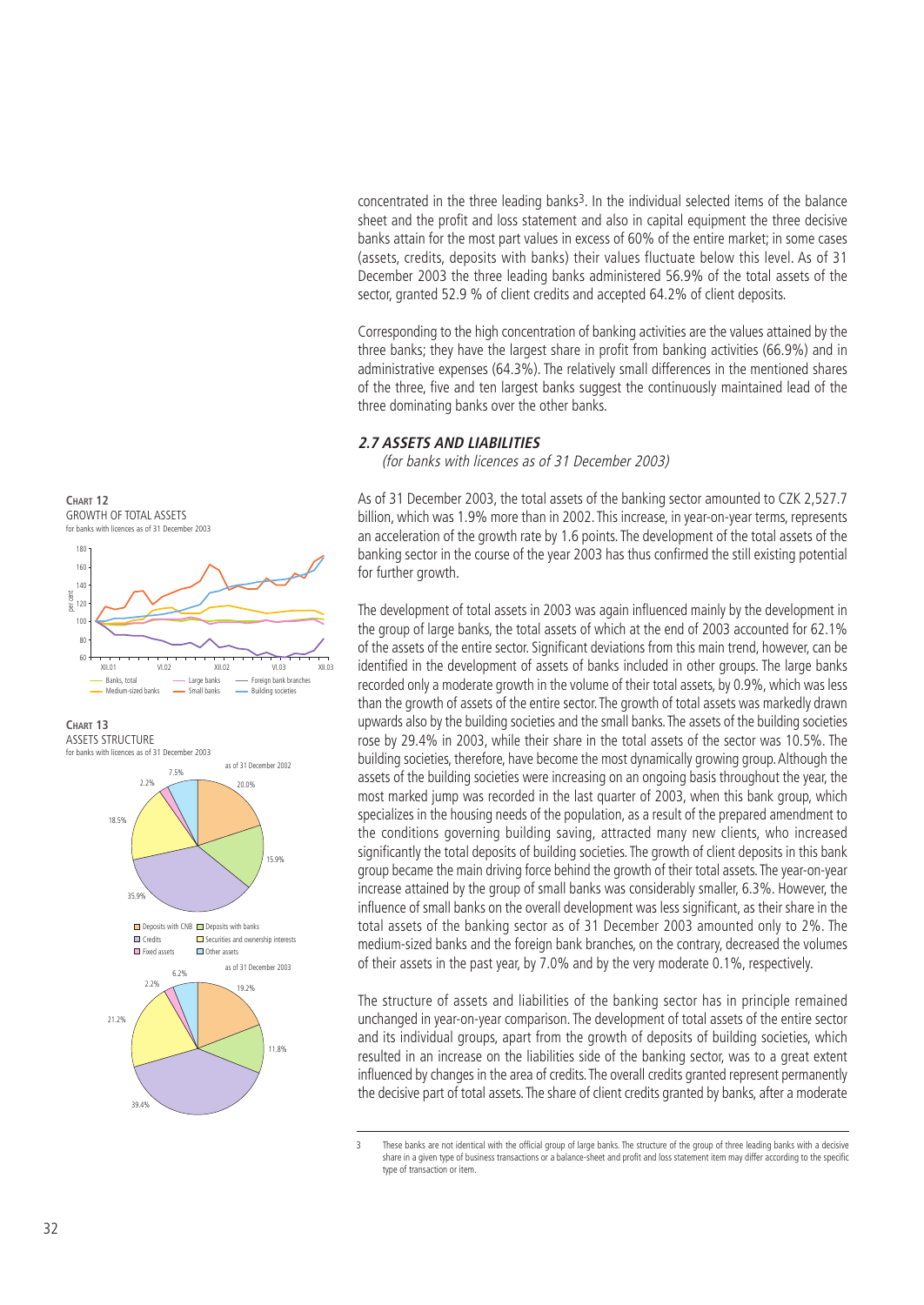concentrated in the three leading banks[3]. In the individual selected items of the balance sheet and the profit and loss statement and also in capital equipment the three decisive banks attain for the most part values in excess of 60% of the entire market; in some cases (assets, credits, deposits with banks) their values fluctuate below this level. As of 31 December 2003 the three leading banks administered 56.9% of the total assets of the sector, granted 52.9 % of client credits and accepted 64.2% of client deposits.

Corresponding to the high concentration of banking activities are the values attained by the three banks; they have the largest share in profit from banking activities (66.9%) and in administrative expenses (64.3%). The relatively small differences in the mentioned shares of the three, five and ten largest banks suggest the continuously maintained lead of the three dominating banks over the other banks.

### *2.7 ASSETS AND LIABILITIES*

*(for banks with licences as of 31 December 2003)*

**CHART 12**
GROWTH OF TOTAL ASSETS
for banks with licences as of 31 December 2003

**CHART 13**
ASSETS STRUCTURE
for banks with licences as of 31 December 2003

As of 31 December 2003, the total assets of the banking sector amounted to CZK 2,527.7 billion, which was 1.9% more than in 2002. This increase, in year-on-year terms, represents an acceleration of the growth rate by 1.6 points. The development of the total assets of the banking sector in the course of the year 2003 has thus confirmed the still existing potential for further growth.

The development of total assets in 2003 was again influenced mainly by the development in the group of large banks, the total assets of which at the end of 2003 accounted for 62.1% of the assets of the entire sector. Significant deviations from this main trend, however, can be identified in the development of assets of banks included in other groups. The large banks recorded only a moderate growth in the volume of their total assets, by 0.9%, which was less than the growth of assets of the entire sector. The growth of total assets was markedly drawn upwards also by the building societies and the small banks. The assets of the building societies rose by 29.4% in 2003, while their share in the total assets of the sector was 10.5%. The building societies, therefore, have become the most dynamically growing group. Although the assets of the building societies were increasing on an ongoing basis throughout the year, the most marked jump was recorded in the last quarter of 2003, when this bank group, which specializes in the housing needs of the population, as a result of the prepared amendment to the conditions governing building saving, attracted many new clients, who increased significantly the total deposits of building societies. The growth of client deposits in this bank group became the main driving force behind the growth of their total assets. The year-on-year increase attained by the group of small banks was considerably smaller, 6.3%. However, the influence of small banks on the overall development was less significant, as their share in the total assets of the banking sector as of 31 December 2003 amounted only to 2%. The medium-sized banks and the foreign bank branches, on the contrary, decreased the volumes of their assets in the past year, by 7.0% and by the very moderate 0.1%, respectively.

The structure of assets and liabilities of the banking sector has in principle remained unchanged in year-on-year comparison. The development of total assets of the entire sector and its individual groups, apart from the growth of deposits of building societies, which resulted in an increase on the liabilities side of the banking sector, was to a great extent influenced by changes in the area of credits. The overall credits granted represent permanently the decisive part of total assets. The share of client credits granted by banks, after a moderate

---

3 These banks are not identical with the official group of large banks. The structure of the group of three leading banks with a decisive share in a given type of business transactions or a balance-sheet and profit and loss statement item may differ according to the specific type of transaction or item.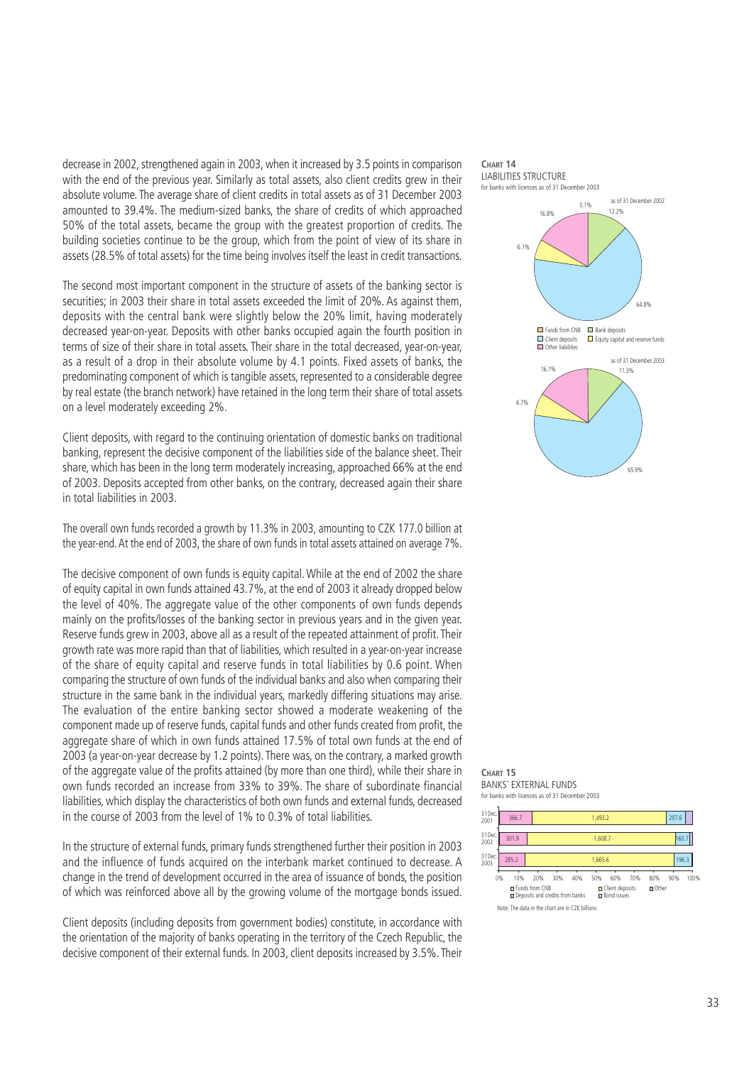decrease in 2002, strengthened again in 2003, when it increased by 3.5 points in comparison with the end of the previous year. Similarly as total assets, also client credits grew in their absolute volume. The average share of client credits in total assets as of 31 December 2003 amounted to 39.4%. The medium-sized banks, the share of credits of which approached 50% of the total assets, became the group with the greatest proportion of credits. The building societies continue to be the group, which from the point of view of its share in assets (28.5% of total assets) for the time being involves itself the least in credit transactions.

The second most important component in the structure of assets of the banking sector is securities; in 2003 their share in total assets exceeded the limit of 20%. As against them, deposits with the central bank were slightly below the 20% limit, having moderately decreased year-on-year. Deposits with other banks occupied again the fourth position in terms of size of their share in total assets. Their share in the total decreased, year-on-year, as a result of a drop in their absolute volume by 4.1 points. Fixed assets of banks, the predominating component of which is tangible assets, represented to a considerable degree by real estate (the branch network) have retained in the long term their share of total assets on a level moderately exceeding 2%.

Client deposits, with regard to the continuing orientation of domestic banks on traditional banking, represent the decisive component of the liabilities side of the balance sheet. Their share, which has been in the long term moderately increasing, approached 66% at the end of 2003. Deposits accepted from other banks, on the contrary, decreased again their share in total liabilities in 2003.

The overall own funds recorded a growth by 11.3% in 2003, amounting to CZK 177.0 billion at the year-end. At the end of 2003, the share of own funds in total assets attained on average 7%.

The decisive component of own funds is equity capital. While at the end of 2002 the share of equity capital in own funds attained 43.7%, at the end of 2003 it already dropped below the level of 40%. The aggregate value of the other components of own funds depends mainly on the profits/losses of the banking sector in previous years and in the given year. Reserve funds grew in 2003, above all as a result of the repeated attainment of profit. Their growth rate was more rapid than that of liabilities, which resulted in a year-on-year increase of the share of equity capital and reserve funds in total liabilities by 0.6 point. When comparing the structure of own funds of the individual banks and also when comparing their structure in the same bank in the individual years, markedly differing situations may arise. The evaluation of the entire banking sector showed a moderate weakening of the component made up of reserve funds, capital funds and other funds created from profit, the aggregate share of which in own funds attained 17.5% of total own funds at the end of 2003 (a year-on-year decrease by 1.2 points). There was, on the contrary, a marked growth of the aggregate value of the profits attained (by more than one third), while their share in own funds recorded an increase from 33% to 39%. The share of subordinate financial liabilities, which display the characteristics of both own funds and external funds, decreased in the course of 2003 from the level of 1% to 0.3% of total liabilities.

In the structure of external funds, primary funds strengthened further their position in 2003 and the influence of funds acquired on the interbank market continued to decrease. A change in the trend of development occurred in the area of issuance of bonds, the position of which was reinforced above all by the growing volume of the mortgage bonds issued.

Client deposits (including deposits from government bodies) constitute, in accordance with the orientation of the majority of banks operating in the territory of the Czech Republic, the decisive component of their external funds. In 2003, client deposits increased by 3.5%. Their

**CHART 14**
LIABILITIES STRUCTURE
for banks with licences as of 31 December 2003

as of 31 December 2002: Funds from CNB 0.1%; Bank deposits 12.2%; Client deposits 64.8%; Equity capital and reserve funds 6.1%; Other liabilities 16.8%

as of 31 December 2003: Bank deposits 11.3%; Client deposits 65.9%; Equity capital and reserve funds 6.7%; Other liabilities 16.1%

**CHART 15**
BANKS' EXTERNAL FUNDS
for banks with licences as of 31 December 2003

| | Deposits and credits from banks | Client deposits | Bond issues |
|---|---|---|---|
| 31 Dec. 2001 | 366.7 | 1,493.2 | 207.6 |
| 31 Dec. 2002 | 301.9 | 1,608.7 | 160.7 |
| 31 Dec. 2003 | 285.2 | 1,665.6 | 196.3 |

Legend: Funds from CNB; Deposits and credits from banks; Client deposits; Bond issues; Other

Note: The data in the chart are in CZK billions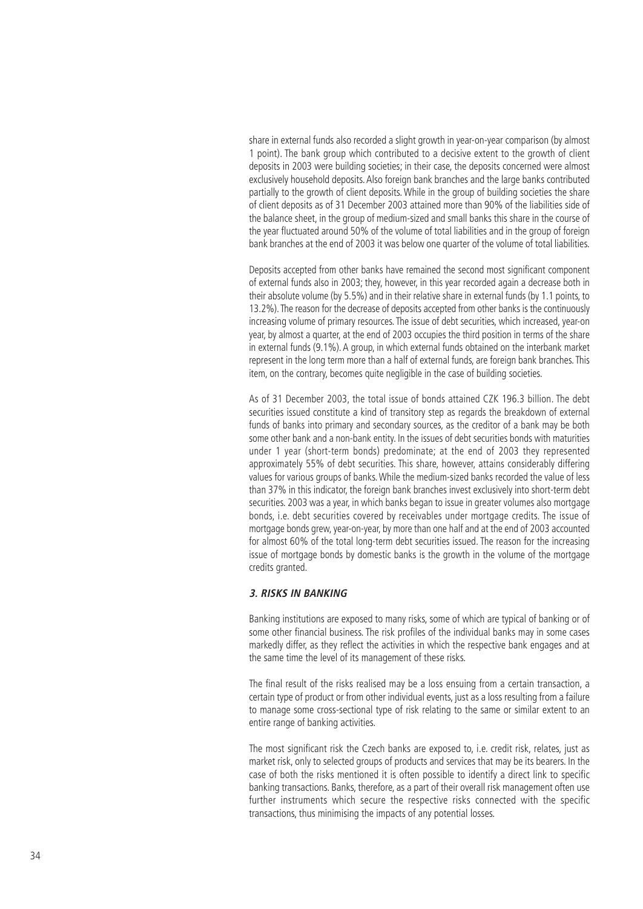share in external funds also recorded a slight growth in year-on-year comparison (by almost 1 point). The bank group which contributed to a decisive extent to the growth of client deposits in 2003 were building societies; in their case, the deposits concerned were almost exclusively household deposits. Also foreign bank branches and the large banks contributed partially to the growth of client deposits. While in the group of building societies the share of client deposits as of 31 December 2003 attained more than 90% of the liabilities side of the balance sheet, in the group of medium-sized and small banks this share in the course of the year fluctuated around 50% of the volume of total liabilities and in the group of foreign bank branches at the end of 2003 it was below one quarter of the volume of total liabilities.

Deposits accepted from other banks have remained the second most significant component of external funds also in 2003; they, however, in this year recorded again a decrease both in their absolute volume (by 5.5%) and in their relative share in external funds (by 1.1 points, to 13.2%). The reason for the decrease of deposits accepted from other banks is the continuously increasing volume of primary resources. The issue of debt securities, which increased, year-on year, by almost a quarter, at the end of 2003 occupies the third position in terms of the share in external funds (9.1%). A group, in which external funds obtained on the interbank market represent in the long term more than a half of external funds, are foreign bank branches. This item, on the contrary, becomes quite negligible in the case of building societies.

As of 31 December 2003, the total issue of bonds attained CZK 196.3 billion. The debt securities issued constitute a kind of transitory step as regards the breakdown of external funds of banks into primary and secondary sources, as the creditor of a bank may be both some other bank and a non-bank entity. In the issues of debt securities bonds with maturities under 1 year (short-term bonds) predominate; at the end of 2003 they represented approximately 55% of debt securities. This share, however, attains considerably differing values for various groups of banks. While the medium-sized banks recorded the value of less than 37% in this indicator, the foreign bank branches invest exclusively into short-term debt securities. 2003 was a year, in which banks began to issue in greater volumes also mortgage bonds, i.e. debt securities covered by receivables under mortgage credits. The issue of mortgage bonds grew, year-on-year, by more than one half and at the end of 2003 accounted for almost 60% of the total long-term debt securities issued. The reason for the increasing issue of mortgage bonds by domestic banks is the growth in the volume of the mortgage credits granted.

### *3. RISKS IN BANKING*

Banking institutions are exposed to many risks, some of which are typical of banking or of some other financial business. The risk profiles of the individual banks may in some cases markedly differ, as they reflect the activities in which the respective bank engages and at the same time the level of its management of these risks.

The final result of the risks realised may be a loss ensuing from a certain transaction, a certain type of product or from other individual events, just as a loss resulting from a failure to manage some cross-sectional type of risk relating to the same or similar extent to an entire range of banking activities.

The most significant risk the Czech banks are exposed to, i.e. credit risk, relates, just as market risk, only to selected groups of products and services that may be its bearers. In the case of both the risks mentioned it is often possible to identify a direct link to specific banking transactions. Banks, therefore, as a part of their overall risk management often use further instruments which secure the respective risks connected with the specific transactions, thus minimising the impacts of any potential losses.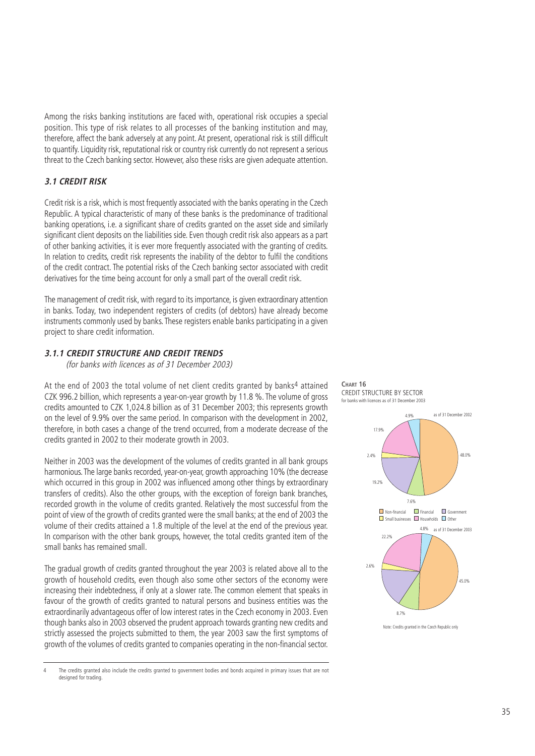Among the risks banking institutions are faced with, operational risk occupies a special position. This type of risk relates to all processes of the banking institution and may, therefore, affect the bank adversely at any point. At present, operational risk is still difficult to quantify. Liquidity risk, reputational risk or country risk currently do not represent a serious threat to the Czech banking sector. However, also these risks are given adequate attention.

### *3.1 CREDIT RISK*

Credit risk is a risk, which is most frequently associated with the banks operating in the Czech Republic. A typical characteristic of many of these banks is the predominance of traditional banking operations, i.e. a significant share of credits granted on the asset side and similarly significant client deposits on the liabilities side. Even though credit risk also appears as a part of other banking activities, it is ever more frequently associated with the granting of credits. In relation to credits, credit risk represents the inability of the debtor to fulfil the conditions of the credit contract. The potential risks of the Czech banking sector associated with credit derivatives for the time being account for only a small part of the overall credit risk.

The management of credit risk, with regard to its importance, is given extraordinary attention in banks. Today, two independent registers of credits (of debtors) have already become instruments commonly used by banks. These registers enable banks participating in a given project to share credit information.

#### *3.1.1 CREDIT STRUCTURE AND CREDIT TRENDS*

*(for banks with licences as of 31 December 2003)*

At the end of 2003 the total volume of net client credits granted by banks[4] attained CZK 996.2 billion, which represents a year-on-year growth by 11.8 %. The volume of gross credits amounted to CZK 1,024.8 billion as of 31 December 2003; this represents growth on the level of 9.9% over the same period. In comparison with the development in 2002, therefore, in both cases a change of the trend occurred, from a moderate decrease of the credits granted in 2002 to their moderate growth in 2003.

Neither in 2003 was the development of the volumes of credits granted in all bank groups harmonious. The large banks recorded, year-on-year, growth approaching 10% (the decrease which occurred in this group in 2002 was influenced among other things by extraordinary transfers of credits). Also the other groups, with the exception of foreign bank branches, recorded growth in the volume of credits granted. Relatively the most successful from the point of view of the growth of credits granted were the small banks; at the end of 2003 the volume of their credits attained a 1.8 multiple of the level at the end of the previous year. In comparison with the other bank groups, however, the total credits granted item of the small banks has remained small.

The gradual growth of credits granted throughout the year 2003 is related above all to the growth of household credits, even though also some other sectors of the economy were increasing their indebtedness, if only at a slower rate. The common element that speaks in favour of the growth of credits granted to natural persons and business entities was the extraordinarily advantageous offer of low interest rates in the Czech economy in 2003. Even though banks also in 2003 observed the prudent approach towards granting new credits and strictly assessed the projects submitted to them, the year 2003 saw the first symptoms of growth of the volumes of credits granted to companies operating in the non-financial sector.

**CHART 16**
CREDIT STRUCTURE BY SECTOR
for banks with licences as of 31 December 2003

| Sector | as of 31 December 2002 | as of 31 December 2003 |
|---|---|---|
| Non-financial | 48.0% | 45.0% |
| Financial | 7.6% | 8.7% |
| Government | 19.2% | |
| Small businesses | 2.4% | 2.6% |
| Households | 17.9% | 22.2% |
| Other | 4.9% | 4.8% |

Note: Credits granted in the Czech Republic only

---

4 The credits granted also include the credits granted to government bodies and bonds acquired in primary issues that are not designed for trading.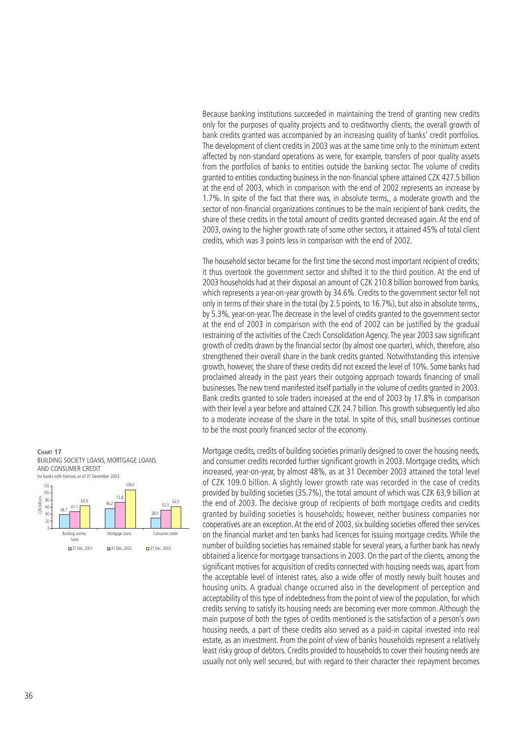Because banking institutions succeeded in maintaining the trend of granting new credits only for the purposes of quality projects and to creditworthy clients, the overall growth of bank credits granted was accompanied by an increasing quality of banks' credit portfolios. The development of client credits in 2003 was at the same time only to the minimum extent affected by non-standard operations as were, for example, transfers of poor quality assets from the portfolios of banks to entities outside the banking sector. The volume of credits granted to entities conducting business in the non-financial sphere attained CZK 427.5 billion at the end of 2003, which in comparison with the end of 2002 represents an increase by 1.7%. In spite of the fact that there was, in absolute terms,, a moderate growth and the sector of non-financial organizations continues to be the main recipient of bank credits, the share of these credits in the total amount of credits granted decreased again. At the end of 2003, owing to the higher growth rate of some other sectors, it attained 45% of total client credits, which was 3 points less in comparison with the end of 2002.

The household sector became for the first time the second most important recipient of credits; it thus overtook the government sector and shifted it to the third position. At the end of 2003 households had at their disposal an amount of CZK 210.8 billion borrowed from banks, which represents a year-on-year growth by 34.6%. Credits to the government sector fell not only in terms of their share in the total (by 2.5 points, to 16.7%), but also in absolute terms,, by 5.3%, year-on-year. The decrease in the level of credits granted to the government sector at the end of 2003 in comparison with the end of 2002 can be justified by the gradual restraining of the activities of the Czech Consolidation Agency. The year 2003 saw significant growth of credits drawn by the financial sector (by almost one quarter), which, therefore, also strengthened their overall share in the bank credits granted. Notwithstanding this intensive growth, however, the share of these credits did not exceed the level of 10%. Some banks had proclaimed already in the past years their outgoing approach towards financing of small businesses. The new trend manifested itself partially in the volume of credits granted in 2003. Bank credits granted to sole traders increased at the end of 2003 by 17.8% in comparison with their level a year before and attained CZK 24.7 billion. This growth subsequently led also to a moderate increase of the share in the total. In spite of this, small businesses continue to be the most poorly financed sector of the economy.

**CHART 17**
BUILDING SOCIETY LOANS, MORTGAGE LOANS AND CONSUMER CREDIT
for banks with licences as of 31 December 2003

| CZK billions | 31 Dec. 2001 | 31 Dec. 2002 | 31 Dec. 2003 |
|---|---|---|---|
| Building society loans | 38.7 | 47.1 | 63.9 |
| Mortgage loans | 56.2 | 73.8 | 109.0 |
| Consumer credit | 28.0 | 52.3 | 62.0 |

Mortgage credits, credits of building societies primarily designed to cover the housing needs, and consumer credits recorded further significant growth in 2003. Mortgage credits, which increased, year-on-year, by almost 48%, as at 31 December 2003 attained the total level of CZK 109.0 billion. A slightly lower growth rate was recorded in the case of credits provided by building societies (35.7%), the total amount of which was CZK 63,9 billion at the end of 2003. The decisive group of recipients of both mortgage credits and credits granted by building societies is households; however, neither business companies nor cooperatives are an exception. At the end of 2003, six building societies offered their services on the financial market and ten banks had licences for issuing mortgage credits. While the number of building societies has remained stable for several years, a further bank has newly obtained a licence for mortgage transactions in 2003. On the part of the clients, among the significant motives for acquisition of credits connected with housing needs was, apart from the acceptable level of interest rates, also a wide offer of mostly newly built houses and housing units. A gradual change occurred also in the development of perception and acceptability of this type of indebtedness from the point of view of the population, for which credits serving to satisfy its housing needs are becoming ever more common. Although the main purpose of both the types of credits mentioned is the satisfaction of a person's own housing needs, a part of these credits also served as a paid-in capital invested into real estate, as an investment. From the point of view of banks households represent a relatively least risky group of debtors. Credits provided to households to cover their housing needs are usually not only well secured, but with regard to their character their repayment becomes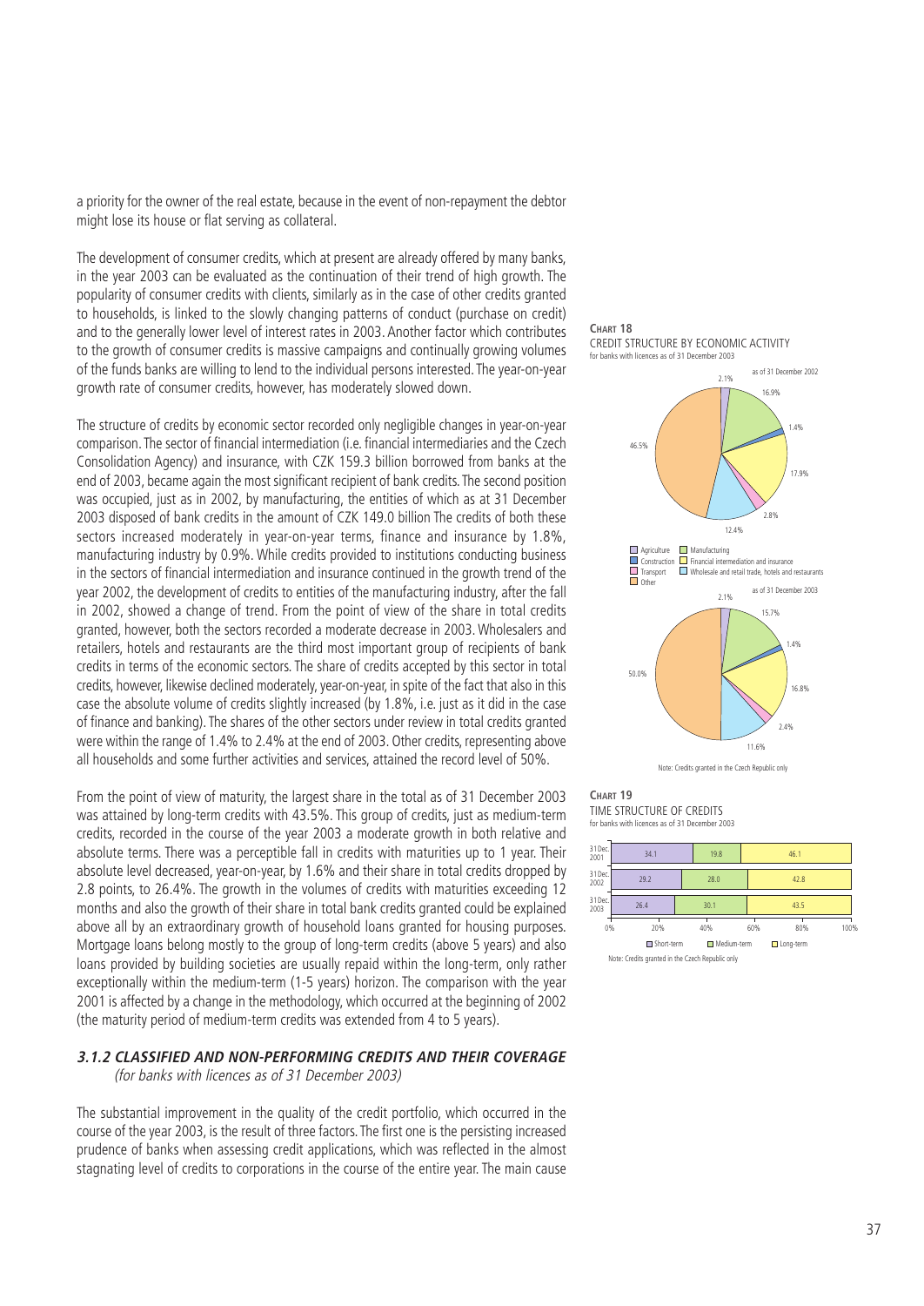a priority for the owner of the real estate, because in the event of non-repayment the debtor might lose its house or flat serving as collateral.

The development of consumer credits, which at present are already offered by many banks, in the year 2003 can be evaluated as the continuation of their trend of high growth. The popularity of consumer credits with clients, similarly as in the case of other credits granted to households, is linked to the slowly changing patterns of conduct (purchase on credit) and to the generally lower level of interest rates in 2003. Another factor which contributes to the growth of consumer credits is massive campaigns and continually growing volumes of the funds banks are willing to lend to the individual persons interested. The year-on-year growth rate of consumer credits, however, has moderately slowed down.

The structure of credits by economic sector recorded only negligible changes in year-on-year comparison. The sector of financial intermediation (i.e. financial intermediaries and the Czech Consolidation Agency) and insurance, with CZK 159.3 billion borrowed from banks at the end of 2003, became again the most significant recipient of bank credits. The second position was occupied, just as in 2002, by manufacturing, the entities of which as at 31 December 2003 disposed of bank credits in the amount of CZK 149.0 billion The credits of both these sectors increased moderately in year-on-year terms, finance and insurance by 1.8%, manufacturing industry by 0.9%. While credits provided to institutions conducting business in the sectors of financial intermediation and insurance continued in the growth trend of the year 2002, the development of credits to entities of the manufacturing industry, after the fall in 2002, showed a change of trend. From the point of view of the share in total credits granted, however, both the sectors recorded a moderate decrease in 2003. Wholesalers and retailers, hotels and restaurants are the third most important group of recipients of bank credits in terms of the economic sectors. The share of credits accepted by this sector in total credits, however, likewise declined moderately, year-on-year, in spite of the fact that also in this case the absolute volume of credits slightly increased (by 1.8%, i.e. just as it did in the case of finance and banking). The shares of the other sectors under review in total credits granted were within the range of 1.4% to 2.4% at the end of 2003. Other credits, representing above all households and some further activities and services, attained the record level of 50%.

From the point of view of maturity, the largest share in the total as of 31 December 2003 was attained by long-term credits with 43.5%. This group of credits, just as medium-term credits, recorded in the course of the year 2003 a moderate growth in both relative and absolute terms. There was a perceptible fall in credits with maturities up to 1 year. Their absolute level decreased, year-on-year, by 1.6% and their share in total credits dropped by 2.8 points, to 26.4%. The growth in the volumes of credits with maturities exceeding 12 months and also the growth of their share in total bank credits granted could be explained above all by an extraordinary growth of household loans granted for housing purposes. Mortgage loans belong mostly to the group of long-term credits (above 5 years) and also loans provided by building societies are usually repaid within the long-term, only rather exceptionally within the medium-term (1-5 years) horizon. The comparison with the year 2001 is affected by a change in the methodology, which occurred at the beginning of 2002 (the maturity period of medium-term credits was extended from 4 to 5 years).

**CHART 18**
CREDIT STRUCTURE BY ECONOMIC ACTIVITY
for banks with licences as of 31 December 2003

| Sector | as of 31 December 2002 | as of 31 December 2003 |
|---|---|---|
| Agriculture | 2.1% | 2.1% |
| Manufacturing | 16.9% | 15.7% |
| Construction | 1.4% | 1.4% |
| Financial intermediation and insurance | 17.9% | 16.8% |
| Transport | 2.8% | 2.4% |
| Wholesale and retail trade, hotels and restaurants | 12.4% | 11.6% |
| Other | 46.5% | 50.0% |

Note: Credits granted in the Czech Republic only

**CHART 19**
TIME STRUCTURE OF CREDITS
for banks with licences as of 31 December 2003

| | Short-term | Medium-term | Long-term |
|---|---|---|---|
| 31 Dec. 2001 | 34.1 | 19.8 | 46.1 |
| 31 Dec. 2002 | 29.2 | 28.0 | 42.8 |
| 31 Dec. 2003 | 26.4 | 30.1 | 43.5 |

Note: Credits granted in the Czech Republic only

### *3.1.2 CLASSIFIED AND NON-PERFORMING CREDITS AND THEIR COVERAGE*
*(for banks with licences as of 31 December 2003)*

The substantial improvement in the quality of the credit portfolio, which occurred in the course of the year 2003, is the result of three factors. The first one is the persisting increased prudence of banks when assessing credit applications, which was reflected in the almost stagnating level of credits to corporations in the course of the entire year. The main cause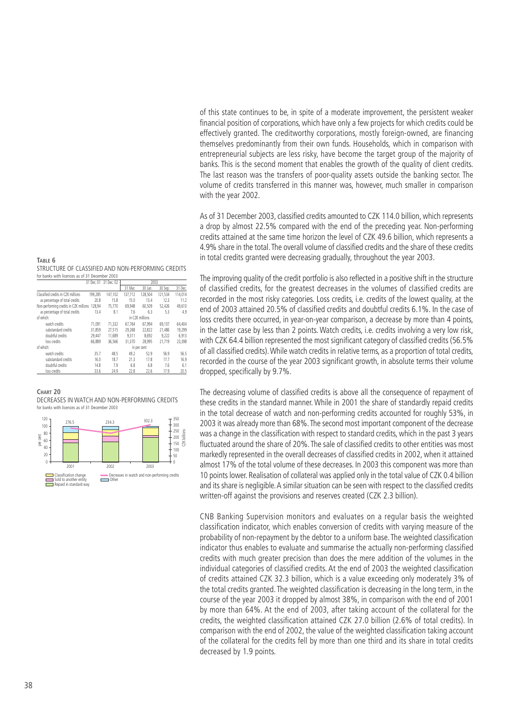of this state continues to be, in spite of a moderate improvement, the persistent weaker financial position of corporations, which have only a few projects for which credits could be effectively granted. The creditworthy corporations, mostly foreign-owned, are financing themselves predominantly from their own funds. Households, which in comparison with entrepreneurial subjects are less risky, have become the target group of the majority of banks. This is the second moment that enables the growth of the quality of client credits. The last reason was the transfers of poor-quality assets outside the banking sector. The volume of credits transferred in this manner was, however, much smaller in comparison with the year 2002.

As of 31 December 2003, classified credits amounted to CZK 114.0 billion, which represents a drop by almost 22.5% compared with the end of the preceding year. Non-performing credits attained at the same time horizon the level of CZK 49.6 billion, which represents a 4.9% share in the total. The overall volume of classified credits and the share of these credits in total credits granted were decreasing gradually, throughout the year 2003.

**TABLE 6**
STRUCTURE OF CLASSIFIED AND NON-PERFORMING CREDITS
for banks with licences as of 31 December 2003

| | 31 Dec. 01 | 31 Dec. 02 | 2003 | | | |
|---|---|---|---|---|---|---|
| | | | 31 Mar. | 30 Jun. | 30 Sep. | 31 Dec. |
| Classified credits in CZK millions | 199,285 | 147,102 | 137,712 | 128,504 | 121,534 | 114,014 |
| as percentage of total credits | 20.8 | 15.8 | 15.0 | 13.4 | 12.3 | 11.2 |
| Non-performing credits in CZK millions | 128,94 | 75,770 | 69,948 | 60,509 | 52,426 | 49,610 |
| as percentage of total credits | 13.4 | 8.1 | 7.6 | 6.3 | 5.3 | 4.9 |
| of which: | in CZK millions | | | | | |
| watch credits | 71,091 | 71,332 | 67,764 | 67,994 | 69,107 | 64,404 |
| substandard credits | 31,859 | 27,515 | 29,268 | 22,822 | 21,486 | 19,299 |
| doubtful credits | 29,447 | 11,689 | 9,311 | 8,692 | 9,222 | 6,913 |
| loss credits | 66,889 | 36,566 | 31,370 | 28,995 | 21,719 | 23,398 |
| of which: | in per cent | | | | | |
| watch credits | 35.7 | 48.5 | 49.2 | 52.9 | 56.9 | 56.5 |
| substandard credits | 16.0 | 18.7 | 21.3 | 17.8 | 17.7 | 16.9 |
| doubtful credits | 14.8 | 7.9 | 6.8 | 6.8 | 7.6 | 6.1 |
| loss credits | 33.6 | 24.9 | 22.8 | 22.6 | 17.9 | 20.5 |

**CHART 20**
DECREASES IN WATCH AND NON-PERFORMING CREDITS
for banks with licences as of 31 December 2003

The improving quality of the credit portfolio is also reflected in a positive shift in the structure of classified credits, for the greatest decreases in the volumes of classified credits are recorded in the most risky categories. Loss credits, i.e. credits of the lowest quality, at the end of 2003 attained 20.5% of classified credits and doubtful credits 6.1%. In the case of loss credits there occurred, in year-on-year comparison, a decrease by more than 4 points, in the latter case by less than 2 points. Watch credits, i.e. credits involving a very low risk, with CZK 64.4 billion represented the most significant category of classified credits (56.5% of all classified credits). While watch credits in relative terms, as a proportion of total credits, recorded in the course of the year 2003 significant growth, in absolute terms their volume dropped, specifically by 9.7%.

The decreasing volume of classified credits is above all the consequence of repayment of these credits in the standard manner. While in 2001 the share of standardly repaid credits in the total decrease of watch and non-performing credits accounted for roughly 53%, in 2003 it was already more than 68%. The second most important component of the decrease was a change in the classification with respect to standard credits, which in the past 3 years fluctuated around the share of 20%. The sale of classified credits to other entities was most markedly represented in the overall decreases of classified credits in 2002, when it attained almost 17% of the total volume of these decreases. In 2003 this component was more than 10 points lower. Realisation of collateral was applied only in the total value of CZK 0.4 billion and its share is negligible. A similar situation can be seen with respect to the classified credits written-off against the provisions and reserves created (CZK 2.3 billion).

CNB Banking Supervision monitors and evaluates on a regular basis the weighted classification indicator, which enables conversion of credits with varying measure of the probability of non-repayment by the debtor to a uniform base. The weighted classification indicator thus enables to evaluate and summarise the actually non-performing classified credits with much greater precision than does the mere addition of the volumes in the individual categories of classified credits. At the end of 2003 the weighted classification of credits attained CZK 32.3 billion, which is a value exceeding only moderately 3% of the total credits granted. The weighted classification is decreasing in the long term, in the course of the year 2003 it dropped by almost 38%, in comparison with the end of 2001 by more than 64%. At the end of 2003, after taking account of the collateral for the credits, the weighted classification attained CZK 27.0 billion (2.6% of total credits). In comparison with the end of 2002, the value of the weighted classification taking account of the collateral for the credits fell by more than one third and its share in total credits decreased by 1.9 points.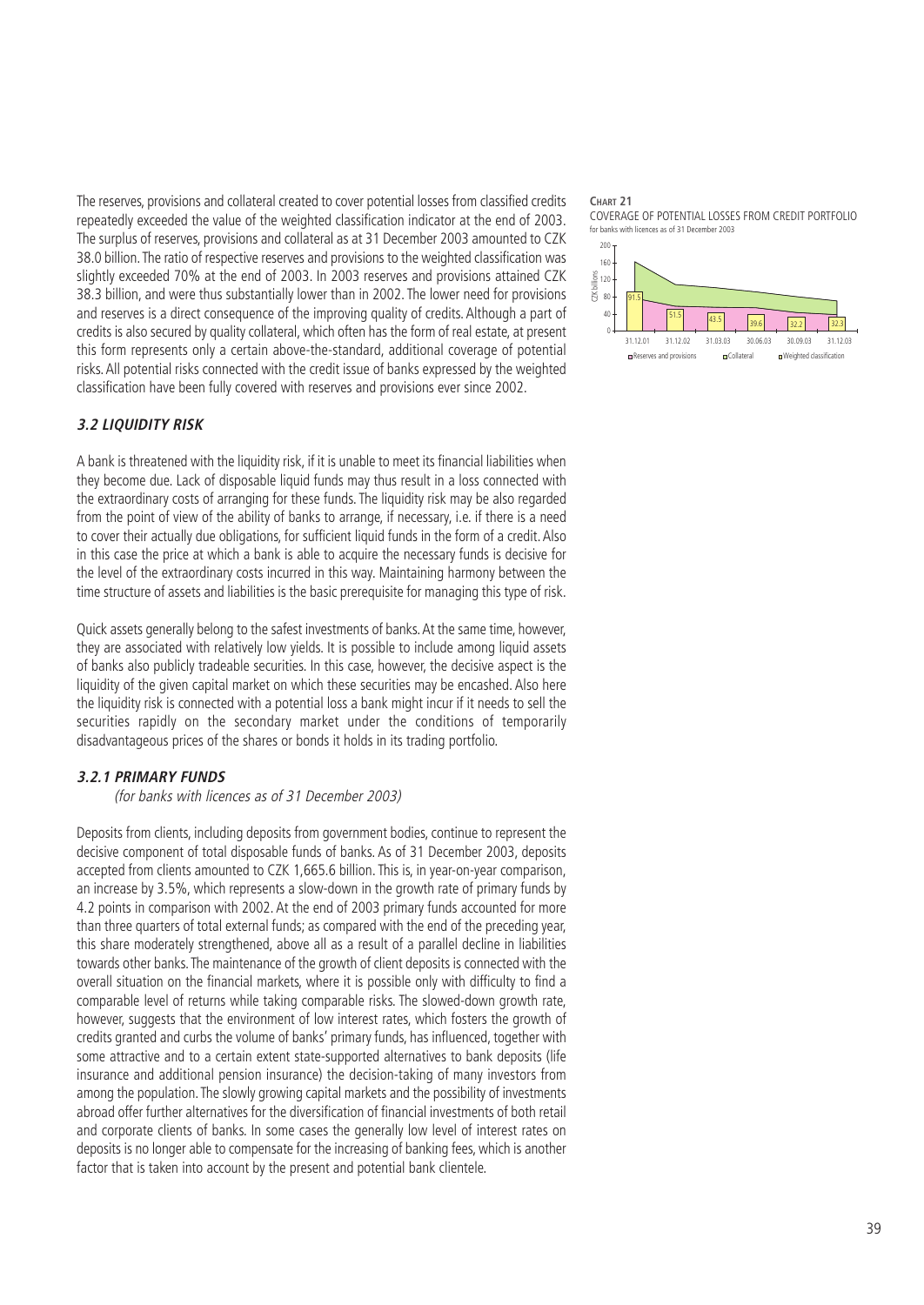The reserves, provisions and collateral created to cover potential losses from classified credits repeatedly exceeded the value of the weighted classification indicator at the end of 2003. The surplus of reserves, provisions and collateral as at 31 December 2003 amounted to CZK 38.0 billion. The ratio of respective reserves and provisions to the weighted classification was slightly exceeded 70% at the end of 2003. In 2003 reserves and provisions attained CZK 38.3 billion, and were thus substantially lower than in 2002. The lower need for provisions and reserves is a direct consequence of the improving quality of credits. Although a part of credits is also secured by quality collateral, which often has the form of real estate, at present this form represents only a certain above-the-standard, additional coverage of potential risks. All potential risks connected with the credit issue of banks expressed by the weighted classification have been fully covered with reserves and provisions ever since 2002.

**CHART 21**

COVERAGE OF POTENTIAL LOSSES FROM CREDIT PORTFOLIO

for banks with licences as of 31 December 2003

| | 31.12.01 | 31.12.02 | 31.03.03 | 30.06.03 | 30.09.03 | 31.12.03 |
|---|---|---|---|---|---|---|
| Weighted classification (CZK billions) | 91.5 | 51.5 | 43.5 | 39.6 | 32.2 | 32.3 |

Legend: Reserves and provisions; Collateral; Weighted classification

### *3.2 LIQUIDITY RISK*

A bank is threatened with the liquidity risk, if it is unable to meet its financial liabilities when they become due. Lack of disposable liquid funds may thus result in a loss connected with the extraordinary costs of arranging for these funds. The liquidity risk may be also regarded from the point of view of the ability of banks to arrange, if necessary, i.e. if there is a need to cover their actually due obligations, for sufficient liquid funds in the form of a credit. Also in this case the price at which a bank is able to acquire the necessary funds is decisive for the level of the extraordinary costs incurred in this way. Maintaining harmony between the time structure of assets and liabilities is the basic prerequisite for managing this type of risk.

Quick assets generally belong to the safest investments of banks. At the same time, however, they are associated with relatively low yields. It is possible to include among liquid assets of banks also publicly tradeable securities. In this case, however, the decisive aspect is the liquidity of the given capital market on which these securities may be encashed. Also here the liquidity risk is connected with a potential loss a bank might incur if it needs to sell the securities rapidly on the secondary market under the conditions of temporarily disadvantageous prices of the shares or bonds it holds in its trading portfolio.

#### *3.2.1 PRIMARY FUNDS*

*(for banks with licences as of 31 December 2003)*

Deposits from clients, including deposits from government bodies, continue to represent the decisive component of total disposable funds of banks. As of 31 December 2003, deposits accepted from clients amounted to CZK 1,665.6 billion. This is, in year-on-year comparison, an increase by 3.5%, which represents a slow-down in the growth rate of primary funds by 4.2 points in comparison with 2002. At the end of 2003 primary funds accounted for more than three quarters of total external funds; as compared with the end of the preceding year, this share moderately strengthened, above all as a result of a parallel decline in liabilities towards other banks. The maintenance of the growth of client deposits is connected with the overall situation on the financial markets, where it is possible only with difficulty to find a comparable level of returns while taking comparable risks. The slowed-down growth rate, however, suggests that the environment of low interest rates, which fosters the growth of credits granted and curbs the volume of banks' primary funds, has influenced, together with some attractive and to a certain extent state-supported alternatives to bank deposits (life insurance and additional pension insurance) the decision-taking of many investors from among the population. The slowly growing capital markets and the possibility of investments abroad offer further alternatives for the diversification of financial investments of both retail and corporate clients of banks. In some cases the generally low level of interest rates on deposits is no longer able to compensate for the increasing of banking fees, which is another factor that is taken into account by the present and potential bank clientele.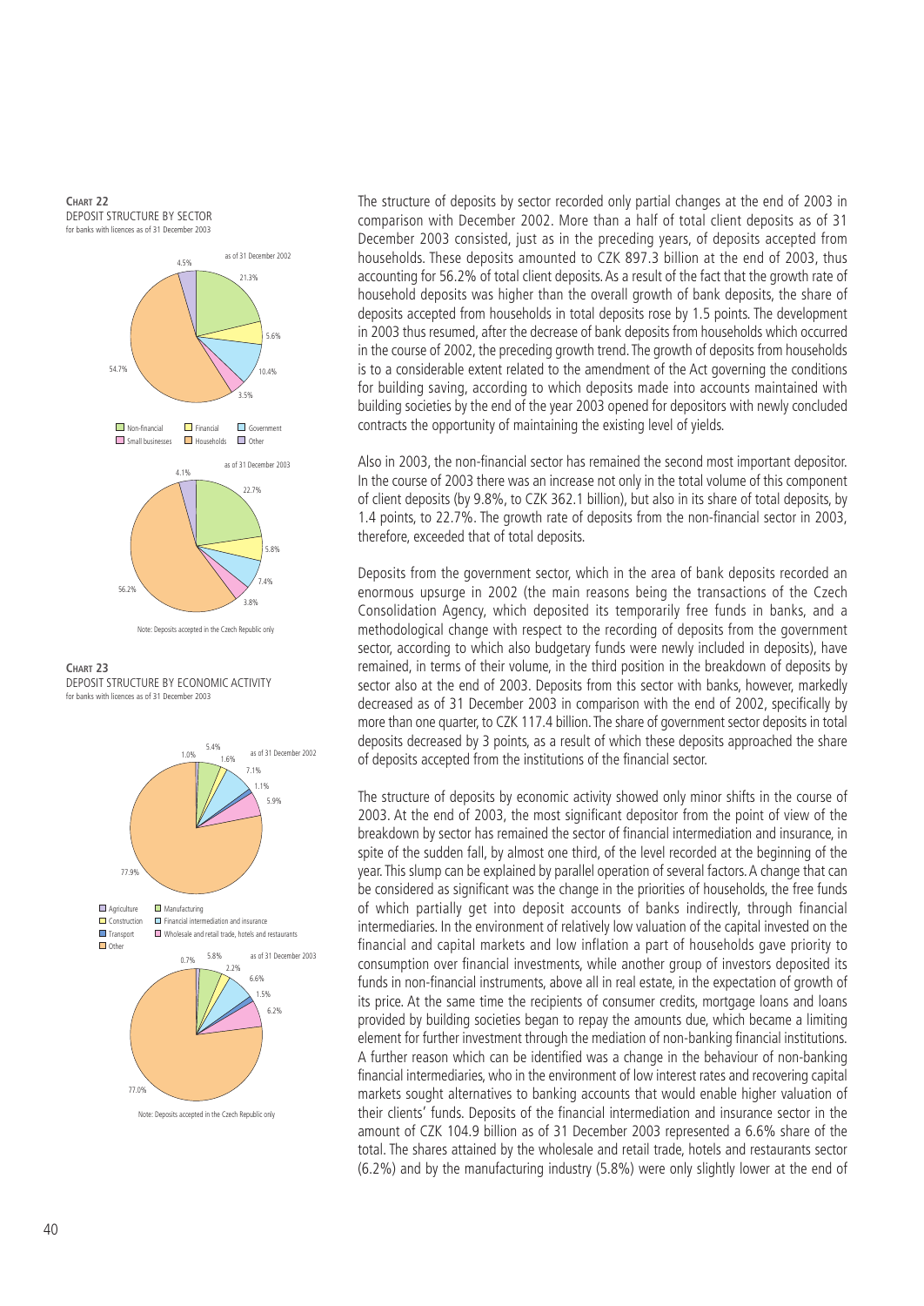**Chart 22**
DEPOSIT STRUCTURE BY SECTOR
for banks with licences as of 31 December 2003

as of 31 December 2002

21.3% 5.6% 10.4% 3.5% 54.7% 4.5%

Non-financial | Financial | Government | Small businesses | Households | Other

as of 31 December 2003

22.7% 5.8% 7.4% 3.8% 56.2% 4.1%

Note: Deposits accepted in the Czech Republic only

**Chart 23**
DEPOSIT STRUCTURE BY ECONOMIC ACTIVITY
for banks with licences as of 31 December 2003

as of 31 December 2002

1.0% 5.4% 1.6% 7.1% 1.1% 5.9% 77.9%

Agriculture | Manufacturing | Construction | Financial intermediation and insurance | Transport | Wholesale and retail trade, hotels and restaurants | Other

as of 31 December 2003

0.7% 5.8% 2.2% 6.6% 1.5% 6.2% 77.0%

Note: Deposits accepted in the Czech Republic only

The structure of deposits by sector recorded only partial changes at the end of 2003 in comparison with December 2002. More than a half of total client deposits as of 31 December 2003 consisted, just as in the preceding years, of deposits accepted from households. These deposits amounted to CZK 897.3 billion at the end of 2003, thus accounting for 56.2% of total client deposits. As a result of the fact that the growth rate of household deposits was higher than the overall growth of bank deposits, the share of deposits accepted from households in total deposits rose by 1.5 points. The development in 2003 thus resumed, after the decrease of bank deposits from households which occurred in the course of 2002, the preceding growth trend. The growth of deposits from households is to a considerable extent related to the amendment of the Act governing the conditions for building saving, according to which deposits made into accounts maintained with building societies by the end of the year 2003 opened for depositors with newly concluded contracts the opportunity of maintaining the existing level of yields.

Also in 2003, the non-financial sector has remained the second most important depositor. In the course of 2003 there was an increase not only in the total volume of this component of client deposits (by 9.8%, to CZK 362.1 billion), but also in its share of total deposits, by 1.4 points, to 22.7%. The growth rate of deposits from the non-financial sector in 2003, therefore, exceeded that of total deposits.

Deposits from the government sector, which in the area of bank deposits recorded an enormous upsurge in 2002 (the main reasons being the transactions of the Czech Consolidation Agency, which deposited its temporarily free funds in banks, and a methodological change with respect to the recording of deposits from the government sector, according to which also budgetary funds were newly included in deposits), have remained, in terms of their volume, in the third position in the breakdown of deposits by sector also at the end of 2003. Deposits from this sector with banks, however, markedly decreased as of 31 December 2003 in comparison with the end of 2002, specifically by more than one quarter, to CZK 117.4 billion. The share of government sector deposits in total deposits decreased by 3 points, as a result of which these deposits approached the share of deposits accepted from the institutions of the financial sector.

The structure of deposits by economic activity showed only minor shifts in the course of 2003. At the end of 2003, the most significant depositor from the point of view of the breakdown by sector has remained the sector of financial intermediation and insurance, in spite of the sudden fall, by almost one third, of the level recorded at the beginning of the year. This slump can be explained by parallel operation of several factors. A change that can be considered as significant was the change in the priorities of households, the free funds of which partially get into deposit accounts of banks indirectly, through financial intermediaries. In the environment of relatively low valuation of the capital invested on the financial and capital markets and low inflation a part of households gave priority to consumption over financial investments, while another group of investors deposited its funds in non-financial instruments, above all in real estate, in the expectation of growth of its price. At the same time the recipients of consumer credits, mortgage loans and loans provided by building societies began to repay the amounts due, which became a limiting element for further investment through the mediation of non-banking financial institutions. A further reason which can be identified was a change in the behaviour of non-banking financial intermediaries, who in the environment of low interest rates and recovering capital markets sought alternatives to banking accounts that would enable higher valuation of their clients' funds. Deposits of the financial intermediation and insurance sector in the amount of CZK 104.9 billion as of 31 December 2003 represented a 6.6% share of the total. The shares attained by the wholesale and retail trade, hotels and restaurants sector (6.2%) and by the manufacturing industry (5.8%) were only slightly lower at the end of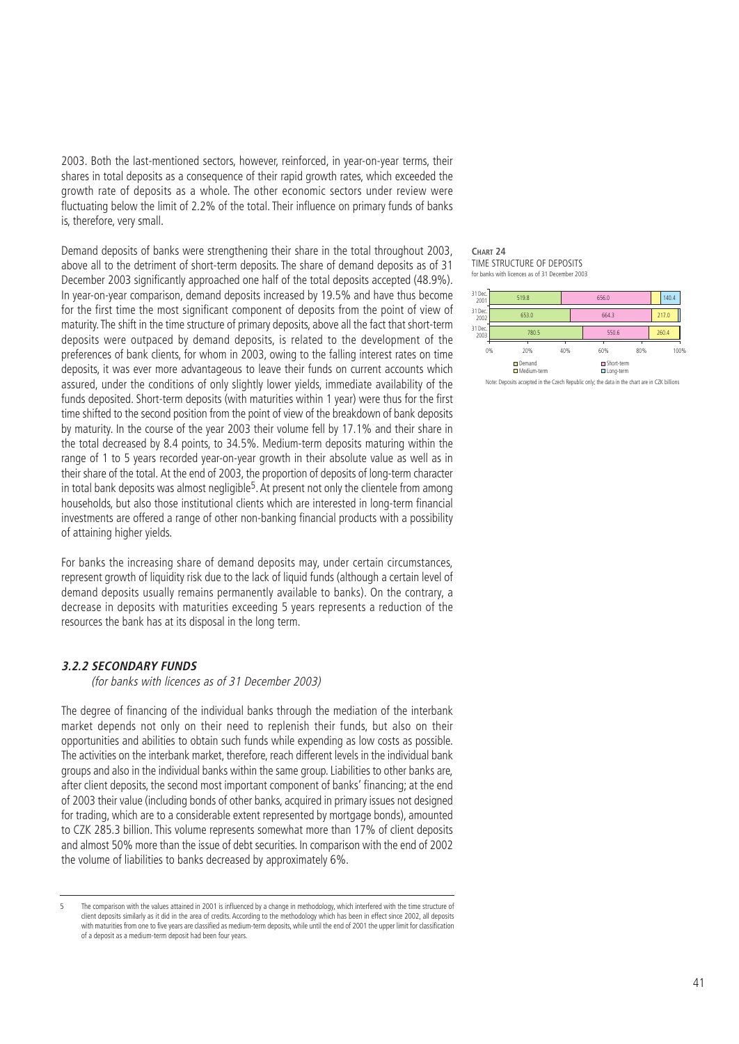2003. Both the last-mentioned sectors, however, reinforced, in year-on-year terms, their shares in total deposits as a consequence of their rapid growth rates, which exceeded the growth rate of deposits as a whole. The other economic sectors under review were fluctuating below the limit of 2.2% of the total. Their influence on primary funds of banks is, therefore, very small.

Demand deposits of banks were strengthening their share in the total throughout 2003, above all to the detriment of short-term deposits. The share of demand deposits as of 31 December 2003 significantly approached one half of the total deposits accepted (48.9%). In year-on-year comparison, demand deposits increased by 19.5% and have thus become for the first time the most significant component of deposits from the point of view of maturity. The shift in the time structure of primary deposits, above all the fact that short-term deposits were outpaced by demand deposits, is related to the development of the preferences of bank clients, for whom in 2003, owing to the falling interest rates on time deposits, it was ever more advantageous to leave their funds on current accounts which assured, under the conditions of only slightly lower yields, immediate availability of the funds deposited. Short-term deposits (with maturities within 1 year) were thus for the first time shifted to the second position from the point of view of the breakdown of bank deposits by maturity. In the course of the year 2003 their volume fell by 17.1% and their share in the total decreased by 8.4 points, to 34.5%. Medium-term deposits maturing within the range of 1 to 5 years recorded year-on-year growth in their absolute value as well as in their share of the total. At the end of 2003, the proportion of deposits of long-term character in total bank deposits was almost negligible[5]. At present not only the clientele from among households, but also those institutional clients which are interested in long-term financial investments are offered a range of other non-banking financial products with a possibility of attaining higher yields.

**CHART 24**
TIME STRUCTURE OF DEPOSITS
for banks with licences as of 31 December 2003

| | Demand | Short-term | Medium-term | Long-term |
|---|---|---|---|---|
| 31 Dec. 2001 | 519.8 | 656.0 | | 140.4 |
| 31 Dec. 2002 | 653.0 | 664.3 | 217.0 | |
| 31 Dec. 2003 | 780.5 | 550.6 | 260.4 | |

Note: Deposits accepted in the Czech Republic only; the data in the chart are in CZK billions

For banks the increasing share of demand deposits may, under certain circumstances, represent growth of liquidity risk due to the lack of liquid funds (although a certain level of demand deposits usually remains permanently available to banks). On the contrary, a decrease in deposits with maturities exceeding 5 years represents a reduction of the resources the bank has at its disposal in the long term.

### *3.2.2 SECONDARY FUNDS*

*(for banks with licences as of 31 December 2003)*

The degree of financing of the individual banks through the mediation of the interbank market depends not only on their need to replenish their funds, but also on their opportunities and abilities to obtain such funds while expending as low costs as possible. The activities on the interbank market, therefore, reach different levels in the individual bank groups and also in the individual banks within the same group. Liabilities to other banks are, after client deposits, the second most important component of banks' financing; at the end of 2003 their value (including bonds of other banks, acquired in primary issues not designed for trading, which are to a considerable extent represented by mortgage bonds), amounted to CZK 285.3 billion. This volume represents somewhat more than 17% of client deposits and almost 50% more than the issue of debt securities. In comparison with the end of 2002 the volume of liabilities to banks decreased by approximately 6%.

---

5 The comparison with the values attained in 2001 is influenced by a change in methodology, which interfered with the time structure of client deposits similarly as it did in the area of credits. According to the methodology which has been in effect since 2002, all deposits with maturities from one to five years are classified as medium-term deposits, while until the end of 2001 the upper limit for classification of a deposit as a medium-term deposit had been four years.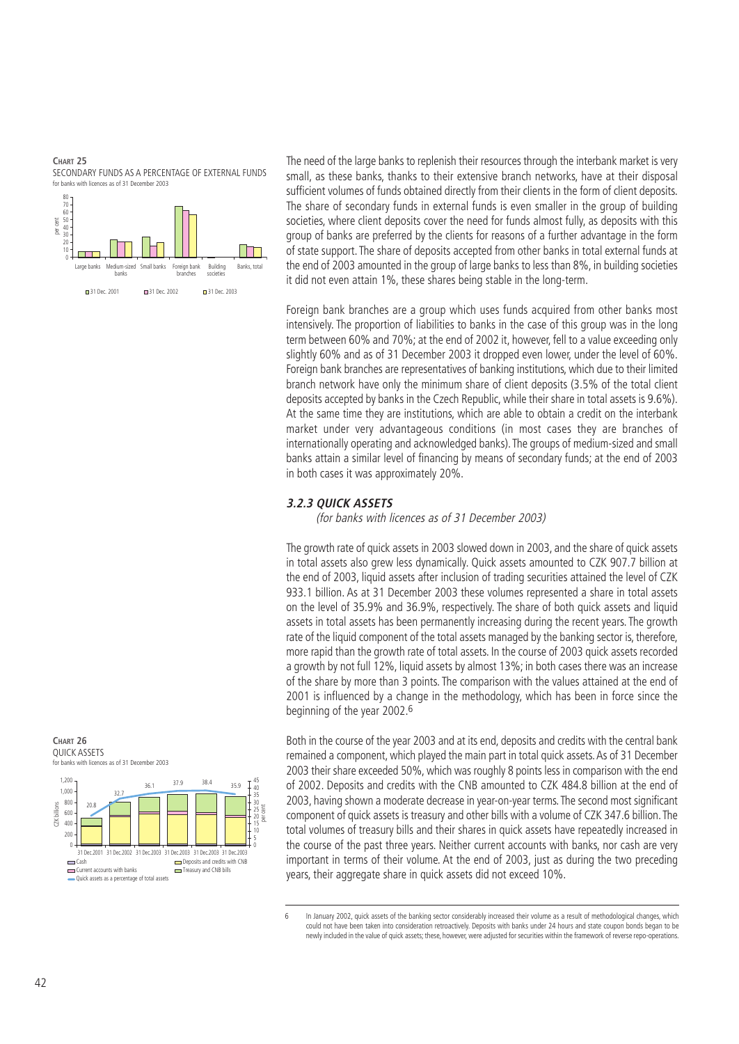**Chart 25**
SECONDARY FUNDS AS A PERCENTAGE OF EXTERNAL FUNDS
for banks with licences as of 31 December 2003

**Chart 26**
QUICK ASSETS
for banks with licences as of 31 December 2003

The need of the large banks to replenish their resources through the interbank market is very small, as these banks, thanks to their extensive branch networks, have at their disposal sufficient volumes of funds obtained directly from their clients in the form of client deposits. The share of secondary funds in external funds is even smaller in the group of building societies, where client deposits cover the need for funds almost fully, as deposits with this group of banks are preferred by the clients for reasons of a further advantage in the form of state support. The share of deposits accepted from other banks in total external funds at the end of 2003 amounted in the group of large banks to less than 8%, in building societies it did not even attain 1%, these shares being stable in the long-term.

Foreign bank branches are a group which uses funds acquired from other banks most intensively. The proportion of liabilities to banks in the case of this group was in the long term between 60% and 70%; at the end of 2002 it, however, fell to a value exceeding only slightly 60% and as of 31 December 2003 it dropped even lower, under the level of 60%. Foreign bank branches are representatives of banking institutions, which due to their limited branch network have only the minimum share of client deposits (3.5% of the total client deposits accepted by banks in the Czech Republic, while their share in total assets is 9.6%). At the same time they are institutions, which are able to obtain a credit on the interbank market under very advantageous conditions (in most cases they are branches of internationally operating and acknowledged banks). The groups of medium-sized and small banks attain a similar level of financing by means of secondary funds; at the end of 2003 in both cases it was approximately 20%.

### *3.2.3 QUICK ASSETS*

*(for banks with licences as of 31 December 2003)*

The growth rate of quick assets in 2003 slowed down in 2003, and the share of quick assets in total assets also grew less dynamically. Quick assets amounted to CZK 907.7 billion at the end of 2003, liquid assets after inclusion of trading securities attained the level of CZK 933.1 billion. As at 31 December 2003 these volumes represented a share in total assets on the level of 35.9% and 36.9%, respectively. The share of both quick assets and liquid assets in total assets has been permanently increasing during the recent years. The growth rate of the liquid component of the total assets managed by the banking sector is, therefore, more rapid than the growth rate of total assets. In the course of 2003 quick assets recorded a growth by not full 12%, liquid assets by almost 13%; in both cases there was an increase of the share by more than 3 points. The comparison with the values attained at the end of 2001 is influenced by a change in the methodology, which has been in force since the beginning of the year 2002.[6]

Both in the course of the year 2003 and at its end, deposits and credits with the central bank remained a component, which played the main part in total quick assets. As of 31 December 2003 their share exceeded 50%, which was roughly 8 points less in comparison with the end of 2002. Deposits and credits with the CNB amounted to CZK 484.8 billion at the end of 2003, having shown a moderate decrease in year-on-year terms. The second most significant component of quick assets is treasury and other bills with a volume of CZK 347.6 billion. The total volumes of treasury bills and their shares in quick assets have repeatedly increased in the course of the past three years. Neither current accounts with banks, nor cash are very important in terms of their volume. At the end of 2003, just as during the two preceding years, their aggregate share in quick assets did not exceed 10%.

6 In January 2002, quick assets of the banking sector considerably increased their volume as a result of methodological changes, which could not have been taken into consideration retroactively. Deposits with banks under 24 hours and state coupon bonds began to be newly included in the value of quick assets; these, however, were adjusted for securities within the framework of reverse repo-operations.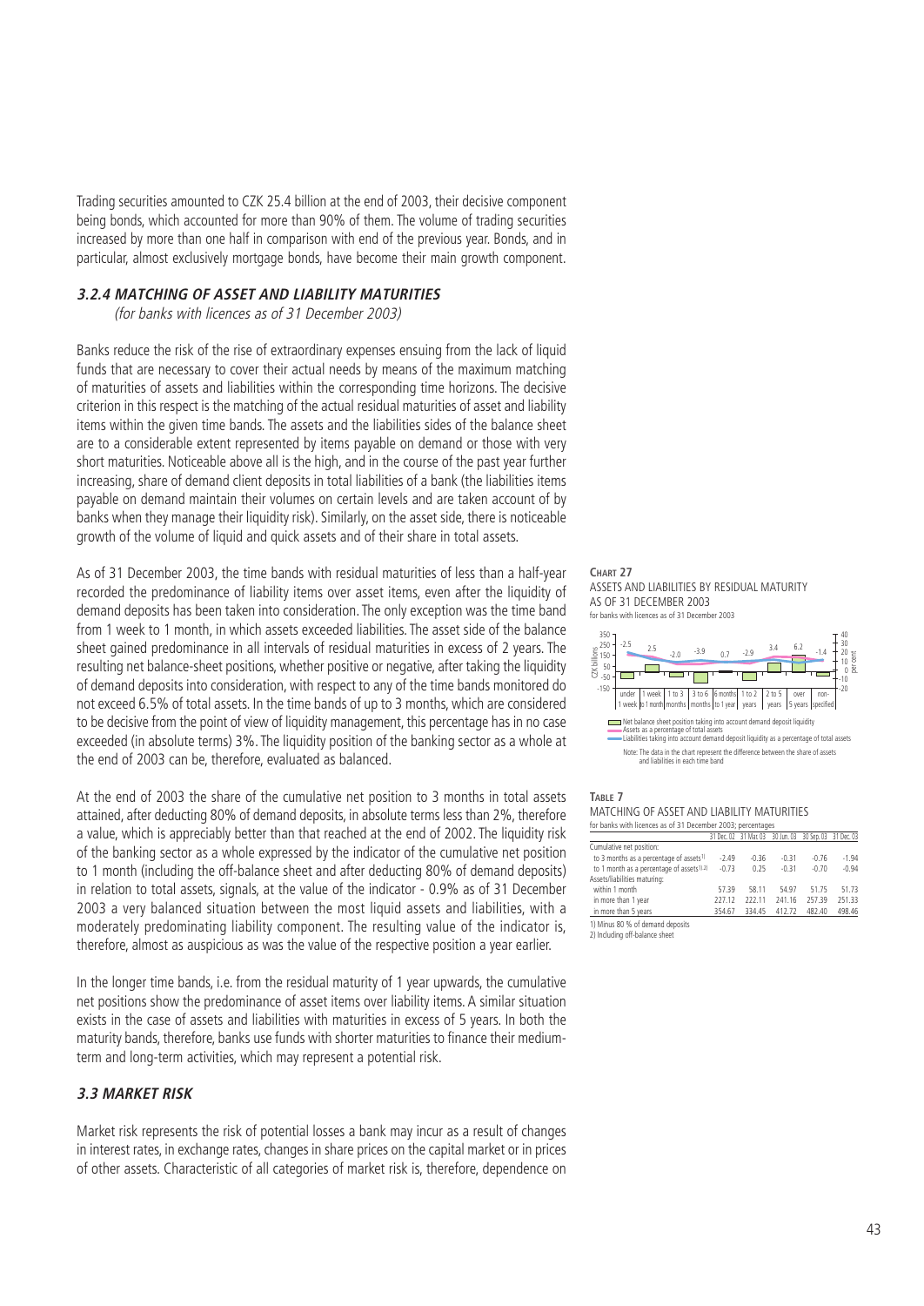Trading securities amounted to CZK 25.4 billion at the end of 2003, their decisive component being bonds, which accounted for more than 90% of them. The volume of trading securities increased by more than one half in comparison with end of the previous year. Bonds, and in particular, almost exclusively mortgage bonds, have become their main growth component.

### *3.2.4 MATCHING OF ASSET AND LIABILITY MATURITIES*

*(for banks with licences as of 31 December 2003)*

Banks reduce the risk of the rise of extraordinary expenses ensuing from the lack of liquid funds that are necessary to cover their actual needs by means of the maximum matching of maturities of assets and liabilities within the corresponding time horizons. The decisive criterion in this respect is the matching of the actual residual maturities of asset and liability items within the given time bands. The assets and the liabilities sides of the balance sheet are to a considerable extent represented by items payable on demand or those with very short maturities. Noticeable above all is the high, and in the course of the past year further increasing, share of demand client deposits in total liabilities of a bank (the liabilities items payable on demand maintain their volumes on certain levels and are taken account of by banks when they manage their liquidity risk). Similarly, on the asset side, there is noticeable growth of the volume of liquid and quick assets and of their share in total assets.

As of 31 December 2003, the time bands with residual maturities of less than a half-year recorded the predominance of liability items over asset items, even after the liquidity of demand deposits has been taken into consideration. The only exception was the time band from 1 week to 1 month, in which assets exceeded liabilities. The asset side of the balance sheet gained predominance in all intervals of residual maturities in excess of 2 years. The resulting net balance-sheet positions, whether positive or negative, after taking the liquidity of demand deposits into consideration, with respect to any of the time bands monitored do not exceed 6.5% of total assets. In the time bands of up to 3 months, which are considered to be decisive from the point of view of liquidity management, this percentage has in no case exceeded (in absolute terms) 3%. The liquidity position of the banking sector as a whole at the end of 2003 can be, therefore, evaluated as balanced.

At the end of 2003 the share of the cumulative net position to 3 months in total assets attained, after deducting 80% of demand deposits, in absolute terms less than 2%, therefore a value, which is appreciably better than that reached at the end of 2002. The liquidity risk of the banking sector as a whole expressed by the indicator of the cumulative net position to 1 month (including the off-balance sheet and after deducting 80% of demand deposits) in relation to total assets, signals, at the value of the indicator - 0.9% as of 31 December 2003 a very balanced situation between the most liquid assets and liabilities, with a moderately predominating liability component. The resulting value of the indicator is, therefore, almost as auspicious as was the value of the respective position a year earlier.

In the longer time bands, i.e. from the residual maturity of 1 year upwards, the cumulative net positions show the predominance of asset items over liability items. A similar situation exists in the case of assets and liabilities with maturities in excess of 5 years. In both the maturity bands, therefore, banks use funds with shorter maturities to finance their medium-term and long-term activities, which may represent a potential risk.

**CHART 27**
ASSETS AND LIABILITIES BY RESIDUAL MATURITY AS OF 31 DECEMBER 2003
for banks with licences as of 31 December 2003

Net balance sheet position taking into account demand deposit liquidity
Assets as a percentage of total assets
Liabilities taking into account demand deposit liquidity as a percentage of total assets

Note: The data in the chart represent the difference between the share of assets and liabilities in each time band

**TABLE 7**
MATCHING OF ASSET AND LIABILITY MATURITIES
for banks with licences as of 31 December 2003; percentages

| | 31 Dec. 02 | 31 Mar. 03 | 30 Jun. 03 | 30 Sep. 03 | 31 Dec. 03 |
|---|---|---|---|---|---|
| Cumulative net position: | | | | | |
| to 3 months as a percentage of assets[1] | -2.49 | -0.36 | -0.31 | -0.76 | -1.94 |
| to 1 month as a percentage of assets[1,2] | -0.73 | 0.25 | -0.31 | -0.70 | -0.94 |
| Assets/liabilities maturing: | | | | | |
| within 1 month | 57.39 | 58.11 | 54.97 | 51.75 | 51.73 |
| in more than 1 year | 227.12 | 222.11 | 241.16 | 257.39 | 251.33 |
| in more than 5 years | 354.67 | 334.45 | 412.72 | 482.40 | 498.46 |

1) Minus 80 % of demand deposits
2) Including off-balance sheet

### *3.3 MARKET RISK*

Market risk represents the risk of potential losses a bank may incur as a result of changes in interest rates, in exchange rates, changes in share prices on the capital market or in prices of other assets. Characteristic of all categories of market risk is, therefore, dependence on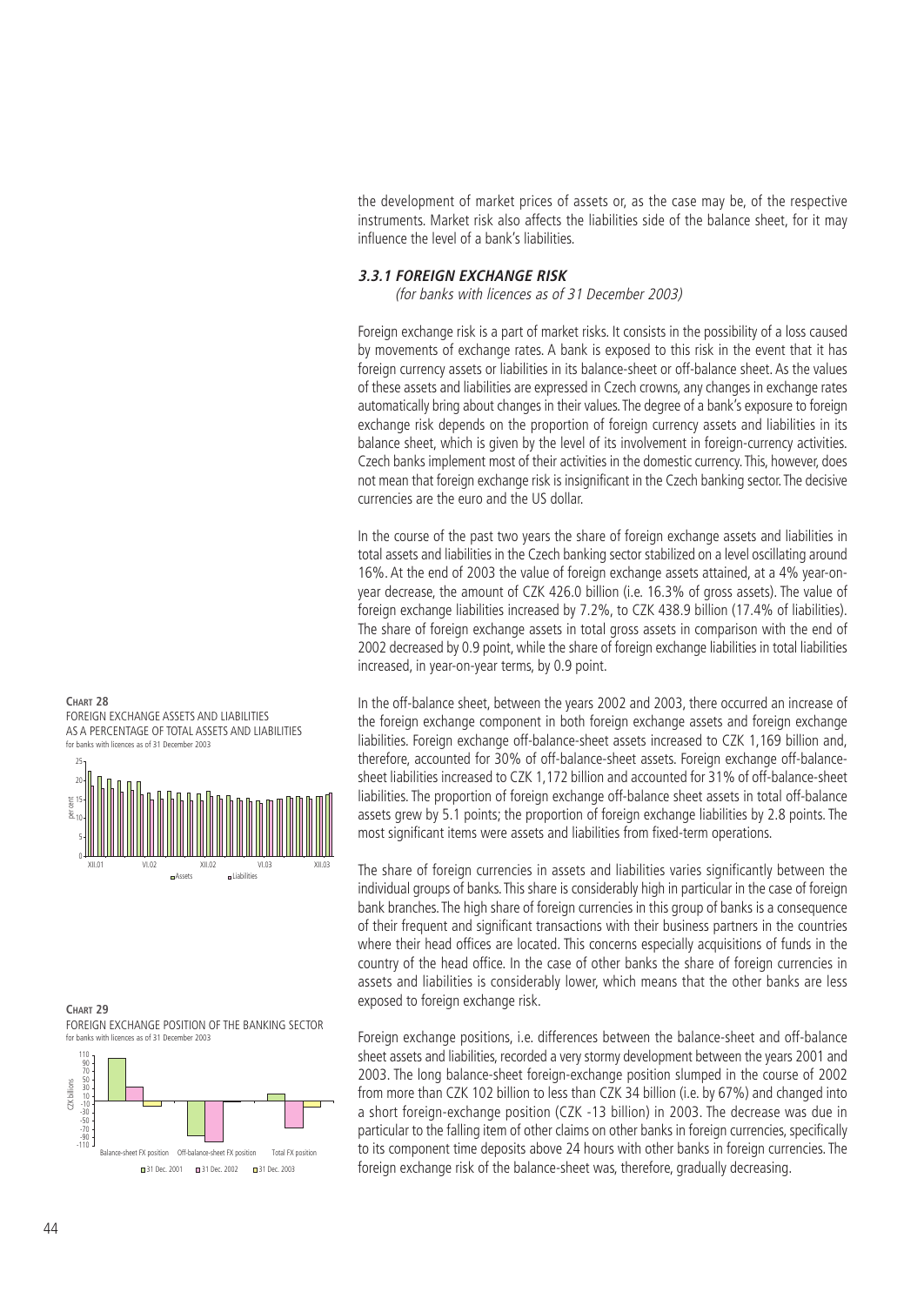the development of market prices of assets or, as the case may be, of the respective instruments. Market risk also affects the liabilities side of the balance sheet, for it may influence the level of a bank's liabilities.

### *3.3.1 FOREIGN EXCHANGE RISK*

*(for banks with licences as of 31 December 2003)*

Foreign exchange risk is a part of market risks. It consists in the possibility of a loss caused by movements of exchange rates. A bank is exposed to this risk in the event that it has foreign currency assets or liabilities in its balance-sheet or off-balance sheet. As the values of these assets and liabilities are expressed in Czech crowns, any changes in exchange rates automatically bring about changes in their values. The degree of a bank's exposure to foreign exchange risk depends on the proportion of foreign currency assets and liabilities in its balance sheet, which is given by the level of its involvement in foreign-currency activities. Czech banks implement most of their activities in the domestic currency. This, however, does not mean that foreign exchange risk is insignificant in the Czech banking sector. The decisive currencies are the euro and the US dollar.

In the course of the past two years the share of foreign exchange assets and liabilities in total assets and liabilities in the Czech banking sector stabilized on a level oscillating around 16%. At the end of 2003 the value of foreign exchange assets attained, at a 4% year-on-year decrease, the amount of CZK 426.0 billion (i.e. 16.3% of gross assets). The value of foreign exchange liabilities increased by 7.2%, to CZK 438.9 billion (17.4% of liabilities). The share of foreign exchange assets in total gross assets in comparison with the end of 2002 decreased by 0.9 point, while the share of foreign exchange liabilities in total liabilities increased, in year-on-year terms, by 0.9 point.

**CHART 28**
FOREIGN EXCHANGE ASSETS AND LIABILITIES AS A PERCENTAGE OF TOTAL ASSETS AND LIABILITIES
for banks with licences as of 31 December 2003

In the off-balance sheet, between the years 2002 and 2003, there occurred an increase of the foreign exchange component in both foreign exchange assets and foreign exchange liabilities. Foreign exchange off-balance-sheet assets increased to CZK 1,169 billion and, therefore, accounted for 30% of off-balance-sheet assets. Foreign exchange off-balance-sheet liabilities increased to CZK 1,172 billion and accounted for 31% of off-balance-sheet liabilities. The proportion of foreign exchange off-balance sheet assets in total off-balance assets grew by 5.1 points; the proportion of foreign exchange liabilities by 2.8 points. The most significant items were assets and liabilities from fixed-term operations.

The share of foreign currencies in assets and liabilities varies significantly between the individual groups of banks. This share is considerably high in particular in the case of foreign bank branches. The high share of foreign currencies in this group of banks is a consequence of their frequent and significant transactions with their business partners in the countries where their head offices are located. This concerns especially acquisitions of funds in the country of the head office. In the case of other banks the share of foreign currencies in assets and liabilities is considerably lower, which means that the other banks are less exposed to foreign exchange risk.

**CHART 29**
FOREIGN EXCHANGE POSITION OF THE BANKING SECTOR
for banks with licences as of 31 December 2003

Foreign exchange positions, i.e. differences between the balance-sheet and off-balance sheet assets and liabilities, recorded a very stormy development between the years 2001 and 2003. The long balance-sheet foreign-exchange position slumped in the course of 2002 from more than CZK 102 billion to less than CZK 34 billion (i.e. by 67%) and changed into a short foreign-exchange position (CZK -13 billion) in 2003. The decrease was due in particular to the falling item of other claims on other banks in foreign currencies, specifically to its component time deposits above 24 hours with other banks in foreign currencies. The foreign exchange risk of the balance-sheet was, therefore, gradually decreasing.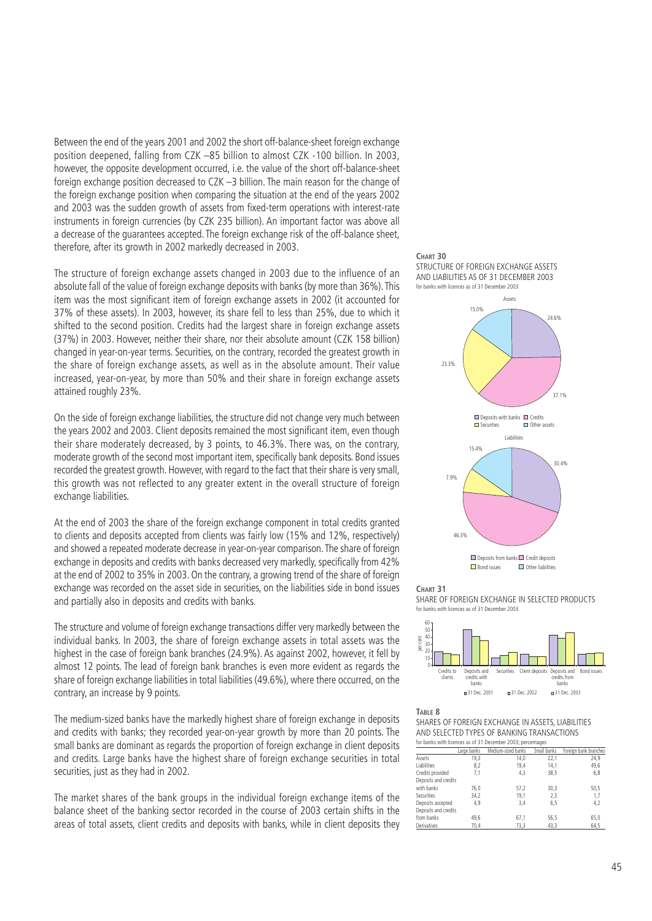Between the end of the years 2001 and 2002 the short off-balance-sheet foreign exchange position deepened, falling from CZK –85 billion to almost CZK -100 billion. In 2003, however, the opposite development occurred, i.e. the value of the short off-balance-sheet foreign exchange position decreased to CZK –3 billion. The main reason for the change of the foreign exchange position when comparing the situation at the end of the years 2002 and 2003 was the sudden growth of assets from fixed-term operations with interest-rate instruments in foreign currencies (by CZK 235 billion). An important factor was above all a decrease of the guarantees accepted. The foreign exchange risk of the off-balance sheet, therefore, after its growth in 2002 markedly decreased in 2003.

The structure of foreign exchange assets changed in 2003 due to the influence of an absolute fall of the value of foreign exchange deposits with banks (by more than 36%). This item was the most significant item of foreign exchange assets in 2002 (it accounted for 37% of these assets). In 2003, however, its share fell to less than 25%, due to which it shifted to the second position. Credits had the largest share in foreign exchange assets (37%) in 2003. However, neither their share, nor their absolute amount (CZK 158 billion) changed in year-on-year terms. Securities, on the contrary, recorded the greatest growth in the share of foreign exchange assets, as well as in the absolute amount. Their value increased, year-on-year, by more than 50% and their share in foreign exchange assets attained roughly 23%.

On the side of foreign exchange liabilities, the structure did not change very much between the years 2002 and 2003. Client deposits remained the most significant item, even though their share moderately decreased, by 3 points, to 46.3%. There was, on the contrary, moderate growth of the second most important item, specifically bank deposits. Bond issues recorded the greatest growth. However, with regard to the fact that their share is very small, this growth was not reflected to any greater extent in the overall structure of foreign exchange liabilities.

At the end of 2003 the share of the foreign exchange component in total credits granted to clients and deposits accepted from clients was fairly low (15% and 12%, respectively) and showed a repeated moderate decrease in year-on-year comparison. The share of foreign exchange in deposits and credits with banks decreased very markedly, specifically from 42% at the end of 2002 to 35% in 2003. On the contrary, a growing trend of the share of foreign exchange was recorded on the asset side in securities, on the liabilities side in bond issues and partially also in deposits and credits with banks.

The structure and volume of foreign exchange transactions differ very markedly between the individual banks. In 2003, the share of foreign exchange assets in total assets was the highest in the case of foreign bank branches (24.9%). As against 2002, however, it fell by almost 12 points. The lead of foreign bank branches is even more evident as regards the share of foreign exchange liabilities in total liabilities (49.6%), where there occurred, on the contrary, an increase by 9 points.

The medium-sized banks have the markedly highest share of foreign exchange in deposits and credits with banks; they recorded year-on-year growth by more than 20 points. The small banks are dominant as regards the proportion of foreign exchange in client deposits and credits. Large banks have the highest share of foreign exchange securities in total securities, just as they had in 2002.

The market shares of the bank groups in the individual foreign exchange items of the balance sheet of the banking sector recorded in the course of 2003 certain shifts in the areas of total assets, client credits and deposits with banks, while in client deposits they

**CHART 30**
STRUCTURE OF FOREIGN EXCHANGE ASSETS AND LIABILITIES AS OF 31 DECEMBER 2003
for banks with licences as of 31 December 2003

**CHART 31**
SHARE OF FOREIGN EXCHANGE IN SELECTED PRODUCTS
for banks with licences as of 31 December 2003

**TABLE 8**
SHARES OF FOREIGN EXCHANGE IN ASSETS, LIABILITIES AND SELECTED TYPES OF BANKING TRANSACTIONS
for banks with licences as of 31 December 2003; percentages

| | Large banks | Medium-sized banks | Small banks | Foreign bank branches |
|---|---|---|---|---|
| Assets | 19,3 | 14,0 | 22,1 | 24,9 |
| Liabilities | 8,2 | 19,4 | 14,1 | 49,6 |
| Credits provided | 7,1 | 4,3 | 38,5 | 6,8 |
| Deposits and credits with banks | 76,0 | 57,2 | 30,3 | 50,5 |
| Securities | 34,2 | 19,1 | 2,3 | 1,7 |
| Deposits accepted | 4,9 | 3,4 | 6,5 | 4,2 |
| Deposits and credits from banks | 49,6 | 67,1 | 56,5 | 65,0 |
| Derivatives | 70,4 | 73,3 | 43,3 | 64,5 |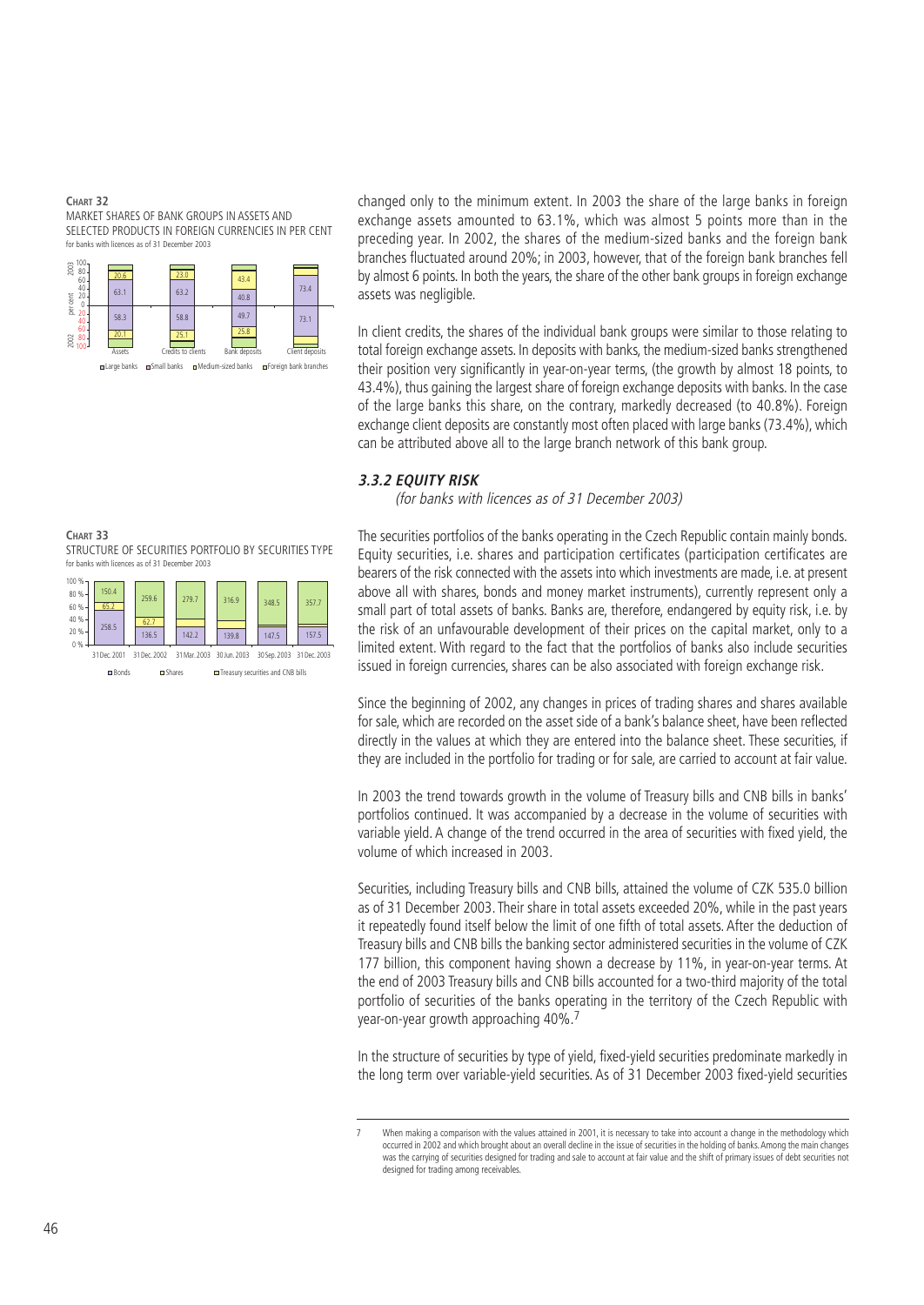**CHART 32**
MARKET SHARES OF BANK GROUPS IN ASSETS AND SELECTED PRODUCTS IN FOREIGN CURRENCIES IN PER CENT
for banks with licences as of 31 December 2003

**CHART 33**
STRUCTURE OF SECURITIES PORTFOLIO BY SECURITIES TYPE
for banks with licences as of 31 December 2003

changed only to the minimum extent. In 2003 the share of the large banks in foreign exchange assets amounted to 63.1%, which was almost 5 points more than in the preceding year. In 2002, the shares of the medium-sized banks and the foreign bank branches fluctuated around 20%; in 2003, however, that of the foreign bank branches fell by almost 6 points. In both the years, the share of the other bank groups in foreign exchange assets was negligible.

In client credits, the shares of the individual bank groups were similar to those relating to total foreign exchange assets. In deposits with banks, the medium-sized banks strengthened their position very significantly in year-on-year terms, (the growth by almost 18 points, to 43.4%), thus gaining the largest share of foreign exchange deposits with banks. In the case of the large banks this share, on the contrary, markedly decreased (to 40.8%). Foreign exchange client deposits are constantly most often placed with large banks (73.4%), which can be attributed above all to the large branch network of this bank group.

### *3.3.2 EQUITY RISK*

*(for banks with licences as of 31 December 2003)*

The securities portfolios of the banks operating in the Czech Republic contain mainly bonds. Equity securities, i.e. shares and participation certificates (participation certificates are bearers of the risk connected with the assets into which investments are made, i.e. at present above all with shares, bonds and money market instruments), currently represent only a small part of total assets of banks. Banks are, therefore, endangered by equity risk, i.e. by the risk of an unfavourable development of their prices on the capital market, only to a limited extent. With regard to the fact that the portfolios of banks also include securities issued in foreign currencies, shares can be also associated with foreign exchange risk.

Since the beginning of 2002, any changes in prices of trading shares and shares available for sale, which are recorded on the asset side of a bank's balance sheet, have been reflected directly in the values at which they are entered into the balance sheet. These securities, if they are included in the portfolio for trading or for sale, are carried to account at fair value.

In 2003 the trend towards growth in the volume of Treasury bills and CNB bills in banks' portfolios continued. It was accompanied by a decrease in the volume of securities with variable yield. A change of the trend occurred in the area of securities with fixed yield, the volume of which increased in 2003.

Securities, including Treasury bills and CNB bills, attained the volume of CZK 535.0 billion as of 31 December 2003. Their share in total assets exceeded 20%, while in the past years it repeatedly found itself below the limit of one fifth of total assets. After the deduction of Treasury bills and CNB bills the banking sector administered securities in the volume of CZK 177 billion, this component having shown a decrease by 11%, in year-on-year terms. At the end of 2003 Treasury bills and CNB bills accounted for a two-third majority of the total portfolio of securities of the banks operating in the territory of the Czech Republic with year-on-year growth approaching 40%.[7]

In the structure of securities by type of yield, fixed-yield securities predominate markedly in the long term over variable-yield securities. As of 31 December 2003 fixed-yield securities

---

7 When making a comparison with the values attained in 2001, it is necessary to take into account a change in the methodology which occurred in 2002 and which brought about an overall decline in the issue of securities in the holding of banks. Among the main changes was the carrying of securities designed for trading and sale to account at fair value and the shift of primary issues of debt securities not designed for trading among receivables.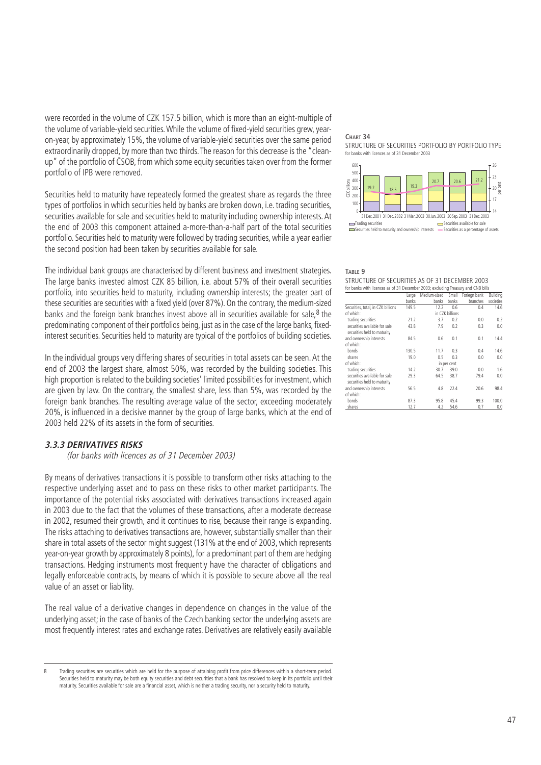were recorded in the volume of CZK 157.5 billion, which is more than an eight-multiple of the volume of variable-yield securities. While the volume of fixed-yield securities grew, year-on-year, by approximately 15%, the volume of variable-yield securities over the same period extraordinarily dropped, by more than two thirds. The reason for this decrease is the "clean-up" of the portfolio of ČSOB, from which some equity securities taken over from the former portfolio of IPB were removed.

Securities held to maturity have repeatedly formed the greatest share as regards the three types of portfolios in which securities held by banks are broken down, i.e. trading securities, securities available for sale and securities held to maturity including ownership interests. At the end of 2003 this component attained a-more-than-a-half part of the total securities portfolio. Securities held to maturity were followed by trading securities, while a year earlier the second position had been taken by securities available for sale.

The individual bank groups are characterised by different business and investment strategies. The large banks invested almost CZK 85 billion, i.e. about 57% of their overall securities portfolio, into securities held to maturity, including ownership interests; the greater part of these securities are securities with a fixed yield (over 87%). On the contrary, the medium-sized banks and the foreign bank branches invest above all in securities available for sale,[8] the predominating component of their portfolios being, just as in the case of the large banks, fixed-interest securities. Securities held to maturity are typical of the portfolios of building societies.

In the individual groups very differing shares of securities in total assets can be seen. At the end of 2003 the largest share, almost 50%, was recorded by the building societies. This high proportion is related to the building societies' limited possibilities for investment, which are given by law. On the contrary, the smallest share, less than 5%, was recorded by the foreign bank branches. The resulting average value of the sector, exceeding moderately 20%, is influenced in a decisive manner by the group of large banks, which at the end of 2003 held 22% of its assets in the form of securities.

**CHART 34**
STRUCTURE OF SECURITIES PORTFOLIO BY PORTFOLIO TYPE
for banks with licences as of 31 December 2003

**TABLE 9**
STRUCTURE OF SECURITIES AS OF 31 DECEMBER 2003
for banks with licences as of 31 December 2003; excluding Treasury and CNB bills

| | Large banks | Medium-sized banks | Small banks | Foriegn bank branches | Building societies |
|---|---|---|---|---|---|
| Securities, total, in CZK billions | 149.5 | 12.2 | 0.6 | 0.4 | 14.6 |
| of which: | | in CZK billions | | | |
| trading securities | 21.2 | 3.7 | 0.2 | 0.0 | 0.2 |
| securities available for sale | 43.8 | 7.9 | 0.2 | 0.3 | 0.0 |
| securities held to maturity and ownership interests | 84.5 | 0.6 | 0.1 | 0.1 | 14.4 |
| of which: | | | | | |
| bonds | 130.5 | 11.7 | 0.3 | 0.4 | 14.6 |
| shares | 19.0 | 0.5 | 0.3 | 0.0 | 0.0 |
| of which: | | in per cent | | | |
| trading securities | 14.2 | 30.7 | 39.0 | 0.0 | 1.6 |
| securities available for sale | 29.3 | 64.5 | 38.7 | 79.4 | 0.0 |
| securities held to maturity and ownership interests | 56.5 | 4.8 | 22.4 | 20.6 | 98.4 |
| of which: | | | | | |
| bonds | 87.3 | 95.8 | 45.4 | 99.3 | 100.0 |
| shares | 12.7 | 4.2 | 54.6 | 0.7 | 0.0 |

### 3.3.3 DERIVATIVES RISKS

*(for banks with licences as of 31 December 2003)*

By means of derivatives transactions it is possible to transform other risks attaching to the respective underlying asset and to pass on these risks to other market participants. The importance of the potential risks associated with derivatives transactions increased again in 2003 due to the fact that the volumes of these transactions, after a moderate decrease in 2002, resumed their growth, and it continues to rise, because their range is expanding. The risks attaching to derivatives transactions are, however, substantially smaller than their share in total assets of the sector might suggest (131% at the end of 2003, which represents year-on-year growth by approximately 8 points), for a predominant part of them are hedging transactions. Hedging instruments most frequently have the character of obligations and legally enforceable contracts, by means of which it is possible to secure above all the real value of an asset or liability.

The real value of a derivative changes in dependence on changes in the value of the underlying asset; in the case of banks of the Czech banking sector the underlying assets are most frequently interest rates and exchange rates. Derivatives are relatively easily available

---

8 Trading securities are securities which are held for the purpose of attaining profit from price differences within a short-term period. Securities held to maturity may be both equity securities and debt securities that a bank has resolved to keep in its portfolio until their maturity. Securities available for sale are a financial asset, which is neither a trading security, nor a security held to maturity.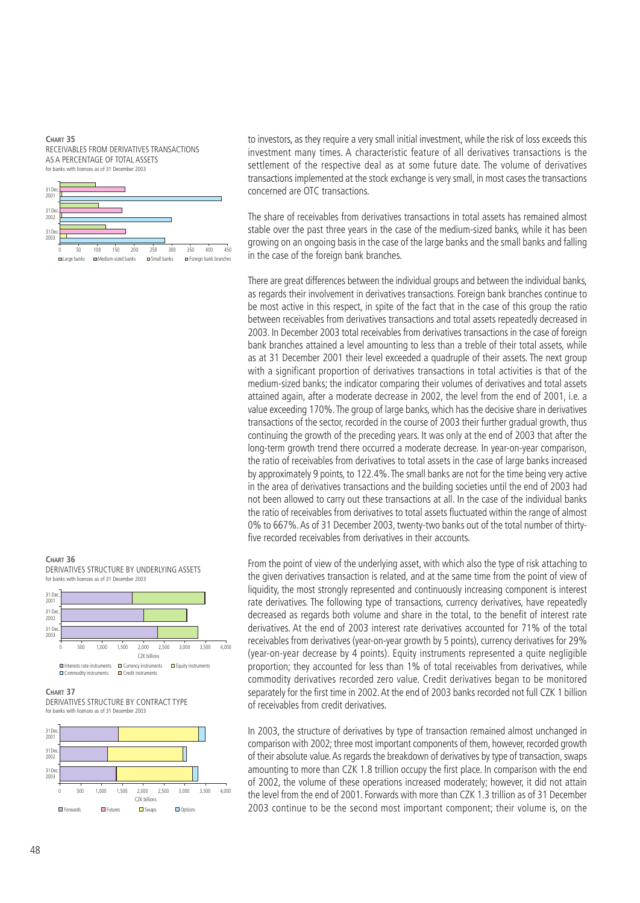**Chart 35**
RECEIVABLES FROM DERIVATIVES TRANSACTIONS AS A PERCENTAGE OF TOTAL ASSETS
for banks with licences as of 31 December 2003

**Chart 36**
DERIVATIVES STRUCTURE BY UNDERLYING ASSETS
for banks with licences as of 31 December 2003

**Chart 37**
DERIVATIVES STRUCTURE BY CONTRACT TYPE
for banks with licences as of 31 December 2003

to investors, as they require a very small initial investment, while the risk of loss exceeds this investment many times. A characteristic feature of all derivatives transactions is the settlement of the respective deal as at some future date. The volume of derivatives transactions implemented at the stock exchange is very small, in most cases the transactions concerned are OTC transactions.

The share of receivables from derivatives transactions in total assets has remained almost stable over the past three years in the case of the medium-sized banks, while it has been growing on an ongoing basis in the case of the large banks and the small banks and falling in the case of the foreign bank branches.

There are great differences between the individual groups and between the individual banks, as regards their involvement in derivatives transactions. Foreign bank branches continue to be most active in this respect, in spite of the fact that in the case of this group the ratio between receivables from derivatives transactions and total assets repeatedly decreased in 2003. In December 2003 total receivables from derivatives transactions in the case of foreign bank branches attained a level amounting to less than a treble of their total assets, while as at 31 December 2001 their level exceeded a quadruple of their assets. The next group with a significant proportion of derivatives transactions in total activities is that of the medium-sized banks; the indicator comparing their volumes of derivatives and total assets attained again, after a moderate decrease in 2002, the level from the end of 2001, i.e. a value exceeding 170%. The group of large banks, which has the decisive share in derivatives transactions of the sector, recorded in the course of 2003 their further gradual growth, thus continuing the growth of the preceding years. It was only at the end of 2003 that after the long-term growth trend there occurred a moderate decrease. In year-on-year comparison, the ratio of receivables from derivatives to total assets in the case of large banks increased by approximately 9 points, to 122.4%. The small banks are not for the time being very active in the area of derivatives transactions and the building societies until the end of 2003 had not been allowed to carry out these transactions at all. In the case of the individual banks the ratio of receivables from derivatives to total assets fluctuated within the range of almost 0% to 667%. As of 31 December 2003, twenty-two banks out of the total number of thirty-five recorded receivables from derivatives in their accounts.

From the point of view of the underlying asset, with which also the type of risk attaching to the given derivatives transaction is related, and at the same time from the point of view of liquidity, the most strongly represented and continuously increasing component is interest rate derivatives. The following type of transactions, currency derivatives, have repeatedly decreased as regards both volume and share in the total, to the benefit of interest rate derivatives. At the end of 2003 interest rate derivatives accounted for 71% of the total receivables from derivatives (year-on-year growth by 5 points), currency derivatives for 29% (year-on-year decrease by 4 points). Equity instruments represented a quite negligible proportion; they accounted for less than 1% of total receivables from derivatives, while commodity derivatives recorded zero value. Credit derivatives began to be monitored separately for the first time in 2002. At the end of 2003 banks recorded not full CZK 1 billion of receivables from credit derivatives.

In 2003, the structure of derivatives by type of transaction remained almost unchanged in comparison with 2002; three most important components of them, however, recorded growth of their absolute value. As regards the breakdown of derivatives by type of transaction, swaps amounting to more than CZK 1.8 trillion occupy the first place. In comparison with the end of 2002, the volume of these operations increased moderately; however, it did not attain the level from the end of 2001. Forwards with more than CZK 1.3 trillion as of 31 December 2003 continue to be the second most important component; their volume is, on the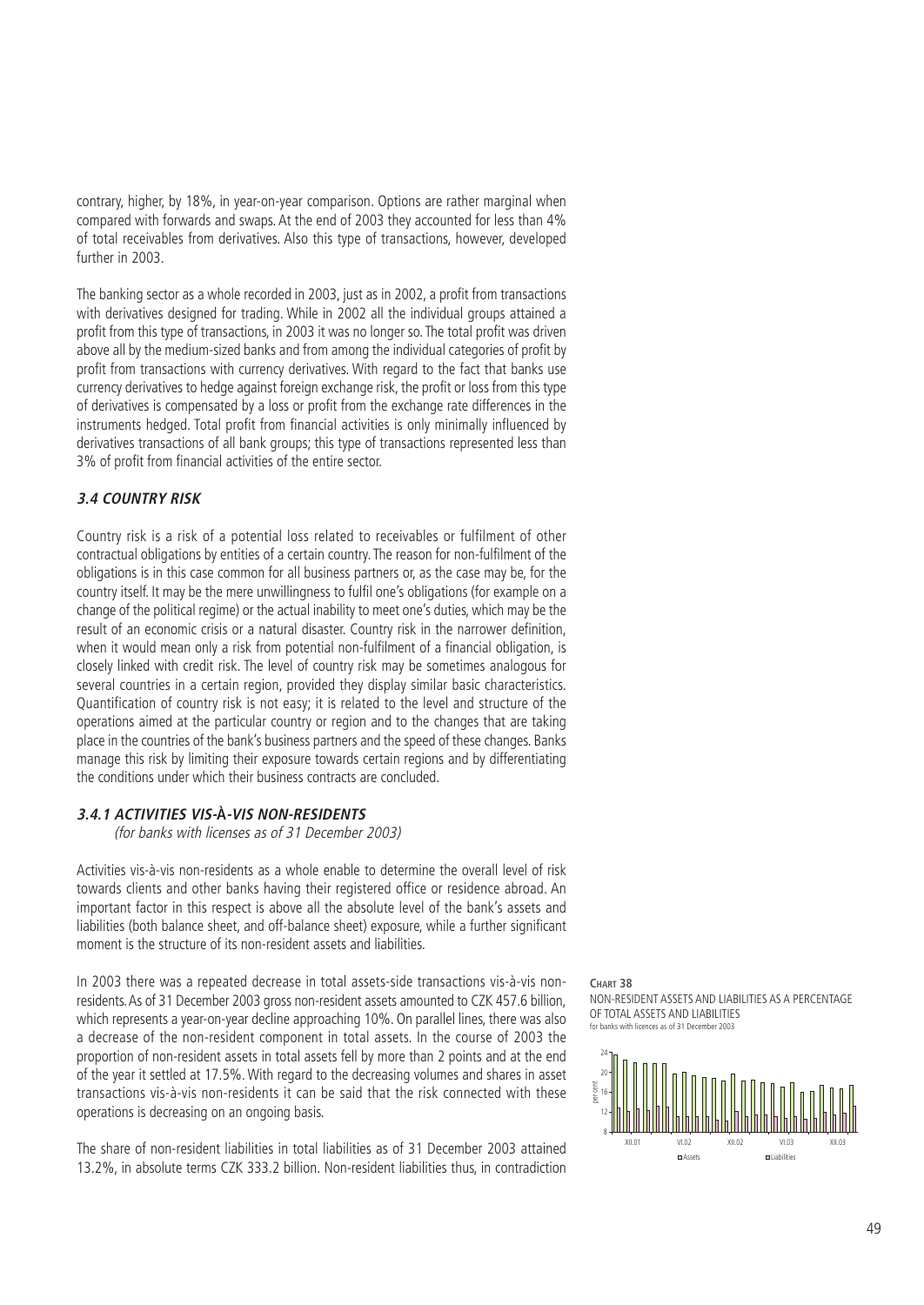contrary, higher, by 18%, in year-on-year comparison. Options are rather marginal when compared with forwards and swaps. At the end of 2003 they accounted for less than 4% of total receivables from derivatives. Also this type of transactions, however, developed further in 2003.

The banking sector as a whole recorded in 2003, just as in 2002, a profit from transactions with derivatives designed for trading. While in 2002 all the individual groups attained a profit from this type of transactions, in 2003 it was no longer so. The total profit was driven above all by the medium-sized banks and from among the individual categories of profit by profit from transactions with currency derivatives. With regard to the fact that banks use currency derivatives to hedge against foreign exchange risk, the profit or loss from this type of derivatives is compensated by a loss or profit from the exchange rate differences in the instruments hedged. Total profit from financial activities is only minimally influenced by derivatives transactions of all bank groups; this type of transactions represented less than 3% of profit from financial activities of the entire sector.

### *3.4 COUNTRY RISK*

Country risk is a risk of a potential loss related to receivables or fulfilment of other contractual obligations by entities of a certain country. The reason for non-fulfilment of the obligations is in this case common for all business partners or, as the case may be, for the country itself. It may be the mere unwillingness to fulfil one's obligations (for example on a change of the political regime) or the actual inability to meet one's duties, which may be the result of an economic crisis or a natural disaster. Country risk in the narrower definition, when it would mean only a risk from potential non-fulfilment of a financial obligation, is closely linked with credit risk. The level of country risk may be sometimes analogous for several countries in a certain region, provided they display similar basic characteristics. Quantification of country risk is not easy; it is related to the level and structure of the operations aimed at the particular country or region and to the changes that are taking place in the countries of the bank's business partners and the speed of these changes. Banks manage this risk by limiting their exposure towards certain regions and by differentiating the conditions under which their business contracts are concluded.

#### *3.4.1 ACTIVITIES VIS-À-VIS NON-RESIDENTS*

*(for banks with licenses as of 31 December 2003)*

Activities vis-à-vis non-residents as a whole enable to determine the overall level of risk towards clients and other banks having their registered office or residence abroad. An important factor in this respect is above all the absolute level of the bank's assets and liabilities (both balance sheet, and off-balance sheet) exposure, while a further significant moment is the structure of its non-resident assets and liabilities.

In 2003 there was a repeated decrease in total assets-side transactions vis-à-vis non-residents. As of 31 December 2003 gross non-resident assets amounted to CZK 457.6 billion, which represents a year-on-year decline approaching 10%. On parallel lines, there was also a decrease of the non-resident component in total assets. In the course of 2003 the proportion of non-resident assets in total assets fell by more than 2 points and at the end of the year it settled at 17.5%. With regard to the decreasing volumes and shares in asset transactions vis-à-vis non-residents it can be said that the risk connected with these operations is decreasing on an ongoing basis.

The share of non-resident liabilities in total liabilities as of 31 December 2003 attained 13.2%, in absolute terms CZK 333.2 billion. Non-resident liabilities thus, in contradiction

**CHART 38**
NON-RESIDENT ASSETS AND LIABILITIES AS A PERCENTAGE OF TOTAL ASSETS AND LIABILITIES
for banks with licences as of 31 December 2003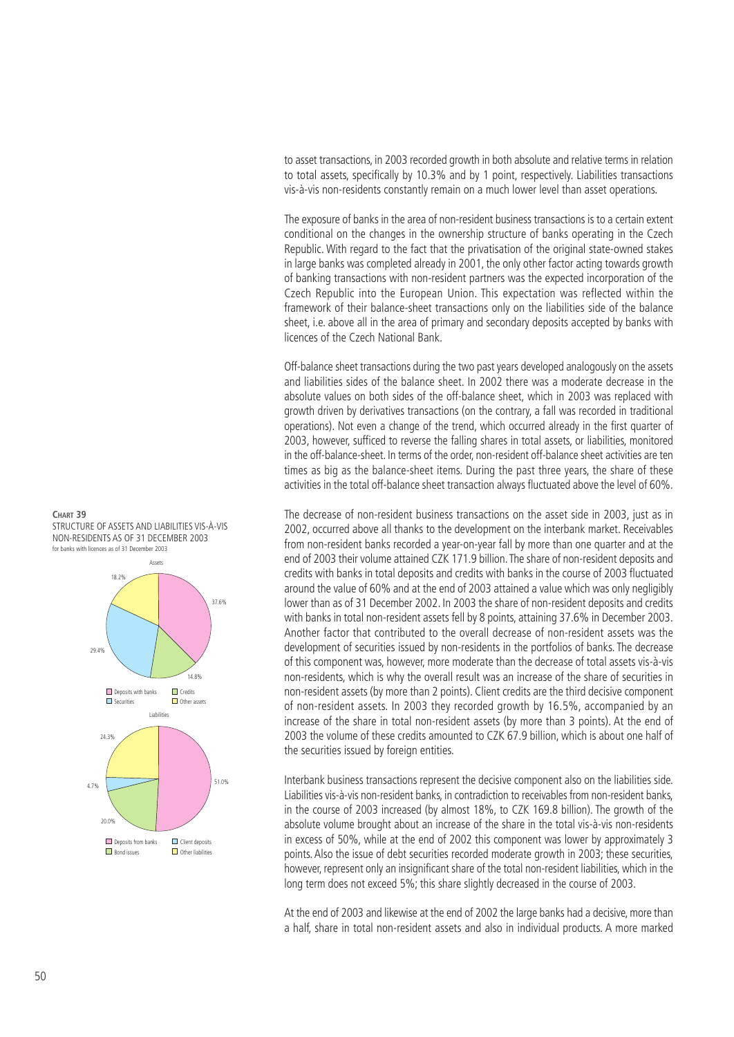to asset transactions, in 2003 recorded growth in both absolute and relative terms in relation to total assets, specifically by 10.3% and by 1 point, respectively. Liabilities transactions vis-à-vis non-residents constantly remain on a much lower level than asset operations.

The exposure of banks in the area of non-resident business transactions is to a certain extent conditional on the changes in the ownership structure of banks operating in the Czech Republic. With regard to the fact that the privatisation of the original state-owned stakes in large banks was completed already in 2001, the only other factor acting towards growth of banking transactions with non-resident partners was the expected incorporation of the Czech Republic into the European Union. This expectation was reflected within the framework of their balance-sheet transactions only on the liabilities side of the balance sheet, i.e. above all in the area of primary and secondary deposits accepted by banks with licences of the Czech National Bank.

Off-balance sheet transactions during the two past years developed analogously on the assets and liabilities sides of the balance sheet. In 2002 there was a moderate decrease in the absolute values on both sides of the off-balance sheet, which in 2003 was replaced with growth driven by derivatives transactions (on the contrary, a fall was recorded in traditional operations). Not even a change of the trend, which occurred already in the first quarter of 2003, however, sufficed to reverse the falling shares in total assets, or liabilities, monitored in the off-balance-sheet. In terms of the order, non-resident off-balance sheet activities are ten times as big as the balance-sheet items. During the past three years, the share of these activities in the total off-balance sheet transaction always fluctuated above the level of 60%.

**CHART 39**
STRUCTURE OF ASSETS AND LIABILITIES VIS-À-VIS NON-RESIDENTS AS OF 31 DECEMBER 2003
for banks with licences as of 31 December 2003

Assets: Deposits with banks 37.6%; Credits 14.8%; Securities 29.4%; Other assets 18.2%

Liabilities: Deposits from banks 51.0%; Bond issues 20.0%; Client deposits 4.7%; Other liabilities 24.3%

The decrease of non-resident business transactions on the asset side in 2003, just as in 2002, occurred above all thanks to the development on the interbank market. Receivables from non-resident banks recorded a year-on-year fall by more than one quarter and at the end of 2003 their volume attained CZK 171.9 billion. The share of non-resident deposits and credits with banks in total deposits and credits with banks in the course of 2003 fluctuated around the value of 60% and at the end of 2003 attained a value which was only negligibly lower than as of 31 December 2002. In 2003 the share of non-resident deposits and credits with banks in total non-resident assets fell by 8 points, attaining 37.6% in December 2003. Another factor that contributed to the overall decrease of non-resident assets was the development of securities issued by non-residents in the portfolios of banks. The decrease of this component was, however, more moderate than the decrease of total assets vis-à-vis non-residents, which is why the overall result was an increase of the share of securities in non-resident assets (by more than 2 points). Client credits are the third decisive component of non-resident assets. In 2003 they recorded growth by 16.5%, accompanied by an increase of the share in total non-resident assets (by more than 3 points). At the end of 2003 the volume of these credits amounted to CZK 67.9 billion, which is about one half of the securities issued by foreign entities.

Interbank business transactions represent the decisive component also on the liabilities side. Liabilities vis-à-vis non-resident banks, in contradiction to receivables from non-resident banks, in the course of 2003 increased (by almost 18%, to CZK 169.8 billion). The growth of the absolute volume brought about an increase of the share in the total vis-à-vis non-residents in excess of 50%, while at the end of 2002 this component was lower by approximately 3 points. Also the issue of debt securities recorded moderate growth in 2003; these securities, however, represent only an insignificant share of the total non-resident liabilities, which in the long term does not exceed 5%; this share slightly decreased in the course of 2003.

At the end of 2003 and likewise at the end of 2002 the large banks had a decisive, more than a half, share in total non-resident assets and also in individual products. A more marked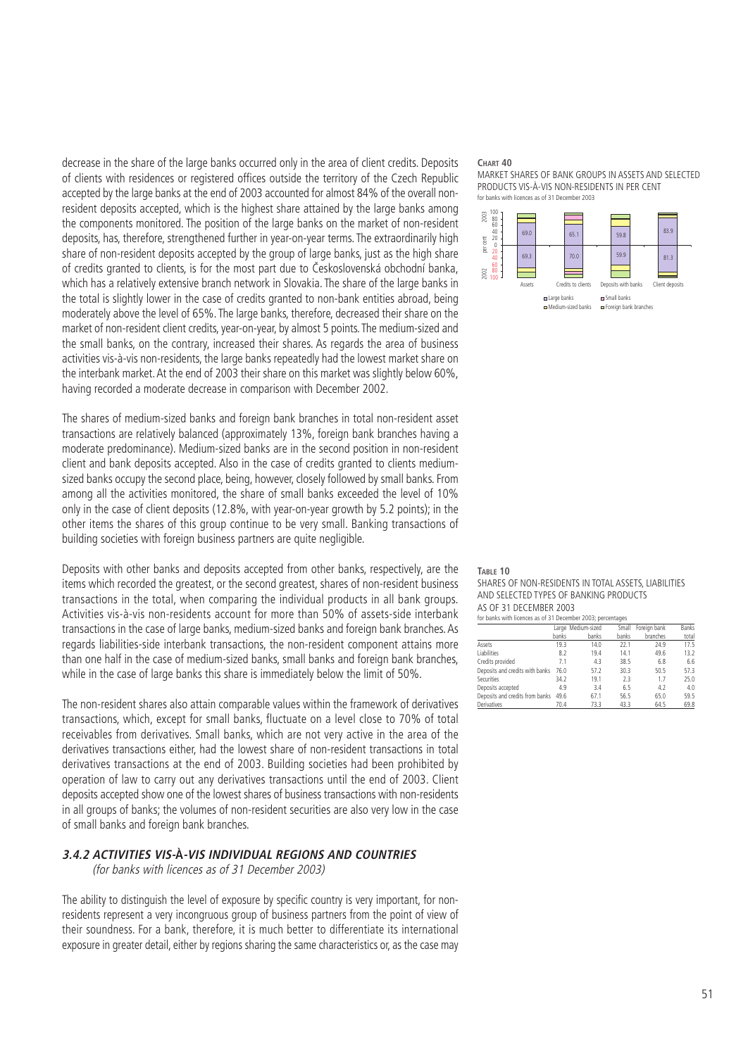decrease in the share of the large banks occurred only in the area of client credits. Deposits of clients with residences or registered offices outside the territory of the Czech Republic accepted by the large banks at the end of 2003 accounted for almost 84% of the overall non-resident deposits accepted, which is the highest share attained by the large banks among the components monitored. The position of the large banks on the market of non-resident deposits, has, therefore, strengthened further in year-on-year terms. The extraordinarily high share of non-resident deposits accepted by the group of large banks, just as the high share of credits granted to clients, is for the most part due to Československá obchodní banka, which has a relatively extensive branch network in Slovakia. The share of the large banks in the total is slightly lower in the case of credits granted to non-bank entities abroad, being moderately above the level of 65%. The large banks, therefore, decreased their share on the market of non-resident client credits, year-on-year, by almost 5 points. The medium-sized and the small banks, on the contrary, increased their shares. As regards the area of business activities vis-à-vis non-residents, the large banks repeatedly had the lowest market share on the interbank market. At the end of 2003 their share on this market was slightly below 60%, having recorded a moderate decrease in comparison with December 2002.

The shares of medium-sized banks and foreign bank branches in total non-resident asset transactions are relatively balanced (approximately 13%, foreign bank branches having a moderate predominance). Medium-sized banks are in the second position in non-resident client and bank deposits accepted. Also in the case of credits granted to clients medium-sized banks occupy the second place, being, however, closely followed by small banks. From among all the activities monitored, the share of small banks exceeded the level of 10% only in the case of client deposits (12.8%, with year-on-year growth by 5.2 points); in the other items the shares of this group continue to be very small. Banking transactions of building societies with foreign business partners are quite negligible.

Deposits with other banks and deposits accepted from other banks, respectively, are the items which recorded the greatest, or the second greatest, shares of non-resident business transactions in the total, when comparing the individual products in all bank groups. Activities vis-à-vis non-residents account for more than 50% of assets-side interbank transactions in the case of large banks, medium-sized banks and foreign bank branches. As regards liabilities-side interbank transactions, the non-resident component attains more than one half in the case of medium-sized banks, small banks and foreign bank branches, while in the case of large banks this share is immediately below the limit of 50%.

The non-resident shares also attain comparable values within the framework of derivatives transactions, which, except for small banks, fluctuate on a level close to 70% of total receivables from derivatives. Small banks, which are not very active in the area of the derivatives transactions either, had the lowest share of non-resident transactions in total derivatives transactions at the end of 2003. Building societies had been prohibited by operation of law to carry out any derivatives transactions until the end of 2003. Client deposits accepted show one of the lowest shares of business transactions with non-residents in all groups of banks; the volumes of non-resident securities are also very low in the case of small banks and foreign bank branches.

**CHART 40**
MARKET SHARES OF BANK GROUPS IN ASSETS AND SELECTED PRODUCTS VIS-À-VIS NON-RESIDENTS IN PER CENT
for banks with licences as of 31 December 2003

| | Assets | Credits to clients | Deposits with banks | Client deposits |
|---|---|---|---|---|
| 2003 (Large banks) | 69.0 | 65.1 | 59.8 | 83.9 |
| 2002 (Large banks) | 69.3 | 70.0 | 59.9 | 81.3 |

Legend: Large banks, Small banks, Medium-sized banks, Foreign bank branches

**TABLE 10**
SHARES OF NON-RESIDENTS IN TOTAL ASSETS, LIABILITIES AND SELECTED TYPES OF BANKING PRODUCTS AS OF 31 DECEMBER 2003
for banks with licences as of 31 December 2003; percentages

| | Large banks | Medium-sized banks | Small banks | Foreign bank branches | Banks total |
|---|---|---|---|---|---|
| Assets | 19.3 | 14.0 | 22.1 | 24.9 | 17.5 |
| Liabilities | 8.2 | 19.4 | 14.1 | 49.6 | 13.2 |
| Credits provided | 7.1 | 4.3 | 38.5 | 6.8 | 6.6 |
| Deposits and credits with banks | 76.0 | 57.2 | 30.3 | 50.5 | 57.3 |
| Securities | 34.2 | 19.1 | 2.3 | 1.7 | 25.0 |
| Deposits accepted | 4.9 | 3.4 | 6.5 | 4.2 | 4.0 |
| Deposits and credits from banks | 49.6 | 67.1 | 56.5 | 65.0 | 59.5 |
| Derivatives | 70.4 | 73.3 | 43.3 | 64.5 | 69.8 |

### *3.4.2 ACTIVITIES VIS-À-VIS INDIVIDUAL REGIONS AND COUNTRIES*

*(for banks with licences as of 31 December 2003)*

The ability to distinguish the level of exposure by specific country is very important, for non-residents represent a very incongruous group of business partners from the point of view of their soundness. For a bank, therefore, it is much better to differentiate its international exposure in greater detail, either by regions sharing the same characteristics or, as the case may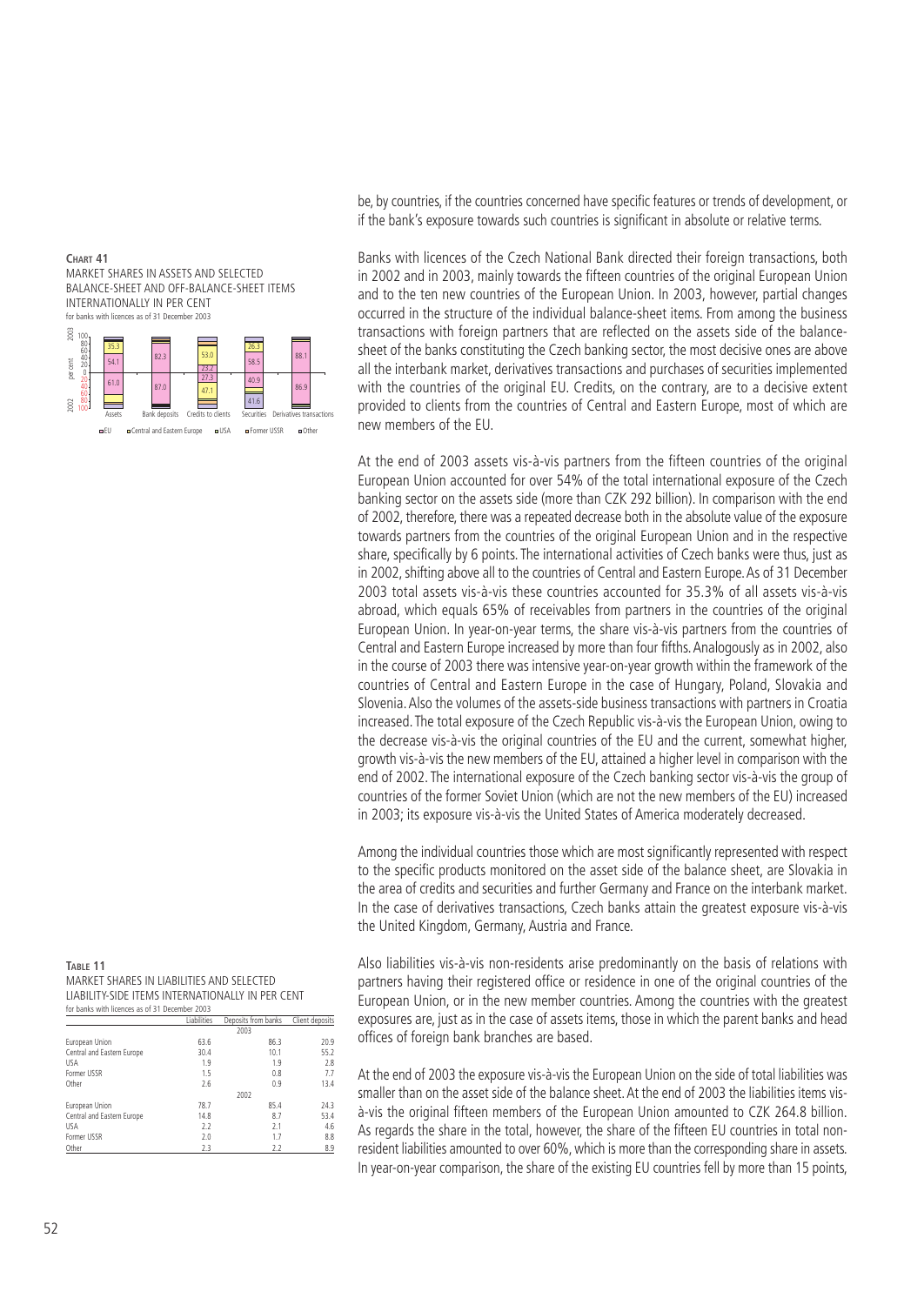**CHART 41**
MARKET SHARES IN ASSETS AND SELECTED BALANCE-SHEET AND OFF-BALANCE-SHEET ITEMS INTERNATIONALLY IN PER CENT
for banks with licences as of 31 December 2003

**TABLE 11**
MARKET SHARES IN LIABILITIES AND SELECTED LIABILITY-SIDE ITEMS INTERNATIONALLY IN PER CENT
for banks with licences as of 31 December 2003

| | Liabilities | Deposits from banks | Client deposits |
|---|---|---|---|
| | | 2003 | |
| European Union | 63.6 | 86.3 | 20.9 |
| Central and Eastern Europe | 30.4 | 10.1 | 55.2 |
| USA | 1.9 | 1.9 | 2.8 |
| Former USSR | 1.5 | 0.8 | 7.7 |
| Other | 2.6 | 0.9 | 13.4 |
| | | 2002 | |
| European Union | 78.7 | 85.4 | 24.3 |
| Central and Eastern Europe | 14.8 | 8.7 | 53.4 |
| USA | 2.2 | 2.1 | 4.6 |
| Former USSR | 2.0 | 1.7 | 8.8 |
| Other | 2.3 | 2.2 | 8.9 |

be, by countries, if the countries concerned have specific features or trends of development, or if the bank's exposure towards such countries is significant in absolute or relative terms.

Banks with licences of the Czech National Bank directed their foreign transactions, both in 2002 and in 2003, mainly towards the fifteen countries of the original European Union and to the ten new countries of the European Union. In 2003, however, partial changes occurred in the structure of the individual balance-sheet items. From among the business transactions with foreign partners that are reflected on the assets side of the balance-sheet of the banks constituting the Czech banking sector, the most decisive ones are above all the interbank market, derivatives transactions and purchases of securities implemented with the countries of the original EU. Credits, on the contrary, are to a decisive extent provided to clients from the countries of Central and Eastern Europe, most of which are new members of the EU.

At the end of 2003 assets vis-à-vis partners from the fifteen countries of the original European Union accounted for over 54% of the total international exposure of the Czech banking sector on the assets side (more than CZK 292 billion). In comparison with the end of 2002, therefore, there was a repeated decrease both in the absolute value of the exposure towards partners from the countries of the original European Union and in the respective share, specifically by 6 points. The international activities of Czech banks were thus, just as in 2002, shifting above all to the countries of Central and Eastern Europe. As of 31 December 2003 total assets vis-à-vis these countries accounted for 35.3% of all assets vis-à-vis abroad, which equals 65% of receivables from partners in the countries of the original European Union. In year-on-year terms, the share vis-à-vis partners from the countries of Central and Eastern Europe increased by more than four fifths. Analogously as in 2002, also in the course of 2003 there was intensive year-on-year growth within the framework of the countries of Central and Eastern Europe in the case of Hungary, Poland, Slovakia and Slovenia. Also the volumes of the assets-side business transactions with partners in Croatia increased. The total exposure of the Czech Republic vis-à-vis the European Union, owing to the decrease vis-à-vis the original countries of the EU and the current, somewhat higher, growth vis-à-vis the new members of the EU, attained a higher level in comparison with the end of 2002. The international exposure of the Czech banking sector vis-à-vis the group of countries of the former Soviet Union (which are not the new members of the EU) increased in 2003; its exposure vis-à-vis the United States of America moderately decreased.

Among the individual countries those which are most significantly represented with respect to the specific products monitored on the asset side of the balance sheet, are Slovakia in the area of credits and securities and further Germany and France on the interbank market. In the case of derivatives transactions, Czech banks attain the greatest exposure vis-à-vis the United Kingdom, Germany, Austria and France.

Also liabilities vis-à-vis non-residents arise predominantly on the basis of relations with partners having their registered office or residence in one of the original countries of the European Union, or in the new member countries. Among the countries with the greatest exposures are, just as in the case of assets items, those in which the parent banks and head offices of foreign bank branches are based.

At the end of 2003 the exposure vis-à-vis the European Union on the side of total liabilities was smaller than on the asset side of the balance sheet. At the end of 2003 the liabilities items vis-à-vis the original fifteen members of the European Union amounted to CZK 264.8 billion. As regards the share in the total, however, the share of the fifteen EU countries in total non-resident liabilities amounted to over 60%, which is more than the corresponding share in assets. In year-on-year comparison, the share of the existing EU countries fell by more than 15 points,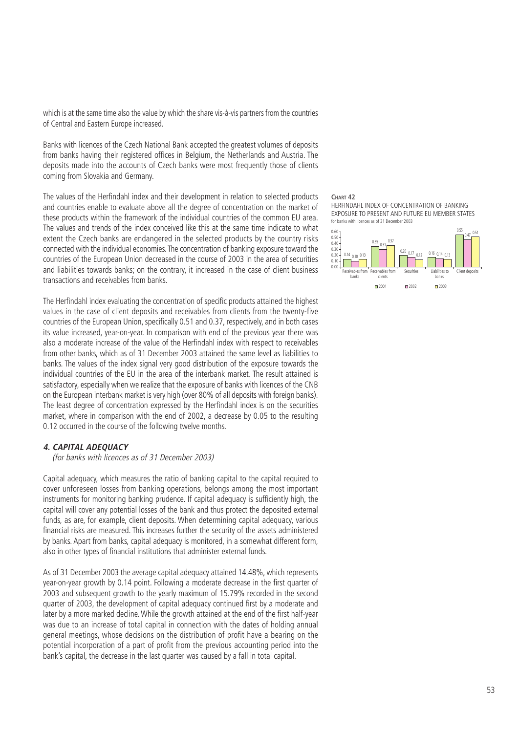which is at the same time also the value by which the share vis-à-vis partners from the countries of Central and Eastern Europe increased.

Banks with licences of the Czech National Bank accepted the greatest volumes of deposits from banks having their registered offices in Belgium, the Netherlands and Austria. The deposits made into the accounts of Czech banks were most frequently those of clients coming from Slovakia and Germany.

The values of the Herfindahl index and their development in relation to selected products and countries enable to evaluate above all the degree of concentration on the market of these products within the framework of the individual countries of the common EU area. The values and trends of the index conceived like this at the same time indicate to what extent the Czech banks are endangered in the selected products by the country risks connected with the individual economies. The concentration of banking exposure toward the countries of the European Union decreased in the course of 2003 in the area of securities and liabilities towards banks; on the contrary, it increased in the case of client business transactions and receivables from banks.

**CHART 42**

HERFINDAHL INDEX OF CONCENTRATION OF BANKING EXPOSURE TO PRESENT AND FUTURE EU MEMBER STATES
for banks with licences as of 31 December 2003

| | 2001 | 2002 | 2003 |
|---|---|---|---|
| Receivables from banks | 0.14 | 0.10 | 0.13 |
| Receivables from clients | 0.35 | 0.31 | 0.37 |
| Securities | 0.20 | 0.17 | 0.12 |
| Liabilities to banks | 0.16 | 0.14 | 0.13 |
| Client deposits | 0.55 | 0.47 | 0.51 |

The Herfindahl index evaluating the concentration of specific products attained the highest values in the case of client deposits and receivables from clients from the twenty-five countries of the European Union, specifically 0.51 and 0.37, respectively, and in both cases its value increased, year-on-year. In comparison with end of the previous year there was also a moderate increase of the value of the Herfindahl index with respect to receivables from other banks, which as of 31 December 2003 attained the same level as liabilities to banks. The values of the index signal very good distribution of the exposure towards the individual countries of the EU in the area of the interbank market. The result attained is satisfactory, especially when we realize that the exposure of banks with licences of the CNB on the European interbank market is very high (over 80% of all deposits with foreign banks). The least degree of concentration expressed by the Herfindahl index is on the securities market, where in comparison with the end of 2002, a decrease by 0.05 to the resulting 0.12 occurred in the course of the following twelve months.

### *4. CAPITAL ADEQUACY*

*(for banks with licences as of 31 December 2003)*

Capital adequacy, which measures the ratio of banking capital to the capital required to cover unforeseen losses from banking operations, belongs among the most important instruments for monitoring banking prudence. If capital adequacy is sufficiently high, the capital will cover any potential losses of the bank and thus protect the deposited external funds, as are, for example, client deposits. When determining capital adequacy, various financial risks are measured. This increases further the security of the assets administered by banks. Apart from banks, capital adequacy is monitored, in a somewhat different form, also in other types of financial institutions that administer external funds.

As of 31 December 2003 the average capital adequacy attained 14.48%, which represents year-on-year growth by 0.14 point. Following a moderate decrease in the first quarter of 2003 and subsequent growth to the yearly maximum of 15.79% recorded in the second quarter of 2003, the development of capital adequacy continued first by a moderate and later by a more marked decline. While the growth attained at the end of the first half-year was due to an increase of total capital in connection with the dates of holding annual general meetings, whose decisions on the distribution of profit have a bearing on the potential incorporation of a part of profit from the previous accounting period into the bank's capital, the decrease in the last quarter was caused by a fall in total capital.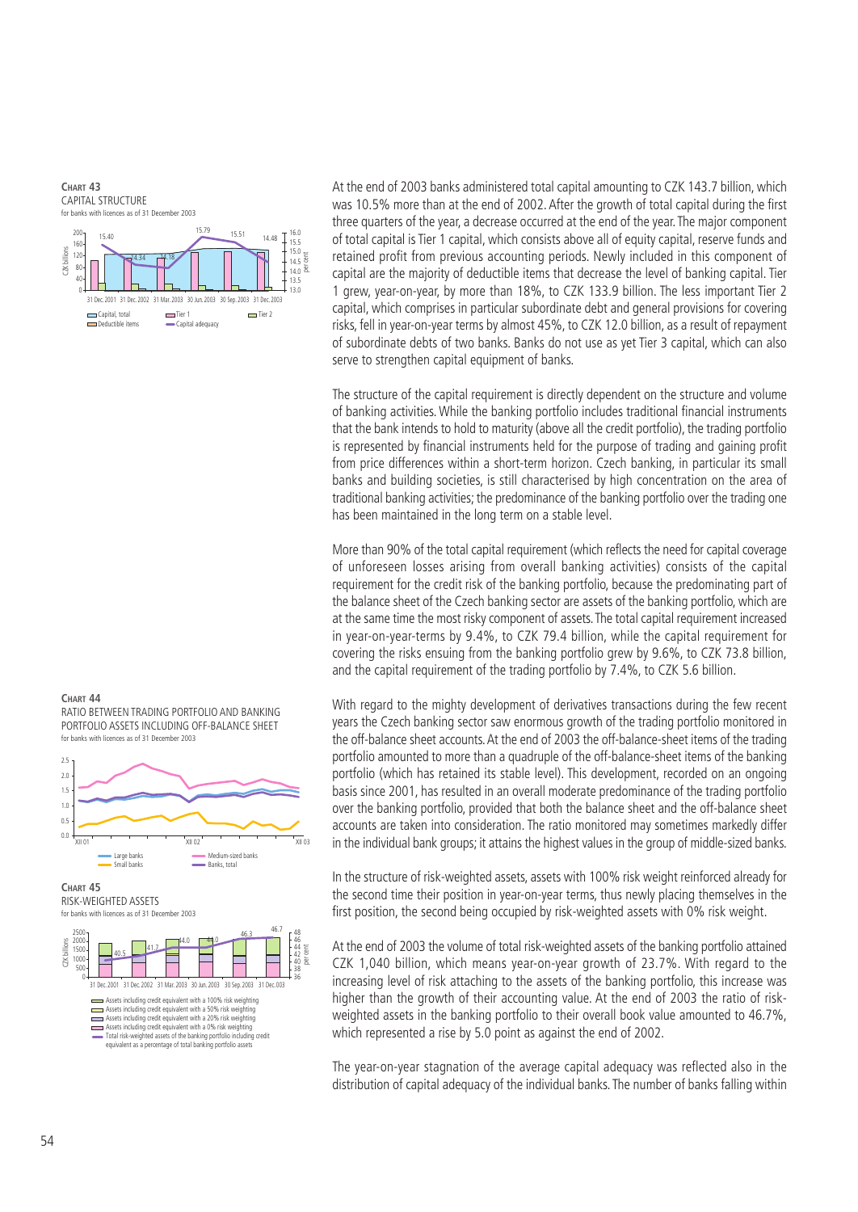**Chart 43**
CAPITAL STRUCTURE
for banks with licences as of 31 December 2003

**Chart 44**
RATIO BETWEEN TRADING PORTFOLIO AND BANKING PORTFOLIO ASSETS INCLUDING OFF-BALANCE SHEET
for banks with licences as of 31 December 2003

**Chart 45**
RISK-WEIGHTED ASSETS
for banks with licences as of 31 December 2003

At the end of 2003 banks administered total capital amounting to CZK 143.7 billion, which was 10.5% more than at the end of 2002. After the growth of total capital during the first three quarters of the year, a decrease occurred at the end of the year. The major component of total capital is Tier 1 capital, which consists above all of equity capital, reserve funds and retained profit from previous accounting periods. Newly included in this component of capital are the majority of deductible items that decrease the level of banking capital. Tier 1 grew, year-on-year, by more than 18%, to CZK 133.9 billion. The less important Tier 2 capital, which comprises in particular subordinate debt and general provisions for covering risks, fell in year-on-year terms by almost 45%, to CZK 12.0 billion, as a result of repayment of subordinate debts of two banks. Banks do not use as yet Tier 3 capital, which can also serve to strengthen capital equipment of banks.

The structure of the capital requirement is directly dependent on the structure and volume of banking activities. While the banking portfolio includes traditional financial instruments that the bank intends to hold to maturity (above all the credit portfolio), the trading portfolio is represented by financial instruments held for the purpose of trading and gaining profit from price differences within a short-term horizon. Czech banking, in particular its small banks and building societies, is still characterised by high concentration on the area of traditional banking activities; the predominance of the banking portfolio over the trading one has been maintained in the long term on a stable level.

More than 90% of the total capital requirement (which reflects the need for capital coverage of unforeseen losses arising from overall banking activities) consists of the capital requirement for the credit risk of the banking portfolio, because the predominating part of the balance sheet of the Czech banking sector are assets of the banking portfolio, which are at the same time the most risky component of assets. The total capital requirement increased in year-on-year-terms by 9.4%, to CZK 79.4 billion, while the capital requirement for covering the risks ensuing from the banking portfolio grew by 9.6%, to CZK 73.8 billion, and the capital requirement of the trading portfolio by 7.4%, to CZK 5.6 billion.

With regard to the mighty development of derivatives transactions during the few recent years the Czech banking sector saw enormous growth of the trading portfolio monitored in the off-balance sheet accounts. At the end of 2003 the off-balance-sheet items of the trading portfolio amounted to more than a quadruple of the off-balance-sheet items of the banking portfolio (which has retained its stable level). This development, recorded on an ongoing basis since 2001, has resulted in an overall moderate predominance of the trading portfolio over the banking portfolio, provided that both the balance sheet and the off-balance sheet accounts are taken into consideration. The ratio monitored may sometimes markedly differ in the individual bank groups; it attains the highest values in the group of middle-sized banks.

In the structure of risk-weighted assets, assets with 100% risk weight reinforced already for the second time their position in year-on-year terms, thus newly placing themselves in the first position, the second being occupied by risk-weighted assets with 0% risk weight.

At the end of 2003 the volume of total risk-weighted assets of the banking portfolio attained CZK 1,040 billion, which means year-on-year growth of 23.7%. With regard to the increasing level of risk attaching to the assets of the banking portfolio, this increase was higher than the growth of their accounting value. At the end of 2003 the ratio of risk-weighted assets in the banking portfolio to their overall book value amounted to 46.7%, which represented a rise by 5.0 point as against the end of 2002.

The year-on-year stagnation of the average capital adequacy was reflected also in the distribution of capital adequacy of the individual banks. The number of banks falling within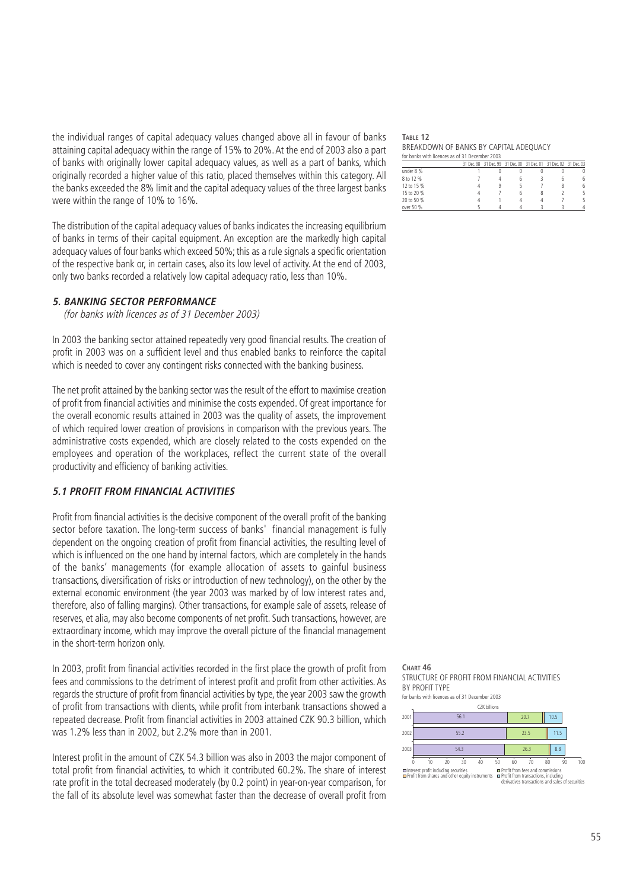the individual ranges of capital adequacy values changed above all in favour of banks attaining capital adequacy within the range of 15% to 20%. At the end of 2003 also a part of banks with originally lower capital adequacy values, as well as a part of banks, which originally recorded a higher value of this ratio, placed themselves within this category. All the banks exceeded the 8% limit and the capital adequacy values of the three largest banks were within the range of 10% to 16%.

The distribution of the capital adequacy values of banks indicates the increasing equilibrium of banks in terms of their capital equipment. An exception are the markedly high capital adequacy values of four banks which exceed 50%; this as a rule signals a specific orientation of the respective bank or, in certain cases, also its low level of activity. At the end of 2003, only two banks recorded a relatively low capital adequacy ratio, less than 10%.

**TABLE 12**
BREAKDOWN OF BANKS BY CAPITAL ADEQUACY
for banks with licences as of 31 December 2003

| | 31 Dec. 98 | 31 Dec. 99 | 31 Dec. 00 | 31 Dec. 01 | 31 Dec. 02 | 31 Dec. 03 |
|---|---|---|---|---|---|---|
| under 8 % | 1 | 0 | 0 | 0 | 0 | 0 |
| 8 to 12 % | 7 | 4 | 6 | 3 | 6 | 6 |
| 12 to 15 % | 4 | 9 | 5 | 7 | 8 | 6 |
| 15 to 20 % | 4 | 7 | 6 | 8 | 2 | 5 |
| 20 to 50 % | 4 | 1 | 4 | 4 | 7 | 5 |
| over 50 % | 5 | 4 | 4 | 3 | 3 | 4 |

## 5. BANKING SECTOR PERFORMANCE

*(for banks with licences as of 31 December 2003)*

In 2003 the banking sector attained repeatedly very good financial results. The creation of profit in 2003 was on a sufficient level and thus enabled banks to reinforce the capital which is needed to cover any contingent risks connected with the banking business.

The net profit attained by the banking sector was the result of the effort to maximise creation of profit from financial activities and minimise the costs expended. Of great importance for the overall economic results attained in 2003 was the quality of assets, the improvement of which required lower creation of provisions in comparison with the previous years. The administrative costs expended, which are closely related to the costs expended on the employees and operation of the workplaces, reflect the current state of the overall productivity and efficiency of banking activities.

### 5.1 PROFIT FROM FINANCIAL ACTIVITIES

Profit from financial activities is the decisive component of the overall profit of the banking sector before taxation. The long-term success of banks' financial management is fully dependent on the ongoing creation of profit from financial activities, the resulting level of which is influenced on the one hand by internal factors, which are completely in the hands of the banks' managements (for example allocation of assets to gainful business transactions, diversification of risks or introduction of new technology), on the other by the external economic environment (the year 2003 was marked by of low interest rates and, therefore, also of falling margins). Other transactions, for example sale of assets, release of reserves, et alia, may also become components of net profit. Such transactions, however, are extraordinary income, which may improve the overall picture of the financial management in the short-term horizon only.

In 2003, profit from financial activities recorded in the first place the growth of profit from fees and commissions to the detriment of interest profit and profit from other activities. As regards the structure of profit from financial activities by type, the year 2003 saw the growth of profit from transactions with clients, while profit from interbank transactions showed a repeated decrease. Profit from financial activities in 2003 attained CZK 90.3 billion, which was 1.2% less than in 2002, but 2.2% more than in 2001.

Interest profit in the amount of CZK 54.3 billion was also in 2003 the major component of total profit from financial activities, to which it contributed 60.2%. The share of interest rate profit in the total decreased moderately (by 0.2 point) in year-on-year comparison, for the fall of its absolute level was somewhat faster than the decrease of overall profit from

**CHART 46**
STRUCTURE OF PROFIT FROM FINANCIAL ACTIVITIES BY PROFIT TYPE
for banks with licences as of 31 December 2003

CZK billions

| | Interest profit including securities | Profit from fees and commissions | Profit from shares and other equity instruments | Profit from transactions, including derivatives transactions and sales of securities |
|---|---|---|---|---|
| 2001 | 56.1 | 20.7 | | 10.5 |
| 2002 | 55.2 | 23.5 | | 11.5 |
| 2003 | 54.3 | 26.3 | | 8.8 |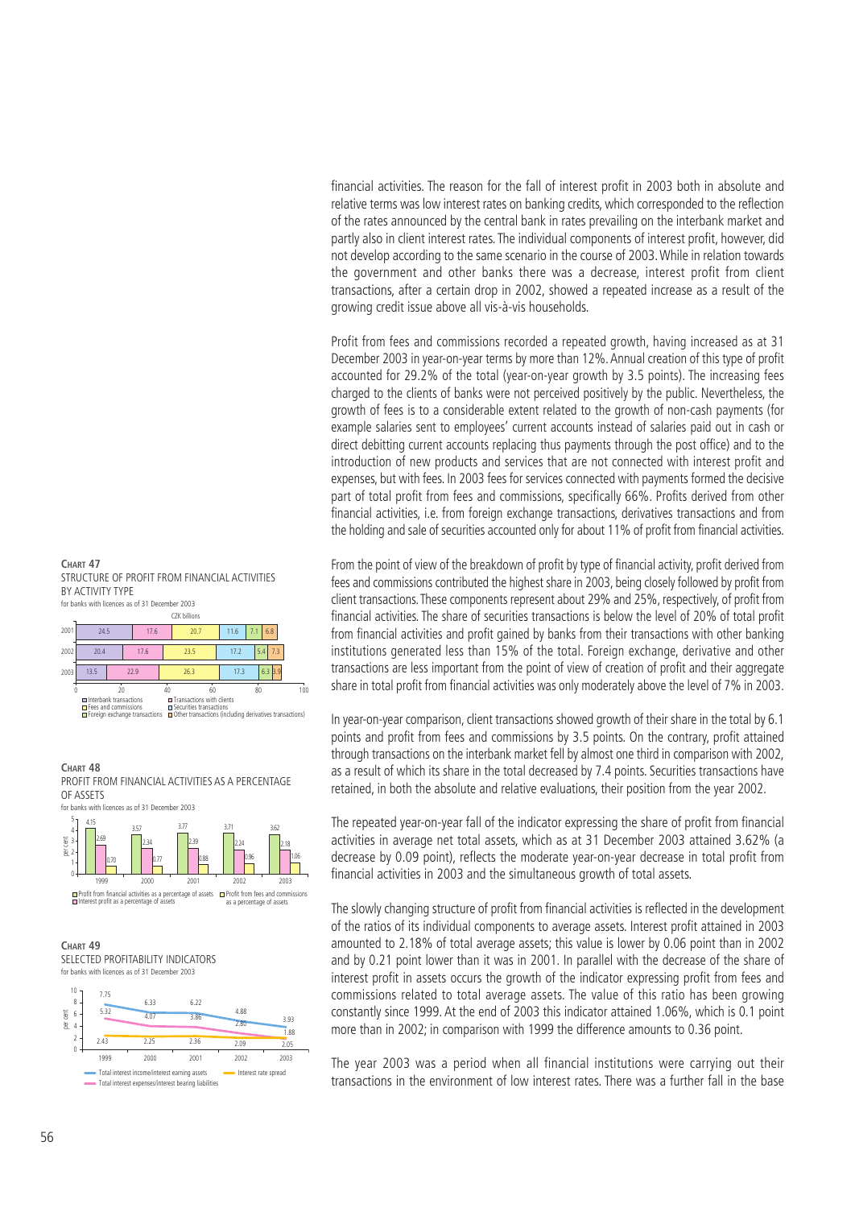financial activities. The reason for the fall of interest profit in 2003 both in absolute and relative terms was low interest rates on banking credits, which corresponded to the reflection of the rates announced by the central bank in rates prevailing on the interbank market and partly also in client interest rates. The individual components of interest profit, however, did not develop according to the same scenario in the course of 2003. While in relation towards the government and other banks there was a decrease, interest profit from client transactions, after a certain drop in 2002, showed a repeated increase as a result of the growing credit issue above all vis-à-vis households.

Profit from fees and commissions recorded a repeated growth, having increased as at 31 December 2003 in year-on-year terms by more than 12%. Annual creation of this type of profit accounted for 29.2% of the total (year-on-year growth by 3.5 points). The increasing fees charged to the clients of banks were not perceived positively by the public. Nevertheless, the growth of fees is to a considerable extent related to the growth of non-cash payments (for example salaries sent to employees' current accounts instead of salaries paid out in cash or direct debitting current accounts replacing thus payments through the post office) and to the introduction of new products and services that are not connected with interest profit and expenses, but with fees. In 2003 fees for services connected with payments formed the decisive part of total profit from fees and commissions, specifically 66%. Profits derived from other financial activities, i.e. from foreign exchange transactions, derivatives transactions and from the holding and sale of securities accounted only for about 11% of profit from financial activities.

From the point of view of the breakdown of profit by type of financial activity, profit derived from fees and commissions contributed the highest share in 2003, being closely followed by profit from client transactions. These components represent about 29% and 25%, respectively, of profit from financial activities. The share of securities transactions is below the level of 20% of total profit from financial activities and profit gained by banks from their transactions with other banking institutions generated less than 15% of the total. Foreign exchange, derivative and other transactions are less important from the point of view of creation of profit and their aggregate share in total profit from financial activities was only moderately above the level of 7% in 2003.

In year-on-year comparison, client transactions showed growth of their share in the total by 6.1 points and profit from fees and commissions by 3.5 points. On the contrary, profit attained through transactions on the interbank market fell by almost one third in comparison with 2002, as a result of which its share in the total decreased by 7.4 points. Securities transactions have retained, in both the absolute and relative evaluations, their position from the year 2002.

The repeated year-on-year fall of the indicator expressing the share of profit from financial activities in average net total assets, which as at 31 December 2003 attained 3.62% (a decrease by 0.09 point), reflects the moderate year-on-year decrease in total profit from financial activities in 2003 and the simultaneous growth of total assets.

The slowly changing structure of profit from financial activities is reflected in the development of the ratios of its individual components to average assets. Interest profit attained in 2003 amounted to 2.18% of total average assets; this value is lower by 0.06 point than in 2002 and by 0.21 point lower than it was in 2001. In parallel with the decrease of the share of interest profit in assets occurs the growth of the indicator expressing profit from fees and commissions related to total average assets. The value of this ratio has been growing constantly since 1999. At the end of 2003 this indicator attained 1.06%, which is 0.1 point more than in 2002; in comparison with 1999 the difference amounts to 0.36 point.

The year 2003 was a period when all financial institutions were carrying out their transactions in the environment of low interest rates. There was a further fall in the base

**CHART 47**
STRUCTURE OF PROFIT FROM FINANCIAL ACTIVITIES BY ACTIVITY TYPE
for banks with licences as of 31 December 2003

CZK billions

| | Interbank transactions | Fees and commissions | Transactions with clients | Securities transactions | Foreign exchange transactions | Other transactions (including derivatives transactions) |
|---|---|---|---|---|---|---|
| 2001 | 24.5 | 17.6 | 20.7 | 11.6 | 7.1 | 6.8 |
| 2002 | 20.4 | 17.6 | 23.5 | 17.2 | 5.4 | 7.3 |
| 2003 | 13.5 | 22.9 | 26.3 | 17.3 | 6.3 | 3.9 |

**CHART 48**
PROFIT FROM FINANCIAL ACTIVITIES AS A PERCENTAGE OF ASSETS
for banks with licences as of 31 December 2003

per cent

| | Profit from financial activities as a percentage of assets | Interest profit as a percentage of assets | Profit from fees and commissions as a percentage of assets |
|---|---|---|---|
| 1999 | 4.15 | 2.69 | 0.70 |
| 2000 | 3.57 | 2.34 | 0.77 |
| 2001 | 3.77 | 2.39 | 0.88 |
| 2002 | 3.71 | 2.24 | 0.96 |
| 2003 | 3.62 | 2.18 | 1.06 |

**CHART 49**
SELECTED PROFITABILITY INDICATORS
for banks with licences as of 31 December 2003

per cent

| | Total interest income/interest earning assets | Total interest expenses/interest bearing liabilities | Interest rate spread |
|---|---|---|---|
| 1999 | 7.75 | 5.32 | 2.43 |
| 2000 | 6.33 | 4.07 | 2.25 |
| 2001 | 6.22 | 3.86 | 2.36 |
| 2002 | 4.88 | 2.80 | 2.09 |
| 2003 | 3.93 | 1.88 | 2.05 |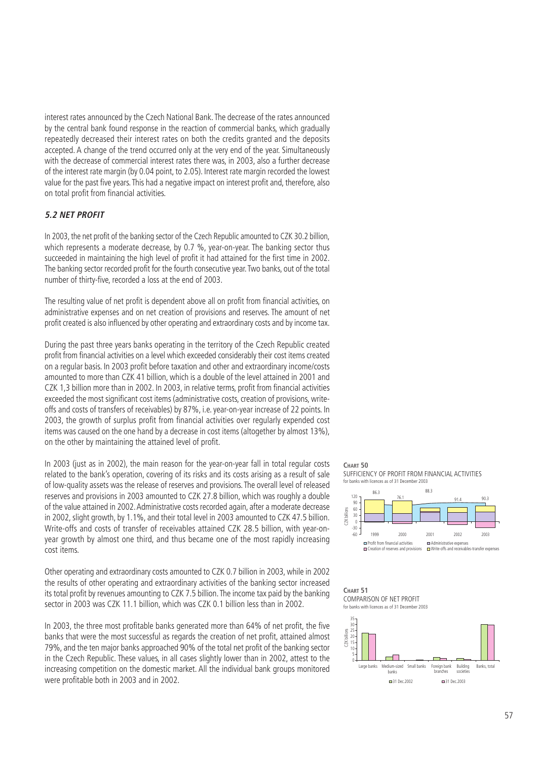interest rates announced by the Czech National Bank. The decrease of the rates announced by the central bank found response in the reaction of commercial banks, which gradually repeatedly decreased their interest rates on both the credits granted and the deposits accepted. A change of the trend occurred only at the very end of the year. Simultaneously with the decrease of commercial interest rates there was, in 2003, also a further decrease of the interest rate margin (by 0.04 point, to 2.05). Interest rate margin recorded the lowest value for the past five years. This had a negative impact on interest profit and, therefore, also on total profit from financial activities.

### *5.2 NET PROFIT*

In 2003, the net profit of the banking sector of the Czech Republic amounted to CZK 30.2 billion, which represents a moderate decrease, by 0.7 %, year-on-year. The banking sector thus succeeded in maintaining the high level of profit it had attained for the first time in 2002. The banking sector recorded profit for the fourth consecutive year. Two banks, out of the total number of thirty-five, recorded a loss at the end of 2003.

The resulting value of net profit is dependent above all on profit from financial activities, on administrative expenses and on net creation of provisions and reserves. The amount of net profit created is also influenced by other operating and extraordinary costs and by income tax.

During the past three years banks operating in the territory of the Czech Republic created profit from financial activities on a level which exceeded considerably their cost items created on a regular basis. In 2003 profit before taxation and other and extraordinary income/costs amounted to more than CZK 41 billion, which is a double of the level attained in 2001 and CZK 1,3 billion more than in 2002. In 2003, in relative terms, profit from financial activities exceeded the most significant cost items (administrative costs, creation of provisions, write-offs and costs of transfers of receivables) by 87%, i.e. year-on-year increase of 22 points. In 2003, the growth of surplus profit from financial activities over regularly expended cost items was caused on the one hand by a decrease in cost items (altogether by almost 13%), on the other by maintaining the attained level of profit.

In 2003 (just as in 2002), the main reason for the year-on-year fall in total regular costs related to the bank's operation, covering of its risks and its costs arising as a result of sale of low-quality assets was the release of reserves and provisions. The overall level of released reserves and provisions in 2003 amounted to CZK 27.8 billion, which was roughly a double of the value attained in 2002. Administrative costs recorded again, after a moderate decrease in 2002, slight growth, by 1.1%, and their total level in 2003 amounted to CZK 47.5 billion. Write-offs and costs of transfer of receivables attained CZK 28.5 billion, with year-on-year growth by almost one third, and thus became one of the most rapidly increasing cost items.

Other operating and extraordinary costs amounted to CZK 0.7 billion in 2003, while in 2002 the results of other operating and extraordinary activities of the banking sector increased its total profit by revenues amounting to CZK 7.5 billion. The income tax paid by the banking sector in 2003 was CZK 11.1 billion, which was CZK 0.1 billion less than in 2002.

In 2003, the three most profitable banks generated more than 64% of net profit, the five banks that were the most successful as regards the creation of net profit, attained almost 79%, and the ten major banks approached 90% of the total net profit of the banking sector in the Czech Republic. These values, in all cases slightly lower than in 2002, attest to the increasing competition on the domestic market. All the individual bank groups monitored were profitable both in 2003 and in 2002.

**CHART 50**
SUFFICIENCY OF PROFIT FROM FINANCIAL ACTIVITIES
for banks with licences as of 31 December 2003

**CHART 51**
COMPARISON OF NET PROFIT
for banks with licences as of 31 December 2003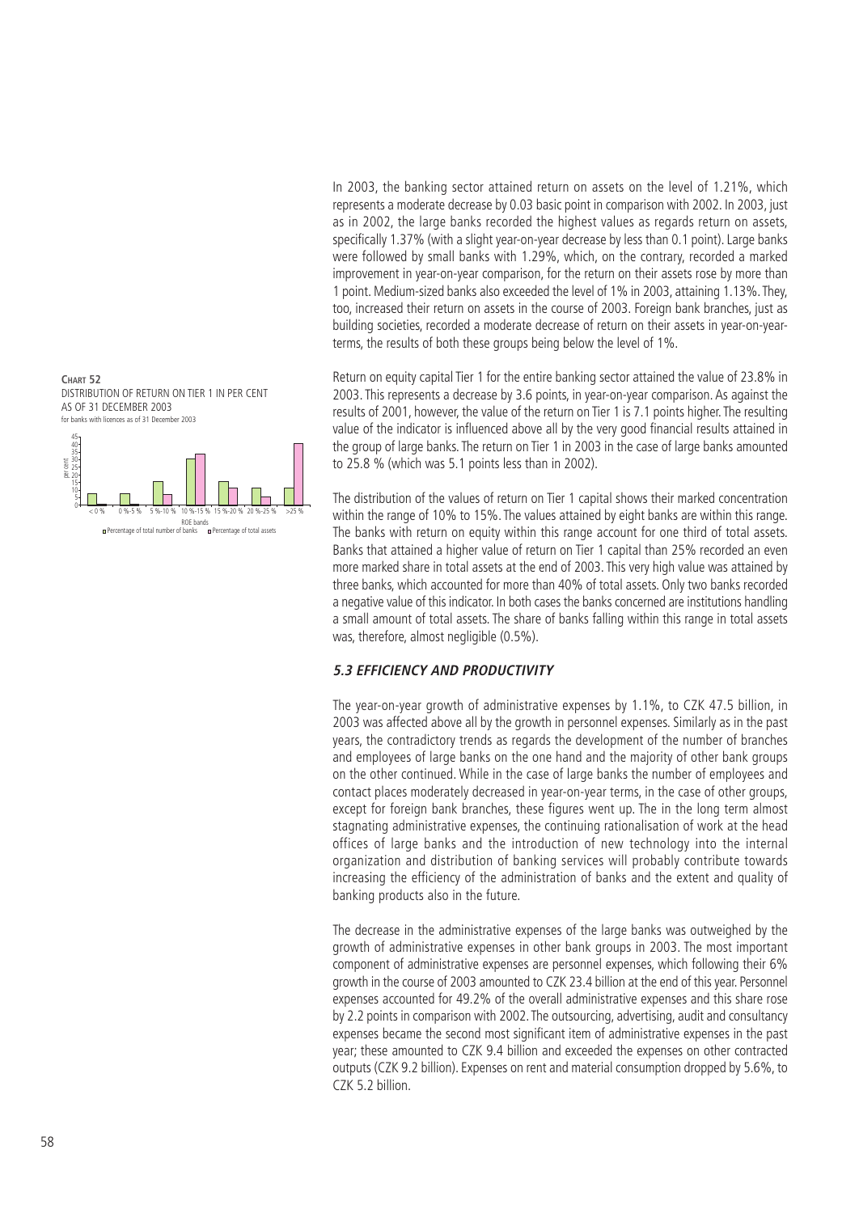In 2003, the banking sector attained return on assets on the level of 1.21%, which represents a moderate decrease by 0.03 basic point in comparison with 2002. In 2003, just as in 2002, the large banks recorded the highest values as regards return on assets, specifically 1.37% (with a slight year-on-year decrease by less than 0.1 point). Large banks were followed by small banks with 1.29%, which, on the contrary, recorded a marked improvement in year-on-year comparison, for the return on their assets rose by more than 1 point. Medium-sized banks also exceeded the level of 1% in 2003, attaining 1.13%. They, too, increased their return on assets in the course of 2003. Foreign bank branches, just as building societies, recorded a moderate decrease of return on their assets in year-on-year-terms, the results of both these groups being below the level of 1%.

**CHART 52**
DISTRIBUTION OF RETURN ON TIER 1 IN PER CENT AS OF 31 DECEMBER 2003
for banks with licences as of 31 December 2003

Return on equity capital Tier 1 for the entire banking sector attained the value of 23.8% in 2003. This represents a decrease by 3.6 points, in year-on-year comparison. As against the results of 2001, however, the value of the return on Tier 1 is 7.1 points higher. The resulting value of the indicator is influenced above all by the very good financial results attained in the group of large banks. The return on Tier 1 in 2003 in the case of large banks amounted to 25.8 % (which was 5.1 points less than in 2002).

The distribution of the values of return on Tier 1 capital shows their marked concentration within the range of 10% to 15%. The values attained by eight banks are within this range. The banks with return on equity within this range account for one third of total assets. Banks that attained a higher value of return on Tier 1 capital than 25% recorded an even more marked share in total assets at the end of 2003. This very high value was attained by three banks, which accounted for more than 40% of total assets. Only two banks recorded a negative value of this indicator. In both cases the banks concerned are institutions handling a small amount of total assets. The share of banks falling within this range in total assets was, therefore, almost negligible (0.5%).

### *5.3 EFFICIENCY AND PRODUCTIVITY*

The year-on-year growth of administrative expenses by 1.1%, to CZK 47.5 billion, in 2003 was affected above all by the growth in personnel expenses. Similarly as in the past years, the contradictory trends as regards the development of the number of branches and employees of large banks on the one hand and the majority of other bank groups on the other continued. While in the case of large banks the number of employees and contact places moderately decreased in year-on-year terms, in the case of other groups, except for foreign bank branches, these figures went up. The in the long term almost stagnating administrative expenses, the continuing rationalisation of work at the head offices of large banks and the introduction of new technology into the internal organization and distribution of banking services will probably contribute towards increasing the efficiency of the administration of banks and the extent and quality of banking products also in the future.

The decrease in the administrative expenses of the large banks was outweighed by the growth of administrative expenses in other bank groups in 2003. The most important component of administrative expenses are personnel expenses, which following their 6% growth in the course of 2003 amounted to CZK 23.4 billion at the end of this year. Personnel expenses accounted for 49.2% of the overall administrative expenses and this share rose by 2.2 points in comparison with 2002. The outsourcing, advertising, audit and consultancy expenses became the second most significant item of administrative expenses in the past year; these amounted to CZK 9.4 billion and exceeded the expenses on other contracted outputs (CZK 9.2 billion). Expenses on rent and material consumption dropped by 5.6%, to CZK 5.2 billion.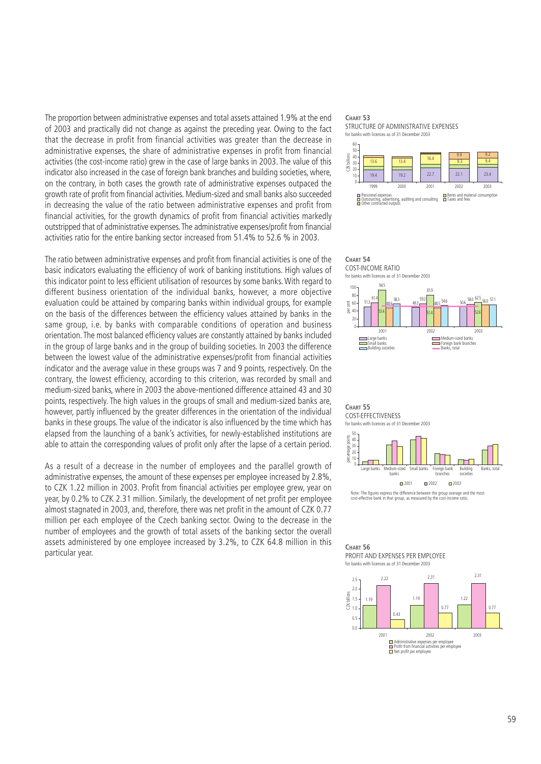The proportion between administrative expenses and total assets attained 1.9% at the end of 2003 and practically did not change as against the preceding year. Owing to the fact that the decrease in profit from financial activities was greater than the decrease in administrative expenses, the share of administrative expenses in profit from financial activities (the cost-income ratio) grew in the case of large banks in 2003. The value of this indicator also increased in the case of foreign bank branches and building societies, where, on the contrary, in both cases the growth rate of administrative expenses outpaced the growth rate of profit from financial activities. Medium-sized and small banks also succeeded in decreasing the value of the ratio between administrative expenses and profit from financial activities, for the growth dynamics of profit from financial activities markedly outstripped that of administrative expenses. The administrative expenses/profit from financial activities ratio for the entire banking sector increased from 51.4% to 52.6 % in 2003.

The ratio between administrative expenses and profit from financial activities is one of the basic indicators evaluating the efficiency of work of banking institutions. High values of this indicator point to less efficient utilisation of resources by some banks. With regard to different business orientation of the individual banks, however, a more objective evaluation could be attained by comparing banks within individual groups, for example on the basis of the differences between the efficiency values attained by banks in the same group, i.e. by banks with comparable conditions of operation and business orientation. The most balanced efficiency values are constantly attained by banks included in the group of large banks and in the group of building societies. In 2003 the difference between the lowest value of the administrative expenses/profit from financial activities indicator and the average value in these groups was 7 and 9 points, respectively. On the contrary, the lowest efficiency, according to this criterion, was recorded by small and medium-sized banks, where in 2003 the above-mentioned difference attained 43 and 30 points, respectively. The high values in the groups of small and medium-sized banks are, however, partly influenced by the greater differences in the orientation of the individual banks in these groups. The value of the indicator is also influenced by the time which has elapsed from the launching of a bank's activities, for newly-established institutions are able to attain the corresponding values of profit only after the lapse of a certain period.

As a result of a decrease in the number of employees and the parallel growth of administrative expenses, the amount of these expenses per employee increased by 2.8%, to CZK 1.22 million in 2003. Profit from financial activities per employee grew, year on year, by 0.2% to CZK 2.31 million. Similarly, the development of net profit per employee almost stagnated in 2003, and, therefore, there was net profit in the amount of CZK 0.77 million per each employee of the Czech banking sector. Owing to the decrease in the number of employees and the growth of total assets of the banking sector the overall assets administered by one employee increased by 3.2%, to CZK 64.8 million in this particular year.

**CHART 53**
STRUCTURE OF ADMINISTRATIVE EXPENSES
for banks with licences as of 31 December 2003

(CZK billions)

| | 1999 | 2000 | 2001 | 2002 | 2003 |
|---|---|---|---|---|---|
| Personnel expenses | 19.4 | 19.2 | 22.7 | 22.1 | 23.4 |
| Outsourcing, advertising, auditing and consulting | 13.6 | 13.4 | 16.4 | 9.3 | 9.4 |
| Other contracted outputs | | | | 9.9 | 9.2 |

Legend: Personnel expenses; Outsourcing, advertising, auditing and consulting; Other contracted outputs; Rents and material consumption; Taxes and fees

**CHART 54**
COST-INCOME RATIO
for banks with licences as of 31 December 2003

(per cent)

| | 2001 | 2002 | 2003 |
|---|---|---|---|
| Large banks | 51.3 | 49.3 | 50.6 |
| Medium-sized banks | 61.4 | 59.2 | 58.0 |
| Small banks | 94.5 | 81.9 | 62.5 |
| Foreign bank branches | 48.6 | 48.5 | 56.0 |
| Building societies | 58.3 | 54.6 | 57.1 |
| Banks, total | 53.4 | 51.4 | 52.6 |

**CHART 55**
COST-EFFECTIVENESS
for banks with licences as of 31 December 2003

(percentage points; categories: Large banks, Medium-sized banks, Small banks, Foreign bank branches, Building societies, Banks, total; years 2001, 2002, 2003)

Note: The figures express the difference between the group average and the most cost-effective bank in that group, as measured by the cost-income ratio.

**CHART 56**
PROFIT AND EXPENSES PER EMPLOYEE
for banks with licences as of 31 December 2003

(CZK billions)

| | 2001 | 2002 | 2003 |
|---|---|---|---|
| Administrative expenses per employee | 1.19 | 1.19 | 1.22 |
| Profit from financial activities per employee | 2.22 | 2.31 | 2.31 |
| Net profit per employee | 0.43 | 0.77 | 0.77 |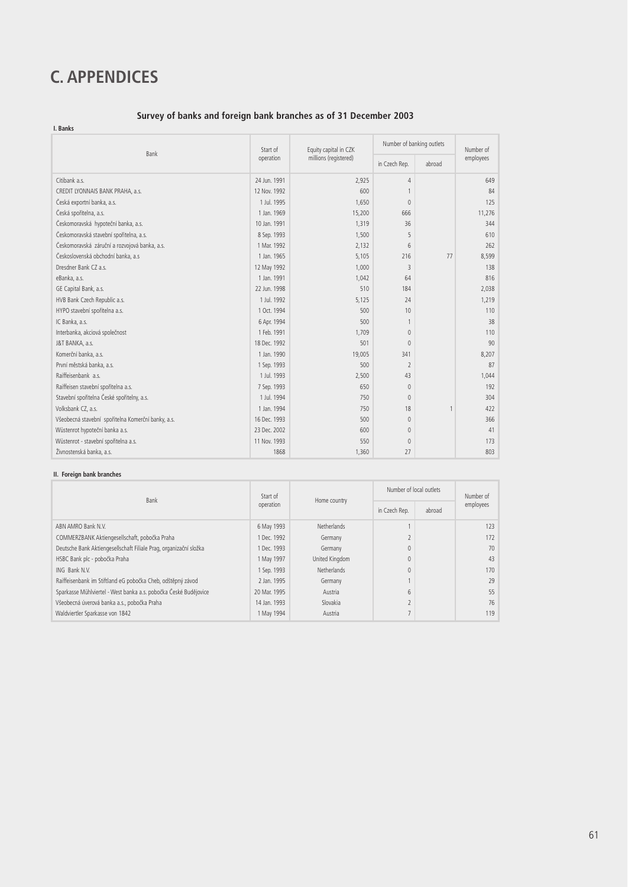# C. APPENDICES

## Survey of banks and foreign bank branches as of 31 December 2003

### I. Banks

| Bank | Start of operation | Equity capital in CZK millions (registered) | Number of banking outlets | | Number of employees |
|---|---|---|---|---|---|
| | | | in Czech Rep. | abroad | |
| Citibank a.s. | 24 Jun. 1991 | 2,925 | 4 | | 649 |
| CREDIT LYONNAIS BANK PRAHA, a.s. | 12 Nov. 1992 | 600 | 1 | | 84 |
| Česká exportní banka, a.s. | 1 Jul. 1995 | 1,650 | 0 | | 125 |
| Česká spořitelna, a.s. | 1 Jan. 1969 | 15,200 | 666 | | 11,276 |
| Českomoravská hypoteční banka, a.s. | 10 Jan. 1991 | 1,319 | 36 | | 344 |
| Českomoravská stavební spořitelna, a.s. | 8 Sep. 1993 | 1,500 | 5 | | 610 |
| Českomoravská záruční a rozvojová banka, a.s. | 1 Mar. 1992 | 2,132 | 6 | | 262 |
| Československá obchodní banka, a.s | 1 Jan. 1965 | 5,105 | 216 | 77 | 8,599 |
| Dresdner Bank CZ a.s. | 12 May 1992 | 1,000 | 3 | | 138 |
| eBanka, a.s. | 1 Jan. 1991 | 1,042 | 64 | | 816 |
| GE Capital Bank, a.s. | 22 Jun. 1998 | 510 | 184 | | 2,038 |
| HVB Bank Czech Republic a.s. | 1 Jul. 1992 | 5,125 | 24 | | 1,219 |
| HYPO stavební spořitelna a.s. | 1 Oct. 1994 | 500 | 10 | | 110 |
| IC Banka, a.s. | 6 Apr. 1994 | 500 | 1 | | 38 |
| Interbanka, akciová společnost | 1 Feb. 1991 | 1,709 | 0 | | 110 |
| J&T BANKA, a.s. | 18 Dec. 1992 | 501 | 0 | | 90 |
| Komerční banka, a.s. | 1 Jan. 1990 | 19,005 | 341 | | 8,207 |
| První městská banka, a.s. | 1 Sep. 1993 | 500 | 2 | | 87 |
| Raiffeisenbank a.s. | 1 Jul. 1993 | 2,500 | 43 | | 1,044 |
| Raiffeisen stavební spořitelna a.s. | 7 Sep. 1993 | 650 | 0 | | 192 |
| Stavební spořitelna České spořitelny, a.s. | 1 Jul. 1994 | 750 | 0 | | 304 |
| Volksbank CZ, a.s. | 1 Jan. 1994 | 750 | 18 | 1 | 422 |
| Všeobecná stavební spořitelna Komerční banky, a.s. | 16 Dec. 1993 | 500 | 0 | | 366 |
| Wüstenrot hypoteční banka a.s. | 23 Dec. 2002 | 600 | 0 | | 41 |
| Wüstenrot - stavební spořitelna a.s. | 11 Nov. 1993 | 550 | 0 | | 173 |
| Živnostenská banka, a.s. | 1868 | 1,360 | 27 | | 803 |

### II. Foreign bank branches

| Bank | Start of operation | Home country | Number of local outlets | | Number of employees |
|---|---|---|---|---|---|
| | | | in Czech Rep. | abroad | |
| ABN AMRO Bank N.V. | 6 May 1993 | Netherlands | 1 | | 123 |
| COMMERZBANK Aktiengesellschaft, pobočka Praha | 1 Dec. 1992 | Germany | 2 | | 172 |
| Deutsche Bank Aktiengesellschaft Filiale Prag, organizační složka | 1 Dec. 1993 | Germany | 0 | | 70 |
| HSBC Bank plc - pobočka Praha | 1 May 1997 | United Kingdom | 0 | | 43 |
| ING Bank N.V. | 1 Sep. 1993 | Netherlands | 0 | | 170 |
| Raiffeisenbank im Stiftland eG pobočka Cheb, odštěpný závod | 2 Jan. 1995 | Germany | 1 | | 29 |
| Sparkasse Mühlviertel - West banka a.s. pobočka České Budějovice | 20 Mar. 1995 | Austria | 6 | | 55 |
| Všeobecná úverová banka a.s., pobočka Praha | 14 Jan. 1993 | Slovakia | 2 | | 76 |
| Waldviertler Sparkasse von 1842 | 1 May 1994 | Austria | 7 | | 119 |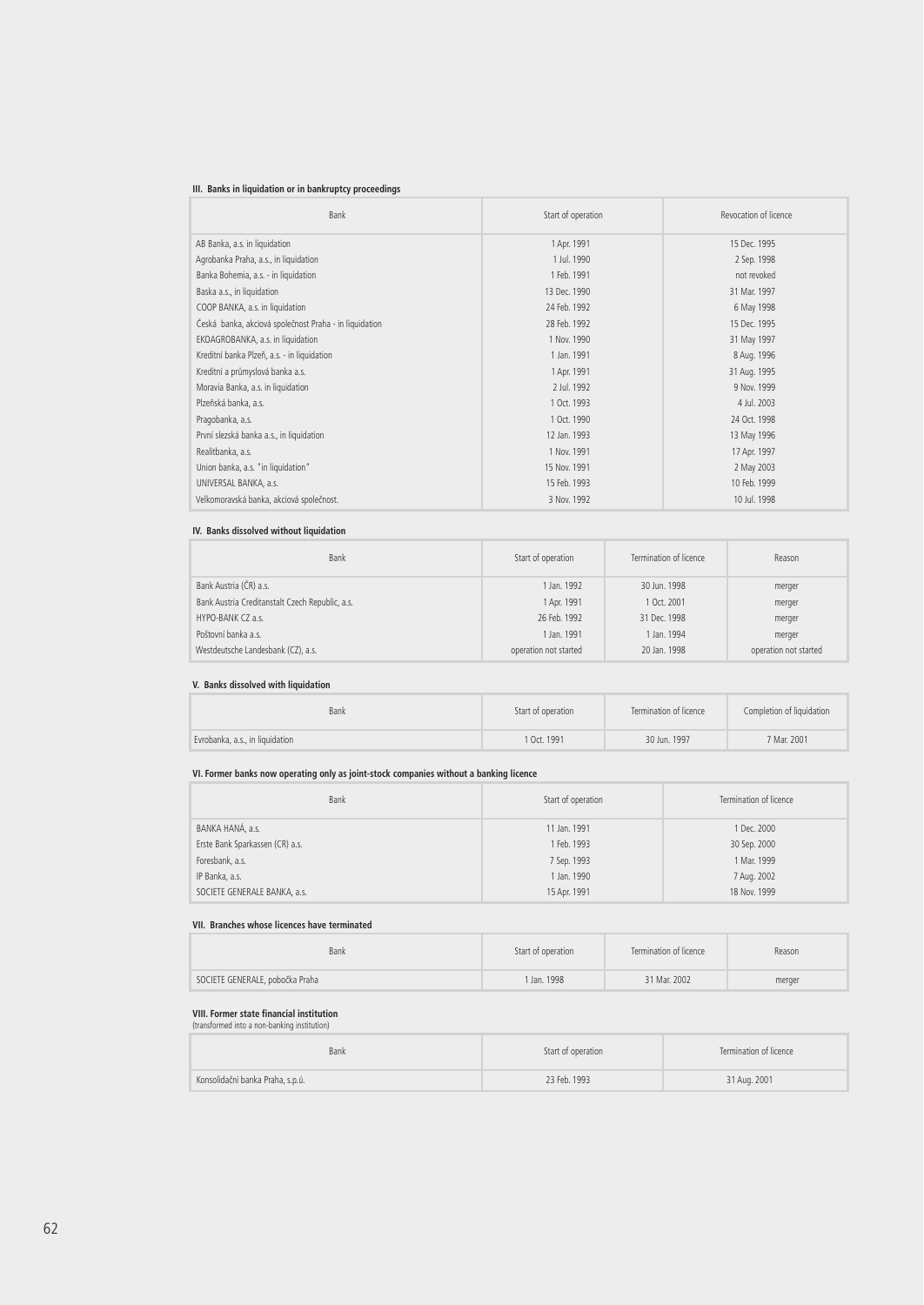**III. Banks in liquidation or in bankruptcy proceedings**

| Bank | Start of operation | Revocation of licence |
|---|---|---|
| AB Banka, a.s. in liquidation | 1 Apr. 1991 | 15 Dec. 1995 |
| Agrobanka Praha, a.s., in liquidation | 1 Jul. 1990 | 2 Sep. 1998 |
| Banka Bohemia, a.s. - in liquidation | 1 Feb. 1991 | not revoked |
| Baska a.s., in liquidation | 13 Dec. 1990 | 31 Mar. 1997 |
| COOP BANKA, a.s. in liquidation | 24 Feb. 1992 | 6 May 1998 |
| Česká banka, akciová společnost Praha - in liquidation | 28 Feb. 1992 | 15 Dec. 1995 |
| EKOAGROBANKA, a.s. in liquidation | 1 Nov. 1990 | 31 May 1997 |
| Kreditní banka Plzeň, a.s. - in liquidation | 1 Jan. 1991 | 8 Aug. 1996 |
| Kreditní a průmyslová banka a.s. | 1 Apr. 1991 | 31 Aug. 1995 |
| Moravia Banka, a.s. in liquidation | 2 Jul. 1992 | 9 Nov. 1999 |
| Plzeňská banka, a.s. | 1 Oct. 1993 | 4 Jul. 2003 |
| Pragobanka, a.s. | 1 Oct. 1990 | 24 Oct. 1998 |
| První slezská banka a.s., in liquidation | 12 Jan. 1993 | 13 May 1996 |
| Realitbanka, a.s. | 1 Nov. 1991 | 17 Apr. 1997 |
| Union banka, a.s. "in liquidation" | 15 Nov. 1991 | 2 May 2003 |
| UNIVERSAL BANKA, a.s. | 15 Feb. 1993 | 10 Feb. 1999 |
| Velkomoravská banka, akciová společnost. | 3 Nov. 1992 | 10 Jul. 1998 |

**IV. Banks dissolved without liquidation**

| Bank | Start of operation | Termination of licence | Reason |
|---|---|---|---|
| Bank Austria (ČR) a.s. | 1 Jan. 1992 | 30 Jun. 1998 | merger |
| Bank Austria Creditanstalt Czech Republic, a.s. | 1 Apr. 1991 | 1 Oct. 2001 | merger |
| HYPO-BANK CZ a.s. | 26 Feb. 1992 | 31 Dec. 1998 | merger |
| Poštovní banka a.s. | 1 Jan. 1991 | 1 Jan. 1994 | merger |
| Westdeutsche Landesbank (CZ), a.s. | operation not started | 20 Jan. 1998 | operation not started |

**V. Banks dissolved with liquidation**

| Bank | Start of operation | Termination of licence | Completion of liquidation |
|---|---|---|---|
| Evrobanka, a.s., in liquidation | 1 Oct. 1991 | 30 Jun. 1997 | 7 Mar. 2001 |

**VI. Former banks now operating only as joint-stock companies without a banking licence**

| Bank | Start of operation | Termination of licence |
|---|---|---|
| BANKA HANÁ, a.s. | 11 Jan. 1991 | 1 Dec. 2000 |
| Erste Bank Sparkassen (CR) a.s. | 1 Feb. 1993 | 30 Sep. 2000 |
| Foresbank, a.s. | 7 Sep. 1993 | 1 Mar. 1999 |
| IP Banka, a.s. | 1 Jan. 1990 | 7 Aug. 2002 |
| SOCIETE GENERALE BANKA, a.s. | 15 Apr. 1991 | 18 Nov. 1999 |

**VII. Branches whose licences have terminated**

| Bank | Start of operation | Termination of licence | Reason |
|---|---|---|---|
| SOCIETE GENERALE, pobočka Praha | 1 Jan. 1998 | 31 Mar. 2002 | merger |

**VIII. Former state financial institution**
(transformed into a non-banking institution)

| Bank | Start of operation | Termination of licence |
|---|---|---|
| Konsolidační banka Praha, s.p.ú. | 23 Feb. 1993 | 31 Aug. 2001 |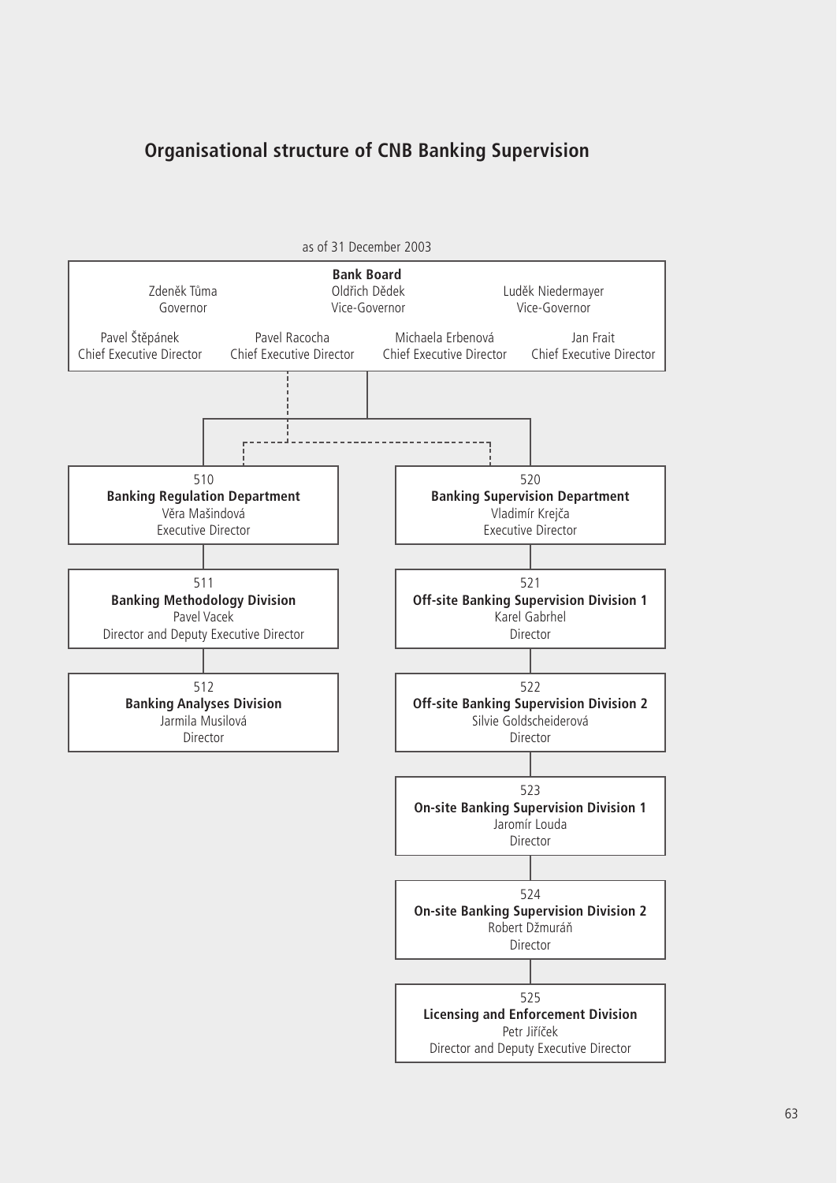# Organisational structure of CNB Banking Supervision

as of 31 December 2003

**Bank Board**

Zdeněk Tůma
Governor

Oldřich Dědek
Vice-Governor

Luděk Niedermayer
Vice-Governor

Pavel Štěpánek
Chief Executive Director

Pavel Racocha
Chief Executive Director

Michaela Erbenová
Chief Executive Director

Jan Frait
Chief Executive Director

---

510
**Banking Regulation Department**
Věra Mašindová
Executive Director

511
**Banking Methodology Division**
Pavel Vacek
Director and Deputy Executive Director

512
**Banking Analyses Division**
Jarmila Musilová
Director

---

520
**Banking Supervision Department**
Vladimír Krejča
Executive Director

521
**Off-site Banking Supervision Division 1**
Karel Gabrhel
Director

522
**Off-site Banking Supervision Division 2**
Silvie Goldscheiderová
Director

523
**On-site Banking Supervision Division 1**
Jaromír Louda
Director

524
**On-site Banking Supervision Division 2**
Robert Džmuráň
Director

525
**Licensing and Enforcement Division**
Petr Jiříček
Director and Deputy Executive Director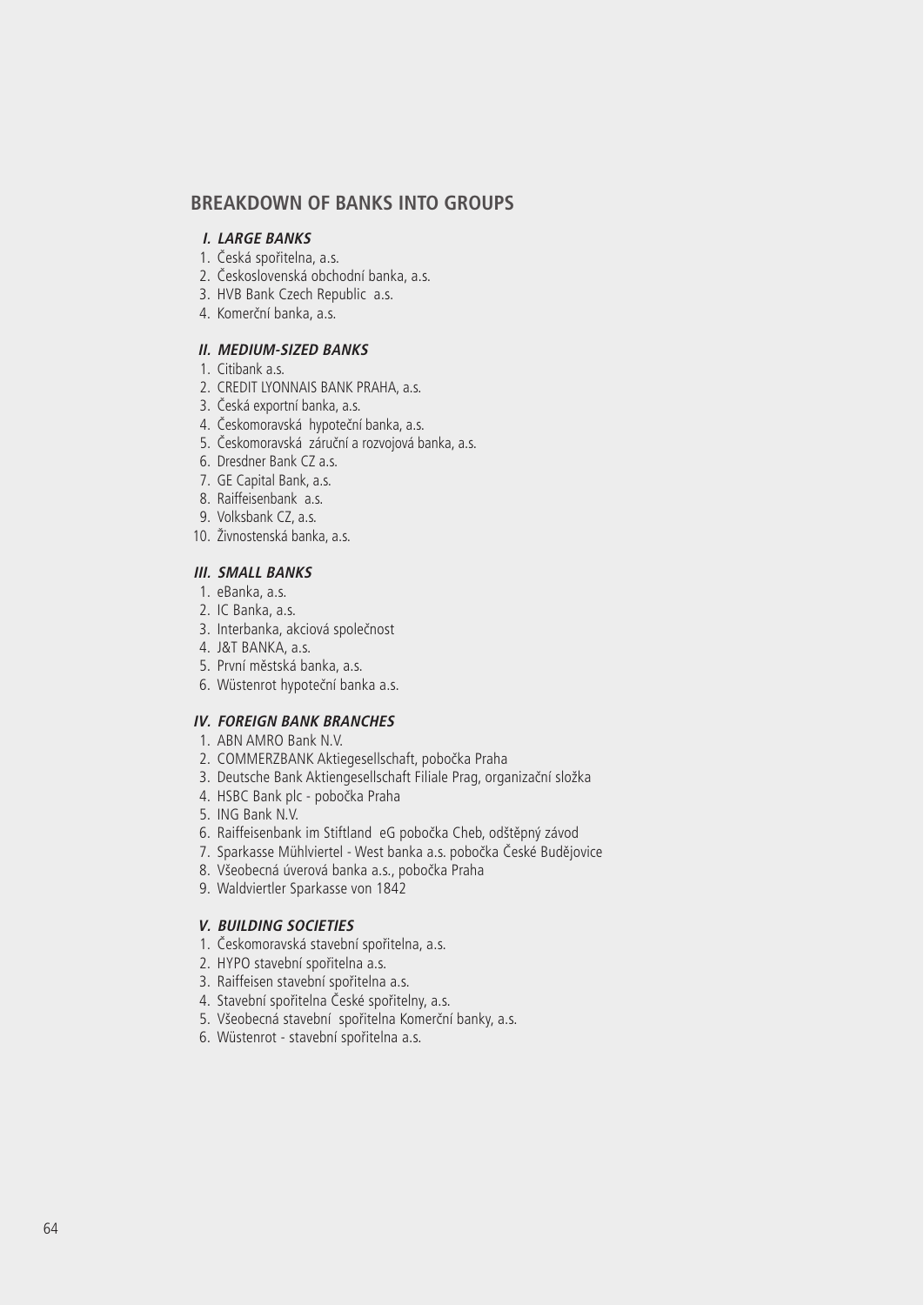## BREAKDOWN OF BANKS INTO GROUPS

### *I. LARGE BANKS*

1. Česká spořitelna, a.s.
2. Československá obchodní banka, a.s.
3. HVB Bank Czech Republic a.s.
4. Komerční banka, a.s.

### *II. MEDIUM-SIZED BANKS*

1. Citibank a.s.
2. CREDIT LYONNAIS BANK PRAHA, a.s.
3. Česká exportní banka, a.s.
4. Českomoravská hypoteční banka, a.s.
5. Českomoravská záruční a rozvojová banka, a.s.
6. Dresdner Bank CZ a.s.
7. GE Capital Bank, a.s.
8. Raiffeisenbank a.s.
9. Volksbank CZ, a.s.
10. Živnostenská banka, a.s.

### *III. SMALL BANKS*

1. eBanka, a.s.
2. IC Banka, a.s.
3. Interbanka, akciová společnost
4. J&T BANKA, a.s.
5. První městská banka, a.s.
6. Wüstenrot hypoteční banka a.s.

### *IV. FOREIGN BANK BRANCHES*

1. ABN AMRO Bank N.V.
2. COMMERZBANK Aktiegesellschaft, pobočka Praha
3. Deutsche Bank Aktiengesellschaft Filiale Prag, organizační složka
4. HSBC Bank plc - pobočka Praha
5. ING Bank N.V.
6. Raiffeisenbank im Stiftland eG pobočka Cheb, odštěpný závod
7. Sparkasse Mühlviertel - West banka a.s. pobočka České Budějovice
8. Všeobecná úverová banka a.s., pobočka Praha
9. Waldviertler Sparkasse von 1842

### *V. BUILDING SOCIETIES*

1. Českomoravská stavební spořitelna, a.s.
2. HYPO stavební spořitelna a.s.
3. Raiffeisen stavební spořitelna a.s.
4. Stavební spořitelna České spořitelny, a.s.
5. Všeobecná stavební spořitelna Komerční banky, a.s.
6. Wüstenrot - stavební spořitelna a.s.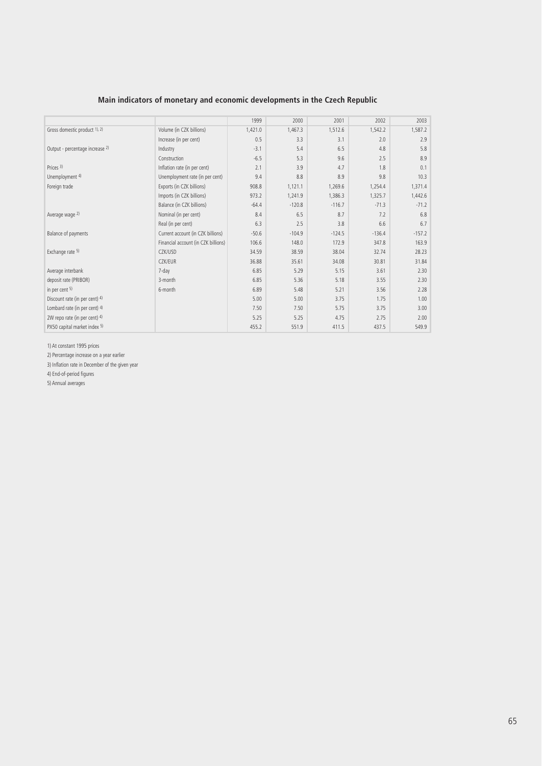## Main indicators of monetary and economic developments in the Czech Republic

| | | 1999 | 2000 | 2001 | 2002 | 2003 |
|---|---|---|---|---|---|---|
| Gross domestic product [1), 2)] | Volume (in CZK billions) | 1,421.0 | 1,467.3 | 1,512.6 | 1,542.2 | 1,587.2 |
| | Increase (in per cent) | 0.5 | 3.3 | 3.1 | 2.0 | 2.9 |
| Output - percentage increase [2)] | Industry | -3.1 | 5.4 | 6.5 | 4.8 | 5.8 |
| | Construction | -6.5 | 5.3 | 9.6 | 2.5 | 8.9 |
| Prices [3)] | Inflation rate (in per cent) | 2.1 | 3.9 | 4.7 | 1.8 | 0.1 |
| Unemployment [4)] | Unemployment rate (in per cent) | 9.4 | 8.8 | 8.9 | 9.8 | 10.3 |
| Foreign trade | Exports (in CZK billions) | 908.8 | 1,121.1 | 1,269.6 | 1,254.4 | 1,371.4 |
| | Imports (in CZK billions) | 973.2 | 1,241.9 | 1,386.3 | 1,325.7 | 1,442.6 |
| | Balance (in CZK billions) | -64.4 | -120.8 | -116.7 | -71.3 | -71.2 |
| Average wage [2)] | Nominal (in per cent) | 8.4 | 6.5 | 8.7 | 7.2 | 6.8 |
| | Real (in per cent) | 6.3 | 2.5 | 3.8 | 6.6 | 6.7 |
| Balance of payments | Current account (in CZK billions) | -50.6 | -104.9 | -124.5 | -136.4 | -157.2 |
| | Financial account (in CZK billions) | 106.6 | 148.0 | 172.9 | 347.8 | 163.9 |
| Exchange rate [5)] | CZK/USD | 34.59 | 38.59 | 38.04 | 32.74 | 28.23 |
| | CZK/EUR | 36.88 | 35.61 | 34.08 | 30.81 | 31.84 |
| Average interbank | 7-day | 6.85 | 5.29 | 5.15 | 3.61 | 2.30 |
| deposit rate (PRIBOR) | 3-month | 6.85 | 5.36 | 5.18 | 3.55 | 2.30 |
| in per cent [5)] | 6-month | 6.89 | 5.48 | 5.21 | 3.56 | 2.28 |
| Discount rate (in per cent) [4)] | | 5.00 | 5.00 | 3.75 | 1.75 | 1.00 |
| Lombard rate (in per cent) [4)] | | 7.50 | 7.50 | 5.75 | 3.75 | 3.00 |
| 2W repo rate (in per cent) [4)] | | 5.25 | 5.25 | 4.75 | 2.75 | 2.00 |
| PX50 capital market index [5)] | | 455.2 | 551.9 | 411.5 | 437.5 | 549.9 |

1) At constant 1995 prices

2) Percentage increase on a year earlier

3) Inflation rate in December of the given year

4) End-of-period figures

5) Annual averages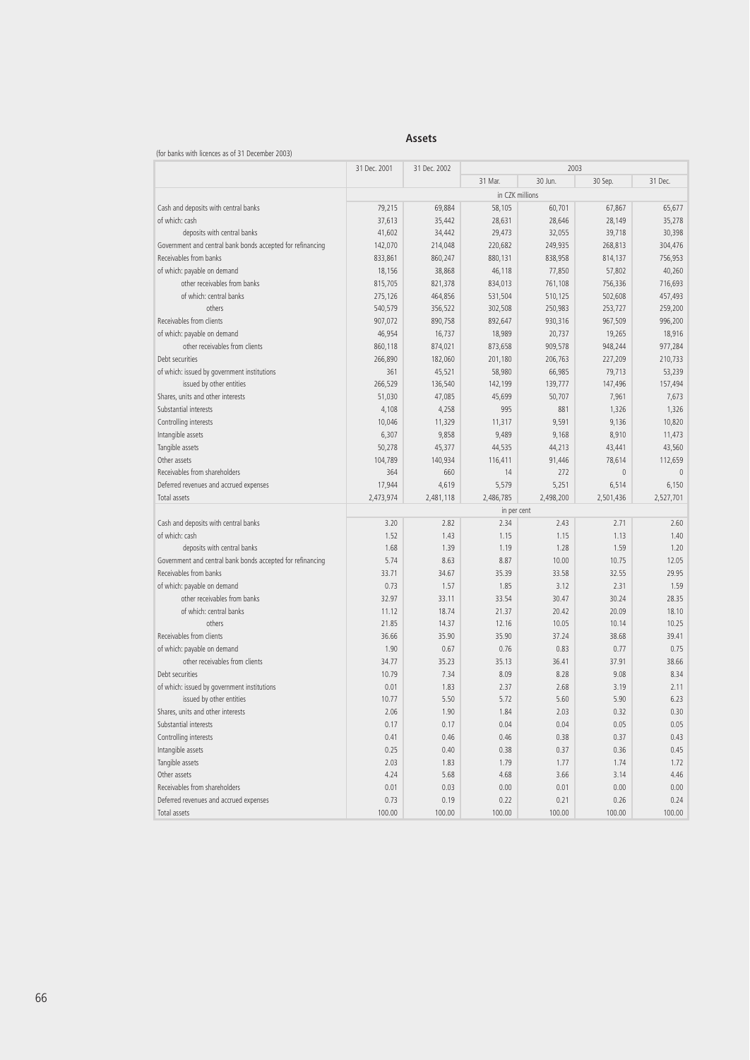## Assets

(for banks with licences as of 31 December 2003)

| | 31 Dec. 2001 | 31 Dec. 2002 | 2003 | | | |
|---|---|---|---|---|---|---|
| | | | 31 Mar. | 30 Jun. | 30 Sep. | 31 Dec. |
| | in CZK millions | | | | | |
| Cash and deposits with central banks | 79,215 | 69,884 | 58,105 | 60,701 | 67,867 | 65,677 |
| of which: cash | 37,613 | 35,442 | 28,631 | 28,646 | 28,149 | 35,278 |
| deposits with central banks | 41,602 | 34,442 | 29,473 | 32,055 | 39,718 | 30,398 |
| Government and central bank bonds accepted for refinancing | 142,070 | 214,048 | 220,682 | 249,935 | 268,813 | 304,476 |
| Receivables from banks | 833,861 | 860,247 | 880,131 | 838,958 | 814,137 | 756,953 |
| of which: payable on demand | 18,156 | 38,868 | 46,118 | 77,850 | 57,802 | 40,260 |
| other receivables from banks | 815,705 | 821,378 | 834,013 | 761,108 | 756,336 | 716,693 |
| of which: central banks | 275,126 | 464,856 | 531,504 | 510,125 | 502,608 | 457,493 |
| others | 540,579 | 356,522 | 302,508 | 250,983 | 253,727 | 259,200 |
| Receivables from clients | 907,072 | 890,758 | 892,647 | 930,316 | 967,509 | 996,200 |
| of which: payable on demand | 46,954 | 16,737 | 18,989 | 20,737 | 19,265 | 18,916 |
| other receivables from clients | 860,118 | 874,021 | 873,658 | 909,578 | 948,244 | 977,284 |
| Debt securities | 266,890 | 182,060 | 201,180 | 206,763 | 227,209 | 210,733 |
| of which: issued by government institutions | 361 | 45,521 | 58,980 | 66,985 | 79,713 | 53,239 |
| issued by other entities | 266,529 | 136,540 | 142,199 | 139,777 | 147,496 | 157,494 |
| Shares, units and other interests | 51,030 | 47,085 | 45,699 | 50,707 | 7,961 | 7,673 |
| Substantial interests | 4,108 | 4,258 | 995 | 881 | 1,326 | 1,326 |
| Controlling interests | 10,046 | 11,329 | 11,317 | 9,591 | 9,136 | 10,820 |
| Intangible assets | 6,307 | 9,858 | 9,489 | 9,168 | 8,910 | 11,473 |
| Tangible assets | 50,278 | 45,377 | 44,535 | 44,213 | 43,441 | 43,560 |
| Other assets | 104,789 | 140,934 | 116,411 | 91,446 | 78,614 | 112,659 |
| Receivables from shareholders | 364 | 660 | 14 | 272 | 0 | 0 |
| Deferred revenues and accrued expenses | 17,944 | 4,619 | 5,579 | 5,251 | 6,514 | 6,150 |
| Total assets | 2,473,974 | 2,481,118 | 2,486,785 | 2,498,200 | 2,501,436 | 2,527,701 |
| | in per cent | | | | | |
| Cash and deposits with central banks | 3.20 | 2.82 | 2.34 | 2.43 | 2.71 | 2.60 |
| of which: cash | 1.52 | 1.43 | 1.15 | 1.15 | 1.13 | 1.40 |
| deposits with central banks | 1.68 | 1.39 | 1.19 | 1.28 | 1.59 | 1.20 |
| Government and central bank bonds accepted for refinancing | 5.74 | 8.63 | 8.87 | 10.00 | 10.75 | 12.05 |
| Receivables from banks | 33.71 | 34.67 | 35.39 | 33.58 | 32.55 | 29.95 |
| of which: payable on demand | 0.73 | 1.57 | 1.85 | 3.12 | 2.31 | 1.59 |
| other receivables from banks | 32.97 | 33.11 | 33.54 | 30.47 | 30.24 | 28.35 |
| of which: central banks | 11.12 | 18.74 | 21.37 | 20.42 | 20.09 | 18.10 |
| others | 21.85 | 14.37 | 12.16 | 10.05 | 10.14 | 10.25 |
| Receivables from clients | 36.66 | 35.90 | 35.90 | 37.24 | 38.68 | 39.41 |
| of which: payable on demand | 1.90 | 0.67 | 0.76 | 0.83 | 0.77 | 0.75 |
| other receivables from clients | 34.77 | 35.23 | 35.13 | 36.41 | 37.91 | 38.66 |
| Debt securities | 10.79 | 7.34 | 8.09 | 8.28 | 9.08 | 8.34 |
| of which: issued by government institutions | 0.01 | 1.83 | 2.37 | 2.68 | 3.19 | 2.11 |
| issued by other entities | 10.77 | 5.50 | 5.72 | 5.60 | 5.90 | 6.23 |
| Shares, units and other interests | 2.06 | 1.90 | 1.84 | 2.03 | 0.32 | 0.30 |
| Substantial interests | 0.17 | 0.17 | 0.04 | 0.04 | 0.05 | 0.05 |
| Controlling interests | 0.41 | 0.46 | 0.46 | 0.38 | 0.37 | 0.43 |
| Intangible assets | 0.25 | 0.40 | 0.38 | 0.37 | 0.36 | 0.45 |
| Tangible assets | 2.03 | 1.83 | 1.79 | 1.77 | 1.74 | 1.72 |
| Other assets | 4.24 | 5.68 | 4.68 | 3.66 | 3.14 | 4.46 |
| Receivables from shareholders | 0.01 | 0.03 | 0.00 | 0.01 | 0.00 | 0.00 |
| Deferred revenues and accrued expenses | 0.73 | 0.19 | 0.22 | 0.21 | 0.26 | 0.24 |
| Total assets | 100.00 | 100.00 | 100.00 | 100.00 | 100.00 | 100.00 |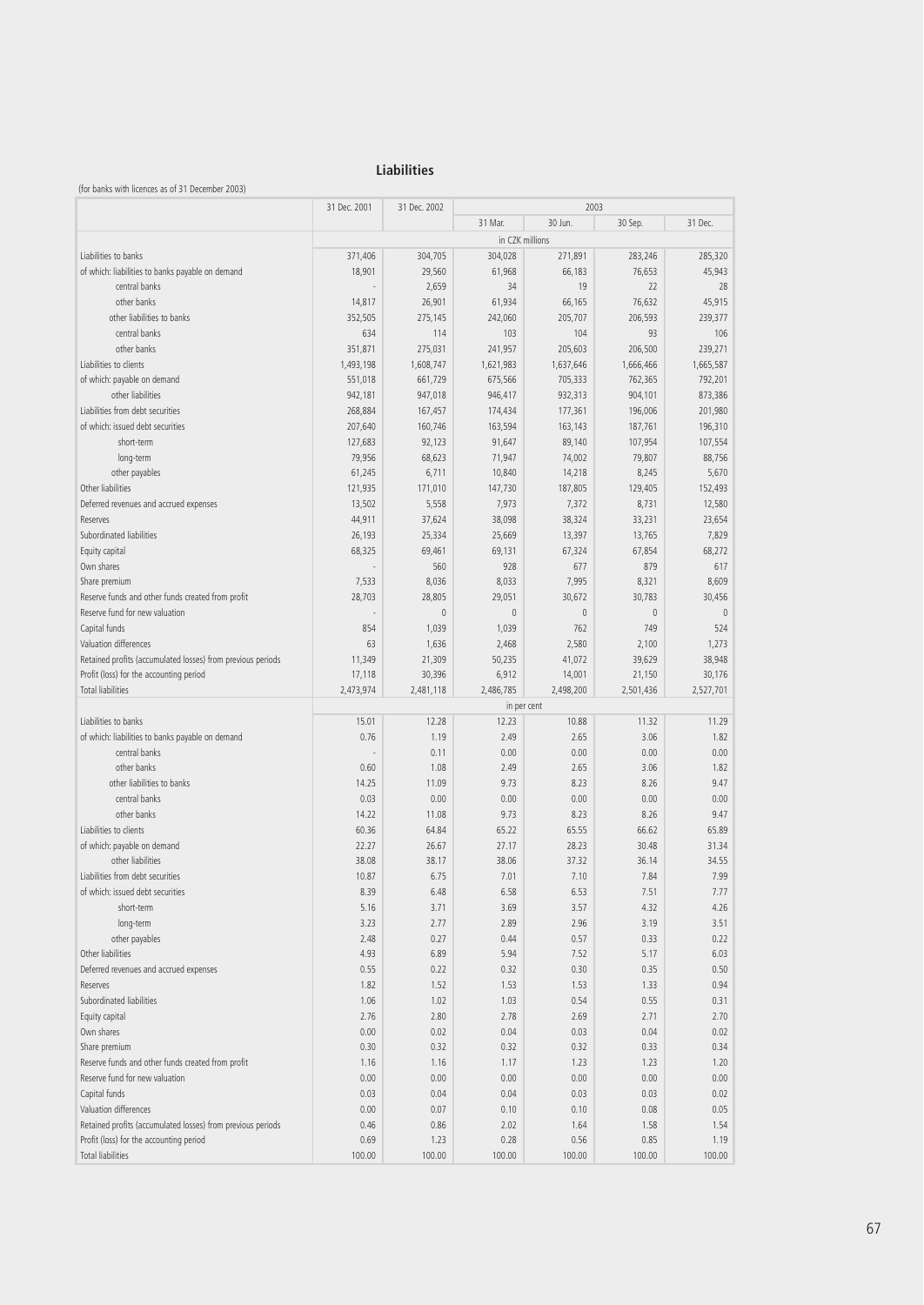## Liabilities

(for banks with licences as of 31 December 2003)

| | 31 Dec. 2001 | 31 Dec. 2002 | 2003 | | | |
|---|---|---|---|---|---|---|
| | | | 31 Mar. | 30 Jun. | 30 Sep. | 31 Dec. |
| | in CZK millions | | | | | |
| Liabilities to banks | 371,406 | 304,705 | 304,028 | 271,891 | 283,246 | 285,320 |
| of which: liabilities to banks payable on demand | 18,901 | 29,560 | 61,968 | 66,183 | 76,653 | 45,943 |
| central banks | - | 2,659 | 34 | 19 | 22 | 28 |
| other banks | 14,817 | 26,901 | 61,934 | 66,165 | 76,632 | 45,915 |
| other liabilities to banks | 352,505 | 275,145 | 242,060 | 205,707 | 206,593 | 239,377 |
| central banks | 634 | 114 | 103 | 104 | 93 | 106 |
| other banks | 351,871 | 275,031 | 241,957 | 205,603 | 206,500 | 239,271 |
| Liabilities to clients | 1,493,198 | 1,608,747 | 1,621,983 | 1,637,646 | 1,666,466 | 1,665,587 |
| of which: payable on demand | 551,018 | 661,729 | 675,566 | 705,333 | 762,365 | 792,201 |
| other liabilities | 942,181 | 947,018 | 946,417 | 932,313 | 904,101 | 873,386 |
| Liabilities from debt securities | 268,884 | 167,457 | 174,434 | 177,361 | 196,006 | 201,980 |
| of which: issued debt securities | 207,640 | 160,746 | 163,594 | 163,143 | 187,761 | 196,310 |
| short-term | 127,683 | 92,123 | 91,647 | 89,140 | 107,954 | 107,554 |
| long-term | 79,956 | 68,623 | 71,947 | 74,002 | 79,807 | 88,756 |
| other payables | 61,245 | 6,711 | 10,840 | 14,218 | 8,245 | 5,670 |
| Other liabilities | 121,935 | 171,010 | 147,730 | 187,805 | 129,405 | 152,493 |
| Deferred revenues and accrued expenses | 13,502 | 5,558 | 7,973 | 7,372 | 8,731 | 12,580 |
| Reserves | 44,911 | 37,624 | 38,098 | 38,324 | 33,231 | 23,654 |
| Subordinated liabilities | 26,193 | 25,334 | 25,669 | 13,397 | 13,765 | 7,829 |
| Equity capital | 68,325 | 69,461 | 69,131 | 67,324 | 67,854 | 68,272 |
| Own shares | - | 560 | 928 | 677 | 879 | 617 |
| Share premium | 7,533 | 8,036 | 8,033 | 7,995 | 8,321 | 8,609 |
| Reserve funds and other funds created from profit | 28,703 | 28,805 | 29,051 | 30,672 | 30,783 | 30,456 |
| Reserve fund for new valuation | - | 0 | 0 | 0 | 0 | 0 |
| Capital funds | 854 | 1,039 | 1,039 | 762 | 749 | 524 |
| Valuation differences | 63 | 1,636 | 2,468 | 2,580 | 2,100 | 1,273 |
| Retained profits (accumulated losses) from previous periods | 11,349 | 21,309 | 50,235 | 41,072 | 39,629 | 38,948 |
| Profit (loss) for the accounting period | 17,118 | 30,396 | 6,912 | 14,001 | 21,150 | 30,176 |
| Total liabilities | 2,473,974 | 2,481,118 | 2,486,785 | 2,498,200 | 2,501,436 | 2,527,701 |
| | in per cent | | | | | |
| Liabilities to banks | 15.01 | 12.28 | 12.23 | 10.88 | 11.32 | 11.29 |
| of which: liabilities to banks payable on demand | 0.76 | 1.19 | 2.49 | 2.65 | 3.06 | 1.82 |
| central banks | - | 0.11 | 0.00 | 0.00 | 0.00 | 0.00 |
| other banks | 0.60 | 1.08 | 2.49 | 2.65 | 3.06 | 1.82 |
| other liabilities to banks | 14.25 | 11.09 | 9.73 | 8.23 | 8.26 | 9.47 |
| central banks | 0.03 | 0.00 | 0.00 | 0.00 | 0.00 | 0.00 |
| other banks | 14.22 | 11.08 | 9.73 | 8.23 | 8.26 | 9.47 |
| Liabilities to clients | 60.36 | 64.84 | 65.22 | 65.55 | 66.62 | 65.89 |
| of which: payable on demand | 22.27 | 26.67 | 27.17 | 28.23 | 30.48 | 31.34 |
| other liabilities | 38.08 | 38.17 | 38.06 | 37.32 | 36.14 | 34.55 |
| Liabilities from debt securities | 10.87 | 6.75 | 7.01 | 7.10 | 7.84 | 7.99 |
| of which: issued debt securities | 8.39 | 6.48 | 6.58 | 6.53 | 7.51 | 7.77 |
| short-term | 5.16 | 3.71 | 3.69 | 3.57 | 4.32 | 4.26 |
| long-term | 3.23 | 2.77 | 2.89 | 2.96 | 3.19 | 3.51 |
| other payables | 2.48 | 0.27 | 0.44 | 0.57 | 0.33 | 0.22 |
| Other liabilities | 4.93 | 6.89 | 5.94 | 7.52 | 5.17 | 6.03 |
| Deferred revenues and accrued expenses | 0.55 | 0.22 | 0.32 | 0.30 | 0.35 | 0.50 |
| Reserves | 1.82 | 1.52 | 1.53 | 1.53 | 1.33 | 0.94 |
| Subordinated liabilities | 1.06 | 1.02 | 1.03 | 0.54 | 0.55 | 0.31 |
| Equity capital | 2.76 | 2.80 | 2.78 | 2.69 | 2.71 | 2.70 |
| Own shares | 0.00 | 0.02 | 0.04 | 0.03 | 0.04 | 0.02 |
| Share premium | 0.30 | 0.32 | 0.32 | 0.32 | 0.33 | 0.34 |
| Reserve funds and other funds created from profit | 1.16 | 1.16 | 1.17 | 1.23 | 1.23 | 1.20 |
| Reserve fund for new valuation | 0.00 | 0.00 | 0.00 | 0.00 | 0.00 | 0.00 |
| Capital funds | 0.03 | 0.04 | 0.04 | 0.03 | 0.03 | 0.02 |
| Valuation differences | 0.00 | 0.07 | 0.10 | 0.10 | 0.08 | 0.05 |
| Retained profits (accumulated losses) from previous periods | 0.46 | 0.86 | 2.02 | 1.64 | 1.58 | 1.54 |
| Profit (loss) for the accounting period | 0.69 | 1.23 | 0.28 | 0.56 | 0.85 | 1.19 |
| Total liabilities | 100.00 | 100.00 | 100.00 | 100.00 | 100.00 | 100.00 |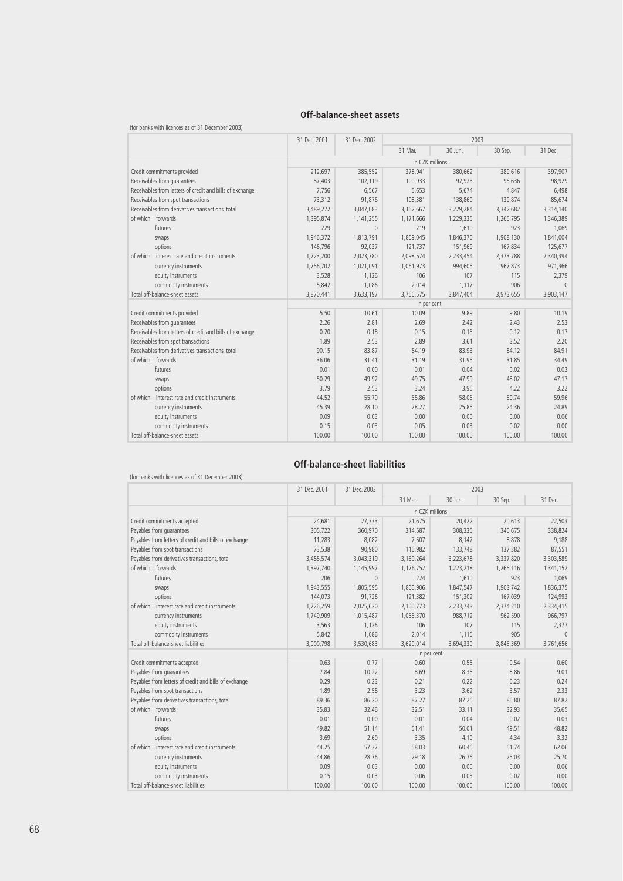## Off-balance-sheet assets

(for banks with licences as of 31 December 2003)

| | 31 Dec. 2001 | 31 Dec. 2002 | 2003 | | | |
|---|---|---|---|---|---|---|
| | | | 31 Mar. | 30 Jun. | 30 Sep. | 31 Dec. |
| | in CZK millions | | | | | |
| Credit commitments provided | 212,697 | 385,552 | 378,941 | 380,662 | 389,616 | 397,907 |
| Receivables from guarantees | 87,403 | 102,119 | 100,933 | 92,923 | 96,636 | 98,929 |
| Receivables from letters of credit and bills of exchange | 7,756 | 6,567 | 5,653 | 5,674 | 4,847 | 6,498 |
| Receivables from spot transactions | 73,312 | 91,876 | 108,381 | 138,860 | 139,874 | 85,674 |
| Receivables from derivatives transactions, total | 3,489,272 | 3,047,083 | 3,162,667 | 3,229,284 | 3,342,682 | 3,314,140 |
| of which: forwards | 1,395,874 | 1,141,255 | 1,171,666 | 1,229,335 | 1,265,795 | 1,346,389 |
| futures | 229 | 0 | 219 | 1,610 | 923 | 1,069 |
| swaps | 1,946,372 | 1,813,791 | 1,869,045 | 1,846,370 | 1,908,130 | 1,841,004 |
| options | 146,796 | 92,037 | 121,737 | 151,969 | 167,834 | 125,677 |
| of which: interest rate and credit instruments | 1,723,200 | 2,023,780 | 2,098,574 | 2,233,454 | 2,373,788 | 2,340,394 |
| currency instruments | 1,756,702 | 1,021,091 | 1,061,973 | 994,605 | 967,873 | 971,366 |
| equity instruments | 3,528 | 1,126 | 106 | 107 | 115 | 2,379 |
| commodity instruments | 5,842 | 1,086 | 2,014 | 1,117 | 906 | 0 |
| Total off-balance-sheet assets | 3,870,441 | 3,633,197 | 3,756,575 | 3,847,404 | 3,973,655 | 3,903,147 |
| | in per cent | | | | | |
| Credit commitments provided | 5.50 | 10.61 | 10.09 | 9.89 | 9.80 | 10.19 |
| Receivables from guarantees | 2.26 | 2.81 | 2.69 | 2.42 | 2.43 | 2.53 |
| Receivables from letters of credit and bills of exchange | 0.20 | 0.18 | 0.15 | 0.15 | 0.12 | 0.17 |
| Receivables from spot transactions | 1.89 | 2.53 | 2.89 | 3.61 | 3.52 | 2.20 |
| Receivables from derivatives transactions, total | 90.15 | 83.87 | 84.19 | 83.93 | 84.12 | 84.91 |
| of which: forwards | 36.06 | 31.41 | 31.19 | 31.95 | 31.85 | 34.49 |
| futures | 0.01 | 0.00 | 0.01 | 0.04 | 0.02 | 0.03 |
| swaps | 50.29 | 49.92 | 49.75 | 47.99 | 48.02 | 47.17 |
| options | 3.79 | 2.53 | 3.24 | 3.95 | 4.22 | 3.22 |
| of which: interest rate and credit instruments | 44.52 | 55.70 | 55.86 | 58.05 | 59.74 | 59.96 |
| currency instruments | 45.39 | 28.10 | 28.27 | 25.85 | 24.36 | 24.89 |
| equity instruments | 0.09 | 0.03 | 0.00 | 0.00 | 0.00 | 0.06 |
| commodity instruments | 0.15 | 0.03 | 0.05 | 0.03 | 0.02 | 0.00 |
| Total off-balance-sheet assets | 100.00 | 100.00 | 100.00 | 100.00 | 100.00 | 100.00 |

## Off-balance-sheet liabilities

(for banks with licences as of 31 December 2003)

| | 31 Dec. 2001 | 31 Dec. 2002 | 2003 | | | |
|---|---|---|---|---|---|---|
| | | | 31 Mar. | 30 Jun. | 30 Sep. | 31 Dec. |
| | in CZK millions | | | | | |
| Credit commitments accepted | 24,681 | 27,333 | 21,675 | 20,422 | 20,613 | 22,503 |
| Payables from guarantees | 305,722 | 360,970 | 314,587 | 308,335 | 340,675 | 338,824 |
| Payables from letters of credit and bills of exchange | 11,283 | 8,082 | 7,507 | 8,147 | 8,878 | 9,188 |
| Payables from spot transactions | 73,538 | 90,980 | 116,982 | 133,748 | 137,382 | 87,551 |
| Payables from derivatives transactions, total | 3,485,574 | 3,043,319 | 3,159,264 | 3,223,678 | 3,337,820 | 3,303,589 |
| of which: forwards | 1,397,740 | 1,145,997 | 1,176,752 | 1,223,218 | 1,266,116 | 1,341,152 |
| futures | 206 | 0 | 224 | 1,610 | 923 | 1,069 |
| swaps | 1,943,555 | 1,805,595 | 1,860,906 | 1,847,547 | 1,903,742 | 1,836,375 |
| options | 144,073 | 91,726 | 121,382 | 151,302 | 167,039 | 124,993 |
| of which: interest rate and credit instruments | 1,726,259 | 2,025,620 | 2,100,773 | 2,233,743 | 2,374,210 | 2,334,415 |
| currency instruments | 1,749,909 | 1,015,487 | 1,056,370 | 988,712 | 962,590 | 966,797 |
| equity instruments | 3,563 | 1,126 | 106 | 107 | 115 | 2,377 |
| commodity instruments | 5,842 | 1,086 | 2,014 | 1,116 | 905 | 0 |
| Total off-balance-sheet liabilities | 3,900,798 | 3,530,683 | 3,620,014 | 3,694,330 | 3,845,369 | 3,761,656 |
| | in per cent | | | | | |
| Credit commitments accepted | 0.63 | 0.77 | 0.60 | 0.55 | 0.54 | 0.60 |
| Payables from guarantees | 7.84 | 10.22 | 8.69 | 8.35 | 8.86 | 9.01 |
| Payables from letters of credit and bills of exchange | 0.29 | 0.23 | 0.21 | 0.22 | 0.23 | 0.24 |
| Payables from spot transactions | 1.89 | 2.58 | 3.23 | 3.62 | 3.57 | 2.33 |
| Payables from derivatives transactions, total | 89.36 | 86.20 | 87.27 | 87.26 | 86.80 | 87.82 |
| of which: forwards | 35.83 | 32.46 | 32.51 | 33.11 | 32.93 | 35.65 |
| futures | 0.01 | 0.00 | 0.01 | 0.04 | 0.02 | 0.03 |
| swaps | 49.82 | 51.14 | 51.41 | 50.01 | 49.51 | 48.82 |
| options | 3.69 | 2.60 | 3.35 | 4.10 | 4.34 | 3.32 |
| of which: interest rate and credit instruments | 44.25 | 57.37 | 58.03 | 60.46 | 61.74 | 62.06 |
| currency instruments | 44.86 | 28.76 | 29.18 | 26.76 | 25.03 | 25.70 |
| equity instruments | 0.09 | 0.03 | 0.00 | 0.00 | 0.00 | 0.06 |
| commodity instruments | 0.15 | 0.03 | 0.06 | 0.03 | 0.02 | 0.00 |
| Total off-balance-sheet liabilities | 100.00 | 100.00 | 100.00 | 100.00 | 100.00 | 100.00 |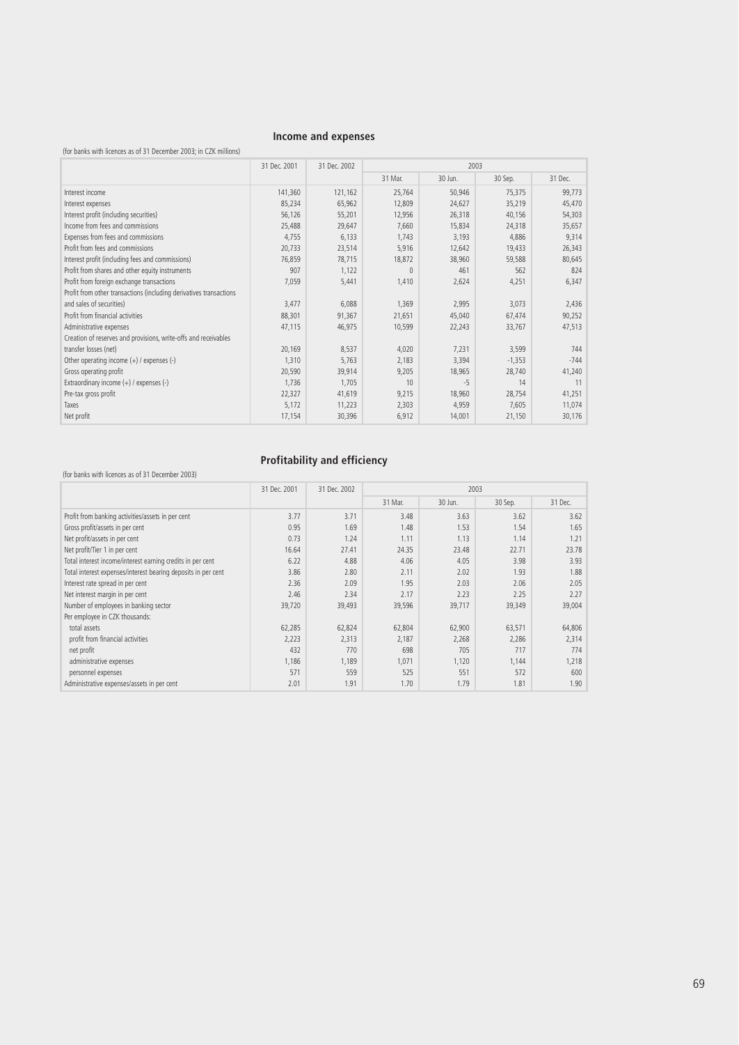## Income and expenses

(for banks with licences as of 31 December 2003; in CZK millions)

| | 31 Dec. 2001 | 31 Dec. 2002 | 2003 | | | |
|---|---|---|---|---|---|---|
| | | | 31 Mar. | 30 Jun. | 30 Sep. | 31 Dec. |
| Interest income | 141,360 | 121,162 | 25,764 | 50,946 | 75,375 | 99,773 |
| Interest expenses | 85,234 | 65,962 | 12,809 | 24,627 | 35,219 | 45,470 |
| Interest profit (including securities) | 56,126 | 55,201 | 12,956 | 26,318 | 40,156 | 54,303 |
| Income from fees and commissions | 25,488 | 29,647 | 7,660 | 15,834 | 24,318 | 35,657 |
| Expenses from fees and commissions | 4,755 | 6,133 | 1,743 | 3,193 | 4,886 | 9,314 |
| Profit from fees and commissions | 20,733 | 23,514 | 5,916 | 12,642 | 19,433 | 26,343 |
| Interest profit (including fees and commissions) | 76,859 | 78,715 | 18,872 | 38,960 | 59,588 | 80,645 |
| Profit from shares and other equity instruments | 907 | 1,122 | 0 | 461 | 562 | 824 |
| Profit from foreign exchange transactions | 7,059 | 5,441 | 1,410 | 2,624 | 4,251 | 6,347 |
| Profit from other transactions (including derivatives transactions and sales of securities) | 3,477 | 6,088 | 1,369 | 2,995 | 3,073 | 2,436 |
| Profit from financial activities | 88,301 | 91,367 | 21,651 | 45,040 | 67,474 | 90,252 |
| Administrative expenses | 47,115 | 46,975 | 10,599 | 22,243 | 33,767 | 47,513 |
| Creation of reserves and provisions, write-offs and receivables transfer losses (net) | 20,169 | 8,537 | 4,020 | 7,231 | 3,599 | 744 |
| Other operating income (+) / expenses (-) | 1,310 | 5,763 | 2,183 | 3,394 | -1,353 | -744 |
| Gross operating profit | 20,590 | 39,914 | 9,205 | 18,965 | 28,740 | 41,240 |
| Extraordinary income (+) / expenses (-) | 1,736 | 1,705 | 10 | -5 | 14 | 11 |
| Pre-tax gross profit | 22,327 | 41,619 | 9,215 | 18,960 | 28,754 | 41,251 |
| Taxes | 5,172 | 11,223 | 2,303 | 4,959 | 7,605 | 11,074 |
| Net profit | 17,154 | 30,396 | 6,912 | 14,001 | 21,150 | 30,176 |

## Profitability and efficiency

(for banks with licences as of 31 December 2003)

| | 31 Dec. 2001 | 31 Dec. 2002 | 2003 | | | |
|---|---|---|---|---|---|---|
| | | | 31 Mar. | 30 Jun. | 30 Sep. | 31 Dec. |
| Profit from banking activities/assets in per cent | 3.77 | 3.71 | 3.48 | 3.63 | 3.62 | 3.62 |
| Gross profit/assets in per cent | 0.95 | 1.69 | 1.48 | 1.53 | 1.54 | 1.65 |
| Net profit/assets in per cent | 0.73 | 1.24 | 1.11 | 1.13 | 1.14 | 1.21 |
| Net profit/Tier 1 in per cent | 16.64 | 27.41 | 24.35 | 23.48 | 22.71 | 23.78 |
| Total interest income/interest earning credits in per cent | 6.22 | 4.88 | 4.06 | 4.05 | 3.98 | 3.93 |
| Total interest expenses/interest bearing deposits in per cent | 3.86 | 2.80 | 2.11 | 2.02 | 1.93 | 1.88 |
| Interest rate spread in per cent | 2.36 | 2.09 | 1.95 | 2.03 | 2.06 | 2.05 |
| Net interest margin in per cent | 2.46 | 2.34 | 2.17 | 2.23 | 2.25 | 2.27 |
| Number of employees in banking sector | 39,720 | 39,493 | 39,596 | 39,717 | 39,349 | 39,004 |
| Per employee in CZK thousands: | | | | | | |
| total assets | 62,285 | 62,824 | 62,804 | 62,900 | 63,571 | 64,806 |
| profit from financial activities | 2,223 | 2,313 | 2,187 | 2,268 | 2,286 | 2,314 |
| net profit | 432 | 770 | 698 | 705 | 717 | 774 |
| administrative expenses | 1,186 | 1,189 | 1,071 | 1,120 | 1,144 | 1,218 |
| personnel expenses | 571 | 559 | 525 | 551 | 572 | 600 |
| Administrative expenses/assets in per cent | 2.01 | 1.91 | 1.70 | 1.79 | 1.81 | 1.90 |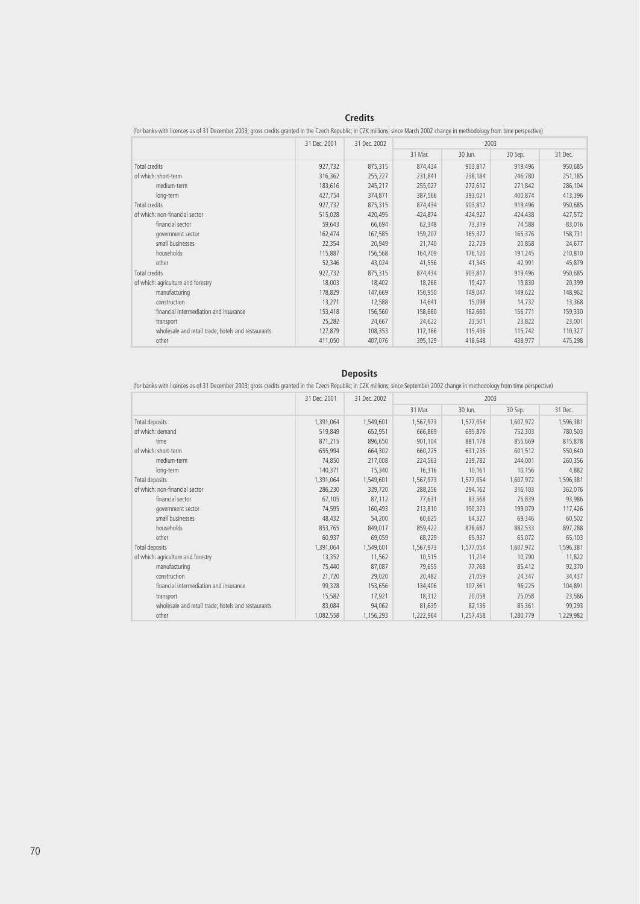## Credits

(for banks with licences as of 31 December 2003; gross credits granted in the Czech Republic; in CZK millions; since March 2002 change in methodology from time perspective)

| | 31 Dec. 2001 | 31 Dec. 2002 | 2003 | | | |
|---|---|---|---|---|---|---|
| | | | 31 Mar. | 30 Jun. | 30 Sep. | 31 Dec. |
| Total credits | 927,732 | 875,315 | 874,434 | 903,817 | 919,496 | 950,685 |
| of which: short-term | 316,362 | 255,227 | 231,841 | 238,184 | 246,780 | 251,185 |
| medium-term | 183,616 | 245,217 | 255,027 | 272,612 | 271,842 | 286,104 |
| long-term | 427,754 | 374,871 | 387,566 | 393,021 | 400,874 | 413,396 |
| Total credits | 927,732 | 875,315 | 874,434 | 903,817 | 919,496 | 950,685 |
| of which: non-financial sector | 515,028 | 420,495 | 424,874 | 424,927 | 424,438 | 427,572 |
| financial sector | 59,643 | 66,694 | 62,348 | 73,319 | 74,588 | 83,016 |
| government sector | 162,474 | 167,585 | 159,207 | 165,377 | 165,376 | 158,731 |
| small businesses | 22,354 | 20,949 | 21,740 | 22,729 | 20,858 | 24,677 |
| households | 115,887 | 156,568 | 164,709 | 176,120 | 191,245 | 210,810 |
| other | 52,346 | 43,024 | 41,556 | 41,345 | 42,991 | 45,879 |
| Total credits | 927,732 | 875,315 | 874,434 | 903,817 | 919,496 | 950,685 |
| of which: agriculture and forestry | 18,003 | 18,402 | 18,266 | 19,427 | 19,830 | 20,399 |
| manufacturing | 178,829 | 147,669 | 150,950 | 149,047 | 149,622 | 148,962 |
| construction | 13,271 | 12,588 | 14,641 | 15,098 | 14,732 | 13,368 |
| financial intermediation and insurance | 153,418 | 156,560 | 158,660 | 162,660 | 156,771 | 159,330 |
| transport | 25,282 | 24,667 | 24,622 | 23,501 | 23,822 | 23,001 |
| wholesale and retail trade; hotels and restaurants | 127,879 | 108,353 | 112,166 | 115,436 | 115,742 | 110,327 |
| other | 411,050 | 407,076 | 395,129 | 418,648 | 438,977 | 475,298 |

## Deposits

(for banks with licences as of 31 December 2003; gross credits granted in the Czech Republic; in CZK millions; since September 2002 change in methodology from time perspective)

| | 31 Dec. 2001 | 31 Dec. 2002 | 2003 | | | |
|---|---|---|---|---|---|---|
| | | | 31 Mar. | 30 Jun. | 30 Sep. | 31 Dec. |
| Total deposits | 1,391,064 | 1,549,601 | 1,567,973 | 1,577,054 | 1,607,972 | 1,596,381 |
| of which: demand | 519,849 | 652,951 | 666,869 | 695,876 | 752,303 | 780,503 |
| time | 871,215 | 896,650 | 901,104 | 881,178 | 855,669 | 815,878 |
| of which: short-term | 655,994 | 664,302 | 660,225 | 631,235 | 601,512 | 550,640 |
| medium-term | 74,850 | 217,008 | 224,563 | 239,782 | 244,001 | 260,356 |
| long-term | 140,371 | 15,340 | 16,316 | 10,161 | 10,156 | 4,882 |
| Total deposits | 1,391,064 | 1,549,601 | 1,567,973 | 1,577,054 | 1,607,972 | 1,596,381 |
| of which: non-financial sector | 286,230 | 329,720 | 288,256 | 294,162 | 316,103 | 362,076 |
| financial sector | 67,105 | 87,112 | 77,631 | 83,568 | 75,839 | 93,986 |
| government sector | 74,595 | 160,493 | 213,810 | 190,373 | 199,079 | 117,426 |
| small businesses | 48,432 | 54,200 | 60,625 | 64,327 | 69,346 | 60,502 |
| households | 853,765 | 849,017 | 859,422 | 878,687 | 882,533 | 897,288 |
| other | 60,937 | 69,059 | 68,229 | 65,937 | 65,072 | 65,103 |
| Total deposits | 1,391,064 | 1,549,601 | 1,567,973 | 1,577,054 | 1,607,972 | 1,596,381 |
| of which: agriculture and forestry | 13,352 | 11,562 | 10,515 | 11,214 | 10,790 | 11,822 |
| manufacturing | 75,440 | 87,087 | 79,655 | 77,768 | 85,412 | 92,370 |
| construction | 21,720 | 29,020 | 20,482 | 21,059 | 24,347 | 34,437 |
| financial intermediation and insurance | 99,328 | 153,656 | 134,406 | 107,361 | 96,225 | 104,891 |
| transport | 15,582 | 17,921 | 18,312 | 20,058 | 25,058 | 23,586 |
| wholesale and retail trade; hotels and restaurants | 83,084 | 94,062 | 81,639 | 82,136 | 85,361 | 99,293 |
| other | 1,082,558 | 1,156,293 | 1,222,964 | 1,257,458 | 1,280,779 | 1,229,982 |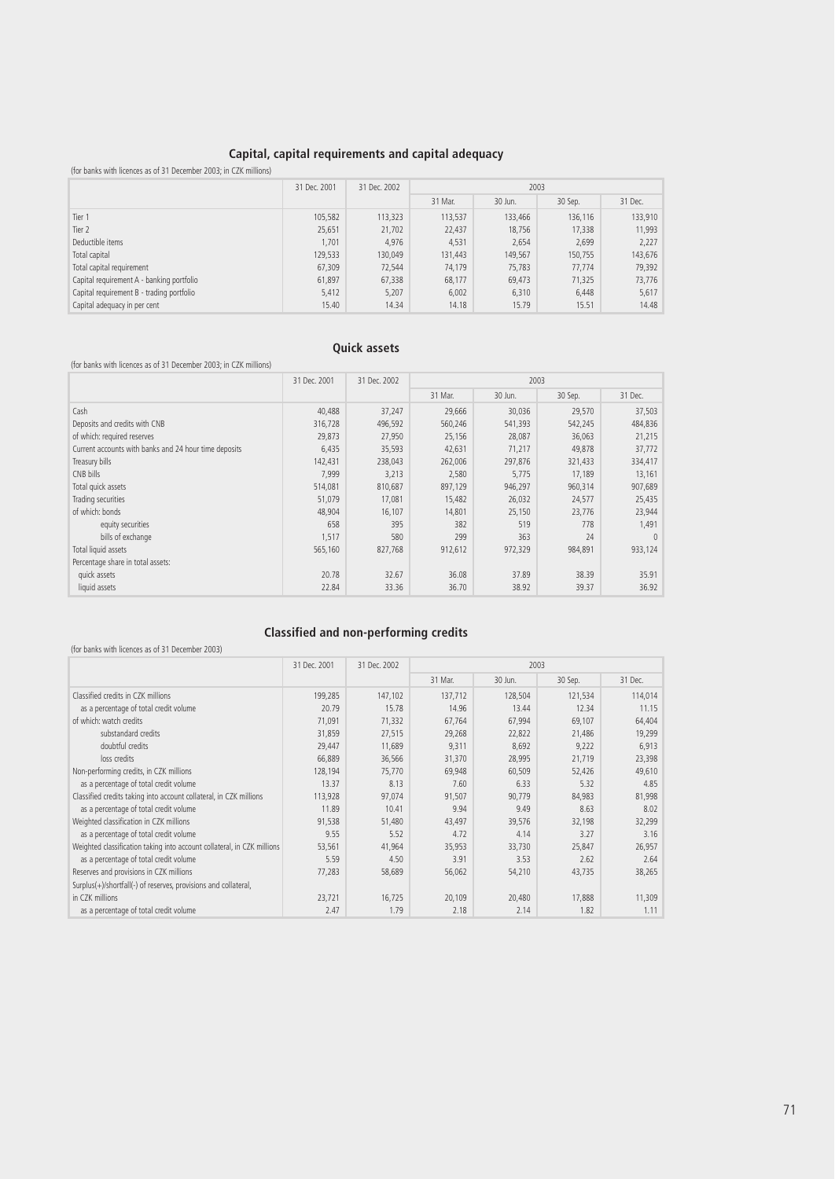## Capital, capital requirements and capital adequacy

(for banks with licences as of 31 December 2003; in CZK millions)

| | 31 Dec. 2001 | 31 Dec. 2002 | 2003 | | | |
|---|---|---|---|---|---|---|
| | | | 31 Mar. | 30 Jun. | 30 Sep. | 31 Dec. |
| Tier 1 | 105,582 | 113,323 | 113,537 | 133,466 | 136,116 | 133,910 |
| Tier 2 | 25,651 | 21,702 | 22,437 | 18,756 | 17,338 | 11,993 |
| Deductible items | 1,701 | 4,976 | 4,531 | 2,654 | 2,699 | 2,227 |
| Total capital | 129,533 | 130,049 | 131,443 | 149,567 | 150,755 | 143,676 |
| Total capital requirement | 67,309 | 72,544 | 74,179 | 75,783 | 77,774 | 79,392 |
| Capital requirement A - banking portfolio | 61,897 | 67,338 | 68,177 | 69,473 | 71,325 | 73,776 |
| Capital requirement B - trading portfolio | 5,412 | 5,207 | 6,002 | 6,310 | 6,448 | 5,617 |
| Capital adequacy in per cent | 15.40 | 14.34 | 14.18 | 15.79 | 15.51 | 14.48 |

## Quick assets

(for banks with licences as of 31 December 2003; in CZK millions)

| | 31 Dec. 2001 | 31 Dec. 2002 | 2003 | | | |
|---|---|---|---|---|---|---|
| | | | 31 Mar. | 30 Jun. | 30 Sep. | 31 Dec. |
| Cash | 40,488 | 37,247 | 29,666 | 30,036 | 29,570 | 37,503 |
| Deposits and credits with CNB | 316,728 | 496,592 | 560,246 | 541,393 | 542,245 | 484,836 |
| of which: required reserves | 29,873 | 27,950 | 25,156 | 28,087 | 36,063 | 21,215 |
| Current accounts with banks and 24 hour time deposits | 6,435 | 35,593 | 42,631 | 71,217 | 49,878 | 37,772 |
| Treasury bills | 142,431 | 238,043 | 262,006 | 297,876 | 321,433 | 334,417 |
| CNB bills | 7,999 | 3,213 | 2,580 | 5,775 | 17,189 | 13,161 |
| Total quick assets | 514,081 | 810,687 | 897,129 | 946,297 | 960,314 | 907,689 |
| Trading securities | 51,079 | 17,081 | 15,482 | 26,032 | 24,577 | 25,435 |
| of which: bonds | 48,904 | 16,107 | 14,801 | 25,150 | 23,776 | 23,944 |
| equity securities | 658 | 395 | 382 | 519 | 778 | 1,491 |
| bills of exchange | 1,517 | 580 | 299 | 363 | 24 | 0 |
| Total liquid assets | 565,160 | 827,768 | 912,612 | 972,329 | 984,891 | 933,124 |
| Percentage share in total assets: | | | | | | |
| quick assets | 20.78 | 32.67 | 36.08 | 37.89 | 38.39 | 35.91 |
| liquid assets | 22.84 | 33.36 | 36.70 | 38.92 | 39.37 | 36.92 |

## Classified and non-performing credits

(for banks with licences as of 31 December 2003)

| | 31 Dec. 2001 | 31 Dec. 2002 | 2003 | | | |
|---|---|---|---|---|---|---|
| | | | 31 Mar. | 30 Jun. | 30 Sep. | 31 Dec. |
| Classified credits in CZK millions | 199,285 | 147,102 | 137,712 | 128,504 | 121,534 | 114,014 |
| as a percentage of total credit volume | 20.79 | 15.78 | 14.96 | 13.44 | 12.34 | 11.15 |
| of which: watch credits | 71,091 | 71,332 | 67,764 | 67,994 | 69,107 | 64,404 |
| substandard credits | 31,859 | 27,515 | 29,268 | 22,822 | 21,486 | 19,299 |
| doubtful credits | 29,447 | 11,689 | 9,311 | 8,692 | 9,222 | 6,913 |
| loss credits | 66,889 | 36,566 | 31,370 | 28,995 | 21,719 | 23,398 |
| Non-performing credits, in CZK millions | 128,194 | 75,770 | 69,948 | 60,509 | 52,426 | 49,610 |
| as a percentage of total credit volume | 13.37 | 8.13 | 7.60 | 6.33 | 5.32 | 4.85 |
| Classified credits taking into account collateral, in CZK millions | 113,928 | 97,074 | 91,507 | 90,779 | 84,983 | 81,998 |
| as a percentage of total credit volume | 11.89 | 10.41 | 9.94 | 9.49 | 8.63 | 8.02 |
| Weighted classification in CZK millions | 91,538 | 51,480 | 43,497 | 39,576 | 32,198 | 32,299 |
| as a percentage of total credit volume | 9.55 | 5.52 | 4.72 | 4.14 | 3.27 | 3.16 |
| Weighted classification taking into account collateral, in CZK millions | 53,561 | 41,964 | 35,953 | 33,730 | 25,847 | 26,957 |
| as a percentage of total credit volume | 5.59 | 4.50 | 3.91 | 3.53 | 2.62 | 2.64 |
| Reserves and provisions in CZK millions | 77,283 | 58,689 | 56,062 | 54,210 | 43,735 | 38,265 |
| Surplus(+)/shortfall(-) of reserves, provisions and collateral, in CZK millions | 23,721 | 16,725 | 20,109 | 20,480 | 17,888 | 11,309 |
| as a percentage of total credit volume | 2.47 | 1.79 | 2.18 | 2.14 | 1.82 | 1.11 |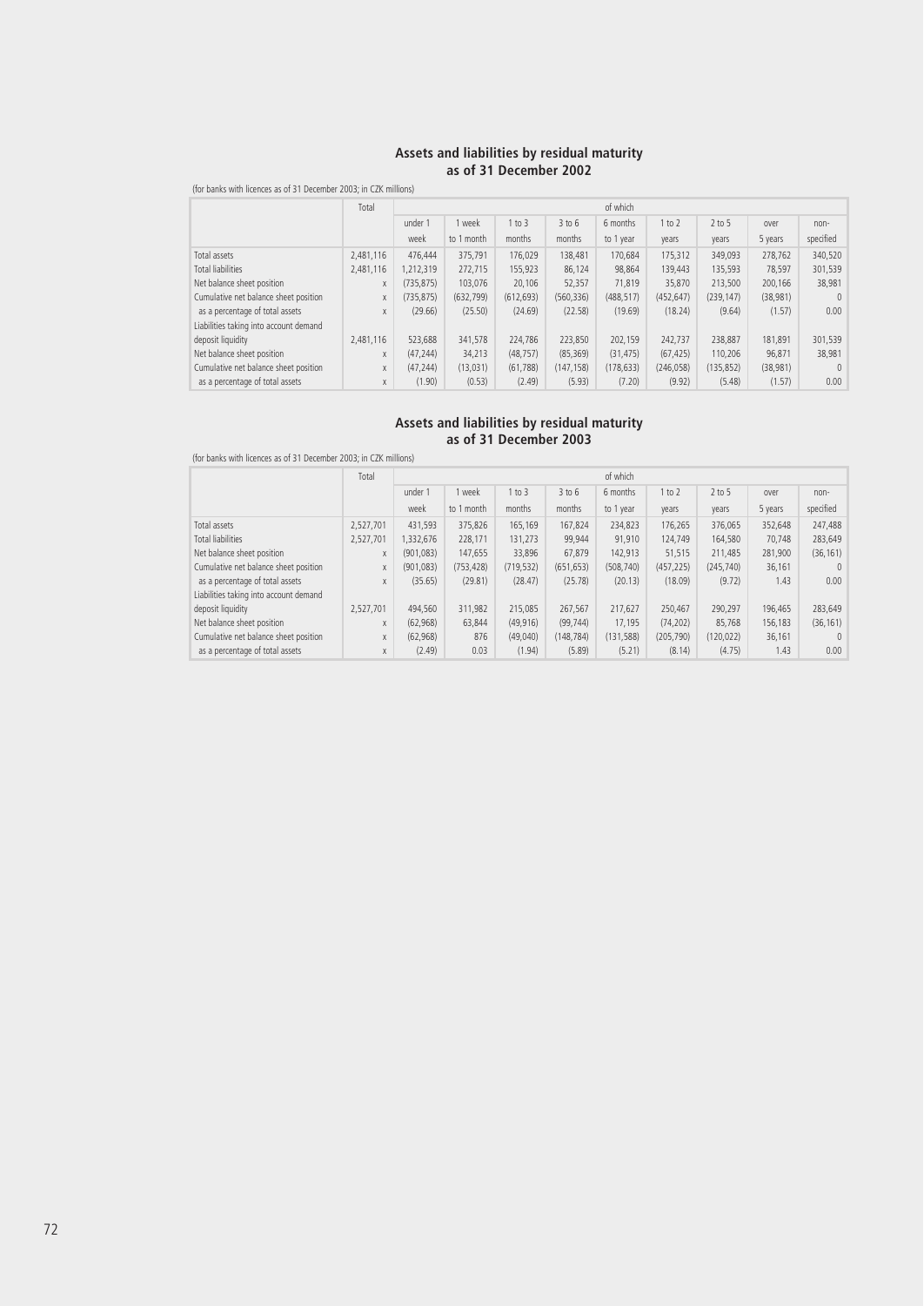## Assets and liabilities by residual maturity as of 31 December 2002

(for banks with licences as of 31 December 2003; in CZK millions)

| | Total | of which | | | | | | | | |
|---|---|---|---|---|---|---|---|---|---|---|
| | | under 1 week | 1 week to 1 month | 1 to 3 months | 3 to 6 months | 6 months to 1 year | 1 to 2 years | 2 to 5 years | over 5 years | non-specified |
| Total assets | 2,481,116 | 476,444 | 375,791 | 176,029 | 138,481 | 170,684 | 175,312 | 349,093 | 278,762 | 340,520 |
| Total liabilities | 2,481,116 | 1,212,319 | 272,715 | 155,923 | 86,124 | 98,864 | 139,443 | 135,593 | 78,597 | 301,539 |
| Net balance sheet position | x | (735,875) | 103,076 | 20,106 | 52,357 | 71,819 | 35,870 | 213,500 | 200,166 | 38,981 |
| Cumulative net balance sheet position | x | (735,875) | (632,799) | (612,693) | (560,336) | (488,517) | (452,647) | (239,147) | (38,981) | 0 |
| as a percentage of total assets | x | (29.66) | (25.50) | (24.69) | (22.58) | (19.69) | (18.24) | (9.64) | (1.57) | 0.00 |
| Liabilities taking into account demand deposit liquidity | 2,481,116 | 523,688 | 341,578 | 224,786 | 223,850 | 202,159 | 242,737 | 238,887 | 181,891 | 301,539 |
| Net balance sheet position | x | (47,244) | 34,213 | (48,757) | (85,369) | (31,475) | (67,425) | 110,206 | 96,871 | 38,981 |
| Cumulative net balance sheet position | x | (47,244) | (13,031) | (61,788) | (147,158) | (178,633) | (246,058) | (135,852) | (38,981) | 0 |
| as a percentage of total assets | x | (1.90) | (0.53) | (2.49) | (5.93) | (7.20) | (9.92) | (5.48) | (1.57) | 0.00 |

## Assets and liabilities by residual maturity as of 31 December 2003

(for banks with licences as of 31 December 2003; in CZK millions)

| | Total | of which | | | | | | | | |
|---|---|---|---|---|---|---|---|---|---|---|
| | | under 1 week | 1 week to 1 month | 1 to 3 months | 3 to 6 months | 6 months to 1 year | 1 to 2 years | 2 to 5 years | over 5 years | non-specified |
| Total assets | 2,527,701 | 431,593 | 375,826 | 165,169 | 167,824 | 234,823 | 176,265 | 376,065 | 352,648 | 247,488 |
| Total liabilities | 2,527,701 | 1,332,676 | 228,171 | 131,273 | 99,944 | 91,910 | 124,749 | 164,580 | 70,748 | 283,649 |
| Net balance sheet position | x | (901,083) | 147,655 | 33,896 | 67,879 | 142,913 | 51,515 | 211,485 | 281,900 | (36,161) |
| Cumulative net balance sheet position | x | (901,083) | (753,428) | (719,532) | (651,653) | (508,740) | (457,225) | (245,740) | 36,161 | 0 |
| as a percentage of total assets | x | (35.65) | (29.81) | (28.47) | (25.78) | (20.13) | (18.09) | (9.72) | 1.43 | 0.00 |
| Liabilities taking into account demand deposit liquidity | 2,527,701 | 494,560 | 311,982 | 215,085 | 267,567 | 217,627 | 250,467 | 290,297 | 196,465 | 283,649 |
| Net balance sheet position | x | (62,968) | 63,844 | (49,916) | (99,744) | 17,195 | (74,202) | 85,768 | 156,183 | (36,161) |
| Cumulative net balance sheet position | x | (62,968) | 876 | (49,040) | (148,784) | (131,588) | (205,790) | (120,022) | 36,161 | 0 |
| as a percentage of total assets | x | (2.49) | 0.03 | (1.94) | (5.89) | (5.21) | (8.14) | (4.75) | 1.43 | 0.00 |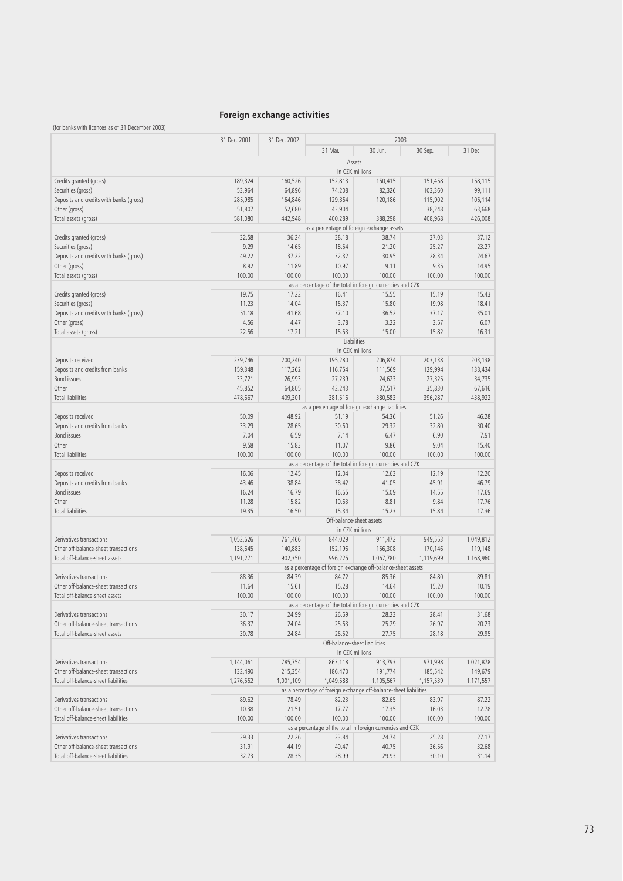## Foreign exchange activities

(for banks with licences as of 31 December 2003)

| | 31 Dec. 2001 | 31 Dec. 2002 | 2003 | | | |
|---|---|---|---|---|---|---|
| | | | 31 Mar. | 30 Jun. | 30 Sep. | 31 Dec. |
| | Assets in CZK millions | | | | | |
| Credits granted (gross) | 189,324 | 160,526 | 152,813 | 150,415 | 151,458 | 158,115 |
| Securities (gross) | 53,964 | 64,896 | 74,208 | 82,326 | 103,360 | 99,111 |
| Deposits and credits with banks (gross) | 285,985 | 164,846 | 129,364 | 120,186 | 115,902 | 105,114 |
| Other (gross) | 51,807 | 52,680 | 43,904 | | 38,248 | 63,668 |
| Total assets (gross) | 581,080 | 442,948 | 400,289 | 388,298 | 408,968 | 426,008 |
| | as a percentage of foreign exchange assets | | | | | |
| Credits granted (gross) | 32.58 | 36.24 | 38.18 | 38.74 | 37.03 | 37.12 |
| Securities (gross) | 9.29 | 14.65 | 18.54 | 21.20 | 25.27 | 23.27 |
| Deposits and credits with banks (gross) | 49.22 | 37.22 | 32.32 | 30.95 | 28.34 | 24.67 |
| Other (gross) | 8.92 | 11.89 | 10.97 | 9.11 | 9.35 | 14.95 |
| Total assets (gross) | 100.00 | 100.00 | 100.00 | 100.00 | 100.00 | 100.00 |
| | as a percentage of the total in foreign currencies and CZK | | | | | |
| Credits granted (gross) | 19.75 | 17.22 | 16.41 | 15.55 | 15.19 | 15.43 |
| Securities (gross) | 11.23 | 14.04 | 15.37 | 15.80 | 19.98 | 18.41 |
| Deposits and credits with banks (gross) | 51.18 | 41.68 | 37.10 | 36.52 | 37.17 | 35.01 |
| Other (gross) | 4.56 | 4.47 | 3.78 | 3.22 | 3.57 | 6.07 |
| Total assets (gross) | 22.56 | 17.21 | 15.53 | 15.00 | 15.82 | 16.31 |
| | Liabilities in CZK millions | | | | | |
| Deposits received | 239,746 | 200,240 | 195,280 | 206,874 | 203,138 | 203,138 |
| Deposits and credits from banks | 159,348 | 117,262 | 116,754 | 111,569 | 129,994 | 133,434 |
| Bond issues | 33,721 | 26,993 | 27,239 | 24,623 | 27,325 | 34,735 |
| Other | 45,852 | 64,805 | 42,243 | 37,517 | 35,830 | 67,616 |
| Total liabilities | 478,667 | 409,301 | 381,516 | 380,583 | 396,287 | 438,922 |
| | as a percentage of foreign exchange liabilities | | | | | |
| Deposits received | 50.09 | 48.92 | 51.19 | 54.36 | 51.26 | 46.28 |
| Deposits and credits from banks | 33.29 | 28.65 | 30.60 | 29.32 | 32.80 | 30.40 |
| Bond issues | 7.04 | 6.59 | 7.14 | 6.47 | 6.90 | 7.91 |
| Other | 9.58 | 15.83 | 11.07 | 9.86 | 9.04 | 15.40 |
| Total liabilities | 100.00 | 100.00 | 100.00 | 100.00 | 100.00 | 100.00 |
| | as a percentage of the total in foreign currencies and CZK | | | | | |
| Deposits received | 16.06 | 12.45 | 12.04 | 12.63 | 12.19 | 12.20 |
| Deposits and credits from banks | 43.46 | 38.84 | 38.42 | 41.05 | 45.91 | 46.79 |
| Bond issues | 16.24 | 16.79 | 16.65 | 15.09 | 14.55 | 17.69 |
| Other | 11.28 | 15.82 | 10.63 | 8.81 | 9.84 | 17.76 |
| Total liabilities | 19.35 | 16.50 | 15.34 | 15.23 | 15.84 | 17.36 |
| | Off-balance-sheet assets in CZK millions | | | | | |
| Derivatives transactions | 1,052,626 | 761,466 | 844,029 | 911,472 | 949,553 | 1,049,812 |
| Other off-balance-sheet transactions | 138,645 | 140,883 | 152,196 | 156,308 | 170,146 | 119,148 |
| Total off-balance-sheet assets | 1,191,271 | 902,350 | 996,225 | 1,067,780 | 1,119,699 | 1,168,960 |
| | as a percentage of foreign exchange off-balance-sheet assets | | | | | |
| Derivatives transactions | 88.36 | 84.39 | 84.72 | 85.36 | 84.80 | 89.81 |
| Other off-balance-sheet transactions | 11.64 | 15.61 | 15.28 | 14.64 | 15.20 | 10.19 |
| Total off-balance-sheet assets | 100.00 | 100.00 | 100.00 | 100.00 | 100.00 | 100.00 |
| | as a percentage of the total in foreign currencies and CZK | | | | | |
| Derivatives transactions | 30.17 | 24.99 | 26.69 | 28.23 | 28.41 | 31.68 |
| Other off-balance-sheet transactions | 36.37 | 24.04 | 25.63 | 25.29 | 26.97 | 20.23 |
| Total off-balance-sheet assets | 30.78 | 24.84 | 26.52 | 27.75 | 28.18 | 29.95 |
| | Off-balance-sheet liabilities in CZK millions | | | | | |
| Derivatives transactions | 1,144,061 | 785,754 | 863,118 | 913,793 | 971,998 | 1,021,878 |
| Other off-balance-sheet transactions | 132,490 | 215,354 | 186,470 | 191,774 | 185,542 | 149,679 |
| Total off-balance-sheet liabilities | 1,276,552 | 1,001,109 | 1,049,588 | 1,105,567 | 1,157,539 | 1,171,557 |
| | as a percentage of foreign exchange off-balance-sheet liabilities | | | | | |
| Derivatives transactions | 89.62 | 78.49 | 82.23 | 82.65 | 83.97 | 87.22 |
| Other off-balance-sheet transactions | 10.38 | 21.51 | 17.77 | 17.35 | 16.03 | 12.78 |
| Total off-balance-sheet liabilities | 100.00 | 100.00 | 100.00 | 100.00 | 100.00 | 100.00 |
| | as a percentage of the total in foreign currencies and CZK | | | | | |
| Derivatives transactions | 29.33 | 22.26 | 23.84 | 24.74 | 25.28 | 27.17 |
| Other off-balance-sheet transactions | 31.91 | 44.19 | 40.47 | 40.75 | 36.56 | 32.68 |
| Total off-balance-sheet liabilities | 32.73 | 28.35 | 28.99 | 29.93 | 30.10 | 31.14 |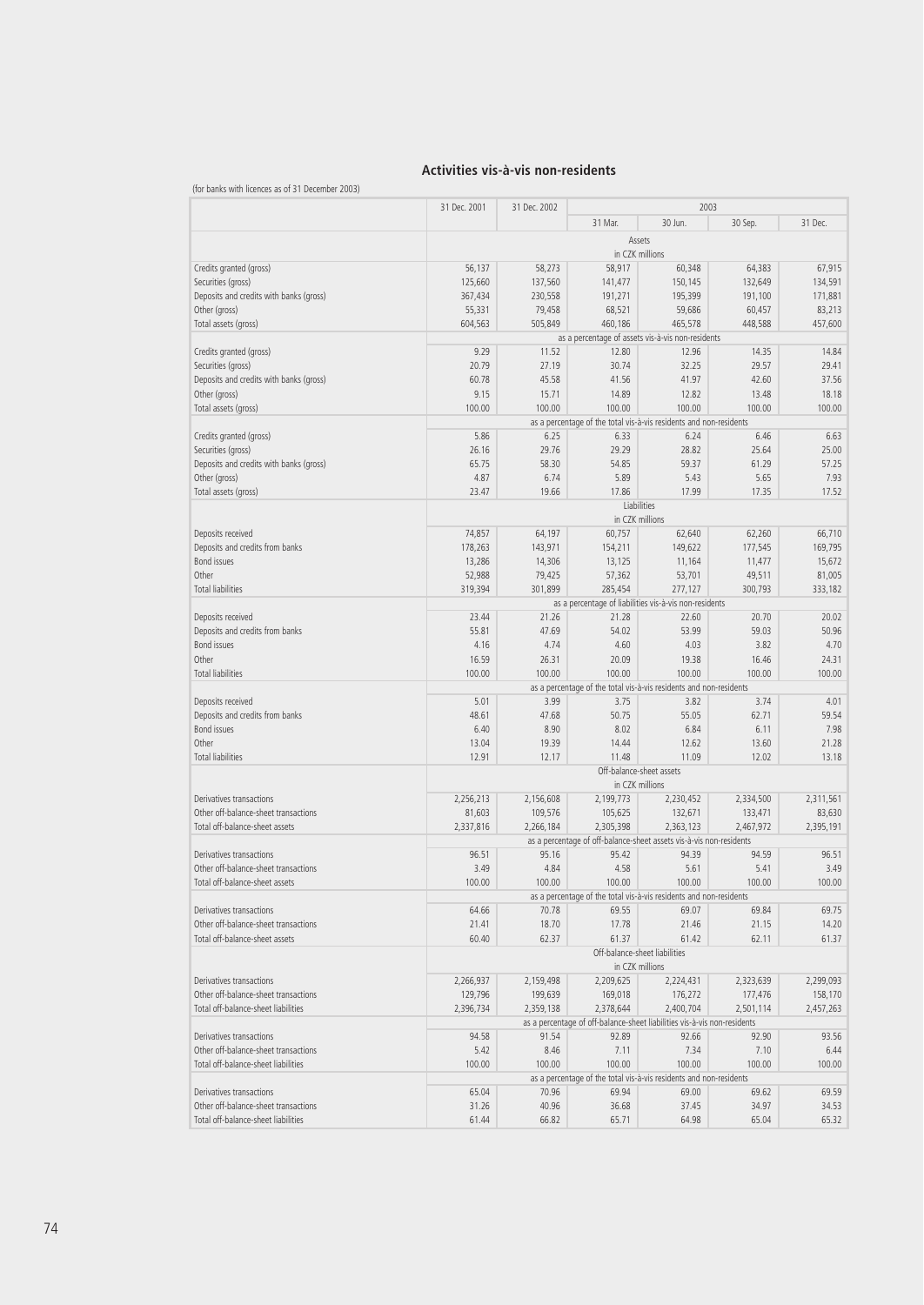## Activities vis-à-vis non-residents

(for banks with licences as of 31 December 2003)

| | 31 Dec. 2001 | 31 Dec. 2002 | 2003 | | | |
|---|---|---|---|---|---|---|
| | | | 31 Mar. | 30 Jun. | 30 Sep. | 31 Dec. |
| | Assets in CZK millions | | | | | |
| Credits granted (gross) | 56,137 | 58,273 | 58,917 | 60,348 | 64,383 | 67,915 |
| Securities (gross) | 125,660 | 137,560 | 141,477 | 150,145 | 132,649 | 134,591 |
| Deposits and credits with banks (gross) | 367,434 | 230,558 | 191,271 | 195,399 | 191,100 | 171,881 |
| Other (gross) | 55,331 | 79,458 | 68,521 | 59,686 | 60,457 | 83,213 |
| Total assets (gross) | 604,563 | 505,849 | 460,186 | 465,578 | 448,588 | 457,600 |
| | as a percentage of assets vis-à-vis non-residents | | | | | |
| Credits granted (gross) | 9.29 | 11.52 | 12.80 | 12.96 | 14.35 | 14.84 |
| Securities (gross) | 20.79 | 27.19 | 30.74 | 32.25 | 29.57 | 29.41 |
| Deposits and credits with banks (gross) | 60.78 | 45.58 | 41.56 | 41.97 | 42.60 | 37.56 |
| Other (gross) | 9.15 | 15.71 | 14.89 | 12.82 | 13.48 | 18.18 |
| Total assets (gross) | 100.00 | 100.00 | 100.00 | 100.00 | 100.00 | 100.00 |
| | as a percentage of the total vis-à-vis residents and non-residents | | | | | |
| Credits granted (gross) | 5.86 | 6.25 | 6.33 | 6.24 | 6.46 | 6.63 |
| Securities (gross) | 26.16 | 29.76 | 29.29 | 28.82 | 25.64 | 25.00 |
| Deposits and credits with banks (gross) | 65.75 | 58.30 | 54.85 | 59.37 | 61.29 | 57.25 |
| Other (gross) | 4.87 | 6.74 | 5.89 | 5.43 | 5.65 | 7.93 |
| Total assets (gross) | 23.47 | 19.66 | 17.86 | 17.99 | 17.35 | 17.52 |
| | Liabilities in CZK millions | | | | | |
| Deposits received | 74,857 | 64,197 | 60,757 | 62,640 | 62,260 | 66,710 |
| Deposits and credits from banks | 178,263 | 143,971 | 154,211 | 149,622 | 177,545 | 169,795 |
| Bond issues | 13,286 | 14,306 | 13,125 | 11,164 | 11,477 | 15,672 |
| Other | 52,988 | 79,425 | 57,362 | 53,701 | 49,511 | 81,005 |
| Total liabilities | 319,394 | 301,899 | 285,454 | 277,127 | 300,793 | 333,182 |
| | as a percentage of liabilities vis-à-vis non-residents | | | | | |
| Deposits received | 23.44 | 21.26 | 21.28 | 22.60 | 20.70 | 20.02 |
| Deposits and credits from banks | 55.81 | 47.69 | 54.02 | 53.99 | 59.03 | 50.96 |
| Bond issues | 4.16 | 4.74 | 4.60 | 4.03 | 3.82 | 4.70 |
| Other | 16.59 | 26.31 | 20.09 | 19.38 | 16.46 | 24.31 |
| Total liabilities | 100.00 | 100.00 | 100.00 | 100.00 | 100.00 | 100.00 |
| | as a percentage of the total vis-à-vis residents and non-residents | | | | | |
| Deposits received | 5.01 | 3.99 | 3.75 | 3.82 | 3.74 | 4.01 |
| Deposits and credits from banks | 48.61 | 47.68 | 50.75 | 55.05 | 62.71 | 59.54 |
| Bond issues | 6.40 | 8.90 | 8.02 | 6.84 | 6.11 | 7.98 |
| Other | 13.04 | 19.39 | 14.44 | 12.62 | 13.60 | 21.28 |
| Total liabilities | 12.91 | 12.17 | 11.48 | 11.09 | 12.02 | 13.18 |
| | Off-balance-sheet assets in CZK millions | | | | | |
| Derivatives transactions | 2,256,213 | 2,156,608 | 2,199,773 | 2,230,452 | 2,334,500 | 2,311,561 |
| Other off-balance-sheet transactions | 81,603 | 109,576 | 105,625 | 132,671 | 133,471 | 83,630 |
| Total off-balance-sheet assets | 2,337,816 | 2,266,184 | 2,305,398 | 2,363,123 | 2,467,972 | 2,395,191 |
| | as a percentage of off-balance-sheet assets vis-à-vis non-residents | | | | | |
| Derivatives transactions | 96.51 | 95.16 | 95.42 | 94.39 | 94.59 | 96.51 |
| Other off-balance-sheet transactions | 3.49 | 4.84 | 4.58 | 5.61 | 5.41 | 3.49 |
| Total off-balance-sheet assets | 100.00 | 100.00 | 100.00 | 100.00 | 100.00 | 100.00 |
| | as a percentage of the total vis-à-vis residents and non-residents | | | | | |
| Derivatives transactions | 64.66 | 70.78 | 69.55 | 69.07 | 69.84 | 69.75 |
| Other off-balance-sheet transactions | 21.41 | 18.70 | 17.78 | 21.46 | 21.15 | 14.20 |
| Total off-balance-sheet assets | 60.40 | 62.37 | 61.37 | 61.42 | 62.11 | 61.37 |
| | Off-balance-sheet liabilities in CZK millions | | | | | |
| Derivatives transactions | 2,266,937 | 2,159,498 | 2,209,625 | 2,224,431 | 2,323,639 | 2,299,093 |
| Other off-balance-sheet transactions | 129,796 | 199,639 | 169,018 | 176,272 | 177,476 | 158,170 |
| Total off-balance-sheet liabilities | 2,396,734 | 2,359,138 | 2,378,644 | 2,400,704 | 2,501,114 | 2,457,263 |
| | as a percentage of off-balance-sheet liabilities vis-à-vis non-residents | | | | | |
| Derivatives transactions | 94.58 | 91.54 | 92.89 | 92.66 | 92.90 | 93.56 |
| Other off-balance-sheet transactions | 5.42 | 8.46 | 7.11 | 7.34 | 7.10 | 6.44 |
| Total off-balance-sheet liabilities | 100.00 | 100.00 | 100.00 | 100.00 | 100.00 | 100.00 |
| | as a percentage of the total vis-à-vis residents and non-residents | | | | | |
| Derivatives transactions | 65.04 | 70.96 | 69.94 | 69.00 | 69.62 | 69.59 |
| Other off-balance-sheet transactions | 31.26 | 40.96 | 36.68 | 37.45 | 34.97 | 34.53 |
| Total off-balance-sheet liabilities | 61.44 | 66.82 | 65.71 | 64.98 | 65.04 | 65.32 |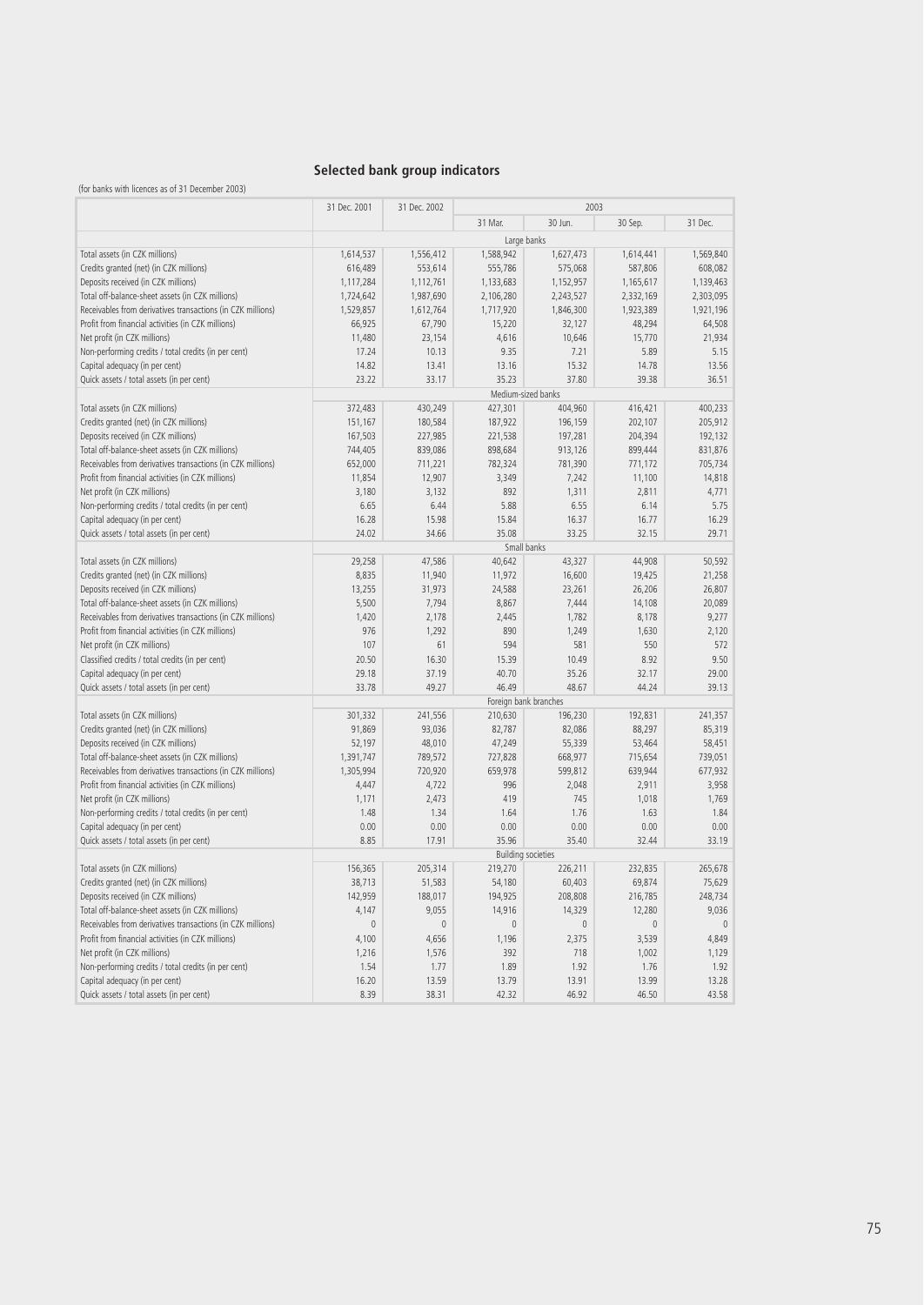## Selected bank group indicators

(for banks with licences as of 31 December 2003)

| | 31 Dec. 2001 | 31 Dec. 2002 | 2003 | | | |
|---|---|---|---|---|---|---|
| | | | 31 Mar. | 30 Jun. | 30 Sep. | 31 Dec. |
| **Large banks** | | | | | | |
| Total assets (in CZK millions) | 1,614,537 | 1,556,412 | 1,588,942 | 1,627,473 | 1,614,441 | 1,569,840 |
| Credits granted (net) (in CZK millions) | 616,489 | 553,614 | 555,786 | 575,068 | 587,806 | 608,082 |
| Deposits received (in CZK millions) | 1,117,284 | 1,112,761 | 1,133,683 | 1,152,957 | 1,165,617 | 1,139,463 |
| Total off-balance-sheet assets (in CZK millions) | 1,724,642 | 1,987,690 | 2,106,280 | 2,243,527 | 2,332,169 | 2,303,095 |
| Receivables from derivatives transactions (in CZK millions) | 1,529,857 | 1,612,764 | 1,717,920 | 1,846,300 | 1,923,389 | 1,921,196 |
| Profit from financial activities (in CZK millions) | 66,925 | 67,790 | 15,220 | 32,127 | 48,294 | 64,508 |
| Net profit (in CZK millions) | 11,480 | 23,154 | 4,616 | 10,646 | 15,770 | 21,934 |
| Non-performing credits / total credits (in per cent) | 17.24 | 10.13 | 9.35 | 7.21 | 5.89 | 5.15 |
| Capital adequacy (in per cent) | 14.82 | 13.41 | 13.16 | 15.32 | 14.78 | 13.56 |
| Quick assets / total assets (in per cent) | 23.22 | 33.17 | 35.23 | 37.80 | 39.38 | 36.51 |
| **Medium-sized banks** | | | | | | |
| Total assets (in CZK millions) | 372,483 | 430,249 | 427,301 | 404,960 | 416,421 | 400,233 |
| Credits granted (net) (in CZK millions) | 151,167 | 180,584 | 187,922 | 196,159 | 202,107 | 205,912 |
| Deposits received (in CZK millions) | 167,503 | 227,985 | 221,538 | 197,281 | 204,394 | 192,132 |
| Total off-balance-sheet assets (in CZK millions) | 744,405 | 839,086 | 898,684 | 913,126 | 899,444 | 831,876 |
| Receivables from derivatives transactions (in CZK millions) | 652,000 | 711,221 | 782,324 | 781,390 | 771,172 | 705,734 |
| Profit from financial activities (in CZK millions) | 11,854 | 12,907 | 3,349 | 7,242 | 11,100 | 14,818 |
| Net profit (in CZK millions) | 3,180 | 3,132 | 892 | 1,311 | 2,811 | 4,771 |
| Non-performing credits / total credits (in per cent) | 6.65 | 6.44 | 5.88 | 6.55 | 6.14 | 5.75 |
| Capital adequacy (in per cent) | 16.28 | 15.98 | 15.84 | 16.37 | 16.77 | 16.29 |
| Quick assets / total assets (in per cent) | 24.02 | 34.66 | 35.08 | 33.25 | 32.15 | 29.71 |
| **Small banks** | | | | | | |
| Total assets (in CZK millions) | 29,258 | 47,586 | 40,642 | 43,327 | 44,908 | 50,592 |
| Credits granted (net) (in CZK millions) | 8,835 | 11,940 | 11,972 | 16,600 | 19,425 | 21,258 |
| Deposits received (in CZK millions) | 13,255 | 31,973 | 24,588 | 23,261 | 26,206 | 26,807 |
| Total off-balance-sheet assets (in CZK millions) | 5,500 | 7,794 | 8,867 | 7,444 | 14,108 | 20,089 |
| Receivables from derivatives transactions (in CZK millions) | 1,420 | 2,178 | 2,445 | 1,782 | 8,178 | 9,277 |
| Profit from financial activities (in CZK millions) | 976 | 1,292 | 890 | 1,249 | 1,630 | 2,120 |
| Net profit (in CZK millions) | 107 | 61 | 594 | 581 | 550 | 572 |
| Classified credits / total credits (in per cent) | 20.50 | 16.30 | 15.39 | 10.49 | 8.92 | 9.50 |
| Capital adequacy (in per cent) | 29.18 | 37.19 | 40.70 | 35.26 | 32.17 | 29.00 |
| Quick assets / total assets (in per cent) | 33.78 | 49.27 | 46.49 | 48.67 | 44.24 | 39.13 |
| **Foreign bank branches** | | | | | | |
| Total assets (in CZK millions) | 301,332 | 241,556 | 210,630 | 196,230 | 192,831 | 241,357 |
| Credits granted (net) (in CZK millions) | 91,869 | 93,036 | 82,787 | 82,086 | 88,297 | 85,319 |
| Deposits received (in CZK millions) | 52,197 | 48,010 | 47,249 | 55,339 | 53,464 | 58,451 |
| Total off-balance-sheet assets (in CZK millions) | 1,391,747 | 789,572 | 727,828 | 668,977 | 715,654 | 739,051 |
| Receivables from derivatives transactions (in CZK millions) | 1,305,994 | 720,920 | 659,978 | 599,812 | 639,944 | 677,932 |
| Profit from financial activities (in CZK millions) | 4,447 | 4,722 | 996 | 2,048 | 2,911 | 3,958 |
| Net profit (in CZK millions) | 1,171 | 2,473 | 419 | 745 | 1,018 | 1,769 |
| Non-performing credits / total credits (in per cent) | 1.48 | 1.34 | 1.64 | 1.76 | 1.63 | 1.84 |
| Capital adequacy (in per cent) | 0.00 | 0.00 | 0.00 | 0.00 | 0.00 | 0.00 |
| Quick assets / total assets (in per cent) | 8.85 | 17.91 | 35.96 | 35.40 | 32.44 | 33.19 |
| **Building societies** | | | | | | |
| Total assets (in CZK millions) | 156,365 | 205,314 | 219,270 | 226,211 | 232,835 | 265,678 |
| Credits granted (net) (in CZK millions) | 38,713 | 51,583 | 54,180 | 60,403 | 69,874 | 75,629 |
| Deposits received (in CZK millions) | 142,959 | 188,017 | 194,925 | 208,808 | 216,785 | 248,734 |
| Total off-balance-sheet assets (in CZK millions) | 4,147 | 9,055 | 14,916 | 14,329 | 12,280 | 9,036 |
| Receivables from derivatives transactions (in CZK millions) | 0 | 0 | 0 | 0 | 0 | 0 |
| Profit from financial activities (in CZK millions) | 4,100 | 4,656 | 1,196 | 2,375 | 3,539 | 4,849 |
| Net profit (in CZK millions) | 1,216 | 1,576 | 392 | 718 | 1,002 | 1,129 |
| Non-performing credits / total credits (in per cent) | 1.54 | 1.77 | 1.89 | 1.92 | 1.76 | 1.92 |
| Capital adequacy (in per cent) | 16.20 | 13.59 | 13.79 | 13.91 | 13.99 | 13.28 |
| Quick assets / total assets (in per cent) | 8.39 | 38.31 | 42.32 | 46.92 | 46.50 | 43.58 |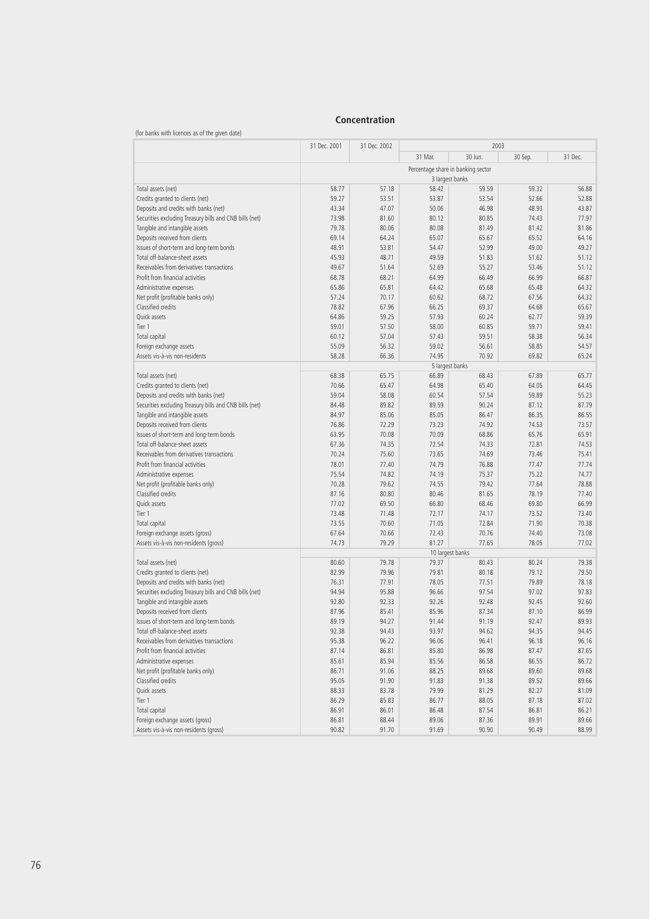## Concentration

(for banks with licences as of the given date)

| | 31 Dec. 2001 | 31 Dec. 2002 | 2003 | | | |
|---|---|---|---|---|---|---|
| | | | 31 Mar. | 30 Jun. | 30 Sep. | 31 Dec. |
| | Percentage share in banking sector | | | | | |
| | 3 largest banks | | | | | |
| Total assets (net) | 58.77 | 57.18 | 58.42 | 59.59 | 59.32 | 56.88 |
| Credits granted to clients (net) | 59.27 | 53.51 | 53.87 | 53.54 | 52.66 | 52.88 |
| Deposits and credits with banks (net) | 43.34 | 47.07 | 50.06 | 46.98 | 48.93 | 43.87 |
| Securities excluding Treasury bills and CNB bills (net) | 73.98 | 81.60 | 80.12 | 80.85 | 74.43 | 77.97 |
| Tangible and intangible assets | 79.78 | 80.06 | 80.08 | 81.49 | 81.42 | 81.86 |
| Deposits received from clients | 69.14 | 64.24 | 65.07 | 65.67 | 65.52 | 64.16 |
| Issues of short-term and long-term bonds | 48.91 | 53.81 | 54.47 | 52.99 | 49.00 | 49.27 |
| Total off-balance-sheet assets | 45.93 | 48.71 | 49.59 | 51.83 | 51.62 | 51.12 |
| Receivables from derivatives transactions | 49.67 | 51.64 | 52.69 | 55.27 | 53.46 | 51.12 |
| Profit from financial activities | 68.78 | 68.21 | 64.99 | 66.49 | 66.99 | 66.87 |
| Administrative expenses | 65.86 | 65.81 | 64.42 | 65.68 | 65.48 | 64.32 |
| Net profit (profitable banks only) | 57.24 | 70.17 | 60.62 | 68.72 | 67.56 | 64.32 |
| Classified credits | 78.82 | 67.96 | 66.25 | 69.37 | 64.68 | 65.67 |
| Quick assets | 64.86 | 59.25 | 57.93 | 60.24 | 62.77 | 59.39 |
| Tier 1 | 59.01 | 57.50 | 58.00 | 60.85 | 59.71 | 59.41 |
| Total capital | 60.12 | 57.04 | 57.43 | 59.51 | 58.38 | 56.34 |
| Foreign exchange assets | 55.09 | 56.32 | 59.02 | 56.61 | 58.85 | 54.57 |
| Assets vis-à-vis non-residents | 58.28 | 66.36 | 74.95 | 70.92 | 69.82 | 65.24 |
| | 5 largest banks | | | | | |
| Total assets (net) | 68.38 | 65.75 | 66.89 | 68.43 | 67.89 | 65.77 |
| Credits granted to clients (net) | 70.66 | 65.47 | 64.98 | 65.40 | 64.05 | 64.45 |
| Deposits and credits with banks (net) | 59.04 | 58.08 | 60.54 | 57.54 | 59.89 | 55.23 |
| Securities excluding Treasury bills and CNB bills (net) | 84.48 | 89.82 | 89.59 | 90.24 | 87.12 | 87.79 |
| Tangible and intangible assets | 84.97 | 85.06 | 85.05 | 86.47 | 86.35 | 86.55 |
| Deposits received from clients | 76.86 | 72.29 | 73.23 | 74.92 | 74.53 | 73.57 |
| Issues of short-term and long-term bonds | 63.95 | 70.08 | 70.09 | 68.86 | 65.76 | 65.91 |
| Total off-balance-sheet assets | 67.36 | 74.35 | 72.54 | 74.33 | 72.81 | 74.53 |
| Receivables from derivatives transactions | 70.24 | 75.60 | 73.65 | 74.69 | 73.46 | 75.41 |
| Profit from financial activities | 78.01 | 77.40 | 74.79 | 76.88 | 77.47 | 77.74 |
| Administrative expenses | 75.54 | 74.82 | 74.19 | 75.37 | 75.22 | 74.77 |
| Net profit (profitable banks only) | 70.28 | 79.62 | 74.55 | 79.42 | 77.64 | 78.88 |
| Classified credits | 87.16 | 80.80 | 80.46 | 81.65 | 78.19 | 77.40 |
| Quick assets | 77.02 | 69.50 | 66.80 | 68.46 | 69.80 | 66.99 |
| Tier 1 | 73.48 | 71.48 | 72.17 | 74.17 | 73.52 | 73.40 |
| Total capital | 73.55 | 70.60 | 71.05 | 72.84 | 71.90 | 70.38 |
| Foreign exchange assets (gross) | 67.64 | 70.66 | 72.43 | 70.76 | 74.40 | 73.08 |
| Assets vis-à-vis non-residents (gross) | 74.73 | 79.29 | 81.27 | 77.65 | 78.05 | 77.02 |
| | 10 largest banks | | | | | |
| Total assets (net) | 80.60 | 79.78 | 79.37 | 80.43 | 80.24 | 79.38 |
| Credits granted to clients (net) | 82.99 | 79.96 | 79.81 | 80.18 | 79.12 | 79.50 |
| Deposits and credits with banks (net) | 76.31 | 77.91 | 78.05 | 77.51 | 79.89 | 78.18 |
| Securities excluding Treasury bills and CNB bills (net) | 94.94 | 95.88 | 96.66 | 97.54 | 97.02 | 97.83 |
| Tangible and intangible assets | 92.80 | 92.33 | 92.26 | 92.48 | 92.45 | 92.60 |
| Deposits received from clients | 87.96 | 85.41 | 85.96 | 87.34 | 87.10 | 86.99 |
| Issues of short-term and long-term bonds | 89.19 | 94.27 | 91.44 | 91.19 | 92.47 | 89.93 |
| Total off-balance-sheet assets | 92.38 | 94.43 | 93.97 | 94.62 | 94.35 | 94.45 |
| Receivables from derivatives transactions | 95.38 | 96.22 | 96.06 | 96.41 | 96.18 | 96.16 |
| Profit from financial activities | 87.14 | 86.81 | 85.80 | 86.98 | 87.47 | 87.65 |
| Administrative expenses | 85.61 | 85.94 | 85.56 | 86.58 | 86.55 | 86.72 |
| Net profit (profitable banks only) | 86.71 | 91.06 | 88.25 | 89.68 | 89.60 | 89.68 |
| Classified credits | 95.05 | 91.90 | 91.83 | 91.38 | 89.52 | 89.66 |
| Quick assets | 88.33 | 83.78 | 79.99 | 81.29 | 82.27 | 81.09 |
| Tier 1 | 86.29 | 85.83 | 86.77 | 88.05 | 87.18 | 87.02 |
| Total capital | 86.91 | 86.01 | 86.48 | 87.54 | 86.81 | 86.21 |
| Foreign exchange assets (gross) | 86.81 | 88.44 | 89.06 | 87.36 | 89.91 | 89.66 |
| Assets vis-à-vis non-residents (gross) | 90.82 | 91.70 | 91.69 | 90.90 | 90.49 | 88.99 |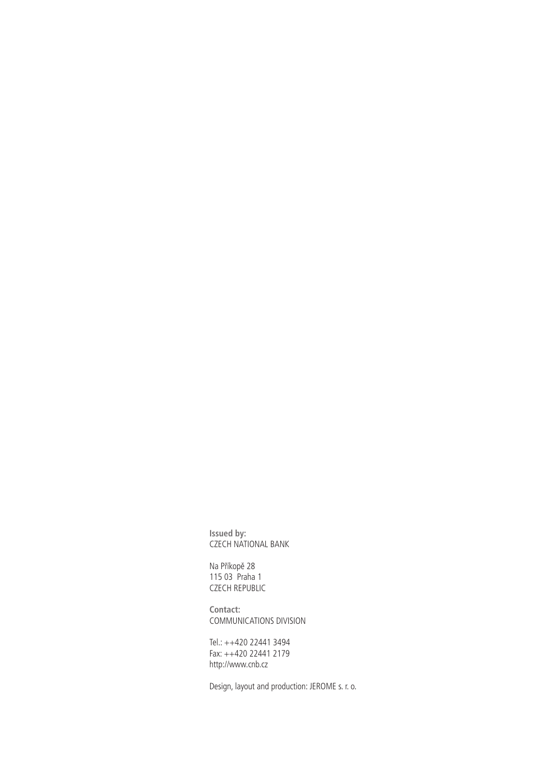**Issued by:**
CZECH NATIONAL BANK

Na Příkopě 28
115 03 Praha 1
CZECH REPUBLIC

**Contact:**
COMMUNICATIONS DIVISION

Tel.: ++420 22441 3494
Fax: ++420 22441 2179
http://www.cnb.cz

Design, layout and production: JEROME s. r. o.